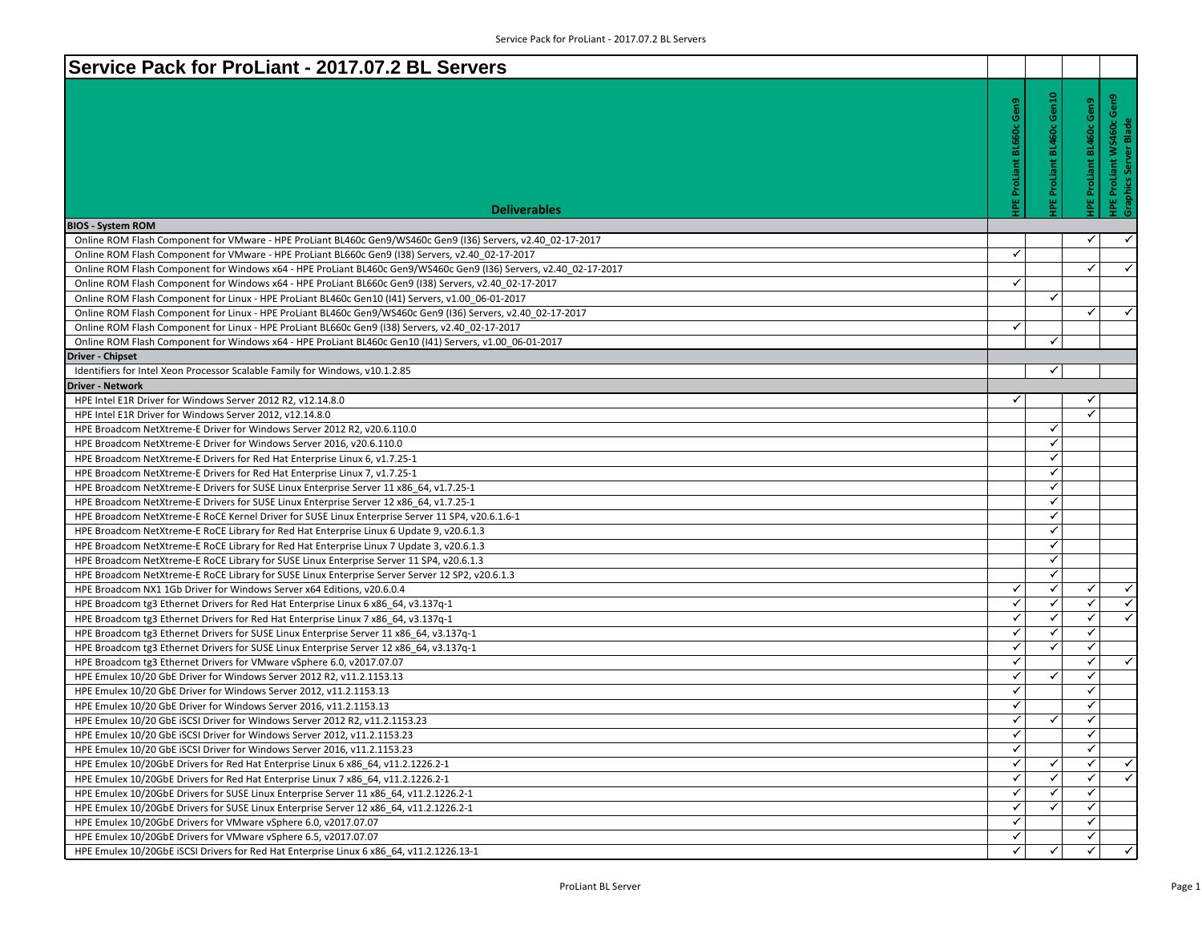# Service Pack for ProLiant - 2017.07.2 BL Servers

| Deliverables | HPE ProLiant BL660c Gen9 | HPE ProLiant BL460c Gen10 | HPE ProLiant BL460c Gen9 | HPE ProLiant WS460c Gen9 Graphics Server Blade |
|---|---|---|---|---|
| **BIOS - System ROM** | | | | |
| Online ROM Flash Component for VMware - HPE ProLiant BL460c Gen9/WS460c Gen9 (I36) Servers, v2.40_02-17-2017 | | | ✓ | ✓ |
| Online ROM Flash Component for VMware - HPE ProLiant BL660c Gen9 (I38) Servers, v2.40_02-17-2017 | ✓ | | | |
| Online ROM Flash Component for Windows x64 - HPE ProLiant BL460c Gen9/WS460c Gen9 (I36) Servers, v2.40_02-17-2017 | | | ✓ | ✓ |
| Online ROM Flash Component for Windows x64 - HPE ProLiant BL660c Gen9 (I38) Servers, v2.40_02-17-2017 | ✓ | | | |
| Online ROM Flash Component for Linux - HPE ProLiant BL460c Gen10 (I41) Servers, v1.00_06-01-2017 | | ✓ | | |
| Online ROM Flash Component for Linux - HPE ProLiant BL460c Gen9/WS460c Gen9 (I36) Servers, v2.40_02-17-2017 | | | ✓ | ✓ |
| Online ROM Flash Component for Linux - HPE ProLiant BL660c Gen9 (I38) Servers, v2.40_02-17-2017 | ✓ | | | |
| Online ROM Flash Component for Windows x64 - HPE ProLiant BL460c Gen10 (I41) Servers, v1.00_06-01-2017 | | ✓ | | |
| **Driver - Chipset** | | | | |
| Identifiers for Intel Xeon Processor Scalable Family for Windows, v10.1.2.85 | | ✓ | | |
| **Driver - Network** | | | | |
| HPE Intel E1R Driver for Windows Server 2012 R2, v12.14.8.0 | ✓ | | ✓ | |
| HPE Intel E1R Driver for Windows Server 2012, v12.14.8.0 | | | ✓ | |
| HPE Broadcom NetXtreme-E Driver for Windows Server 2012 R2, v20.6.110.0 | | ✓ | | |
| HPE Broadcom NetXtreme-E Driver for Windows Server 2016, v20.6.110.0 | | ✓ | | |
| HPE Broadcom NetXtreme-E Drivers for Red Hat Enterprise Linux 6, v1.7.25-1 | | ✓ | | |
| HPE Broadcom NetXtreme-E Drivers for Red Hat Enterprise Linux 7, v1.7.25-1 | | ✓ | | |
| HPE Broadcom NetXtreme-E Drivers for SUSE Linux Enterprise Server 11 x86_64, v1.7.25-1 | | ✓ | | |
| HPE Broadcom NetXtreme-E Drivers for SUSE Linux Enterprise Server 12 x86_64, v1.7.25-1 | | ✓ | | |
| HPE Broadcom NetXtreme-E RoCE Kernel Driver for SUSE Linux Enterprise Server 11 SP4, v20.6.1.6-1 | | ✓ | | |
| HPE Broadcom NetXtreme-E RoCE Library for Red Hat Enterprise Linux 6 Update 9, v20.6.1.3 | | ✓ | | |
| HPE Broadcom NetXtreme-E RoCE Library for Red Hat Enterprise Linux 7 Update 3, v20.6.1.3 | | ✓ | | |
| HPE Broadcom NetXtreme-E RoCE Library for SUSE Linux Enterprise Server 11 SP4, v20.6.1.3 | | ✓ | | |
| HPE Broadcom NetXtreme-E RoCE Library for SUSE Linux Enterprise Server Server 12 SP2, v20.6.1.3 | | ✓ | | |
| HPE Broadcom NX1 1Gb Driver for Windows Server x64 Editions, v20.6.0.4 | ✓ | ✓ | ✓ | ✓ |
| HPE Broadcom tg3 Ethernet Drivers for Red Hat Enterprise Linux 6 x86_64, v3.137q-1 | ✓ | ✓ | ✓ | ✓ |
| HPE Broadcom tg3 Ethernet Drivers for Red Hat Enterprise Linux 7 x86_64, v3.137q-1 | ✓ | ✓ | ✓ | ✓ |
| HPE Broadcom tg3 Ethernet Drivers for SUSE Linux Enterprise Server 11 x86_64, v3.137q-1 | ✓ | ✓ | ✓ | |
| HPE Broadcom tg3 Ethernet Drivers for SUSE Linux Enterprise Server 12 x86_64, v3.137q-1 | ✓ | ✓ | ✓ | |
| HPE Broadcom tg3 Ethernet Drivers for VMware vSphere 6.0, v2017.07.07 | ✓ | | ✓ | ✓ |
| HPE Emulex 10/20 GbE Driver for Windows Server 2012 R2, v11.2.1153.13 | ✓ | ✓ | ✓ | |
| HPE Emulex 10/20 GbE Driver for Windows Server 2012, v11.2.1153.13 | ✓ | | ✓ | |
| HPE Emulex 10/20 GbE Driver for Windows Server 2016, v11.2.1153.13 | ✓ | | ✓ | |
| HPE Emulex 10/20 GbE iSCSI Driver for Windows Server 2012 R2, v11.2.1153.23 | ✓ | ✓ | ✓ | |
| HPE Emulex 10/20 GbE iSCSI Driver for Windows Server 2012, v11.2.1153.23 | ✓ | | ✓ | |
| HPE Emulex 10/20 GbE iSCSI Driver for Windows Server 2016, v11.2.1153.23 | ✓ | | ✓ | |
| HPE Emulex 10/20GbE Drivers for Red Hat Enterprise Linux 6 x86_64, v11.2.1226.2-1 | ✓ | ✓ | ✓ | ✓ |
| HPE Emulex 10/20GbE Drivers for Red Hat Enterprise Linux 7 x86_64, v11.2.1226.2-1 | ✓ | ✓ | ✓ | ✓ |
| HPE Emulex 10/20GbE Drivers for SUSE Linux Enterprise Server 11 x86_64, v11.2.1226.2-1 | ✓ | ✓ | ✓ | |
| HPE Emulex 10/20GbE Drivers for SUSE Linux Enterprise Server 12 x86_64, v11.2.1226.2-1 | ✓ | ✓ | ✓ | |
| HPE Emulex 10/20GbE Drivers for VMware vSphere 6.0, v2017.07.07 | ✓ | | ✓ | |
| HPE Emulex 10/20GbE Drivers for VMware vSphere 6.5, v2017.07.07 | ✓ | | ✓ | |
| HPE Emulex 10/20GbE iSCSI Drivers for Red Hat Enterprise Linux 6 x86_64, v11.2.1226.13-1 | ✓ | ✓ | ✓ | ✓ |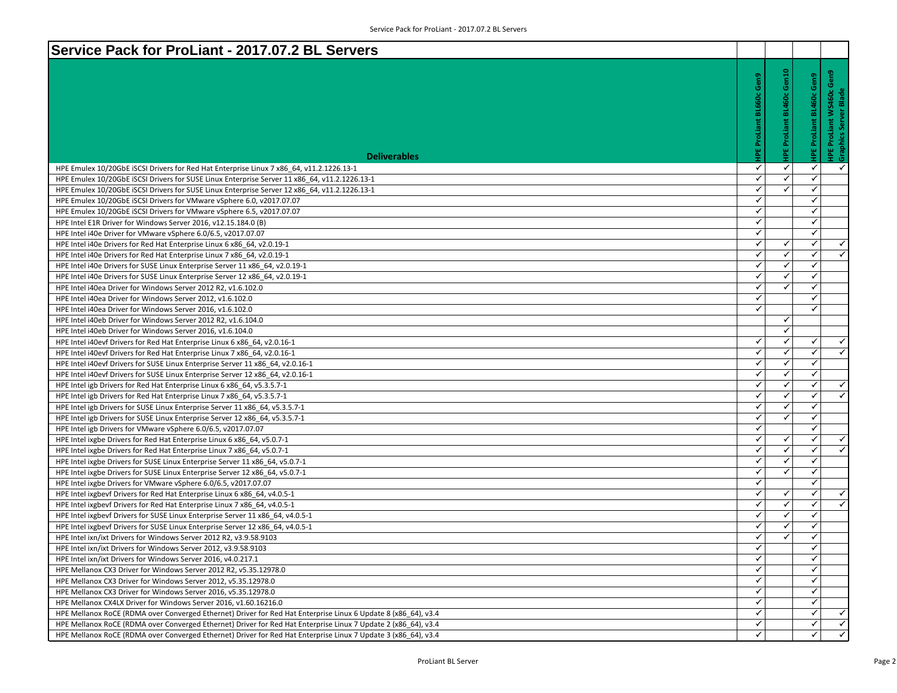# Service Pack for ProLiant - 2017.07.2 BL Servers

| Deliverables | HPE ProLiant BL660c Gen9 | HPE ProLiant BL460c Gen10 | HPE ProLiant BL460c Gen9 | HPE ProLiant WS460c Gen9 Graphics Server Blade |
|---|---|---|---|---|
| HPE Emulex 10/20GbE iSCSI Drivers for Red Hat Enterprise Linux 7 x86_64, v11.2.1226.13-1 | ✓ | ✓ | ✓ | ✓ |
| HPE Emulex 10/20GbE iSCSI Drivers for SUSE Linux Enterprise Server 11 x86_64, v11.2.1226.13-1 | ✓ | ✓ | ✓ | |
| HPE Emulex 10/20GbE iSCSI Drivers for SUSE Linux Enterprise Server 12 x86_64, v11.2.1226.13-1 | ✓ | ✓ | ✓ | |
| HPE Emulex 10/20GbE iSCSI Drivers for VMware vSphere 6.0, v2017.07.07 | ✓ | | ✓ | |
| HPE Emulex 10/20GbE iSCSI Drivers for VMware vSphere 6.5, v2017.07.07 | ✓ | | ✓ | |
| HPE Intel E1R Driver for Windows Server 2016, v12.15.184.0 (B) | ✓ | | ✓ | |
| HPE Intel i40e Driver for VMware vSphere 6.0/6.5, v2017.07.07 | ✓ | | ✓ | |
| HPE Intel i40e Drivers for Red Hat Enterprise Linux 6 x86_64, v2.0.19-1 | ✓ | ✓ | ✓ | ✓ |
| HPE Intel i40e Drivers for Red Hat Enterprise Linux 7 x86_64, v2.0.19-1 | ✓ | ✓ | ✓ | ✓ |
| HPE Intel i40e Drivers for SUSE Linux Enterprise Server 11 x86_64, v2.0.19-1 | ✓ | ✓ | ✓ | |
| HPE Intel i40e Drivers for SUSE Linux Enterprise Server 12 x86_64, v2.0.19-1 | ✓ | ✓ | ✓ | |
| HPE Intel i40ea Driver for Windows Server 2012 R2, v1.6.102.0 | ✓ | ✓ | ✓ | |
| HPE Intel i40ea Driver for Windows Server 2012, v1.6.102.0 | ✓ | | ✓ | |
| HPE Intel i40ea Driver for Windows Server 2016, v1.6.102.0 | ✓ | | ✓ | |
| HPE Intel i40eb Driver for Windows Server 2012 R2, v1.6.104.0 | | ✓ | | |
| HPE Intel i40eb Driver for Windows Server 2016, v1.6.104.0 | | ✓ | | |
| HPE Intel i40evf Drivers for Red Hat Enterprise Linux 6 x86_64, v2.0.16-1 | ✓ | ✓ | ✓ | ✓ |
| HPE Intel i40evf Drivers for Red Hat Enterprise Linux 7 x86_64, v2.0.16-1 | ✓ | ✓ | ✓ | ✓ |
| HPE Intel i40evf Drivers for SUSE Linux Enterprise Server 11 x86_64, v2.0.16-1 | ✓ | ✓ | ✓ | |
| HPE Intel i40evf Drivers for SUSE Linux Enterprise Server 12 x86_64, v2.0.16-1 | ✓ | ✓ | ✓ | |
| HPE Intel igb Drivers for Red Hat Enterprise Linux 6 x86_64, v5.3.5.7-1 | ✓ | ✓ | ✓ | ✓ |
| HPE Intel igb Drivers for Red Hat Enterprise Linux 7 x86_64, v5.3.5.7-1 | ✓ | ✓ | ✓ | ✓ |
| HPE Intel igb Drivers for SUSE Linux Enterprise Server 11 x86_64, v5.3.5.7-1 | ✓ | ✓ | ✓ | |
| HPE Intel igb Drivers for SUSE Linux Enterprise Server 12 x86_64, v5.3.5.7-1 | ✓ | ✓ | ✓ | |
| HPE Intel igb Drivers for VMware vSphere 6.0/6.5, v2017.07.07 | ✓ | | ✓ | |
| HPE Intel ixgbe Drivers for Red Hat Enterprise Linux 6 x86_64, v5.0.7-1 | ✓ | ✓ | ✓ | ✓ |
| HPE Intel ixgbe Drivers for Red Hat Enterprise Linux 7 x86_64, v5.0.7-1 | ✓ | ✓ | ✓ | ✓ |
| HPE Intel ixgbe Drivers for SUSE Linux Enterprise Server 11 x86_64, v5.0.7-1 | ✓ | ✓ | ✓ | |
| HPE Intel ixgbe Drivers for SUSE Linux Enterprise Server 12 x86_64, v5.0.7-1 | ✓ | ✓ | ✓ | |
| HPE Intel ixgbe Drivers for VMware vSphere 6.0/6.5, v2017.07.07 | ✓ | | ✓ | |
| HPE Intel ixgbevf Drivers for Red Hat Enterprise Linux 6 x86_64, v4.0.5-1 | ✓ | ✓ | ✓ | ✓ |
| HPE Intel ixgbevf Drivers for Red Hat Enterprise Linux 7 x86_64, v4.0.5-1 | ✓ | ✓ | ✓ | ✓ |
| HPE Intel ixgbevf Drivers for SUSE Linux Enterprise Server 11 x86_64, v4.0.5-1 | ✓ | ✓ | ✓ | |
| HPE Intel ixgbevf Drivers for SUSE Linux Enterprise Server 12 x86_64, v4.0.5-1 | ✓ | ✓ | ✓ | |
| HPE Intel ixn/ixt Drivers for Windows Server 2012 R2, v3.9.58.9103 | ✓ | ✓ | ✓ | |
| HPE Intel ixn/ixt Drivers for Windows Server 2012, v3.9.58.9103 | ✓ | | ✓ | |
| HPE Intel ixn/ixt Drivers for Windows Server 2016, v4.0.217.1 | ✓ | | ✓ | |
| HPE Mellanox CX3 Driver for Windows Server 2012 R2, v5.35.12978.0 | ✓ | | ✓ | |
| HPE Mellanox CX3 Driver for Windows Server 2012, v5.35.12978.0 | ✓ | | ✓ | |
| HPE Mellanox CX3 Driver for Windows Server 2016, v5.35.12978.0 | ✓ | | ✓ | |
| HPE Mellanox CX4LX Driver for Windows Server 2016, v1.60.16216.0 | ✓ | | ✓ | |
| HPE Mellanox RoCE (RDMA over Converged Ethernet) Driver for Red Hat Enterprise Linux 6 Update 8 (x86_64), v3.4 | ✓ | | ✓ | ✓ |
| HPE Mellanox RoCE (RDMA over Converged Ethernet) Driver for Red Hat Enterprise Linux 7 Update 2 (x86_64), v3.4 | ✓ | | ✓ | ✓ |
| HPE Mellanox RoCE (RDMA over Converged Ethernet) Driver for Red Hat Enterprise Linux 7 Update 3 (x86_64), v3.4 | ✓ | | ✓ | ✓ |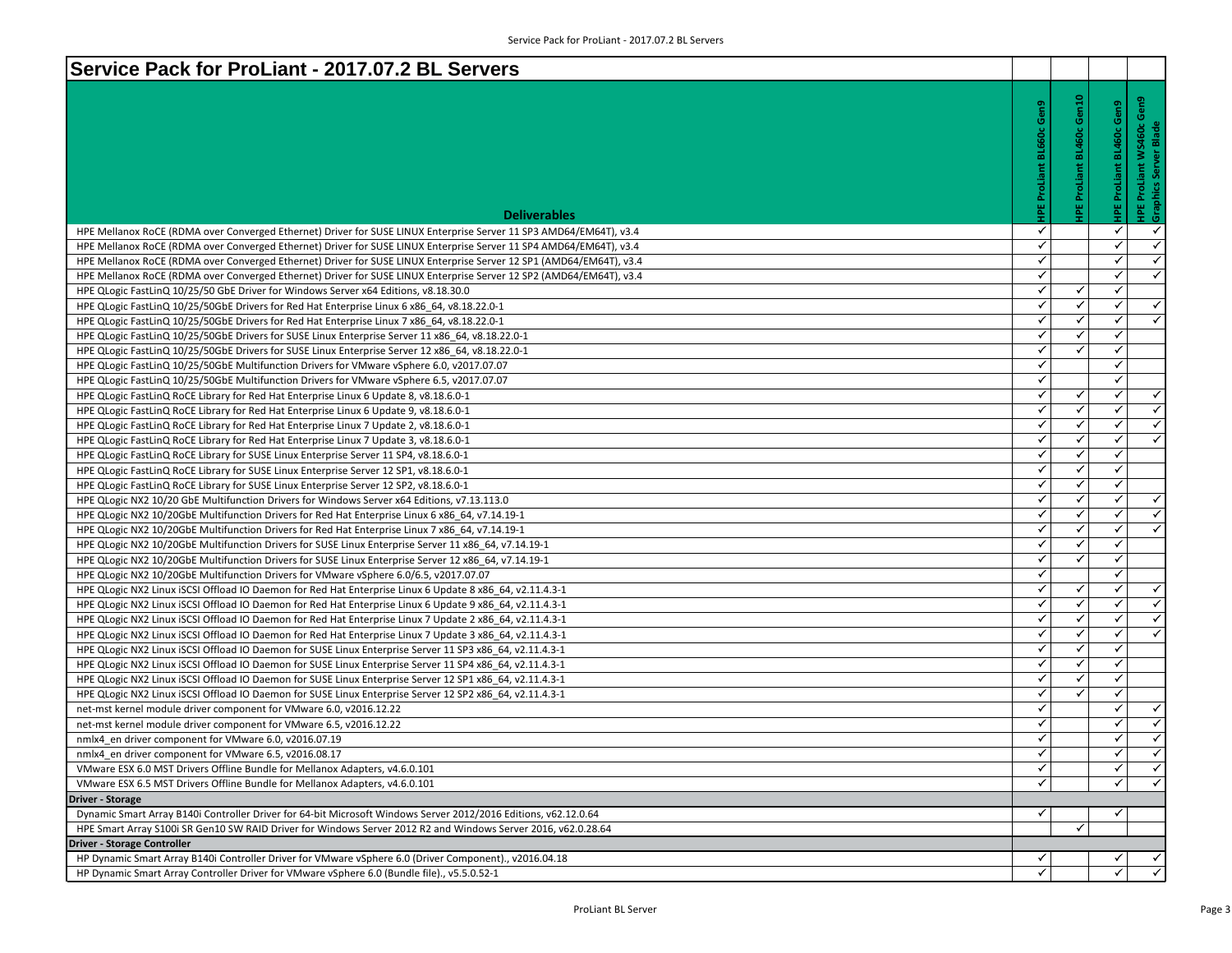# Service Pack for ProLiant - 2017.07.2 BL Servers

| Deliverables | HPE ProLiant BL660c Gen9 | HPE ProLiant BL460c Gen10 | HPE ProLiant BL460c Gen9 | HPE ProLiant WS460c Gen9 Graphics Server Blade |
|---|---|---|---|---|
| HPE Mellanox RoCE (RDMA over Converged Ethernet) Driver for SUSE LINUX Enterprise Server 11 SP3 AMD64/EM64T), v3.4 | ✓ | | ✓ | ✓ |
| HPE Mellanox RoCE (RDMA over Converged Ethernet) Driver for SUSE LINUX Enterprise Server 11 SP4 AMD64/EM64T), v3.4 | ✓ | | ✓ | ✓ |
| HPE Mellanox RoCE (RDMA over Converged Ethernet) Driver for SUSE LINUX Enterprise Server 12 SP1 (AMD64/EM64T), v3.4 | ✓ | | ✓ | ✓ |
| HPE Mellanox RoCE (RDMA over Converged Ethernet) Driver for SUSE LINUX Enterprise Server 12 SP2 (AMD64/EM64T), v3.4 | ✓ | | ✓ | ✓ |
| HPE QLogic FastLinQ 10/25/50 GbE Driver for Windows Server x64 Editions, v8.18.30.0 | ✓ | ✓ | ✓ | |
| HPE QLogic FastLinQ 10/25/50GbE Drivers for Red Hat Enterprise Linux 6 x86_64, v8.18.22.0-1 | ✓ | ✓ | ✓ | ✓ |
| HPE QLogic FastLinQ 10/25/50GbE Drivers for Red Hat Enterprise Linux 7 x86_64, v8.18.22.0-1 | ✓ | ✓ | ✓ | ✓ |
| HPE QLogic FastLinQ 10/25/50GbE Drivers for SUSE Linux Enterprise Server 11 x86_64, v8.18.22.0-1 | ✓ | ✓ | ✓ | |
| HPE QLogic FastLinQ 10/25/50GbE Drivers for SUSE Linux Enterprise Server 12 x86_64, v8.18.22.0-1 | ✓ | ✓ | ✓ | |
| HPE QLogic FastLinQ 10/25/50GbE Multifunction Drivers for VMware vSphere 6.0, v2017.07.07 | ✓ | | ✓ | |
| HPE QLogic FastLinQ 10/25/50GbE Multifunction Drivers for VMware vSphere 6.5, v2017.07.07 | ✓ | | ✓ | |
| HPE QLogic FastLinQ RoCE Library for Red Hat Enterprise Linux 6 Update 8, v8.18.6.0-1 | ✓ | ✓ | ✓ | ✓ |
| HPE QLogic FastLinQ RoCE Library for Red Hat Enterprise Linux 6 Update 9, v8.18.6.0-1 | ✓ | ✓ | ✓ | ✓ |
| HPE QLogic FastLinQ RoCE Library for Red Hat Enterprise Linux 7 Update 2, v8.18.6.0-1 | ✓ | ✓ | ✓ | ✓ |
| HPE QLogic FastLinQ RoCE Library for Red Hat Enterprise Linux 7 Update 3, v8.18.6.0-1 | ✓ | ✓ | ✓ | ✓ |
| HPE QLogic FastLinQ RoCE Library for SUSE Linux Enterprise Server 11 SP4, v8.18.6.0-1 | ✓ | ✓ | ✓ | |
| HPE QLogic FastLinQ RoCE Library for SUSE Linux Enterprise Server 12 SP1, v8.18.6.0-1 | ✓ | ✓ | ✓ | |
| HPE QLogic FastLinQ RoCE Library for SUSE Linux Enterprise Server 12 SP2, v8.18.6.0-1 | ✓ | ✓ | ✓ | |
| HPE QLogic NX2 10/20 GbE Multifunction Drivers for Windows Server x64 Editions, v7.13.113.0 | ✓ | ✓ | ✓ | ✓ |
| HPE QLogic NX2 10/20GbE Multifunction Drivers for Red Hat Enterprise Linux 6 x86_64, v7.14.19-1 | ✓ | ✓ | ✓ | ✓ |
| HPE QLogic NX2 10/20GbE Multifunction Drivers for Red Hat Enterprise Linux 7 x86_64, v7.14.19-1 | ✓ | ✓ | ✓ | ✓ |
| HPE QLogic NX2 10/20GbE Multifunction Drivers for SUSE Linux Enterprise Server 11 x86_64, v7.14.19-1 | ✓ | ✓ | ✓ | |
| HPE QLogic NX2 10/20GbE Multifunction Drivers for SUSE Linux Enterprise Server 12 x86_64, v7.14.19-1 | ✓ | ✓ | ✓ | |
| HPE QLogic NX2 10/20GbE Multifunction Drivers for VMware vSphere 6.0/6.5, v2017.07.07 | ✓ | | ✓ | |
| HPE QLogic NX2 Linux iSCSI Offload IO Daemon for Red Hat Enterprise Linux 6 Update 8 x86_64, v2.11.4.3-1 | ✓ | ✓ | ✓ | ✓ |
| HPE QLogic NX2 Linux iSCSI Offload IO Daemon for Red Hat Enterprise Linux 6 Update 9 x86_64, v2.11.4.3-1 | ✓ | ✓ | ✓ | ✓ |
| HPE QLogic NX2 Linux iSCSI Offload IO Daemon for Red Hat Enterprise Linux 7 Update 2 x86_64, v2.11.4.3-1 | ✓ | ✓ | ✓ | ✓ |
| HPE QLogic NX2 Linux iSCSI Offload IO Daemon for Red Hat Enterprise Linux 7 Update 3 x86_64, v2.11.4.3-1 | ✓ | ✓ | ✓ | ✓ |
| HPE QLogic NX2 Linux iSCSI Offload IO Daemon for SUSE Linux Enterprise Server 11 SP3 x86_64, v2.11.4.3-1 | ✓ | ✓ | ✓ | |
| HPE QLogic NX2 Linux iSCSI Offload IO Daemon for SUSE Linux Enterprise Server 11 SP4 x86_64, v2.11.4.3-1 | ✓ | ✓ | ✓ | |
| HPE QLogic NX2 Linux iSCSI Offload IO Daemon for SUSE Linux Enterprise Server 12 SP1 x86_64, v2.11.4.3-1 | ✓ | ✓ | ✓ | |
| HPE QLogic NX2 Linux iSCSI Offload IO Daemon for SUSE Linux Enterprise Server 12 SP2 x86_64, v2.11.4.3-1 | ✓ | ✓ | ✓ | |
| net-mst kernel module driver component for VMware 6.0, v2016.12.22 | ✓ | | ✓ | ✓ |
| net-mst kernel module driver component for VMware 6.5, v2016.12.22 | ✓ | | ✓ | ✓ |
| nmlx4_en driver component for VMware 6.0, v2016.07.19 | ✓ | | ✓ | ✓ |
| nmlx4_en driver component for VMware 6.5, v2016.08.17 | ✓ | | ✓ | ✓ |
| VMware ESX 6.0 MST Drivers Offline Bundle for Mellanox Adapters, v4.6.0.101 | ✓ | | ✓ | ✓ |
| VMware ESX 6.5 MST Drivers Offline Bundle for Mellanox Adapters, v4.6.0.101 | ✓ | | ✓ | ✓ |
| **Driver - Storage** | | | | |
| Dynamic Smart Array B140i Controller Driver for 64-bit Microsoft Windows Server 2012/2016 Editions, v62.12.0.64 | ✓ | | ✓ | |
| HPE Smart Array S100i SR Gen10 SW RAID Driver for Windows Server 2012 R2 and Windows Server 2016, v62.0.28.64 | | ✓ | | |
| **Driver - Storage Controller** | | | | |
| HP Dynamic Smart Array B140i Controller Driver for VMware vSphere 6.0 (Driver Component)., v2016.04.18 | ✓ | | ✓ | ✓ |
| HP Dynamic Smart Array Controller Driver for VMware vSphere 6.0 (Bundle file)., v5.5.0.52-1 | ✓ | | ✓ | ✓ |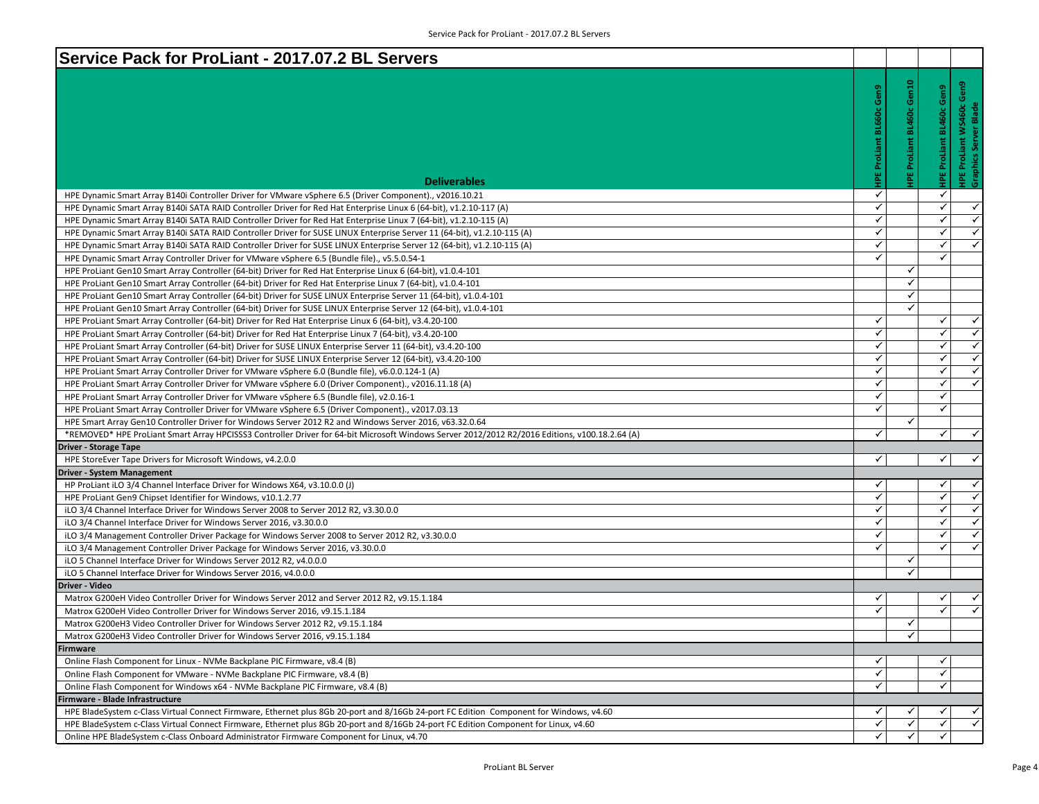# Service Pack for ProLiant - 2017.07.2 BL Servers

| Deliverables | HPE ProLiant BL660c Gen9 | HPE ProLiant BL460c Gen10 | HPE ProLiant BL460c Gen9 | HPE ProLiant WS460c Gen9 Graphics Server Blade |
|---|---|---|---|---|
| HPE Dynamic Smart Array B140i Controller Driver for VMware vSphere 6.5 (Driver Component)., v2016.10.21 | ✓ | | ✓ | |
| HPE Dynamic Smart Array B140i SATA RAID Controller Driver for Red Hat Enterprise Linux 6 (64-bit), v1.2.10-117 (A) | ✓ | | ✓ | ✓ |
| HPE Dynamic Smart Array B140i SATA RAID Controller Driver for Red Hat Enterprise Linux 7 (64-bit), v1.2.10-115 (A) | ✓ | | ✓ | ✓ |
| HPE Dynamic Smart Array B140i SATA RAID Controller Driver for SUSE LINUX Enterprise Server 11 (64-bit), v1.2.10-115 (A) | ✓ | | ✓ | ✓ |
| HPE Dynamic Smart Array B140i SATA RAID Controller Driver for SUSE LINUX Enterprise Server 12 (64-bit), v1.2.10-115 (A) | ✓ | | ✓ | ✓ |
| HPE Dynamic Smart Array Controller Driver for VMware vSphere 6.5 (Bundle file)., v5.5.0.54-1 | ✓ | | ✓ | |
| HPE ProLiant Gen10 Smart Array Controller (64-bit) Driver for Red Hat Enterprise Linux 6 (64-bit), v1.0.4-101 | | ✓ | | |
| HPE ProLiant Gen10 Smart Array Controller (64-bit) Driver for Red Hat Enterprise Linux 7 (64-bit), v1.0.4-101 | | ✓ | | |
| HPE ProLiant Gen10 Smart Array Controller (64-bit) Driver for SUSE LINUX Enterprise Server 11 (64-bit), v1.0.4-101 | | ✓ | | |
| HPE ProLiant Gen10 Smart Array Controller (64-bit) Driver for SUSE LINUX Enterprise Server 12 (64-bit), v1.0.4-101 | | ✓ | | |
| HPE ProLiant Smart Array Controller (64-bit) Driver for Red Hat Enterprise Linux 6 (64-bit), v3.4.20-100 | ✓ | | ✓ | ✓ |
| HPE ProLiant Smart Array Controller (64-bit) Driver for Red Hat Enterprise Linux 7 (64-bit), v3.4.20-100 | ✓ | | ✓ | ✓ |
| HPE ProLiant Smart Array Controller (64-bit) Driver for SUSE LINUX Enterprise Server 11 (64-bit), v3.4.20-100 | ✓ | | ✓ | ✓ |
| HPE ProLiant Smart Array Controller (64-bit) Driver for SUSE LINUX Enterprise Server 12 (64-bit), v3.4.20-100 | ✓ | | ✓ | ✓ |
| HPE ProLiant Smart Array Controller Driver for VMware vSphere 6.0 (Bundle file), v6.0.0.124-1 (A) | ✓ | | ✓ | ✓ |
| HPE ProLiant Smart Array Controller Driver for VMware vSphere 6.0 (Driver Component)., v2016.11.18 (A) | ✓ | | ✓ | ✓ |
| HPE ProLiant Smart Array Controller Driver for VMware vSphere 6.5 (Bundle file), v2.0.16-1 | ✓ | | ✓ | |
| HPE ProLiant Smart Array Controller Driver for VMware vSphere 6.5 (Driver Component)., v2017.03.13 | ✓ | | ✓ | |
| HPE Smart Array Gen10 Controller Driver for Windows Server 2012 R2 and Windows Server 2016, v63.32.0.64 | | ✓ | | |
| *REMOVED* HPE ProLiant Smart Array HPCISSS3 Controller Driver for 64-bit Microsoft Windows Server 2012/2012 R2/2016 Editions, v100.18.2.64 (A) | ✓ | | ✓ | ✓ |
| **Driver - Storage Tape** | | | | |
| HPE StoreEver Tape Drivers for Microsoft Windows, v4.2.0.0 | ✓ | | ✓ | ✓ |
| **Driver - System Management** | | | | |
| HP ProLiant iLO 3/4 Channel Interface Driver for Windows X64, v3.10.0.0 (J) | ✓ | | ✓ | ✓ |
| HPE ProLiant Gen9 Chipset Identifier for Windows, v10.1.2.77 | ✓ | | ✓ | ✓ |
| iLO 3/4 Channel Interface Driver for Windows Server 2008 to Server 2012 R2, v3.30.0.0 | ✓ | | ✓ | ✓ |
| iLO 3/4 Channel Interface Driver for Windows Server 2016, v3.30.0.0 | ✓ | | ✓ | ✓ |
| iLO 3/4 Management Controller Driver Package for Windows Server 2008 to Server 2012 R2, v3.30.0.0 | ✓ | | ✓ | ✓ |
| iLO 3/4 Management Controller Driver Package for Windows Server 2016, v3.30.0.0 | ✓ | | ✓ | ✓ |
| iLO 5 Channel Interface Driver for Windows Server 2012 R2, v4.0.0.0 | | ✓ | | |
| iLO 5 Channel Interface Driver for Windows Server 2016, v4.0.0.0 | | ✓ | | |
| **Driver - Video** | | | | |
| Matrox G200eH Video Controller Driver for Windows Server 2012 and Server 2012 R2, v9.15.1.184 | ✓ | | ✓ | ✓ |
| Matrox G200eH Video Controller Driver for Windows Server 2016, v9.15.1.184 | ✓ | | ✓ | ✓ |
| Matrox G200eH3 Video Controller Driver for Windows Server 2012 R2, v9.15.1.184 | | ✓ | | |
| Matrox G200eH3 Video Controller Driver for Windows Server 2016, v9.15.1.184 | | ✓ | | |
| **Firmware** | | | | |
| Online Flash Component for Linux - NVMe Backplane PIC Firmware, v8.4 (B) | ✓ | | ✓ | |
| Online Flash Component for VMware - NVMe Backplane PIC Firmware, v8.4 (B) | ✓ | | ✓ | |
| Online Flash Component for Windows x64 - NVMe Backplane PIC Firmware, v8.4 (B) | ✓ | | ✓ | |
| **Firmware - Blade Infrastructure** | | | | |
| HPE BladeSystem c-Class Virtual Connect Firmware, Ethernet plus 8Gb 20-port and 8/16Gb 24-port FC Edition Component for Windows, v4.60 | ✓ | ✓ | ✓ | ✓ |
| HPE BladeSystem c-Class Virtual Connect Firmware, Ethernet plus 8Gb 20-port and 8/16Gb 24-port FC Edition Component for Linux, v4.60 | ✓ | ✓ | ✓ | ✓ |
| Online HPE BladeSystem c-Class Onboard Administrator Firmware Component for Linux, v4.70 | ✓ | ✓ | ✓ | |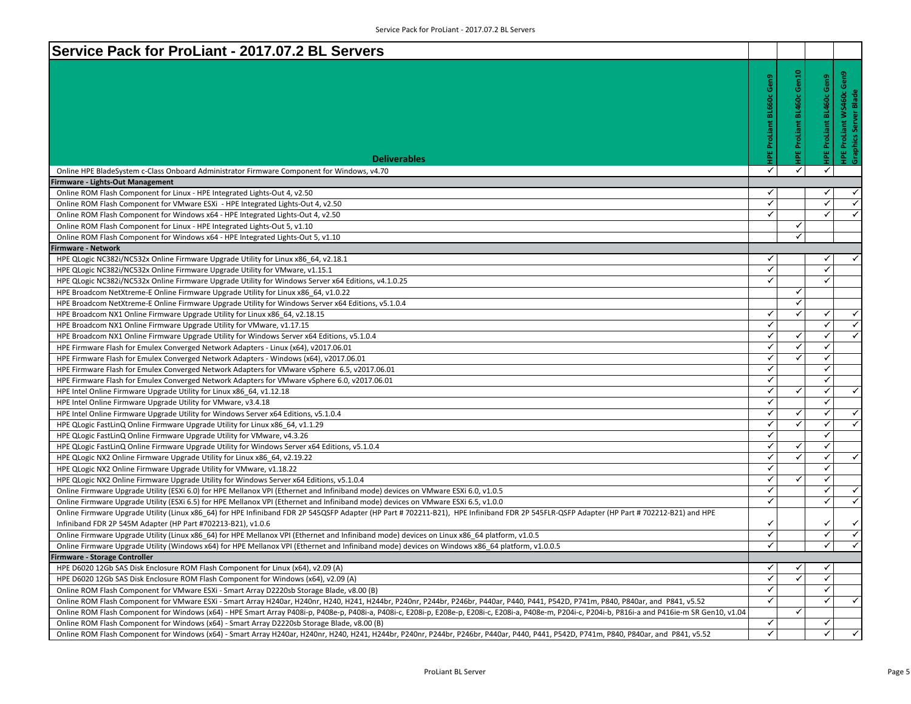# Service Pack for ProLiant - 2017.07.2 BL Servers

| Deliverables | HPE ProLiant BL660c Gen9 | HPE ProLiant BL460c Gen10 | HPE ProLiant BL460c Gen9 | HPE ProLiant WS460c Gen9 Graphics Server Blade |
|---|---|---|---|---|
| Online HPE BladeSystem c-Class Onboard Administrator Firmware Component for Windows, v4.70 | ✓ | ✓ | ✓ | |
| **Firmware - Lights-Out Management** | | | | |
| Online ROM Flash Component for Linux - HPE Integrated Lights-Out 4, v2.50 | ✓ | | ✓ | ✓ |
| Online ROM Flash Component for VMware ESXi - HPE Integrated Lights-Out 4, v2.50 | ✓ | | ✓ | ✓ |
| Online ROM Flash Component for Windows x64 - HPE Integrated Lights-Out 4, v2.50 | ✓ | | ✓ | ✓ |
| Online ROM Flash Component for Linux - HPE Integrated Lights-Out 5, v1.10 | | ✓ | | |
| Online ROM Flash Component for Windows x64 - HPE Integrated Lights-Out 5, v1.10 | | ✓ | | |
| **Firmware - Network** | | | | |
| HPE QLogic NC382i/NC532x Online Firmware Upgrade Utility for Linux x86_64, v2.18.1 | ✓ | | ✓ | ✓ |
| HPE QLogic NC382i/NC532x Online Firmware Upgrade Utility for VMware, v1.15.1 | ✓ | | ✓ | |
| HPE QLogic NC382i/NC532x Online Firmware Upgrade Utility for Windows Server x64 Editions, v4.1.0.25 | ✓ | | ✓ | |
| HPE Broadcom NetXtreme-E Online Firmware Upgrade Utility for Linux x86_64, v1.0.22 | | ✓ | | |
| HPE Broadcom NetXtreme-E Online Firmware Upgrade Utility for Windows Server x64 Editions, v5.1.0.4 | | ✓ | | |
| HPE Broadcom NX1 Online Firmware Upgrade Utility for Linux x86_64, v2.18.15 | ✓ | ✓ | ✓ | ✓ |
| HPE Broadcom NX1 Online Firmware Upgrade Utility for VMware, v1.17.15 | ✓ | | ✓ | ✓ |
| HPE Broadcom NX1 Online Firmware Upgrade Utility for Windows Server x64 Editions, v5.1.0.4 | ✓ | ✓ | ✓ | ✓ |
| HPE Firmware Flash for Emulex Converged Network Adapters - Linux (x64), v2017.06.01 | ✓ | ✓ | ✓ | |
| HPE Firmware Flash for Emulex Converged Network Adapters - Windows (x64), v2017.06.01 | ✓ | ✓ | ✓ | |
| HPE Firmware Flash for Emulex Converged Network Adapters for VMware vSphere 6.5, v2017.06.01 | ✓ | | ✓ | |
| HPE Firmware Flash for Emulex Converged Network Adapters for VMware vSphere 6.0, v2017.06.01 | ✓ | | ✓ | |
| HPE Intel Online Firmware Upgrade Utility for Linux x86_64, v1.12.18 | ✓ | ✓ | ✓ | ✓ |
| HPE Intel Online Firmware Upgrade Utility for VMware, v3.4.18 | ✓ | | ✓ | |
| HPE Intel Online Firmware Upgrade Utility for Windows Server x64 Editions, v5.1.0.4 | ✓ | ✓ | ✓ | ✓ |
| HPE QLogic FastLinQ Online Firmware Upgrade Utility for Linux x86_64, v1.1.29 | ✓ | ✓ | ✓ | ✓ |
| HPE QLogic FastLinQ Online Firmware Upgrade Utility for VMware, v4.3.26 | ✓ | | ✓ | |
| HPE QLogic FastLinQ Online Firmware Upgrade Utility for Windows Server x64 Editions, v5.1.0.4 | ✓ | ✓ | ✓ | |
| HPE QLogic NX2 Online Firmware Upgrade Utility for Linux x86_64, v2.19.22 | ✓ | ✓ | ✓ | ✓ |
| HPE QLogic NX2 Online Firmware Upgrade Utility for VMware, v1.18.22 | ✓ | | ✓ | |
| HPE QLogic NX2 Online Firmware Upgrade Utility for Windows Server x64 Editions, v5.1.0.4 | ✓ | ✓ | ✓ | |
| Online Firmware Upgrade Utility (ESXi 6.0) for HPE Mellanox VPI (Ethernet and Infiniband mode) devices on VMware ESXi 6.0, v1.0.5 | ✓ | | ✓ | ✓ |
| Online Firmware Upgrade Utility (ESXi 6.5) for HPE Mellanox VPI (Ethernet and Infiniband mode) devices on VMware ESXi 6.5, v1.0.0 | ✓ | | ✓ | ✓ |
| Online Firmware Upgrade Utility (Linux x86_64) for HPE Infiniband FDR 2P 545QSFP Adapter (HP Part # 702211-B21), HPE Infiniband FDR 2P 545FLR-QSFP Adapter (HP Part # 702212-B21) and HPE Infiniband FDR 2P 545M Adapter (HP Part #702213-B21), v1.0.6 | ✓ | | ✓ | ✓ |
| Online Firmware Upgrade Utility (Linux x86_64) for HPE Mellanox VPI (Ethernet and Infiniband mode) devices on Linux x86_64 platform, v1.0.5 | ✓ | | ✓ | ✓ |
| Online Firmware Upgrade Utility (Windows x64) for HPE Mellanox VPI (Ethernet and Infiniband mode) devices on Windows x86_64 platform, v1.0.0.5 | ✓ | | ✓ | ✓ |
| **Firmware - Storage Controller** | | | | |
| HPE D6020 12Gb SAS Disk Enclosure ROM Flash Component for Linux (x64), v2.09 (A) | ✓ | ✓ | ✓ | |
| HPE D6020 12Gb SAS Disk Enclosure ROM Flash Component for Windows (x64), v2.09 (A) | ✓ | ✓ | ✓ | |
| Online ROM Flash Component for VMware ESXi - Smart Array D2220sb Storage Blade, v8.00 (B) | ✓ | | ✓ | |
| Online ROM Flash Component for VMware ESXi - Smart Array H240ar, H240nr, H240, H241, H244br, P240nr, P244br, P246br, P440ar, P440, P441, P542D, P741m, P840, P840ar, and P841, v5.52 | ✓ | | ✓ | ✓ |
| Online ROM Flash Component for Windows (x64) - HPE Smart Array P408i-p, P408e-p, P408i-a, P408i-c, E208i-p, E208e-p, E208i-c, E208i-a, P408e-m, P204i-c, P204i-b, P816i-a and P416ie-m SR Gen10, v1.04 | | ✓ | | |
| Online ROM Flash Component for Windows (x64) - Smart Array D2220sb Storage Blade, v8.00 (B) | ✓ | | ✓ | |
| Online ROM Flash Component for Windows (x64) - Smart Array H240ar, H240nr, H240, H241, H244br, P240nr, P244br, P246br, P440ar, P440, P441, P542D, P741m, P840, P840ar, and P841, v5.52 | ✓ | | ✓ | ✓ |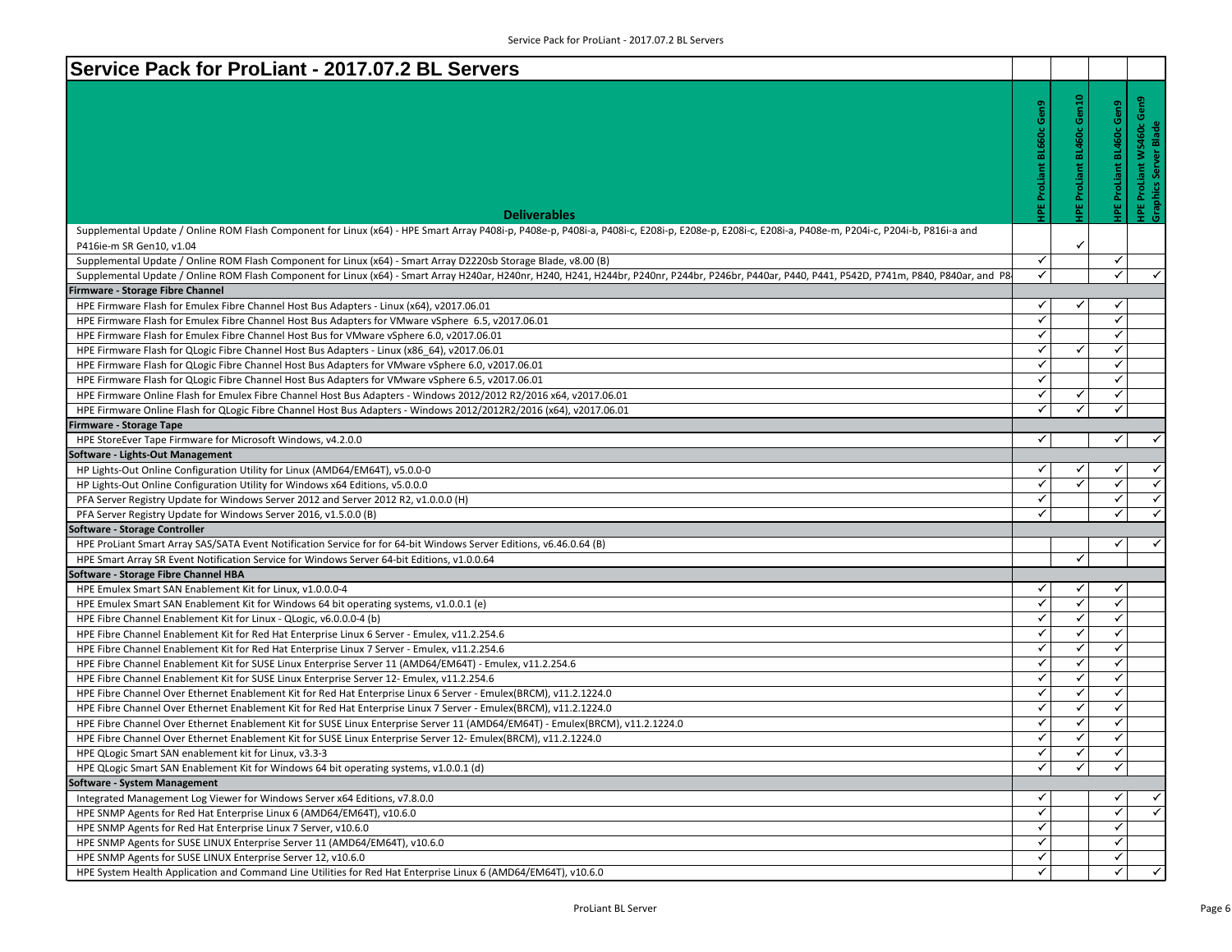# Service Pack for ProLiant - 2017.07.2 BL Servers

| Deliverables | HPE ProLiant BL660c Gen9 | HPE ProLiant BL460c Gen10 | HPE ProLiant BL460c Gen9 | HPE ProLiant WS460c Gen9 Graphics Server Blade |
|---|---|---|---|---|
| Supplemental Update / Online ROM Flash Component for Linux (x64) - HPE Smart Array P408i-p, P408e-p, P408i-a, P408i-c, E208i-p, E208e-p, E208i-c, E208i-a, P408e-m, P204i-c, P204i-b, P816i-a and P416ie-m SR Gen10, v1.04 | | ✓ | | |
| Supplemental Update / Online ROM Flash Component for Linux (x64) - Smart Array D2220sb Storage Blade, v8.00 (B) | ✓ | | ✓ | |
| Supplemental Update / Online ROM Flash Component for Linux (x64) - Smart Array H240ar, H240nr, H240, H241, H244br, P240nr, P244br, P246br, P440ar, P440, P441, P542D, P741m, P840, P840ar, and P8 | ✓ | | ✓ | ✓ |
| **Firmware - Storage Fibre Channel** | | | | |
| HPE Firmware Flash for Emulex Fibre Channel Host Bus Adapters - Linux (x64), v2017.06.01 | ✓ | ✓ | ✓ | |
| HPE Firmware Flash for Emulex Fibre Channel Host Bus Adapters for VMware vSphere 6.5, v2017.06.01 | ✓ | | ✓ | |
| HPE Firmware Flash for Emulex Fibre Channel Host Bus for VMware vSphere 6.0, v2017.06.01 | ✓ | | ✓ | |
| HPE Firmware Flash for QLogic Fibre Channel Host Bus Adapters - Linux (x86_64), v2017.06.01 | ✓ | ✓ | ✓ | |
| HPE Firmware Flash for QLogic Fibre Channel Host Bus Adapters for VMware vSphere 6.0, v2017.06.01 | ✓ | | ✓ | |
| HPE Firmware Flash for QLogic Fibre Channel Host Bus Adapters for VMware vSphere 6.5, v2017.06.01 | ✓ | | ✓ | |
| HPE Firmware Online Flash for Emulex Fibre Channel Host Bus Adapters - Windows 2012/2012 R2/2016 x64, v2017.06.01 | ✓ | ✓ | ✓ | |
| HPE Firmware Online Flash for QLogic Fibre Channel Host Bus Adapters - Windows 2012/2012R2/2016 (x64), v2017.06.01 | ✓ | ✓ | ✓ | |
| **Firmware - Storage Tape** | | | | |
| HPE StoreEver Tape Firmware for Microsoft Windows, v4.2.0.0 | ✓ | | ✓ | ✓ |
| **Software - Lights-Out Management** | | | | |
| HP Lights-Out Online Configuration Utility for Linux (AMD64/EM64T), v5.0.0-0 | ✓ | ✓ | ✓ | ✓ |
| HP Lights-Out Online Configuration Utility for Windows x64 Editions, v5.0.0.0 | ✓ | ✓ | ✓ | ✓ |
| PFA Server Registry Update for Windows Server 2012 and Server 2012 R2, v1.0.0.0 (H) | ✓ | | ✓ | ✓ |
| PFA Server Registry Update for Windows Server 2016, v1.5.0.0 (B) | ✓ | | ✓ | ✓ |
| **Software - Storage Controller** | | | | |
| HPE ProLiant Smart Array SAS/SATA Event Notification Service for for 64-bit Windows Server Editions, v6.46.0.64 (B) | | | ✓ | ✓ |
| HPE Smart Array SR Event Notification Service for Windows Server 64-bit Editions, v1.0.0.64 | | ✓ | | |
| **Software - Storage Fibre Channel HBA** | | | | |
| HPE Emulex Smart SAN Enablement Kit for Linux, v1.0.0.0-4 | ✓ | ✓ | ✓ | |
| HPE Emulex Smart SAN Enablement Kit for Windows 64 bit operating systems, v1.0.0.1 (e) | ✓ | ✓ | ✓ | |
| HPE Fibre Channel Enablement Kit for Linux - QLogic, v6.0.0.0-4 (b) | ✓ | ✓ | ✓ | |
| HPE Fibre Channel Enablement Kit for Red Hat Enterprise Linux 6 Server - Emulex, v11.2.254.6 | ✓ | ✓ | ✓ | |
| HPE Fibre Channel Enablement Kit for Red Hat Enterprise Linux 7 Server - Emulex, v11.2.254.6 | ✓ | ✓ | ✓ | |
| HPE Fibre Channel Enablement Kit for SUSE Linux Enterprise Server 11 (AMD64/EM64T) - Emulex, v11.2.254.6 | ✓ | ✓ | ✓ | |
| HPE Fibre Channel Enablement Kit for SUSE Linux Enterprise Server 12- Emulex, v11.2.254.6 | ✓ | ✓ | ✓ | |
| HPE Fibre Channel Over Ethernet Enablement Kit for Red Hat Enterprise Linux 6 Server - Emulex(BRCM), v11.2.1224.0 | ✓ | ✓ | ✓ | |
| HPE Fibre Channel Over Ethernet Enablement Kit for Red Hat Enterprise Linux 7 Server - Emulex(BRCM), v11.2.1224.0 | ✓ | ✓ | ✓ | |
| HPE Fibre Channel Over Ethernet Enablement Kit for SUSE Linux Enterprise Server 11 (AMD64/EM64T) - Emulex(BRCM), v11.2.1224.0 | ✓ | ✓ | ✓ | |
| HPE Fibre Channel Over Ethernet Enablement Kit for SUSE Linux Enterprise Server 12- Emulex(BRCM), v11.2.1224.0 | ✓ | ✓ | ✓ | |
| HPE QLogic Smart SAN enablement kit for Linux, v3.3-3 | ✓ | ✓ | ✓ | |
| HPE QLogic Smart SAN Enablement Kit for Windows 64 bit operating systems, v1.0.0.1 (d) | ✓ | ✓ | ✓ | |
| **Software - System Management** | | | | |
| Integrated Management Log Viewer for Windows Server x64 Editions, v7.8.0.0 | ✓ | | ✓ | ✓ |
| HPE SNMP Agents for Red Hat Enterprise Linux 6 (AMD64/EM64T), v10.6.0 | ✓ | | ✓ | ✓ |
| HPE SNMP Agents for Red Hat Enterprise Linux 7 Server, v10.6.0 | ✓ | | ✓ | |
| HPE SNMP Agents for SUSE LINUX Enterprise Server 11 (AMD64/EM64T), v10.6.0 | ✓ | | ✓ | |
| HPE SNMP Agents for SUSE LINUX Enterprise Server 12, v10.6.0 | ✓ | | ✓ | |
| HPE System Health Application and Command Line Utilities for Red Hat Enterprise Linux 6 (AMD64/EM64T), v10.6.0 | ✓ | | ✓ | ✓ |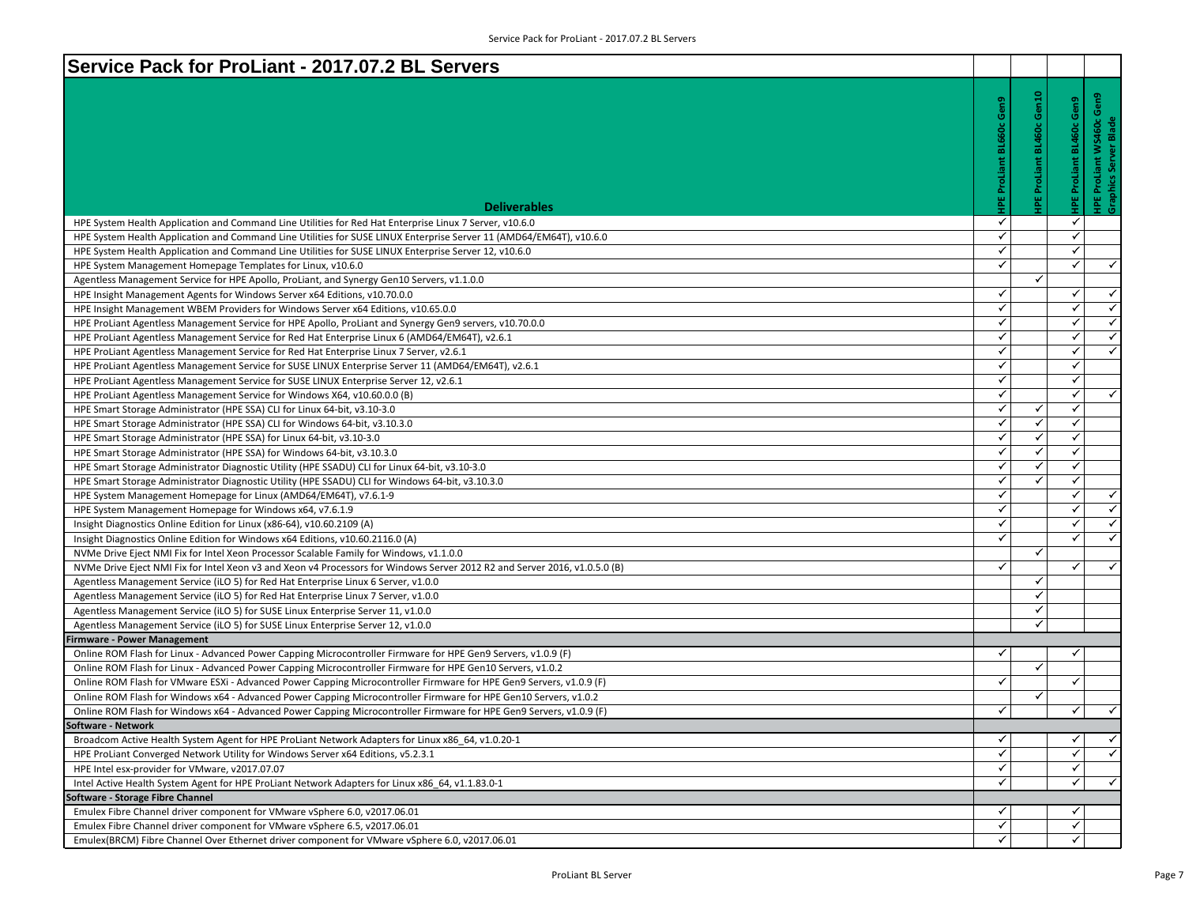# Service Pack for ProLiant - 2017.07.2 BL Servers

| Deliverables | HPE ProLiant BL660c Gen9 | HPE ProLiant BL460c Gen10 | HPE ProLiant BL460c Gen9 | HPE ProLiant WS460c Gen9 Graphics Server Blade |
|---|---|---|---|---|
| HPE System Health Application and Command Line Utilities for Red Hat Enterprise Linux 7 Server, v10.6.0 | ✓ | | ✓ | |
| HPE System Health Application and Command Line Utilities for SUSE LINUX Enterprise Server 11 (AMD64/EM64T), v10.6.0 | ✓ | | ✓ | |
| HPE System Health Application and Command Line Utilities for SUSE LINUX Enterprise Server 12, v10.6.0 | ✓ | | ✓ | |
| HPE System Management Homepage Templates for Linux, v10.6.0 | ✓ | | ✓ | ✓ |
| Agentless Management Service for HPE Apollo, ProLiant, and Synergy Gen10 Servers, v1.1.0.0 | | ✓ | | |
| HPE Insight Management Agents for Windows Server x64 Editions, v10.70.0.0 | ✓ | | ✓ | ✓ |
| HPE Insight Management WBEM Providers for Windows Server x64 Editions, v10.65.0.0 | ✓ | | ✓ | ✓ |
| HPE ProLiant Agentless Management Service for HPE Apollo, ProLiant and Synergy Gen9 servers, v10.70.0.0 | ✓ | | ✓ | ✓ |
| HPE ProLiant Agentless Management Service for Red Hat Enterprise Linux 6 (AMD64/EM64T), v2.6.1 | ✓ | | ✓ | ✓ |
| HPE ProLiant Agentless Management Service for Red Hat Enterprise Linux 7 Server, v2.6.1 | ✓ | | ✓ | ✓ |
| HPE ProLiant Agentless Management Service for SUSE LINUX Enterprise Server 11 (AMD64/EM64T), v2.6.1 | ✓ | | ✓ | |
| HPE ProLiant Agentless Management Service for SUSE LINUX Enterprise Server 12, v2.6.1 | ✓ | | ✓ | |
| HPE ProLiant Agentless Management Service for Windows X64, v10.60.0.0 (B) | ✓ | | ✓ | ✓ |
| HPE Smart Storage Administrator (HPE SSA) CLI for Linux 64-bit, v3.10-3.0 | ✓ | ✓ | ✓ | |
| HPE Smart Storage Administrator (HPE SSA) CLI for Windows 64-bit, v3.10.3.0 | ✓ | ✓ | ✓ | |
| HPE Smart Storage Administrator (HPE SSA) for Linux 64-bit, v3.10-3.0 | ✓ | ✓ | ✓ | |
| HPE Smart Storage Administrator (HPE SSA) for Windows 64-bit, v3.10.3.0 | ✓ | ✓ | ✓ | |
| HPE Smart Storage Administrator Diagnostic Utility (HPE SSADU) CLI for Linux 64-bit, v3.10-3.0 | ✓ | ✓ | ✓ | |
| HPE Smart Storage Administrator Diagnostic Utility (HPE SSADU) CLI for Windows 64-bit, v3.10.3.0 | ✓ | ✓ | ✓ | |
| HPE System Management Homepage for Linux (AMD64/EM64T), v7.6.1-9 | ✓ | | ✓ | ✓ |
| HPE System Management Homepage for Windows x64, v7.6.1.9 | ✓ | | ✓ | ✓ |
| Insight Diagnostics Online Edition for Linux (x86-64), v10.60.2109 (A) | ✓ | | ✓ | ✓ |
| Insight Diagnostics Online Edition for Windows x64 Editions, v10.60.2116.0 (A) | ✓ | | ✓ | ✓ |
| NVMe Drive Eject NMI Fix for Intel Xeon Processor Scalable Family for Windows, v1.1.0.0 | | ✓ | | |
| NVMe Drive Eject NMI Fix for Intel Xeon v3 and Xeon v4 Processors for Windows Server 2012 R2 and Server 2016, v1.0.5.0 (B) | ✓ | | ✓ | ✓ |
| Agentless Management Service (iLO 5) for Red Hat Enterprise Linux 6 Server, v1.0.0 | | ✓ | | |
| Agentless Management Service (iLO 5) for Red Hat Enterprise Linux 7 Server, v1.0.0 | | ✓ | | |
| Agentless Management Service (iLO 5) for SUSE Linux Enterprise Server 11, v1.0.0 | | ✓ | | |
| Agentless Management Service (iLO 5) for SUSE Linux Enterprise Server 12, v1.0.0 | | ✓ | | |
| **Firmware - Power Management** | | | | |
| Online ROM Flash for Linux - Advanced Power Capping Microcontroller Firmware for HPE Gen9 Servers, v1.0.9 (F) | ✓ | | ✓ | |
| Online ROM Flash for Linux - Advanced Power Capping Microcontroller Firmware for HPE Gen10 Servers, v1.0.2 | | ✓ | | |
| Online ROM Flash for VMware ESXi - Advanced Power Capping Microcontroller Firmware for HPE Gen9 Servers, v1.0.9 (F) | ✓ | | ✓ | |
| Online ROM Flash for Windows x64 - Advanced Power Capping Microcontroller Firmware for HPE Gen10 Servers, v1.0.2 | | ✓ | | |
| Online ROM Flash for Windows x64 - Advanced Power Capping Microcontroller Firmware for HPE Gen9 Servers, v1.0.9 (F) | ✓ | | ✓ | ✓ |
| **Software - Network** | | | | |
| Broadcom Active Health System Agent for HPE ProLiant Network Adapters for Linux x86_64, v1.0.20-1 | ✓ | | ✓ | ✓ |
| HPE ProLiant Converged Network Utility for Windows Server x64 Editions, v5.2.3.1 | ✓ | | ✓ | ✓ |
| HPE Intel esx-provider for VMware, v2017.07.07 | ✓ | | ✓ | |
| Intel Active Health System Agent for HPE ProLiant Network Adapters for Linux x86_64, v1.1.83.0-1 | ✓ | | ✓ | ✓ |
| **Software - Storage Fibre Channel** | | | | |
| Emulex Fibre Channel driver component for VMware vSphere 6.0, v2017.06.01 | ✓ | | ✓ | |
| Emulex Fibre Channel driver component for VMware vSphere 6.5, v2017.06.01 | ✓ | | ✓ | |
| Emulex(BRCM) Fibre Channel Over Ethernet driver component for VMware vSphere 6.0, v2017.06.01 | ✓ | | ✓ | |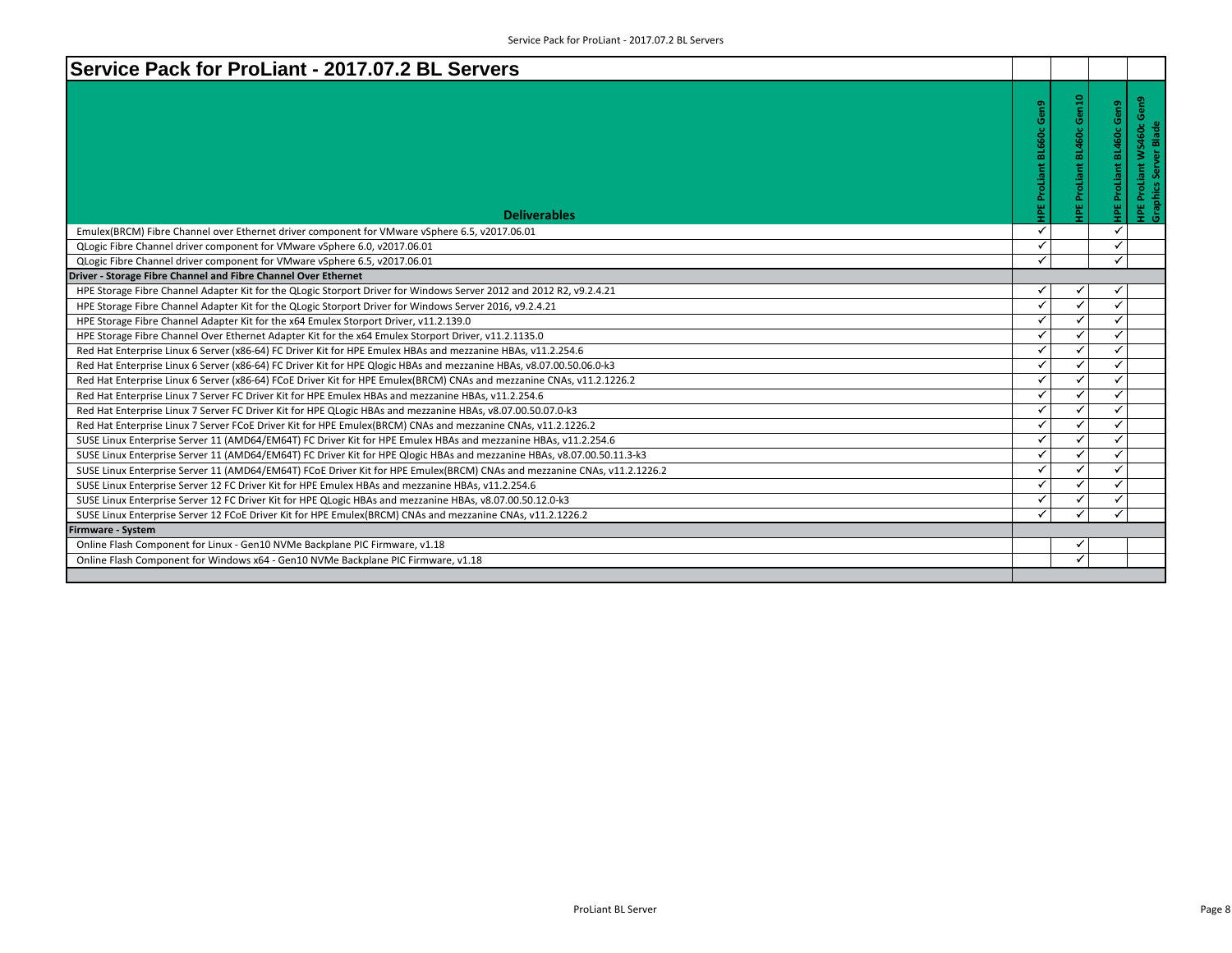# Service Pack for ProLiant - 2017.07.2 BL Servers

| Deliverables | HPE ProLiant BL660c Gen9 | HPE ProLiant BL460c Gen10 | HPE ProLiant BL460c Gen9 | HPE ProLiant WS460c Gen9 Graphics Server Blade |
|---|---|---|---|---|
| Emulex(BRCM) Fibre Channel over Ethernet driver component for VMware vSphere 6.5, v2017.06.01 | ✓ | | ✓ | |
| QLogic Fibre Channel driver component for VMware vSphere 6.0, v2017.06.01 | ✓ | | ✓ | |
| QLogic Fibre Channel driver component for VMware vSphere 6.5, v2017.06.01 | ✓ | | ✓ | |
| **Driver - Storage Fibre Channel and Fibre Channel Over Ethernet** | | | | |
| HPE Storage Fibre Channel Adapter Kit for the QLogic Storport Driver for Windows Server 2012 and 2012 R2, v9.2.4.21 | ✓ | ✓ | ✓ | |
| HPE Storage Fibre Channel Adapter Kit for the QLogic Storport Driver for Windows Server 2016, v9.2.4.21 | ✓ | ✓ | ✓ | |
| HPE Storage Fibre Channel Adapter Kit for the x64 Emulex Storport Driver, v11.2.139.0 | ✓ | ✓ | ✓ | |
| HPE Storage Fibre Channel Over Ethernet Adapter Kit for the x64 Emulex Storport Driver, v11.2.1135.0 | ✓ | ✓ | ✓ | |
| Red Hat Enterprise Linux 6 Server (x86-64) FC Driver Kit for HPE Emulex HBAs and mezzanine HBAs, v11.2.254.6 | ✓ | ✓ | ✓ | |
| Red Hat Enterprise Linux 6 Server (x86-64) FC Driver Kit for HPE Qlogic HBAs and mezzanine HBAs, v8.07.00.50.06.0-k3 | ✓ | ✓ | ✓ | |
| Red Hat Enterprise Linux 6 Server (x86-64) FCoE Driver Kit for HPE Emulex(BRCM) CNAs and mezzanine CNAs, v11.2.1226.2 | ✓ | ✓ | ✓ | |
| Red Hat Enterprise Linux 7 Server FC Driver Kit for HPE Emulex HBAs and mezzanine HBAs, v11.2.254.6 | ✓ | ✓ | ✓ | |
| Red Hat Enterprise Linux 7 Server FC Driver Kit for HPE QLogic HBAs and mezzanine HBAs, v8.07.00.50.07.0-k3 | ✓ | ✓ | ✓ | |
| Red Hat Enterprise Linux 7 Server FCoE Driver Kit for HPE Emulex(BRCM) CNAs and mezzanine CNAs, v11.2.1226.2 | ✓ | ✓ | ✓ | |
| SUSE Linux Enterprise Server 11 (AMD64/EM64T) FC Driver Kit for HPE Emulex HBAs and mezzanine HBAs, v11.2.254.6 | ✓ | ✓ | ✓ | |
| SUSE Linux Enterprise Server 11 (AMD64/EM64T) FC Driver Kit for HPE Qlogic HBAs and mezzanine HBAs, v8.07.00.50.11.3-k3 | ✓ | ✓ | ✓ | |
| SUSE Linux Enterprise Server 11 (AMD64/EM64T) FCoE Driver Kit for HPE Emulex(BRCM) CNAs and mezzanine CNAs, v11.2.1226.2 | ✓ | ✓ | ✓ | |
| SUSE Linux Enterprise Server 12 FC Driver Kit for HPE Emulex HBAs and mezzanine HBAs, v11.2.254.6 | ✓ | ✓ | ✓ | |
| SUSE Linux Enterprise Server 12 FC Driver Kit for HPE QLogic HBAs and mezzanine HBAs, v8.07.00.50.12.0-k3 | ✓ | ✓ | ✓ | |
| SUSE Linux Enterprise Server 12 FCoE Driver Kit for HPE Emulex(BRCM) CNAs and mezzanine CNAs, v11.2.1226.2 | ✓ | ✓ | ✓ | |
| **Firmware - System** | | | | |
| Online Flash Component for Linux - Gen10 NVMe Backplane PIC Firmware, v1.18 | | ✓ | | |
| Online Flash Component for Windows x64 - Gen10 NVMe Backplane PIC Firmware, v1.18 | | ✓ | | |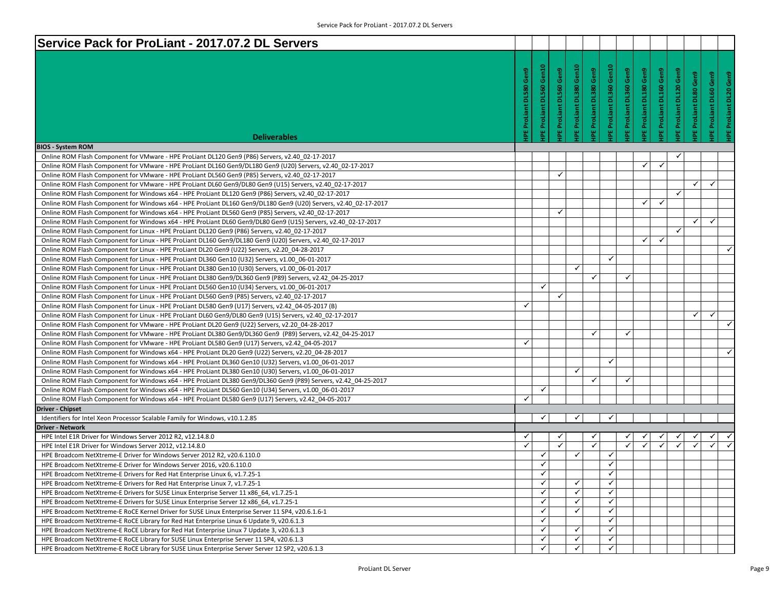# Service Pack for ProLiant - 2017.07.2 DL Servers

| Deliverables | HPE ProLiant DL580 Gen9 | HPE ProLiant DL560 Gen10 | HPE ProLiant DL560 Gen9 | HPE ProLiant DL380 Gen10 | HPE ProLiant DL380 Gen9 | HPE ProLiant DL360 Gen10 | HPE ProLiant DL360 Gen9 | HPE ProLiant DL180 Gen9 | HPE ProLiant DL160 Gen9 | HPE ProLiant DL120 Gen9 | HPE ProLiant DL80 Gen9 | HPE ProLiant DL60 Gen9 | HPE ProLiant DL20 Gen9 |
|---|---|---|---|---|---|---|---|---|---|---|---|---|---|
| **BIOS - System ROM** | | | | | | | | | | | | | |
| Online ROM Flash Component for VMware - HPE ProLiant DL120 Gen9 (P86) Servers, v2.40_02-17-2017 | | | | | | | | | | ✓ | | | |
| Online ROM Flash Component for VMware - HPE ProLiant DL160 Gen9/DL180 Gen9 (U20) Servers, v2.40_02-17-2017 | | | | | | | | ✓ | ✓ | | | | |
| Online ROM Flash Component for VMware - HPE ProLiant DL560 Gen9 (P85) Servers, v2.40_02-17-2017 | | | ✓ | | | | | | | | | | |
| Online ROM Flash Component for VMware - HPE ProLiant DL60 Gen9/DL80 Gen9 (U15) Servers, v2.40_02-17-2017 | | | | | | | | | | | ✓ | ✓ | |
| Online ROM Flash Component for Windows x64 - HPE ProLiant DL120 Gen9 (P86) Servers, v2.40_02-17-2017 | | | | | | | | | | ✓ | | | |
| Online ROM Flash Component for Windows x64 - HPE ProLiant DL160 Gen9/DL180 Gen9 (U20) Servers, v2.40_02-17-2017 | | | | | | | | ✓ | ✓ | | | | |
| Online ROM Flash Component for Windows x64 - HPE ProLiant DL560 Gen9 (P85) Servers, v2.40_02-17-2017 | | | ✓ | | | | | | | | | | |
| Online ROM Flash Component for Windows x64 - HPE ProLiant DL60 Gen9/DL80 Gen9 (U15) Servers, v2.40_02-17-2017 | | | | | | | | | | | ✓ | ✓ | |
| Online ROM Flash Component for Linux - HPE ProLiant DL120 Gen9 (P86) Servers, v2.40_02-17-2017 | | | | | | | | | | ✓ | | | |
| Online ROM Flash Component for Linux - HPE ProLiant DL160 Gen9/DL180 Gen9 (U20) Servers, v2.40_02-17-2017 | | | | | | | | ✓ | ✓ | | | | |
| Online ROM Flash Component for Linux - HPE ProLiant DL20 Gen9 (U22) Servers, v2.20_04-28-2017 | | | | | | | | | | | | | ✓ |
| Online ROM Flash Component for Linux - HPE ProLiant DL360 Gen10 (U32) Servers, v1.00_06-01-2017 | | | | | | ✓ | | | | | | | |
| Online ROM Flash Component for Linux - HPE ProLiant DL380 Gen10 (U30) Servers, v1.00_06-01-2017 | | | | ✓ | | | | | | | | | |
| Online ROM Flash Component for Linux - HPE ProLiant DL380 Gen9/DL360 Gen9 (P89) Servers, v2.42_04-25-2017 | | | | | ✓ | | ✓ | | | | | | |
| Online ROM Flash Component for Linux - HPE ProLiant DL560 Gen10 (U34) Servers, v1.00_06-01-2017 | | ✓ | | | | | | | | | | | |
| Online ROM Flash Component for Linux - HPE ProLiant DL560 Gen9 (P85) Servers, v2.40_02-17-2017 | | | ✓ | | | | | | | | | | |
| Online ROM Flash Component for Linux - HPE ProLiant DL580 Gen9 (U17) Servers, v2.42_04-05-2017 (B) | ✓ | | | | | | | | | | | | |
| Online ROM Flash Component for Linux - HPE ProLiant DL60 Gen9/DL80 Gen9 (U15) Servers, v2.40_02-17-2017 | | | | | | | | | | | ✓ | ✓ | |
| Online ROM Flash Component for VMware - HPE ProLiant DL20 Gen9 (U22) Servers, v2.20_04-28-2017 | | | | | | | | | | | | | ✓ |
| Online ROM Flash Component for VMware - HPE ProLiant DL380 Gen9/DL360 Gen9 (P89) Servers, v2.42_04-25-2017 | | | | | ✓ | | ✓ | | | | | | |
| Online ROM Flash Component for VMware - HPE ProLiant DL580 Gen9 (U17) Servers, v2.42_04-05-2017 | ✓ | | | | | | | | | | | | |
| Online ROM Flash Component for Windows x64 - HPE ProLiant DL20 Gen9 (U22) Servers, v2.20_04-28-2017 | | | | | | | | | | | | | ✓ |
| Online ROM Flash Component for Windows x64 - HPE ProLiant DL360 Gen10 (U32) Servers, v1.00_06-01-2017 | | | | | | ✓ | | | | | | | |
| Online ROM Flash Component for Windows x64 - HPE ProLiant DL380 Gen10 (U30) Servers, v1.00_06-01-2017 | | | | ✓ | | | | | | | | | |
| Online ROM Flash Component for Windows x64 - HPE ProLiant DL380 Gen9/DL360 Gen9 (P89) Servers, v2.42_04-25-2017 | | | | | ✓ | | ✓ | | | | | | |
| Online ROM Flash Component for Windows x64 - HPE ProLiant DL560 Gen10 (U34) Servers, v1.00_06-01-2017 | | ✓ | | | | | | | | | | | |
| Online ROM Flash Component for Windows x64 - HPE ProLiant DL580 Gen9 (U17) Servers, v2.42_04-05-2017 | ✓ | | | | | | | | | | | | |
| **Driver - Chipset** | | | | | | | | | | | | | |
| Identifiers for Intel Xeon Processor Scalable Family for Windows, v10.1.2.85 | | ✓ | | ✓ | | ✓ | | | | | | | |
| **Driver - Network** | | | | | | | | | | | | | |
| HPE Intel E1R Driver for Windows Server 2012 R2, v12.14.8.0 | ✓ | | ✓ | | ✓ | | ✓ | ✓ | ✓ | ✓ | ✓ | ✓ | ✓ |
| HPE Intel E1R Driver for Windows Server 2012, v12.14.8.0 | ✓ | | ✓ | | ✓ | | ✓ | ✓ | ✓ | ✓ | ✓ | ✓ | ✓ |
| HPE Broadcom NetXtreme-E Driver for Windows Server 2012 R2, v20.6.110.0 | | ✓ | | ✓ | | ✓ | | | | | | | |
| HPE Broadcom NetXtreme-E Driver for Windows Server 2016, v20.6.110.0 | | ✓ | | | | ✓ | | | | | | | |
| HPE Broadcom NetXtreme-E Drivers for Red Hat Enterprise Linux 6, v1.7.25-1 | | ✓ | | | | ✓ | | | | | | | |
| HPE Broadcom NetXtreme-E Drivers for Red Hat Enterprise Linux 7, v1.7.25-1 | | ✓ | | ✓ | | ✓ | | | | | | | |
| HPE Broadcom NetXtreme-E Drivers for SUSE Linux Enterprise Server 11 x86_64, v1.7.25-1 | | ✓ | | ✓ | | ✓ | | | | | | | |
| HPE Broadcom NetXtreme-E Drivers for SUSE Linux Enterprise Server 12 x86_64, v1.7.25-1 | | ✓ | | ✓ | | ✓ | | | | | | | |
| HPE Broadcom NetXtreme-E RoCE Kernel Driver for SUSE Linux Enterprise Server 11 SP4, v20.6.1.6-1 | | ✓ | | ✓ | | ✓ | | | | | | | |
| HPE Broadcom NetXtreme-E RoCE Library for Red Hat Enterprise Linux 6 Update 9, v20.6.1.3 | | ✓ | | | | ✓ | | | | | | | |
| HPE Broadcom NetXtreme-E RoCE Library for Red Hat Enterprise Linux 7 Update 3, v20.6.1.3 | | ✓ | | ✓ | | ✓ | | | | | | | |
| HPE Broadcom NetXtreme-E RoCE Library for SUSE Linux Enterprise Server 11 SP4, v20.6.1.3 | | ✓ | | ✓ | | ✓ | | | | | | | |
| HPE Broadcom NetXtreme-E RoCE Library for SUSE Linux Enterprise Server Server 12 SP2, v20.6.1.3 | | ✓ | | ✓ | | ✓ | | | | | | | |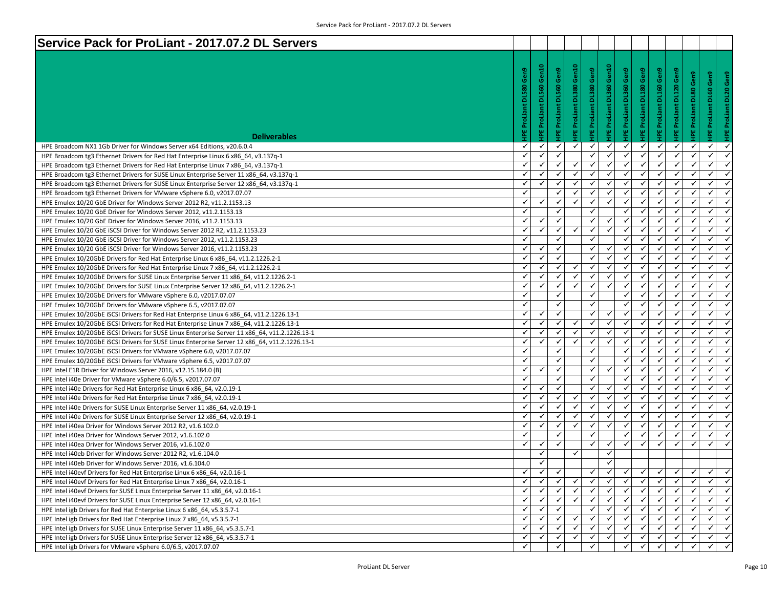# Service Pack for ProLiant - 2017.07.2 DL Servers

| Deliverables | HPE ProLiant DL580 Gen9 | HPE ProLiant DL560 Gen10 | HPE ProLiant DL560 Gen9 | HPE ProLiant DL380 Gen10 | HPE ProLiant DL380 Gen9 | HPE ProLiant DL360 Gen10 | HPE ProLiant DL360 Gen9 | HPE ProLiant DL180 Gen9 | HPE ProLiant DL160 Gen9 | HPE ProLiant DL120 Gen9 | HPE ProLiant DL80 Gen9 | HPE ProLiant DL60 Gen9 | HPE ProLiant DL20 Gen9 |
|---|---|---|---|---|---|---|---|---|---|---|---|---|---|
| HPE Broadcom NX1 1Gb Driver for Windows Server x64 Editions, v20.6.0.4 | ✓ | ✓ | ✓ | ✓ | ✓ | ✓ | ✓ | ✓ | ✓ | ✓ | ✓ | ✓ | ✓ |
| HPE Broadcom tg3 Ethernet Drivers for Red Hat Enterprise Linux 6 x86_64, v3.137q-1 | ✓ | ✓ | ✓ | | ✓ | ✓ | ✓ | ✓ | ✓ | ✓ | ✓ | ✓ | ✓ |
| HPE Broadcom tg3 Ethernet Drivers for Red Hat Enterprise Linux 7 x86_64, v3.137q-1 | ✓ | ✓ | ✓ | ✓ | ✓ | ✓ | ✓ | ✓ | ✓ | ✓ | ✓ | ✓ | ✓ |
| HPE Broadcom tg3 Ethernet Drivers for SUSE Linux Enterprise Server 11 x86_64, v3.137q-1 | ✓ | ✓ | ✓ | ✓ | ✓ | ✓ | ✓ | ✓ | ✓ | ✓ | ✓ | ✓ | ✓ |
| HPE Broadcom tg3 Ethernet Drivers for SUSE Linux Enterprise Server 12 x86_64, v3.137q-1 | ✓ | ✓ | ✓ | ✓ | ✓ | ✓ | ✓ | ✓ | ✓ | ✓ | ✓ | ✓ | ✓ |
| HPE Broadcom tg3 Ethernet Drivers for VMware vSphere 6.0, v2017.07.07 | ✓ | | ✓ | ✓ | ✓ | ✓ | ✓ | ✓ | ✓ | ✓ | ✓ | ✓ | ✓ |
| HPE Emulex 10/20 GbE Driver for Windows Server 2012 R2, v11.2.1153.13 | ✓ | ✓ | ✓ | ✓ | ✓ | ✓ | ✓ | ✓ | ✓ | ✓ | ✓ | ✓ | ✓ |
| HPE Emulex 10/20 GbE Driver for Windows Server 2012, v11.2.1153.13 | ✓ | | ✓ | | ✓ | | ✓ | ✓ | ✓ | ✓ | ✓ | ✓ | ✓ |
| HPE Emulex 10/20 GbE Driver for Windows Server 2016, v11.2.1153.13 | ✓ | ✓ | ✓ | | ✓ | ✓ | ✓ | ✓ | ✓ | ✓ | ✓ | ✓ | ✓ |
| HPE Emulex 10/20 GbE iSCSI Driver for Windows Server 2012 R2, v11.2.1153.23 | ✓ | ✓ | ✓ | ✓ | ✓ | ✓ | ✓ | ✓ | ✓ | ✓ | ✓ | ✓ | ✓ |
| HPE Emulex 10/20 GbE iSCSI Driver for Windows Server 2012, v11.2.1153.23 | ✓ | | ✓ | | ✓ | | ✓ | ✓ | ✓ | ✓ | ✓ | ✓ | ✓ |
| HPE Emulex 10/20 GbE iSCSI Driver for Windows Server 2016, v11.2.1153.23 | ✓ | ✓ | ✓ | | ✓ | ✓ | ✓ | ✓ | ✓ | ✓ | ✓ | ✓ | ✓ |
| HPE Emulex 10/20GbE Drivers for Red Hat Enterprise Linux 6 x86_64, v11.2.1226.2-1 | ✓ | ✓ | ✓ | | ✓ | ✓ | ✓ | ✓ | ✓ | ✓ | ✓ | ✓ | ✓ |
| HPE Emulex 10/20GbE Drivers for Red Hat Enterprise Linux 7 x86_64, v11.2.1226.2-1 | ✓ | ✓ | ✓ | ✓ | ✓ | ✓ | ✓ | ✓ | ✓ | ✓ | ✓ | ✓ | ✓ |
| HPE Emulex 10/20GbE Drivers for SUSE Linux Enterprise Server 11 x86_64, v11.2.1226.2-1 | ✓ | ✓ | ✓ | ✓ | ✓ | ✓ | ✓ | ✓ | ✓ | ✓ | ✓ | ✓ | ✓ |
| HPE Emulex 10/20GbE Drivers for SUSE Linux Enterprise Server 12 x86_64, v11.2.1226.2-1 | ✓ | ✓ | ✓ | ✓ | ✓ | ✓ | ✓ | ✓ | ✓ | ✓ | ✓ | ✓ | ✓ |
| HPE Emulex 10/20GbE Drivers for VMware vSphere 6.0, v2017.07.07 | ✓ | | ✓ | | ✓ | | ✓ | ✓ | ✓ | ✓ | ✓ | ✓ | ✓ |
| HPE Emulex 10/20GbE Drivers for VMware vSphere 6.5, v2017.07.07 | ✓ | | ✓ | | ✓ | | ✓ | ✓ | ✓ | ✓ | ✓ | ✓ | ✓ |
| HPE Emulex 10/20GbE iSCSI Drivers for Red Hat Enterprise Linux 6 x86_64, v11.2.1226.13-1 | ✓ | ✓ | ✓ | | ✓ | ✓ | ✓ | ✓ | ✓ | ✓ | ✓ | ✓ | ✓ |
| HPE Emulex 10/20GbE iSCSI Drivers for Red Hat Enterprise Linux 7 x86_64, v11.2.1226.13-1 | ✓ | ✓ | ✓ | ✓ | ✓ | ✓ | ✓ | ✓ | ✓ | ✓ | ✓ | ✓ | ✓ |
| HPE Emulex 10/20GbE iSCSI Drivers for SUSE Linux Enterprise Server 11 x86_64, v11.2.1226.13-1 | ✓ | ✓ | ✓ | ✓ | ✓ | ✓ | ✓ | ✓ | ✓ | ✓ | ✓ | ✓ | ✓ |
| HPE Emulex 10/20GbE iSCSI Drivers for SUSE Linux Enterprise Server 12 x86_64, v11.2.1226.13-1 | ✓ | ✓ | ✓ | ✓ | ✓ | ✓ | ✓ | ✓ | ✓ | ✓ | ✓ | ✓ | ✓ |
| HPE Emulex 10/20GbE iSCSI Drivers for VMware vSphere 6.0, v2017.07.07 | ✓ | | ✓ | | ✓ | | ✓ | ✓ | ✓ | ✓ | ✓ | ✓ | ✓ |
| HPE Emulex 10/20GbE iSCSI Drivers for VMware vSphere 6.5, v2017.07.07 | ✓ | | ✓ | | ✓ | | ✓ | ✓ | ✓ | ✓ | ✓ | ✓ | ✓ |
| HPE Intel E1R Driver for Windows Server 2016, v12.15.184.0 (B) | ✓ | ✓ | ✓ | | ✓ | ✓ | ✓ | ✓ | ✓ | ✓ | ✓ | ✓ | ✓ |
| HPE Intel i40e Driver for VMware vSphere 6.0/6.5, v2017.07.07 | ✓ | | ✓ | | ✓ | | ✓ | ✓ | ✓ | ✓ | ✓ | ✓ | ✓ |
| HPE Intel i40e Drivers for Red Hat Enterprise Linux 6 x86_64, v2.0.19-1 | ✓ | ✓ | ✓ | | ✓ | ✓ | ✓ | ✓ | ✓ | ✓ | ✓ | ✓ | ✓ |
| HPE Intel i40e Drivers for Red Hat Enterprise Linux 7 x86_64, v2.0.19-1 | ✓ | ✓ | ✓ | ✓ | ✓ | ✓ | ✓ | ✓ | ✓ | ✓ | ✓ | ✓ | ✓ |
| HPE Intel i40e Drivers for SUSE Linux Enterprise Server 11 x86_64, v2.0.19-1 | ✓ | ✓ | ✓ | ✓ | ✓ | ✓ | ✓ | ✓ | ✓ | ✓ | ✓ | ✓ | ✓ |
| HPE Intel i40e Drivers for SUSE Linux Enterprise Server 12 x86_64, v2.0.19-1 | ✓ | ✓ | ✓ | ✓ | ✓ | ✓ | ✓ | ✓ | ✓ | ✓ | ✓ | ✓ | ✓ |
| HPE Intel i40ea Driver for Windows Server 2012 R2, v1.6.102.0 | ✓ | ✓ | ✓ | ✓ | ✓ | ✓ | ✓ | ✓ | ✓ | ✓ | ✓ | ✓ | ✓ |
| HPE Intel i40ea Driver for Windows Server 2012, v1.6.102.0 | ✓ | | ✓ | | ✓ | | ✓ | ✓ | ✓ | ✓ | ✓ | ✓ | ✓ |
| HPE Intel i40ea Driver for Windows Server 2016, v1.6.102.0 | ✓ | ✓ | ✓ | | ✓ | ✓ | ✓ | ✓ | ✓ | ✓ | ✓ | ✓ | ✓ |
| HPE Intel i40eb Driver for Windows Server 2012 R2, v1.6.104.0 | | ✓ | | ✓ | | ✓ | | | | | | | |
| HPE Intel i40eb Driver for Windows Server 2016, v1.6.104.0 | | ✓ | | | | ✓ | | | | | | | |
| HPE Intel i40evf Drivers for Red Hat Enterprise Linux 6 x86_64, v2.0.16-1 | ✓ | ✓ | ✓ | | ✓ | ✓ | ✓ | ✓ | ✓ | ✓ | ✓ | ✓ | ✓ |
| HPE Intel i40evf Drivers for Red Hat Enterprise Linux 7 x86_64, v2.0.16-1 | ✓ | ✓ | ✓ | ✓ | ✓ | ✓ | ✓ | ✓ | ✓ | ✓ | ✓ | ✓ | ✓ |
| HPE Intel i40evf Drivers for SUSE Linux Enterprise Server 11 x86_64, v2.0.16-1 | ✓ | ✓ | ✓ | ✓ | ✓ | ✓ | ✓ | ✓ | ✓ | ✓ | ✓ | ✓ | ✓ |
| HPE Intel i40evf Drivers for SUSE Linux Enterprise Server 12 x86_64, v2.0.16-1 | ✓ | ✓ | ✓ | ✓ | ✓ | ✓ | ✓ | ✓ | ✓ | ✓ | ✓ | ✓ | ✓ |
| HPE Intel igb Drivers for Red Hat Enterprise Linux 6 x86_64, v5.3.5.7-1 | ✓ | ✓ | ✓ | | ✓ | ✓ | ✓ | ✓ | ✓ | ✓ | ✓ | ✓ | ✓ |
| HPE Intel igb Drivers for Red Hat Enterprise Linux 7 x86_64, v5.3.5.7-1 | ✓ | ✓ | ✓ | ✓ | ✓ | ✓ | ✓ | ✓ | ✓ | ✓ | ✓ | ✓ | ✓ |
| HPE Intel igb Drivers for SUSE Linux Enterprise Server 11 x86_64, v5.3.5.7-1 | ✓ | ✓ | ✓ | ✓ | ✓ | ✓ | ✓ | ✓ | ✓ | ✓ | ✓ | ✓ | ✓ |
| HPE Intel igb Drivers for SUSE Linux Enterprise Server 12 x86_64, v5.3.5.7-1 | ✓ | ✓ | ✓ | ✓ | ✓ | ✓ | ✓ | ✓ | ✓ | ✓ | ✓ | ✓ | ✓ |
| HPE Intel igb Drivers for VMware vSphere 6.0/6.5, v2017.07.07 | ✓ | | ✓ | | ✓ | | ✓ | ✓ | ✓ | ✓ | ✓ | ✓ | ✓ |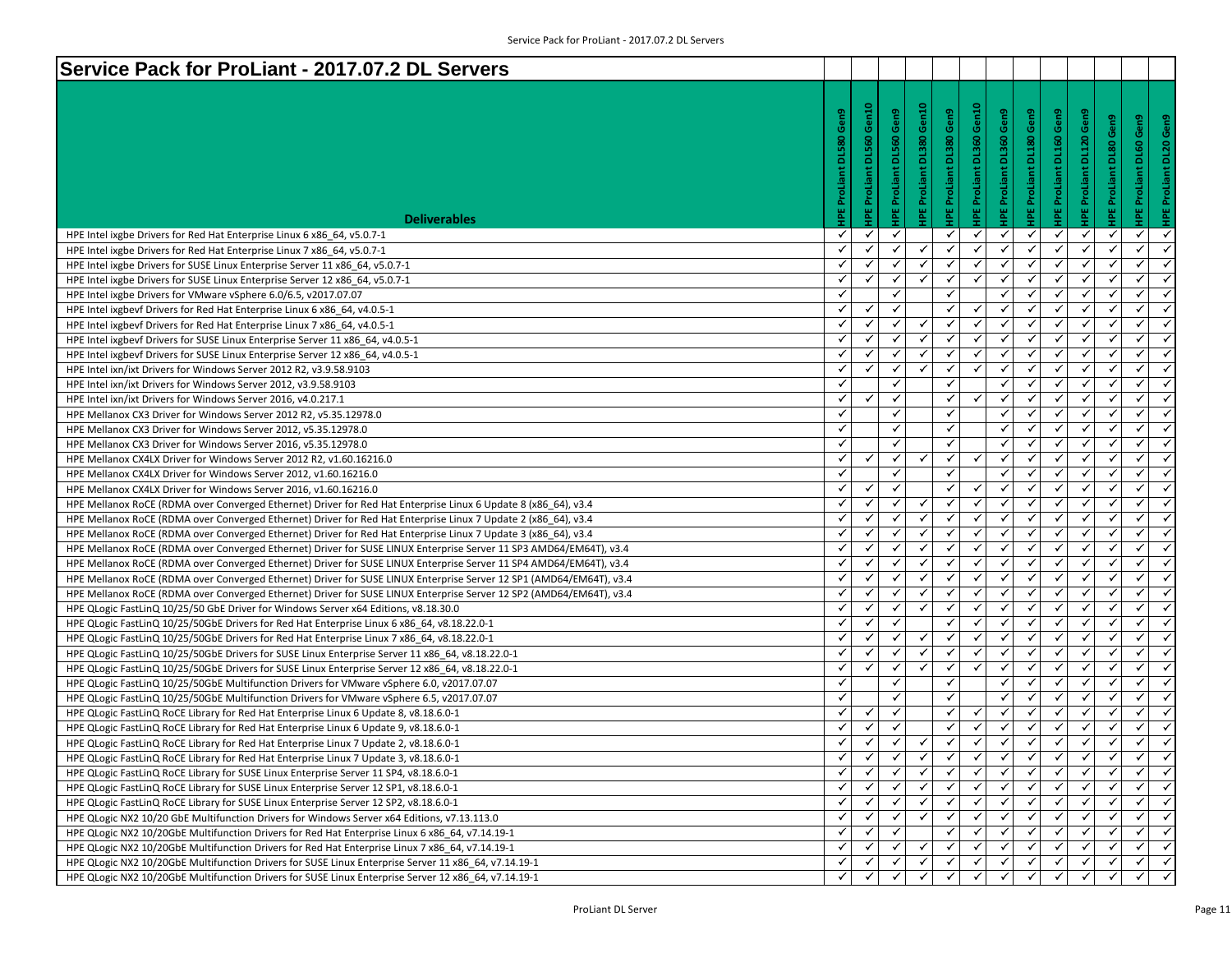# Service Pack for ProLiant - 2017.07.2 DL Servers

| Deliverables | HPE ProLiant DL580 Gen9 | HPE ProLiant DL560 Gen10 | HPE ProLiant DL560 Gen9 | HPE ProLiant DL380 Gen10 | HPE ProLiant DL380 Gen9 | HPE ProLiant DL360 Gen10 | HPE ProLiant DL360 Gen9 | HPE ProLiant DL180 Gen9 | HPE ProLiant DL160 Gen9 | HPE ProLiant DL120 Gen9 | HPE ProLiant DL80 Gen9 | HPE ProLiant DL60 Gen9 | HPE ProLiant DL20 Gen9 |
|---|---|---|---|---|---|---|---|---|---|---|---|---|---|
| HPE Intel ixgbe Drivers for Red Hat Enterprise Linux 6 x86_64, v5.0.7-1 | ✓ | ✓ | ✓ | | ✓ | ✓ | ✓ | ✓ | ✓ | ✓ | ✓ | ✓ | ✓ |
| HPE Intel ixgbe Drivers for Red Hat Enterprise Linux 7 x86_64, v5.0.7-1 | ✓ | ✓ | ✓ | ✓ | ✓ | ✓ | ✓ | ✓ | ✓ | ✓ | ✓ | ✓ | ✓ |
| HPE Intel ixgbe Drivers for SUSE Linux Enterprise Server 11 x86_64, v5.0.7-1 | ✓ | ✓ | ✓ | ✓ | ✓ | ✓ | ✓ | ✓ | ✓ | ✓ | ✓ | ✓ | ✓ |
| HPE Intel ixgbe Drivers for SUSE Linux Enterprise Server 12 x86_64, v5.0.7-1 | ✓ | ✓ | ✓ | ✓ | ✓ | ✓ | ✓ | ✓ | ✓ | ✓ | ✓ | ✓ | ✓ |
| HPE Intel ixgbe Drivers for VMware vSphere 6.0/6.5, v2017.07.07 | ✓ | | ✓ | | ✓ | | ✓ | ✓ | ✓ | ✓ | ✓ | ✓ | ✓ |
| HPE Intel ixgbevf Drivers for Red Hat Enterprise Linux 6 x86_64, v4.0.5-1 | ✓ | ✓ | ✓ | | ✓ | ✓ | ✓ | ✓ | ✓ | ✓ | ✓ | ✓ | ✓ |
| HPE Intel ixgbevf Drivers for Red Hat Enterprise Linux 7 x86_64, v4.0.5-1 | ✓ | ✓ | ✓ | ✓ | ✓ | ✓ | ✓ | ✓ | ✓ | ✓ | ✓ | ✓ | ✓ |
| HPE Intel ixgbevf Drivers for SUSE Linux Enterprise Server 11 x86_64, v4.0.5-1 | ✓ | ✓ | ✓ | ✓ | ✓ | ✓ | ✓ | ✓ | ✓ | ✓ | ✓ | ✓ | ✓ |
| HPE Intel ixgbevf Drivers for SUSE Linux Enterprise Server 12 x86_64, v4.0.5-1 | ✓ | ✓ | ✓ | ✓ | ✓ | ✓ | ✓ | ✓ | ✓ | ✓ | ✓ | ✓ | ✓ |
| HPE Intel ixn/ixt Drivers for Windows Server 2012 R2, v3.9.58.9103 | ✓ | ✓ | ✓ | ✓ | ✓ | ✓ | ✓ | ✓ | ✓ | ✓ | ✓ | ✓ | ✓ |
| HPE Intel ixn/ixt Drivers for Windows Server 2012, v3.9.58.9103 | ✓ | | ✓ | | ✓ | | ✓ | ✓ | ✓ | ✓ | ✓ | ✓ | ✓ |
| HPE Intel ixn/ixt Drivers for Windows Server 2016, v4.0.217.1 | ✓ | ✓ | ✓ | | ✓ | ✓ | ✓ | ✓ | ✓ | ✓ | ✓ | ✓ | ✓ |
| HPE Mellanox CX3 Driver for Windows Server 2012 R2, v5.35.12978.0 | ✓ | | ✓ | | ✓ | | ✓ | ✓ | ✓ | ✓ | ✓ | ✓ | ✓ |
| HPE Mellanox CX3 Driver for Windows Server 2012, v5.35.12978.0 | ✓ | | ✓ | | ✓ | | ✓ | ✓ | ✓ | ✓ | ✓ | ✓ | ✓ |
| HPE Mellanox CX3 Driver for Windows Server 2016, v5.35.12978.0 | ✓ | | ✓ | | ✓ | | ✓ | ✓ | ✓ | ✓ | ✓ | ✓ | ✓ |
| HPE Mellanox CX4LX Driver for Windows Server 2012 R2, v1.60.16216.0 | ✓ | ✓ | ✓ | ✓ | ✓ | ✓ | ✓ | ✓ | ✓ | ✓ | ✓ | ✓ | ✓ |
| HPE Mellanox CX4LX Driver for Windows Server 2012, v1.60.16216.0 | ✓ | | ✓ | | ✓ | | ✓ | ✓ | ✓ | ✓ | ✓ | ✓ | ✓ |
| HPE Mellanox CX4LX Driver for Windows Server 2016, v1.60.16216.0 | ✓ | ✓ | ✓ | | ✓ | ✓ | ✓ | ✓ | ✓ | ✓ | ✓ | ✓ | ✓ |
| HPE Mellanox RoCE (RDMA over Converged Ethernet) Driver for Red Hat Enterprise Linux 6 Update 8 (x86_64), v3.4 | ✓ | ✓ | ✓ | ✓ | ✓ | ✓ | ✓ | ✓ | ✓ | ✓ | ✓ | ✓ | ✓ |
| HPE Mellanox RoCE (RDMA over Converged Ethernet) Driver for Red Hat Enterprise Linux 7 Update 2 (x86_64), v3.4 | ✓ | ✓ | ✓ | ✓ | ✓ | ✓ | ✓ | ✓ | ✓ | ✓ | ✓ | ✓ | ✓ |
| HPE Mellanox RoCE (RDMA over Converged Ethernet) Driver for Red Hat Enterprise Linux 7 Update 3 (x86_64), v3.4 | ✓ | ✓ | ✓ | ✓ | ✓ | ✓ | ✓ | ✓ | ✓ | ✓ | ✓ | ✓ | ✓ |
| HPE Mellanox RoCE (RDMA over Converged Ethernet) Driver for SUSE LINUX Enterprise Server 11 SP3 AMD64/EM64T), v3.4 | ✓ | ✓ | ✓ | ✓ | ✓ | ✓ | ✓ | ✓ | ✓ | ✓ | ✓ | ✓ | ✓ |
| HPE Mellanox RoCE (RDMA over Converged Ethernet) Driver for SUSE LINUX Enterprise Server 11 SP4 AMD64/EM64T), v3.4 | ✓ | ✓ | ✓ | ✓ | ✓ | ✓ | ✓ | ✓ | ✓ | ✓ | ✓ | ✓ | ✓ |
| HPE Mellanox RoCE (RDMA over Converged Ethernet) Driver for SUSE LINUX Enterprise Server 12 SP1 (AMD64/EM64T), v3.4 | ✓ | ✓ | ✓ | ✓ | ✓ | ✓ | ✓ | ✓ | ✓ | ✓ | ✓ | ✓ | ✓ |
| HPE Mellanox RoCE (RDMA over Converged Ethernet) Driver for SUSE LINUX Enterprise Server 12 SP2 (AMD64/EM64T), v3.4 | ✓ | ✓ | ✓ | ✓ | ✓ | ✓ | ✓ | ✓ | ✓ | ✓ | ✓ | ✓ | ✓ |
| HPE QLogic FastLinQ 10/25/50 GbE Driver for Windows Server x64 Editions, v8.18.30.0 | ✓ | ✓ | ✓ | ✓ | ✓ | ✓ | ✓ | ✓ | ✓ | ✓ | ✓ | ✓ | ✓ |
| HPE QLogic FastLinQ 10/25/50GbE Drivers for Red Hat Enterprise Linux 6 x86_64, v8.18.22.0-1 | ✓ | ✓ | ✓ | | ✓ | ✓ | ✓ | ✓ | ✓ | ✓ | ✓ | ✓ | ✓ |
| HPE QLogic FastLinQ 10/25/50GbE Drivers for Red Hat Enterprise Linux 7 x86_64, v8.18.22.0-1 | ✓ | ✓ | ✓ | ✓ | ✓ | ✓ | ✓ | ✓ | ✓ | ✓ | ✓ | ✓ | ✓ |
| HPE QLogic FastLinQ 10/25/50GbE Drivers for SUSE Linux Enterprise Server 11 x86_64, v8.18.22.0-1 | ✓ | ✓ | ✓ | ✓ | ✓ | ✓ | ✓ | ✓ | ✓ | ✓ | ✓ | ✓ | ✓ |
| HPE QLogic FastLinQ 10/25/50GbE Drivers for SUSE Linux Enterprise Server 12 x86_64, v8.18.22.0-1 | ✓ | ✓ | ✓ | ✓ | ✓ | ✓ | ✓ | ✓ | ✓ | ✓ | ✓ | ✓ | ✓ |
| HPE QLogic FastLinQ 10/25/50GbE Multifunction Drivers for VMware vSphere 6.0, v2017.07.07 | ✓ | | ✓ | | ✓ | | ✓ | ✓ | ✓ | ✓ | ✓ | ✓ | ✓ |
| HPE QLogic FastLinQ 10/25/50GbE Multifunction Drivers for VMware vSphere 6.5, v2017.07.07 | ✓ | | ✓ | | ✓ | | ✓ | ✓ | ✓ | ✓ | ✓ | ✓ | ✓ |
| HPE QLogic FastLinQ RoCE Library for Red Hat Enterprise Linux 6 Update 8, v8.18.6.0-1 | ✓ | ✓ | ✓ | | ✓ | ✓ | ✓ | ✓ | ✓ | ✓ | ✓ | ✓ | ✓ |
| HPE QLogic FastLinQ RoCE Library for Red Hat Enterprise Linux 6 Update 9, v8.18.6.0-1 | ✓ | ✓ | ✓ | | ✓ | ✓ | ✓ | ✓ | ✓ | ✓ | ✓ | ✓ | ✓ |
| HPE QLogic FastLinQ RoCE Library for Red Hat Enterprise Linux 7 Update 2, v8.18.6.0-1 | ✓ | ✓ | ✓ | ✓ | ✓ | ✓ | ✓ | ✓ | ✓ | ✓ | ✓ | ✓ | ✓ |
| HPE QLogic FastLinQ RoCE Library for Red Hat Enterprise Linux 7 Update 3, v8.18.6.0-1 | ✓ | ✓ | ✓ | ✓ | ✓ | ✓ | ✓ | ✓ | ✓ | ✓ | ✓ | ✓ | ✓ |
| HPE QLogic FastLinQ RoCE Library for SUSE Linux Enterprise Server 11 SP4, v8.18.6.0-1 | ✓ | ✓ | ✓ | ✓ | ✓ | ✓ | ✓ | ✓ | ✓ | ✓ | ✓ | ✓ | ✓ |
| HPE QLogic FastLinQ RoCE Library for SUSE Linux Enterprise Server 12 SP1, v8.18.6.0-1 | ✓ | ✓ | ✓ | ✓ | ✓ | ✓ | ✓ | ✓ | ✓ | ✓ | ✓ | ✓ | ✓ |
| HPE QLogic FastLinQ RoCE Library for SUSE Linux Enterprise Server 12 SP2, v8.18.6.0-1 | ✓ | ✓ | ✓ | ✓ | ✓ | ✓ | ✓ | ✓ | ✓ | ✓ | ✓ | ✓ | ✓ |
| HPE QLogic NX2 10/20 GbE Multifunction Drivers for Windows Server x64 Editions, v7.13.113.0 | ✓ | ✓ | ✓ | ✓ | ✓ | ✓ | ✓ | ✓ | ✓ | ✓ | ✓ | ✓ | ✓ |
| HPE QLogic NX2 10/20GbE Multifunction Drivers for Red Hat Enterprise Linux 6 x86_64, v7.14.19-1 | ✓ | ✓ | ✓ | | ✓ | ✓ | ✓ | ✓ | ✓ | ✓ | ✓ | ✓ | ✓ |
| HPE QLogic NX2 10/20GbE Multifunction Drivers for Red Hat Enterprise Linux 7 x86_64, v7.14.19-1 | ✓ | ✓ | ✓ | ✓ | ✓ | ✓ | ✓ | ✓ | ✓ | ✓ | ✓ | ✓ | ✓ |
| HPE QLogic NX2 10/20GbE Multifunction Drivers for SUSE Linux Enterprise Server 11 x86_64, v7.14.19-1 | ✓ | ✓ | ✓ | ✓ | ✓ | ✓ | ✓ | ✓ | ✓ | ✓ | ✓ | ✓ | ✓ |
| HPE QLogic NX2 10/20GbE Multifunction Drivers for SUSE Linux Enterprise Server 12 x86_64, v7.14.19-1 | ✓ | ✓ | ✓ | ✓ | ✓ | ✓ | ✓ | ✓ | ✓ | ✓ | ✓ | ✓ | ✓ |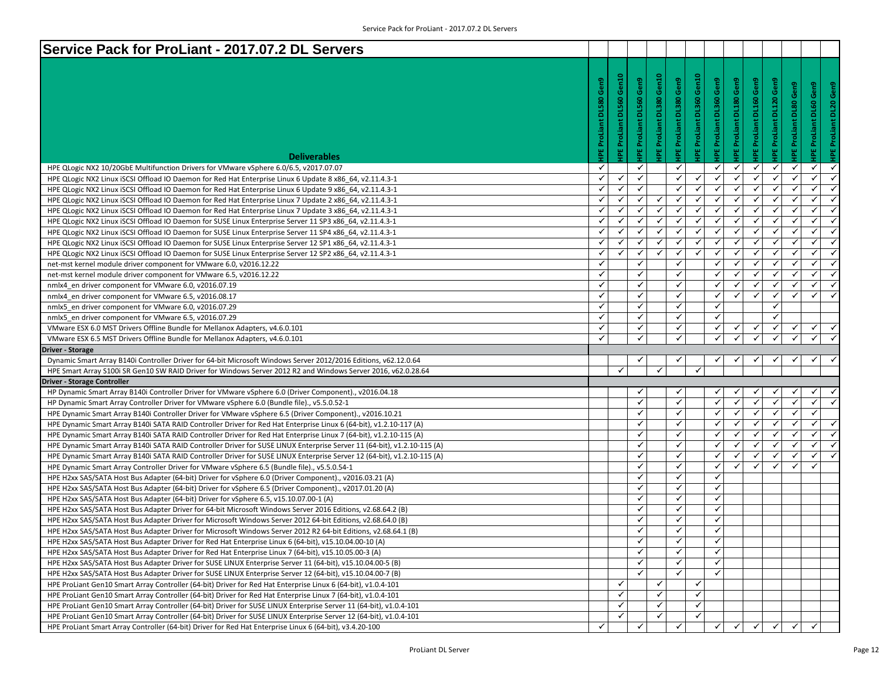# Service Pack for ProLiant - 2017.07.2 DL Servers

| Deliverables | HPE ProLiant DL580 Gen9 | HPE ProLiant DL560 Gen10 | HPE ProLiant DL560 Gen9 | HPE ProLiant DL380 Gen10 | HPE ProLiant DL380 Gen9 | HPE ProLiant DL360 Gen10 | HPE ProLiant DL360 Gen9 | HPE ProLiant DL180 Gen9 | HPE ProLiant DL160 Gen9 | HPE ProLiant DL120 Gen9 | HPE ProLiant DL80 Gen9 | HPE ProLiant DL60 Gen9 | HPE ProLiant DL20 Gen9 |
|---|---|---|---|---|---|---|---|---|---|---|---|---|---|
| HPE QLogic NX2 10/20GbE Multifunction Drivers for VMware vSphere 6.0/6.5, v2017.07.07 | ✓ | | ✓ | | ✓ | | ✓ | ✓ | ✓ | ✓ | ✓ | ✓ | ✓ |
| HPE QLogic NX2 Linux iSCSI Offload IO Daemon for Red Hat Enterprise Linux 6 Update 8 x86_64, v2.11.4.3-1 | ✓ | ✓ | ✓ | | ✓ | ✓ | ✓ | ✓ | ✓ | ✓ | ✓ | ✓ | ✓ |
| HPE QLogic NX2 Linux iSCSI Offload IO Daemon for Red Hat Enterprise Linux 6 Update 9 x86_64, v2.11.4.3-1 | ✓ | ✓ | ✓ | | ✓ | ✓ | ✓ | ✓ | ✓ | ✓ | ✓ | ✓ | ✓ |
| HPE QLogic NX2 Linux iSCSI Offload IO Daemon for Red Hat Enterprise Linux 7 Update 2 x86_64, v2.11.4.3-1 | ✓ | ✓ | ✓ | ✓ | ✓ | ✓ | ✓ | ✓ | ✓ | ✓ | ✓ | ✓ | ✓ |
| HPE QLogic NX2 Linux iSCSI Offload IO Daemon for Red Hat Enterprise Linux 7 Update 3 x86_64, v2.11.4.3-1 | ✓ | ✓ | ✓ | ✓ | ✓ | ✓ | ✓ | ✓ | ✓ | ✓ | ✓ | ✓ | ✓ |
| HPE QLogic NX2 Linux iSCSI Offload IO Daemon for SUSE Linux Enterprise Server 11 SP3 x86_64, v2.11.4.3-1 | ✓ | ✓ | ✓ | ✓ | ✓ | ✓ | ✓ | ✓ | ✓ | ✓ | ✓ | ✓ | ✓ |
| HPE QLogic NX2 Linux iSCSI Offload IO Daemon for SUSE Linux Enterprise Server 11 SP4 x86_64, v2.11.4.3-1 | ✓ | ✓ | ✓ | ✓ | ✓ | ✓ | ✓ | ✓ | ✓ | ✓ | ✓ | ✓ | ✓ |
| HPE QLogic NX2 Linux iSCSI Offload IO Daemon for SUSE Linux Enterprise Server 12 SP1 x86_64, v2.11.4.3-1 | ✓ | ✓ | ✓ | ✓ | ✓ | ✓ | ✓ | ✓ | ✓ | ✓ | ✓ | ✓ | ✓ |
| HPE QLogic NX2 Linux iSCSI Offload IO Daemon for SUSE Linux Enterprise Server 12 SP2 x86_64, v2.11.4.3-1 | ✓ | ✓ | ✓ | ✓ | ✓ | ✓ | ✓ | ✓ | ✓ | ✓ | ✓ | ✓ | ✓ |
| net-mst kernel module driver component for VMware 6.0, v2016.12.22 | ✓ | | ✓ | | ✓ | | ✓ | ✓ | ✓ | ✓ | ✓ | ✓ | ✓ |
| net-mst kernel module driver component for VMware 6.5, v2016.12.22 | ✓ | | ✓ | | ✓ | | ✓ | ✓ | ✓ | ✓ | ✓ | ✓ | ✓ |
| nmlx4_en driver component for VMware 6.0, v2016.07.19 | ✓ | | ✓ | | ✓ | | ✓ | ✓ | ✓ | ✓ | ✓ | ✓ | ✓ |
| nmlx4_en driver component for VMware 6.5, v2016.08.17 | ✓ | | ✓ | | ✓ | | ✓ | ✓ | ✓ | ✓ | ✓ | ✓ | ✓ |
| nmlx5_en driver component for VMware 6.0, v2016.07.29 | ✓ | | ✓ | | ✓ | | ✓ | | | ✓ | | | |
| nmlx5_en driver component for VMware 6.5, v2016.07.29 | ✓ | | ✓ | | ✓ | | ✓ | | | ✓ | | | |
| VMware ESX 6.0 MST Drivers Offline Bundle for Mellanox Adapters, v4.6.0.101 | ✓ | | ✓ | | ✓ | | ✓ | ✓ | ✓ | ✓ | ✓ | ✓ | ✓ |
| VMware ESX 6.5 MST Drivers Offline Bundle for Mellanox Adapters, v4.6.0.101 | ✓ | | ✓ | | ✓ | | ✓ | ✓ | ✓ | ✓ | ✓ | ✓ | ✓ |
| **Driver - Storage** | | | | | | | | | | | | | |
| Dynamic Smart Array B140i Controller Driver for 64-bit Microsoft Windows Server 2012/2016 Editions, v62.12.0.64 | | | ✓ | | ✓ | | ✓ | ✓ | ✓ | ✓ | ✓ | ✓ | ✓ |
| HPE Smart Array S100i SR Gen10 SW RAID Driver for Windows Server 2012 R2 and Windows Server 2016, v62.0.28.64 | | ✓ | | ✓ | | ✓ | | | | | | | |
| **Driver - Storage Controller** | | | | | | | | | | | | | |
| HP Dynamic Smart Array B140i Controller Driver for VMware vSphere 6.0 (Driver Component)., v2016.04.18 | | | ✓ | | ✓ | | ✓ | ✓ | ✓ | ✓ | ✓ | ✓ | ✓ |
| HP Dynamic Smart Array Controller Driver for VMware vSphere 6.0 (Bundle file)., v5.5.0.52-1 | | | ✓ | | ✓ | | ✓ | ✓ | ✓ | ✓ | ✓ | ✓ | ✓ |
| HPE Dynamic Smart Array B140i Controller Driver for VMware vSphere 6.5 (Driver Component)., v2016.10.21 | | | ✓ | | ✓ | | ✓ | ✓ | ✓ | ✓ | ✓ | ✓ | |
| HPE Dynamic Smart Array B140i SATA RAID Controller Driver for Red Hat Enterprise Linux 6 (64-bit), v1.2.10-117 (A) | | | ✓ | | ✓ | | ✓ | ✓ | ✓ | ✓ | ✓ | ✓ | ✓ |
| HPE Dynamic Smart Array B140i SATA RAID Controller Driver for Red Hat Enterprise Linux 7 (64-bit), v1.2.10-115 (A) | | | ✓ | | ✓ | | ✓ | ✓ | ✓ | ✓ | ✓ | ✓ | ✓ |
| HPE Dynamic Smart Array B140i SATA RAID Controller Driver for SUSE LINUX Enterprise Server 11 (64-bit), v1.2.10-117 (A) | | | ✓ | | ✓ | | ✓ | ✓ | ✓ | ✓ | ✓ | ✓ | ✓ |
| HPE Dynamic Smart Array B140i SATA RAID Controller Driver for SUSE LINUX Enterprise Server 12 (64-bit), v1.2.10-115 (A) | | | ✓ | | ✓ | | ✓ | ✓ | ✓ | ✓ | ✓ | ✓ | ✓ |
| HPE Dynamic Smart Array Controller Driver for VMware vSphere 6.5 (Bundle file)., v5.5.0.54-1 | | | ✓ | | ✓ | | ✓ | ✓ | ✓ | ✓ | ✓ | ✓ | |
| HPE H2xx SAS/SATA Host Bus Adapter (64-bit) Driver for vSphere 6.0 (Driver Component)., v2016.03.21 (A) | | | ✓ | | ✓ | | ✓ | | | | | | |
| HPE H2xx SAS/SATA Host Bus Adapter (64-bit) Driver for vSphere 6.5 (Driver Component)., v2017.01.20 (A) | | | ✓ | | ✓ | | ✓ | | | | | | |
| HPE H2xx SAS/SATA Host Bus Adapter (64-bit) Driver for vSphere 6.5, v15.10.07.00-1 (A) | | | ✓ | | ✓ | | ✓ | | | | | | |
| HPE H2xx SAS/SATA Host Bus Adapter Driver for 64-bit Microsoft Windows Server 2016 Editions, v2.68.64.2 (B) | | | ✓ | | ✓ | | ✓ | | | | | | |
| HPE H2xx SAS/SATA Host Bus Adapter Driver for Microsoft Windows Server 2012 64-bit Editions, v2.68.64.0 (B) | | | ✓ | | ✓ | | ✓ | | | | | | |
| HPE H2xx SAS/SATA Host Bus Adapter Driver for Microsoft Windows Server 2012 R2 64-bit Editions, v2.68.64.1 (B) | | | ✓ | | ✓ | | ✓ | | | | | | |
| HPE H2xx SAS/SATA Host Bus Adapter Driver for Red Hat Enterprise Linux 6 (64-bit), v15.10.04.00-10 (A) | | | ✓ | | ✓ | | ✓ | | | | | | |
| HPE H2xx SAS/SATA Host Bus Adapter Driver for Red Hat Enterprise Linux 7 (64-bit), v15.10.05.00-3 (A) | | | ✓ | | ✓ | | ✓ | | | | | | |
| HPE H2xx SAS/SATA Host Bus Adapter Driver for SUSE LINUX Enterprise Server 11 (64-bit), v15.10.04.00-5 (B) | | | ✓ | | ✓ | | ✓ | | | | | | |
| HPE H2xx SAS/SATA Host Bus Adapter Driver for SUSE LINUX Enterprise Server 12 (64-bit), v15.10.04.00-7 (B) | | | ✓ | | ✓ | | ✓ | | | | | | |
| HPE ProLiant Gen10 Smart Array Controller (64-bit) Driver for Red Hat Enterprise Linux 6 (64-bit), v1.0.4-101 | | ✓ | | ✓ | | ✓ | | | | | | | |
| HPE ProLiant Gen10 Smart Array Controller (64-bit) Driver for Red Hat Enterprise Linux 7 (64-bit), v1.0.4-101 | | ✓ | | ✓ | | ✓ | | | | | | | |
| HPE ProLiant Gen10 Smart Array Controller (64-bit) Driver for SUSE LINUX Enterprise Server 11 (64-bit), v1.0.4-101 | | ✓ | | ✓ | | ✓ | | | | | | | |
| HPE ProLiant Gen10 Smart Array Controller (64-bit) Driver for SUSE LINUX Enterprise Server 12 (64-bit), v1.0.4-101 | | ✓ | | ✓ | | ✓ | | | | | | | |
| HPE ProLiant Smart Array Controller (64-bit) Driver for Red Hat Enterprise Linux 6 (64-bit), v3.4.20-100 | ✓ | | ✓ | | ✓ | | ✓ | ✓ | ✓ | ✓ | ✓ | ✓ | |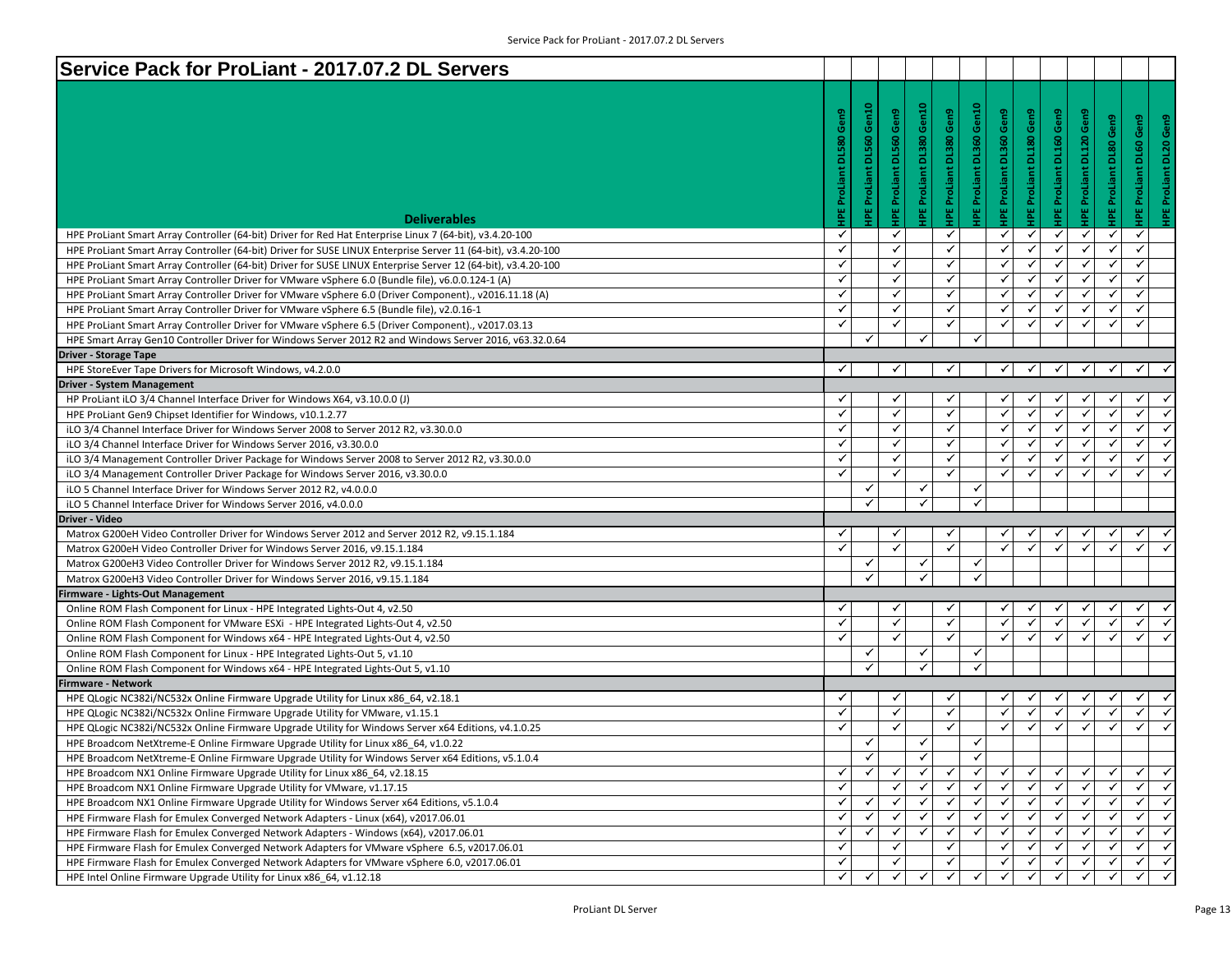# Service Pack for ProLiant - 2017.07.2 DL Servers

| Deliverables | HPE ProLiant DL580 Gen9 | HPE ProLiant DL560 Gen10 | HPE ProLiant DL560 Gen9 | HPE ProLiant DL380 Gen10 | HPE ProLiant DL380 Gen9 | HPE ProLiant DL360 Gen10 | HPE ProLiant DL360 Gen9 | HPE ProLiant DL180 Gen9 | HPE ProLiant DL160 Gen9 | HPE ProLiant DL120 Gen9 | HPE ProLiant DL80 Gen9 | HPE ProLiant DL60 Gen9 | HPE ProLiant DL20 Gen9 |
|---|---|---|---|---|---|---|---|---|---|---|---|---|---|
| HPE ProLiant Smart Array Controller (64-bit) Driver for Red Hat Enterprise Linux 7 (64-bit), v3.4.20-100 | ✓ | | ✓ | | ✓ | | ✓ | ✓ | ✓ | ✓ | ✓ | ✓ | |
| HPE ProLiant Smart Array Controller (64-bit) Driver for SUSE LINUX Enterprise Server 11 (64-bit), v3.4.20-100 | ✓ | | ✓ | | ✓ | | ✓ | ✓ | ✓ | ✓ | ✓ | ✓ | |
| HPE ProLiant Smart Array Controller (64-bit) Driver for SUSE LINUX Enterprise Server 12 (64-bit), v3.4.20-100 | ✓ | | ✓ | | ✓ | | ✓ | ✓ | ✓ | ✓ | ✓ | ✓ | |
| HPE ProLiant Smart Array Controller Driver for VMware vSphere 6.0 (Bundle file), v6.0.0.124-1 (A) | ✓ | | ✓ | | ✓ | | ✓ | ✓ | ✓ | ✓ | ✓ | ✓ | |
| HPE ProLiant Smart Array Controller Driver for VMware vSphere 6.0 (Driver Component)., v2016.11.18 (A) | ✓ | | ✓ | | ✓ | | ✓ | ✓ | ✓ | ✓ | ✓ | ✓ | |
| HPE ProLiant Smart Array Controller Driver for VMware vSphere 6.5 (Bundle file), v2.0.16-1 | ✓ | | ✓ | | ✓ | | ✓ | ✓ | ✓ | ✓ | ✓ | ✓ | |
| HPE ProLiant Smart Array Controller Driver for VMware vSphere 6.5 (Driver Component)., v2017.03.13 | ✓ | | ✓ | | ✓ | | ✓ | ✓ | ✓ | ✓ | ✓ | ✓ | |
| HPE Smart Array Gen10 Controller Driver for Windows Server 2012 R2 and Windows Server 2016, v63.32.0.64 | | ✓ | | ✓ | | ✓ | | | | | | | |
| **Driver - Storage Tape** | | | | | | | | | | | | | |
| HPE StoreEver Tape Drivers for Microsoft Windows, v4.2.0.0 | ✓ | | ✓ | | ✓ | | ✓ | ✓ | ✓ | ✓ | ✓ | ✓ | ✓ |
| **Driver - System Management** | | | | | | | | | | | | | |
| HP ProLiant iLO 3/4 Channel Interface Driver for Windows X64, v3.10.0.0 (J) | ✓ | | ✓ | | ✓ | | ✓ | ✓ | ✓ | ✓ | ✓ | ✓ | ✓ |
| HPE ProLiant Gen9 Chipset Identifier for Windows, v10.1.2.77 | ✓ | | ✓ | | ✓ | | ✓ | ✓ | ✓ | ✓ | ✓ | ✓ | ✓ |
| iLO 3/4 Channel Interface Driver for Windows Server 2008 to Server 2012 R2, v3.30.0.0 | ✓ | | ✓ | | ✓ | | ✓ | ✓ | ✓ | ✓ | ✓ | ✓ | ✓ |
| iLO 3/4 Channel Interface Driver for Windows Server 2016, v3.30.0.0 | ✓ | | ✓ | | ✓ | | ✓ | ✓ | ✓ | ✓ | ✓ | ✓ | ✓ |
| iLO 3/4 Management Controller Driver Package for Windows Server 2008 to Server 2012 R2, v3.30.0.0 | ✓ | | ✓ | | ✓ | | ✓ | ✓ | ✓ | ✓ | ✓ | ✓ | ✓ |
| iLO 3/4 Management Controller Driver Package for Windows Server 2016, v3.30.0.0 | ✓ | | ✓ | | ✓ | | ✓ | ✓ | ✓ | ✓ | ✓ | ✓ | ✓ |
| iLO 5 Channel Interface Driver for Windows Server 2012 R2, v4.0.0.0 | | ✓ | | ✓ | | ✓ | | | | | | | |
| iLO 5 Channel Interface Driver for Windows Server 2016, v4.0.0.0 | | ✓ | | ✓ | | ✓ | | | | | | | |
| **Driver - Video** | | | | | | | | | | | | | |
| Matrox G200eH Video Controller Driver for Windows Server 2012 and Server 2012 R2, v9.15.1.184 | ✓ | | ✓ | | ✓ | | ✓ | ✓ | ✓ | ✓ | ✓ | ✓ | ✓ |
| Matrox G200eH Video Controller Driver for Windows Server 2016, v9.15.1.184 | ✓ | | ✓ | | ✓ | | ✓ | ✓ | ✓ | ✓ | ✓ | ✓ | ✓ |
| Matrox G200eH3 Video Controller Driver for Windows Server 2012 R2, v9.15.1.184 | | ✓ | | ✓ | | ✓ | | | | | | | |
| Matrox G200eH3 Video Controller Driver for Windows Server 2016, v9.15.1.184 | | ✓ | | ✓ | | ✓ | | | | | | | |
| **Firmware - Lights-Out Management** | | | | | | | | | | | | | |
| Online ROM Flash Component for Linux - HPE Integrated Lights-Out 4, v2.50 | ✓ | | ✓ | | ✓ | | ✓ | ✓ | ✓ | ✓ | ✓ | ✓ | ✓ |
| Online ROM Flash Component for VMware ESXi - HPE Integrated Lights-Out 4, v2.50 | ✓ | | ✓ | | ✓ | | ✓ | ✓ | ✓ | ✓ | ✓ | ✓ | ✓ |
| Online ROM Flash Component for Windows x64 - HPE Integrated Lights-Out 4, v2.50 | ✓ | | ✓ | | ✓ | | ✓ | ✓ | ✓ | ✓ | ✓ | ✓ | ✓ |
| Online ROM Flash Component for Linux - HPE Integrated Lights-Out 5, v1.10 | | ✓ | | ✓ | | ✓ | | | | | | | |
| Online ROM Flash Component for Windows x64 - HPE Integrated Lights-Out 5, v1.10 | | ✓ | | ✓ | | ✓ | | | | | | | |
| **Firmware - Network** | | | | | | | | | | | | | |
| HPE QLogic NC382i/NC532x Online Firmware Upgrade Utility for Linux x86_64, v2.18.1 | ✓ | | ✓ | | ✓ | | ✓ | ✓ | ✓ | ✓ | ✓ | ✓ | ✓ |
| HPE QLogic NC382i/NC532x Online Firmware Upgrade Utility for VMware, v1.15.1 | ✓ | | ✓ | | ✓ | | ✓ | ✓ | ✓ | ✓ | ✓ | ✓ | ✓ |
| HPE QLogic NC382i/NC532x Online Firmware Upgrade Utility for Windows Server x64 Editions, v4.1.0.25 | ✓ | | ✓ | | ✓ | | ✓ | ✓ | ✓ | ✓ | ✓ | ✓ | ✓ |
| HPE Broadcom NetXtreme-E Online Firmware Upgrade Utility for Linux x86_64, v1.0.22 | | ✓ | | ✓ | | ✓ | | | | | | | |
| HPE Broadcom NetXtreme-E Online Firmware Upgrade Utility for Windows Server x64 Editions, v5.1.0.4 | | ✓ | | ✓ | | ✓ | | | | | | | |
| HPE Broadcom NX1 Online Firmware Upgrade Utility for Linux x86_64, v2.18.15 | ✓ | ✓ | ✓ | ✓ | ✓ | ✓ | ✓ | ✓ | ✓ | ✓ | ✓ | ✓ | ✓ |
| HPE Broadcom NX1 Online Firmware Upgrade Utility for VMware, v1.17.15 | ✓ | | ✓ | ✓ | ✓ | ✓ | ✓ | ✓ | ✓ | ✓ | ✓ | ✓ | ✓ |
| HPE Broadcom NX1 Online Firmware Upgrade Utility for Windows Server x64 Editions, v5.1.0.4 | ✓ | ✓ | ✓ | ✓ | ✓ | ✓ | ✓ | ✓ | ✓ | ✓ | ✓ | ✓ | ✓ |
| HPE Firmware Flash for Emulex Converged Network Adapters - Linux (x64), v2017.06.01 | ✓ | ✓ | ✓ | ✓ | ✓ | ✓ | ✓ | ✓ | ✓ | ✓ | ✓ | ✓ | ✓ |
| HPE Firmware Flash for Emulex Converged Network Adapters - Windows (x64), v2017.06.01 | ✓ | ✓ | ✓ | ✓ | ✓ | ✓ | ✓ | ✓ | ✓ | ✓ | ✓ | ✓ | ✓ |
| HPE Firmware Flash for Emulex Converged Network Adapters for VMware vSphere 6.5, v2017.06.01 | ✓ | | ✓ | | ✓ | | ✓ | ✓ | ✓ | ✓ | ✓ | ✓ | ✓ |
| HPE Firmware Flash for Emulex Converged Network Adapters for VMware vSphere 6.0, v2017.06.01 | ✓ | | ✓ | | ✓ | | ✓ | ✓ | ✓ | ✓ | ✓ | ✓ | ✓ |
| HPE Intel Online Firmware Upgrade Utility for Linux x86_64, v1.12.18 | ✓ | ✓ | ✓ | ✓ | ✓ | ✓ | ✓ | ✓ | ✓ | ✓ | ✓ | ✓ | ✓ |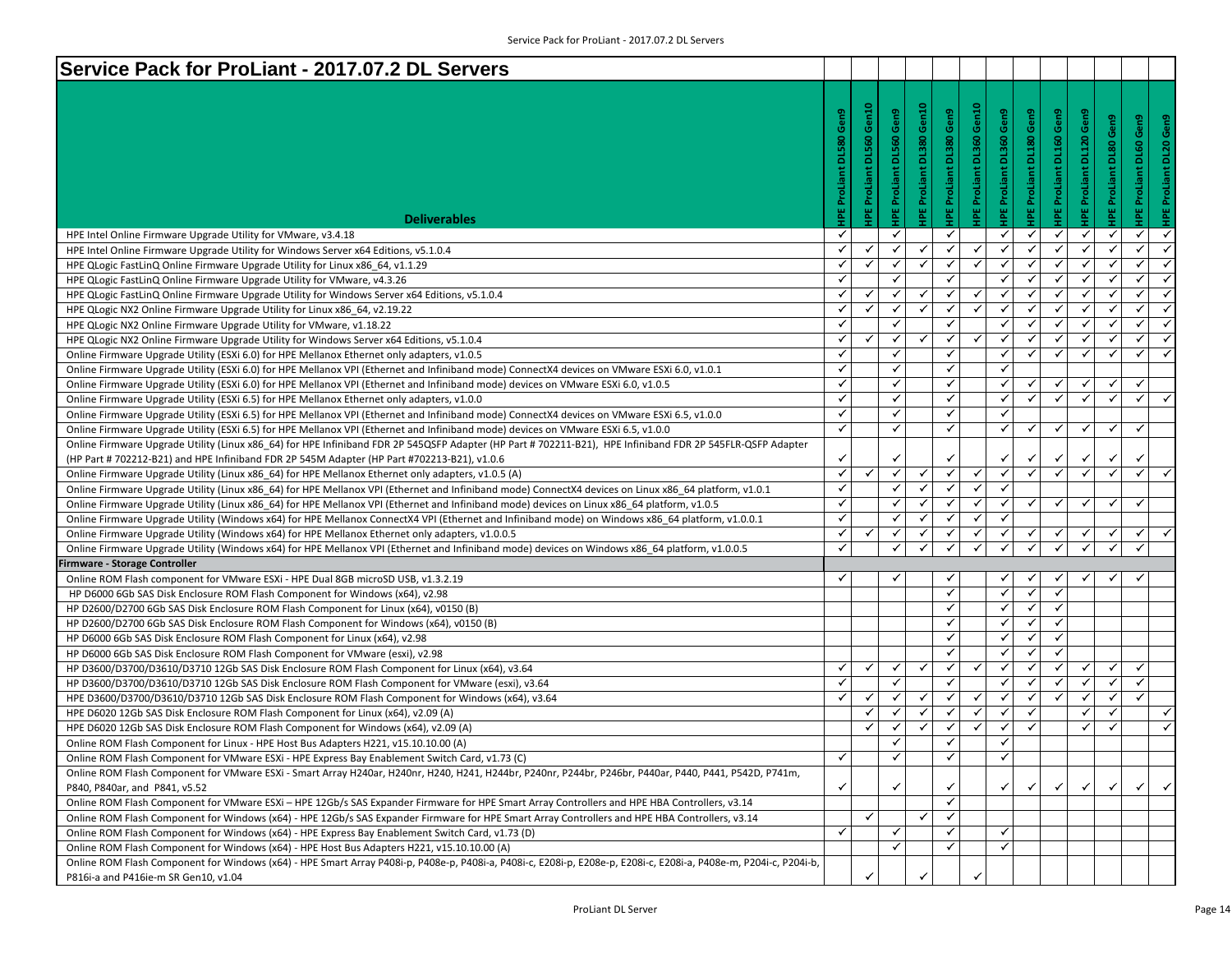# Service Pack for ProLiant - 2017.07.2 DL Servers

| Deliverables | HPE ProLiant DL580 Gen9 | HPE ProLiant DL560 Gen10 | HPE ProLiant DL560 Gen9 | HPE ProLiant DL380 Gen10 | HPE ProLiant DL380 Gen9 | HPE ProLiant DL360 Gen10 | HPE ProLiant DL360 Gen9 | HPE ProLiant DL180 Gen9 | HPE ProLiant DL160 Gen9 | HPE ProLiant DL120 Gen9 | HPE ProLiant DL80 Gen9 | HPE ProLiant DL60 Gen9 | HPE ProLiant DL20 Gen9 |
|---|---|---|---|---|---|---|---|---|---|---|---|---|---|
| HPE Intel Online Firmware Upgrade Utility for VMware, v3.4.18 | ✓ | | ✓ | | ✓ | | ✓ | ✓ | ✓ | ✓ | ✓ | ✓ | ✓ |
| HPE Intel Online Firmware Upgrade Utility for Windows Server x64 Editions, v5.1.0.4 | ✓ | ✓ | ✓ | ✓ | ✓ | ✓ | ✓ | ✓ | ✓ | ✓ | ✓ | ✓ | ✓ |
| HPE QLogic FastLinQ Online Firmware Upgrade Utility for Linux x86_64, v1.1.29 | ✓ | ✓ | ✓ | ✓ | ✓ | ✓ | ✓ | ✓ | ✓ | ✓ | ✓ | ✓ | ✓ |
| HPE QLogic FastLinQ Online Firmware Upgrade Utility for VMware, v4.3.26 | ✓ | | ✓ | | ✓ | | ✓ | ✓ | ✓ | ✓ | ✓ | ✓ | ✓ |
| HPE QLogic FastLinQ Online Firmware Upgrade Utility for Windows Server x64 Editions, v5.1.0.4 | ✓ | ✓ | ✓ | ✓ | ✓ | ✓ | ✓ | ✓ | ✓ | ✓ | ✓ | ✓ | ✓ |
| HPE QLogic NX2 Online Firmware Upgrade Utility for Linux x86_64, v2.19.22 | ✓ | ✓ | ✓ | ✓ | ✓ | ✓ | ✓ | ✓ | ✓ | ✓ | ✓ | ✓ | ✓ |
| HPE QLogic NX2 Online Firmware Upgrade Utility for VMware, v1.18.22 | ✓ | | ✓ | | ✓ | | ✓ | ✓ | ✓ | ✓ | ✓ | ✓ | ✓ |
| HPE QLogic NX2 Online Firmware Upgrade Utility for Windows Server x64 Editions, v5.1.0.4 | ✓ | ✓ | ✓ | ✓ | ✓ | ✓ | ✓ | ✓ | ✓ | ✓ | ✓ | ✓ | ✓ |
| Online Firmware Upgrade Utility (ESXi 6.0) for HPE Mellanox Ethernet only adapters, v1.0.5 | ✓ | | ✓ | | ✓ | | ✓ | ✓ | ✓ | ✓ | ✓ | ✓ | ✓ |
| Online Firmware Upgrade Utility (ESXi 6.0) for HPE Mellanox VPI (Ethernet and Infiniband mode) ConnectX4 devices on VMware ESXi 6.0, v1.0.1 | ✓ | | ✓ | | ✓ | | ✓ | | | | | | |
| Online Firmware Upgrade Utility (ESXi 6.0) for HPE Mellanox VPI (Ethernet and Infiniband mode) devices on VMware ESXi 6.0, v1.0.5 | ✓ | | ✓ | | ✓ | | ✓ | ✓ | ✓ | ✓ | ✓ | ✓ | |
| Online Firmware Upgrade Utility (ESXi 6.5) for HPE Mellanox Ethernet only adapters, v1.0.0 | ✓ | | ✓ | | ✓ | | ✓ | ✓ | ✓ | ✓ | ✓ | ✓ | ✓ |
| Online Firmware Upgrade Utility (ESXi 6.5) for HPE Mellanox VPI (Ethernet and Infiniband mode) ConnectX4 devices on VMware ESXi 6.5, v1.0.0 | ✓ | | ✓ | | ✓ | | ✓ | | | | | | |
| Online Firmware Upgrade Utility (ESXi 6.5) for HPE Mellanox VPI (Ethernet and Infiniband mode) devices on VMware ESXi 6.5, v1.0.0 | ✓ | | ✓ | | ✓ | | ✓ | ✓ | ✓ | ✓ | ✓ | ✓ | |
| Online Firmware Upgrade Utility (Linux x86_64) for HPE Infiniband FDR 2P 545QSFP Adapter (HP Part # 702211-B21), HPE Infiniband FDR 2P 545FLR-QSFP Adapter (HP Part # 702212-B21) and HPE Infiniband FDR 2P 545M Adapter (HP Part #702213-B21), v1.0.6 | ✓ | | ✓ | | ✓ | | ✓ | ✓ | ✓ | ✓ | ✓ | ✓ | |
| Online Firmware Upgrade Utility (Linux x86_64) for HPE Mellanox Ethernet only adapters, v1.0.5 (A) | ✓ | ✓ | ✓ | ✓ | ✓ | ✓ | ✓ | ✓ | ✓ | ✓ | ✓ | ✓ | ✓ |
| Online Firmware Upgrade Utility (Linux x86_64) for HPE Mellanox VPI (Ethernet and Infiniband mode) ConnectX4 devices on Linux x86_64 platform, v1.0.1 | ✓ | | ✓ | ✓ | ✓ | ✓ | ✓ | | | | | | |
| Online Firmware Upgrade Utility (Linux x86_64) for HPE Mellanox VPI (Ethernet and Infiniband mode) devices on Linux x86_64 platform, v1.0.5 | ✓ | | ✓ | ✓ | ✓ | ✓ | ✓ | ✓ | ✓ | ✓ | ✓ | ✓ | |
| Online Firmware Upgrade Utility (Windows x64) for HPE Mellanox ConnectX4 VPI (Ethernet and Infiniband mode) on Windows x86_64 platform, v1.0.0.1 | ✓ | | ✓ | ✓ | ✓ | ✓ | ✓ | | | | | | |
| Online Firmware Upgrade Utility (Windows x64) for HPE Mellanox Ethernet only adapters, v1.0.0.5 | ✓ | ✓ | ✓ | ✓ | ✓ | ✓ | ✓ | ✓ | ✓ | ✓ | ✓ | ✓ | ✓ |
| Online Firmware Upgrade Utility (Windows x64) for HPE Mellanox VPI (Ethernet and Infiniband mode) devices on Windows x86_64 platform, v1.0.0.5 | ✓ | | ✓ | ✓ | ✓ | ✓ | ✓ | ✓ | ✓ | ✓ | ✓ | ✓ | |
| **Firmware - Storage Controller** | | | | | | | | | | | | | |
| Online ROM Flash component for VMware ESXi - HPE Dual 8GB microSD USB, v1.3.2.19 | ✓ | | ✓ | | ✓ | | ✓ | ✓ | ✓ | ✓ | ✓ | ✓ | |
| HP D6000 6Gb SAS Disk Enclosure ROM Flash Component for Windows (x64), v2.98 | | | | | ✓ | | ✓ | ✓ | ✓ | | | | |
| HP D2600/D2700 6Gb SAS Disk Enclosure ROM Flash Component for Linux (x64), v0150 (B) | | | | | ✓ | | ✓ | ✓ | ✓ | | | | |
| HP D2600/D2700 6Gb SAS Disk Enclosure ROM Flash Component for Windows (x64), v0150 (B) | | | | | ✓ | | ✓ | ✓ | ✓ | | | | |
| HP D6000 6Gb SAS Disk Enclosure ROM Flash Component for Linux (x64), v2.98 | | | | | ✓ | | ✓ | ✓ | ✓ | | | | |
| HP D6000 6Gb SAS Disk Enclosure ROM Flash Component for VMware (esxi), v2.98 | | | | | ✓ | | ✓ | ✓ | ✓ | | | | |
| HP D3600/D3700/D3610/D3710 12Gb SAS Disk Enclosure ROM Flash Component for Linux (x64), v3.64 | ✓ | ✓ | ✓ | ✓ | ✓ | ✓ | ✓ | ✓ | ✓ | ✓ | ✓ | ✓ | |
| HP D3600/D3700/D3610/D3710 12Gb SAS Disk Enclosure ROM Flash Component for VMware (esxi), v3.64 | ✓ | | ✓ | | ✓ | | ✓ | ✓ | ✓ | ✓ | ✓ | ✓ | |
| HPE D3600/D3700/D3610/D3710 12Gb SAS Disk Enclosure ROM Flash Component for Windows (x64), v3.64 | ✓ | ✓ | ✓ | ✓ | ✓ | ✓ | ✓ | ✓ | ✓ | ✓ | ✓ | ✓ | |
| HPE D6020 12Gb SAS Disk Enclosure ROM Flash Component for Linux (x64), v2.09 (A) | | ✓ | ✓ | ✓ | ✓ | ✓ | ✓ | ✓ | | ✓ | ✓ | | ✓ |
| HPE D6020 12Gb SAS Disk Enclosure ROM Flash Component for Windows (x64), v2.09 (A) | | ✓ | ✓ | ✓ | ✓ | ✓ | ✓ | ✓ | | ✓ | ✓ | | ✓ |
| Online ROM Flash Component for Linux - HPE Host Bus Adapters H221, v15.10.10.00 (A) | | | ✓ | | ✓ | | ✓ | | | | | | |
| Online ROM Flash Component for VMware ESXi - HPE Express Bay Enablement Switch Card, v1.73 (C) | ✓ | | ✓ | | ✓ | | ✓ | | | | | | |
| Online ROM Flash Component for VMware ESXi - Smart Array H240ar, H240nr, H240, H241, H244br, P240nr, P244br, P246br, P440ar, P440, P441, P542D, P741m, P840, P840ar, and P841, v5.52 | ✓ | | ✓ | | ✓ | | ✓ | ✓ | ✓ | ✓ | ✓ | ✓ | ✓ |
| Online ROM Flash Component for VMware ESXi – HPE 12Gb/s SAS Expander Firmware for HPE Smart Array Controllers and HPE HBA Controllers, v3.14 | | | | | ✓ | | | | | | | | |
| Online ROM Flash Component for Windows (x64) - HPE 12Gb/s SAS Expander Firmware for HPE Smart Array Controllers and HPE HBA Controllers, v3.14 | | ✓ | | ✓ | ✓ | | | | | | | | |
| Online ROM Flash Component for Windows (x64) - HPE Express Bay Enablement Switch Card, v1.73 (D) | ✓ | | ✓ | | ✓ | | ✓ | | | | | | |
| Online ROM Flash Component for Windows (x64) - HPE Host Bus Adapters H221, v15.10.10.00 (A) | | | ✓ | | ✓ | | ✓ | | | | | | |
| Online ROM Flash Component for Windows (x64) - HPE Smart Array P408i-p, P408e-p, P408i-a, P408i-c, E208i-p, E208e-p, E208i-c, E208i-a, P408e-m, P204i-c, P204i-b, P816i-a and P416ie-m SR Gen10, v1.04 | | ✓ | | ✓ | | ✓ | | | | | | | |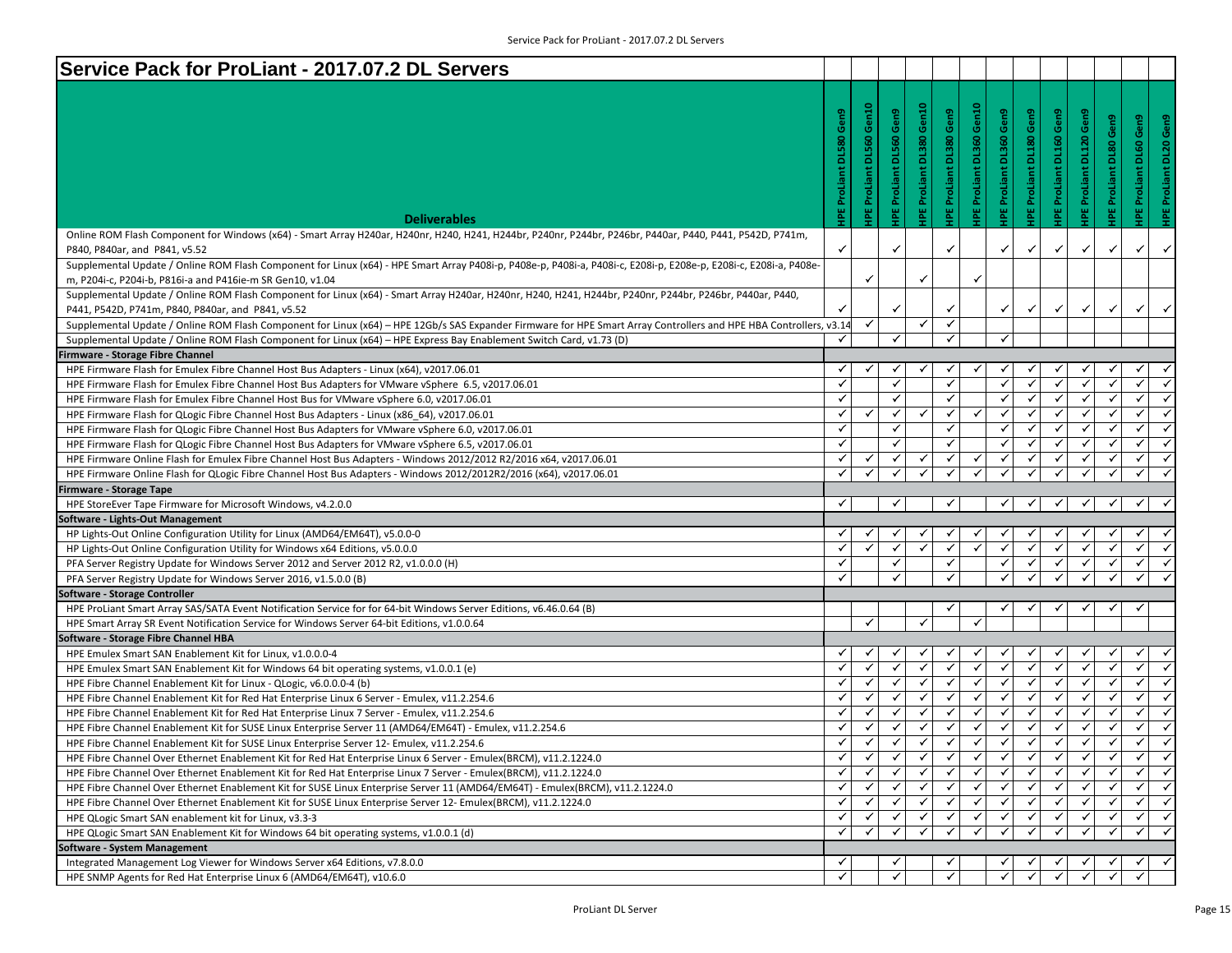# Service Pack for ProLiant - 2017.07.2 DL Servers

| Deliverables | HPE ProLiant DL580 Gen9 | HPE ProLiant DL560 Gen10 | HPE ProLiant DL560 Gen9 | HPE ProLiant DL380 Gen10 | HPE ProLiant DL380 Gen9 | HPE ProLiant DL360 Gen10 | HPE ProLiant DL360 Gen9 | HPE ProLiant DL180 Gen9 | HPE ProLiant DL160 Gen9 | HPE ProLiant DL120 Gen9 | HPE ProLiant DL80 Gen9 | HPE ProLiant DL60 Gen9 | HPE ProLiant DL20 Gen9 |
|---|---|---|---|---|---|---|---|---|---|---|---|---|---|
| Online ROM Flash Component for Windows (x64) - Smart Array H240ar, H240nr, H240, H241, H244br, P240nr, P244br, P246br, P440ar, P440, P441, P542D, P741m, P840, P840ar, and P841, v5.52 | ✓ | | ✓ | | ✓ | | ✓ | ✓ | ✓ | ✓ | ✓ | ✓ | ✓ |
| Supplemental Update / Online ROM Flash Component for Linux (x64) - HPE Smart Array P408i-p, P408e-p, P408i-a, P408i-c, E208i-p, E208e-p, E208i-c, E208i-a, P408e-m, P204i-c, P204i-b, P816i-a and P416ie-m SR Gen10, v1.04 | | ✓ | | ✓ | | ✓ | | | | | | | |
| Supplemental Update / Online ROM Flash Component for Linux (x64) - Smart Array H240ar, H240nr, H240, H241, H244br, P240nr, P244br, P246br, P440ar, P440, P441, P542D, P741m, P840, P840ar, and P841, v5.52 | ✓ | | ✓ | | ✓ | | ✓ | ✓ | ✓ | ✓ | ✓ | ✓ | ✓ |
| Supplemental Update / Online ROM Flash Component for Linux (x64) – HPE 12Gb/s SAS Expander Firmware for HPE Smart Array Controllers and HPE HBA Controllers, v3.14 | | ✓ | | ✓ | ✓ | | | | | | | | |
| Supplemental Update / Online ROM Flash Component for Linux (x64) – HPE Express Bay Enablement Switch Card, v1.73 (D) | ✓ | | ✓ | | ✓ | | ✓ | | | | | | |
| **Firmware - Storage Fibre Channel** | | | | | | | | | | | | | |
| HPE Firmware Flash for Emulex Fibre Channel Host Bus Adapters - Linux (x64), v2017.06.01 | ✓ | ✓ | ✓ | ✓ | ✓ | ✓ | ✓ | ✓ | ✓ | ✓ | ✓ | ✓ | ✓ |
| HPE Firmware Flash for Emulex Fibre Channel Host Bus Adapters for VMware vSphere 6.5, v2017.06.01 | ✓ | | ✓ | | ✓ | | ✓ | ✓ | ✓ | ✓ | ✓ | ✓ | ✓ |
| HPE Firmware Flash for Emulex Fibre Channel Host Bus for VMware vSphere 6.0, v2017.06.01 | ✓ | | ✓ | | ✓ | | ✓ | ✓ | ✓ | ✓ | ✓ | ✓ | ✓ |
| HPE Firmware Flash for QLogic Fibre Channel Host Bus Adapters - Linux (x86_64), v2017.06.01 | ✓ | ✓ | ✓ | ✓ | ✓ | ✓ | ✓ | ✓ | ✓ | ✓ | ✓ | ✓ | ✓ |
| HPE Firmware Flash for QLogic Fibre Channel Host Bus Adapters for VMware vSphere 6.0, v2017.06.01 | ✓ | | ✓ | | ✓ | | ✓ | ✓ | ✓ | ✓ | ✓ | ✓ | ✓ |
| HPE Firmware Flash for QLogic Fibre Channel Host Bus Adapters for VMware vSphere 6.5, v2017.06.01 | ✓ | | ✓ | | ✓ | | ✓ | ✓ | ✓ | ✓ | ✓ | ✓ | ✓ |
| HPE Firmware Online Flash for Emulex Fibre Channel Host Bus Adapters - Windows 2012/2012 R2/2016 x64, v2017.06.01 | ✓ | ✓ | ✓ | ✓ | ✓ | ✓ | ✓ | ✓ | ✓ | ✓ | ✓ | ✓ | ✓ |
| HPE Firmware Online Flash for QLogic Fibre Channel Host Bus Adapters - Windows 2012/2012R2/2016 (x64), v2017.06.01 | ✓ | ✓ | ✓ | ✓ | ✓ | ✓ | ✓ | ✓ | ✓ | ✓ | ✓ | ✓ | ✓ |
| **Firmware - Storage Tape** | | | | | | | | | | | | | |
| HPE StoreEver Tape Firmware for Microsoft Windows, v4.2.0.0 | ✓ | | ✓ | | ✓ | | ✓ | ✓ | ✓ | ✓ | ✓ | ✓ | ✓ |
| **Software - Lights-Out Management** | | | | | | | | | | | | | |
| HP Lights-Out Online Configuration Utility for Linux (AMD64/EM64T), v5.0.0-0 | ✓ | ✓ | ✓ | ✓ | ✓ | ✓ | ✓ | ✓ | ✓ | ✓ | ✓ | ✓ | ✓ |
| HP Lights-Out Online Configuration Utility for Windows x64 Editions, v5.0.0.0 | ✓ | ✓ | ✓ | ✓ | ✓ | ✓ | ✓ | ✓ | ✓ | ✓ | ✓ | ✓ | ✓ |
| PFA Server Registry Update for Windows Server 2012 and Server 2012 R2, v1.0.0.0 (H) | ✓ | | ✓ | | ✓ | | ✓ | ✓ | ✓ | ✓ | ✓ | ✓ | ✓ |
| PFA Server Registry Update for Windows Server 2016, v1.5.0.0 (B) | ✓ | | ✓ | | ✓ | | ✓ | ✓ | ✓ | ✓ | ✓ | ✓ | ✓ |
| **Software - Storage Controller** | | | | | | | | | | | | | |
| HPE ProLiant Smart Array SAS/SATA Event Notification Service for for 64-bit Windows Server Editions, v6.46.0.64 (B) | | | | | ✓ | | ✓ | ✓ | ✓ | ✓ | ✓ | ✓ | |
| HPE Smart Array SR Event Notification Service for Windows Server 64-bit Editions, v1.0.0.64 | | ✓ | | ✓ | | ✓ | | | | | | | |
| **Software - Storage Fibre Channel HBA** | | | | | | | | | | | | | |
| HPE Emulex Smart SAN Enablement Kit for Linux, v1.0.0.0-4 | ✓ | ✓ | ✓ | ✓ | ✓ | ✓ | ✓ | ✓ | ✓ | ✓ | ✓ | ✓ | ✓ |
| HPE Emulex Smart SAN Enablement Kit for Windows 64 bit operating systems, v1.0.0.1 (e) | ✓ | ✓ | ✓ | ✓ | ✓ | ✓ | ✓ | ✓ | ✓ | ✓ | ✓ | ✓ | ✓ |
| HPE Fibre Channel Enablement Kit for Linux - QLogic, v6.0.0.0-4 (b) | ✓ | ✓ | ✓ | ✓ | ✓ | ✓ | ✓ | ✓ | ✓ | ✓ | ✓ | ✓ | ✓ |
| HPE Fibre Channel Enablement Kit for Red Hat Enterprise Linux 6 Server - Emulex, v11.2.254.6 | ✓ | ✓ | ✓ | ✓ | ✓ | ✓ | ✓ | ✓ | ✓ | ✓ | ✓ | ✓ | ✓ |
| HPE Fibre Channel Enablement Kit for Red Hat Enterprise Linux 7 Server - Emulex, v11.2.254.6 | ✓ | ✓ | ✓ | ✓ | ✓ | ✓ | ✓ | ✓ | ✓ | ✓ | ✓ | ✓ | ✓ |
| HPE Fibre Channel Enablement Kit for SUSE Linux Enterprise Server 11 (AMD64/EM64T) - Emulex, v11.2.254.6 | ✓ | ✓ | ✓ | ✓ | ✓ | ✓ | ✓ | ✓ | ✓ | ✓ | ✓ | ✓ | ✓ |
| HPE Fibre Channel Enablement Kit for SUSE Linux Enterprise Server 12- Emulex, v11.2.254.6 | ✓ | ✓ | ✓ | ✓ | ✓ | ✓ | ✓ | ✓ | ✓ | ✓ | ✓ | ✓ | ✓ |
| HPE Fibre Channel Over Ethernet Enablement Kit for Red Hat Enterprise Linux 6 Server - Emulex(BRCM), v11.2.1224.0 | ✓ | ✓ | ✓ | ✓ | ✓ | ✓ | ✓ | ✓ | ✓ | ✓ | ✓ | ✓ | ✓ |
| HPE Fibre Channel Over Ethernet Enablement Kit for Red Hat Enterprise Linux 7 Server - Emulex(BRCM), v11.2.1224.0 | ✓ | ✓ | ✓ | ✓ | ✓ | ✓ | ✓ | ✓ | ✓ | ✓ | ✓ | ✓ | ✓ |
| HPE Fibre Channel Over Ethernet Enablement Kit for SUSE Linux Enterprise Server 11 (AMD64/EM64T) - Emulex(BRCM), v11.2.1224.0 | ✓ | ✓ | ✓ | ✓ | ✓ | ✓ | ✓ | ✓ | ✓ | ✓ | ✓ | ✓ | ✓ |
| HPE Fibre Channel Over Ethernet Enablement Kit for SUSE Linux Enterprise Server 12- Emulex(BRCM), v11.2.1224.0 | ✓ | ✓ | ✓ | ✓ | ✓ | ✓ | ✓ | ✓ | ✓ | ✓ | ✓ | ✓ | ✓ |
| HPE QLogic Smart SAN enablement kit for Linux, v3.3-3 | ✓ | ✓ | ✓ | ✓ | ✓ | ✓ | ✓ | ✓ | ✓ | ✓ | ✓ | ✓ | ✓ |
| HPE QLogic Smart SAN Enablement Kit for Windows 64 bit operating systems, v1.0.0.1 (d) | ✓ | ✓ | ✓ | ✓ | ✓ | ✓ | ✓ | ✓ | ✓ | ✓ | ✓ | ✓ | ✓ |
| **Software - System Management** | | | | | | | | | | | | | |
| Integrated Management Log Viewer for Windows Server x64 Editions, v7.8.0.0 | ✓ | | ✓ | | ✓ | | ✓ | ✓ | ✓ | ✓ | ✓ | ✓ | ✓ |
| HPE SNMP Agents for Red Hat Enterprise Linux 6 (AMD64/EM64T), v10.6.0 | ✓ | | ✓ | | ✓ | | ✓ | ✓ | ✓ | ✓ | ✓ | ✓ | |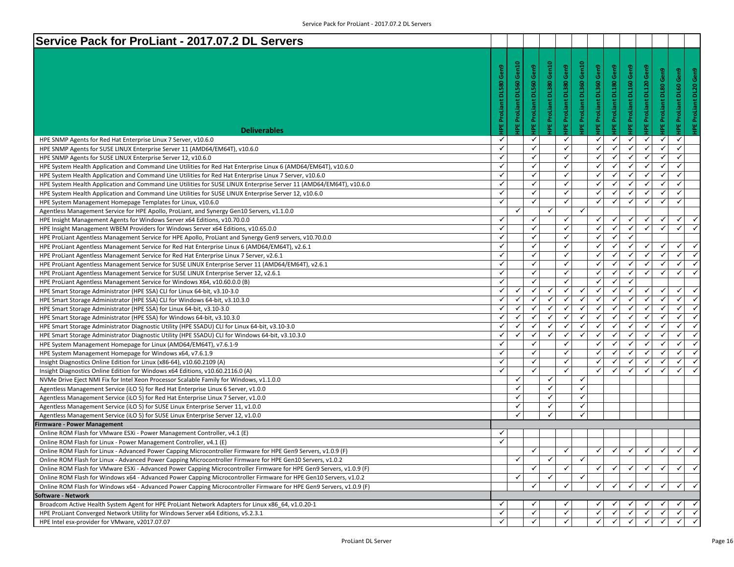# Service Pack for ProLiant - 2017.07.2 DL Servers

| Deliverables | HPE ProLiant DL580 Gen9 | HPE ProLiant DL560 Gen10 | HPE ProLiant DL560 Gen9 | HPE ProLiant DL380 Gen10 | HPE ProLiant DL380 Gen9 | HPE ProLiant DL360 Gen10 | HPE ProLiant DL360 Gen9 | HPE ProLiant DL180 Gen9 | HPE ProLiant DL160 Gen9 | HPE ProLiant DL120 Gen9 | HPE ProLiant DL80 Gen9 | HPE ProLiant DL60 Gen9 | HPE ProLiant DL20 Gen9 |
|---|---|---|---|---|---|---|---|---|---|---|---|---|---|
| HPE SNMP Agents for Red Hat Enterprise Linux 7 Server, v10.6.0 | ✓ | | ✓ | | ✓ | | ✓ | ✓ | ✓ | ✓ | ✓ | ✓ | |
| HPE SNMP Agents for SUSE LINUX Enterprise Server 11 (AMD64/EM64T), v10.6.0 | ✓ | | ✓ | | ✓ | | ✓ | ✓ | ✓ | ✓ | ✓ | ✓ | |
| HPE SNMP Agents for SUSE LINUX Enterprise Server 12, v10.6.0 | ✓ | | ✓ | | ✓ | | ✓ | ✓ | ✓ | ✓ | ✓ | ✓ | |
| HPE System Health Application and Command Line Utilities for Red Hat Enterprise Linux 6 (AMD64/EM64T), v10.6.0 | ✓ | | ✓ | | ✓ | | ✓ | ✓ | ✓ | ✓ | ✓ | ✓ | |
| HPE System Health Application and Command Line Utilities for Red Hat Enterprise Linux 7 Server, v10.6.0 | ✓ | | ✓ | | ✓ | | ✓ | ✓ | ✓ | ✓ | ✓ | ✓ | |
| HPE System Health Application and Command Line Utilities for SUSE LINUX Enterprise Server 11 (AMD64/EM64T), v10.6.0 | ✓ | | ✓ | | ✓ | | ✓ | ✓ | ✓ | ✓ | ✓ | ✓ | |
| HPE System Health Application and Command Line Utilities for SUSE LINUX Enterprise Server 12, v10.6.0 | ✓ | | ✓ | | ✓ | | ✓ | ✓ | ✓ | ✓ | ✓ | ✓ | |
| HPE System Management Homepage Templates for Linux, v10.6.0 | ✓ | | ✓ | | ✓ | | ✓ | ✓ | ✓ | ✓ | ✓ | ✓ | |
| Agentless Management Service for HPE Apollo, ProLiant, and Synergy Gen10 Servers, v1.1.0.0 | | ✓ | | ✓ | | ✓ | | | | | | | |
| HPE Insight Management Agents for Windows Server x64 Editions, v10.70.0.0 | ✓ | | ✓ | | ✓ | | ✓ | ✓ | ✓ | ✓ | ✓ | ✓ | ✓ |
| HPE Insight Management WBEM Providers for Windows Server x64 Editions, v10.65.0.0 | ✓ | | ✓ | | ✓ | | ✓ | ✓ | ✓ | ✓ | ✓ | ✓ | ✓ |
| HPE ProLiant Agentless Management Service for HPE Apollo, ProLiant and Synergy Gen9 servers, v10.70.0.0 | ✓ | | ✓ | | ✓ | | ✓ | ✓ | ✓ | | | | |
| HPE ProLiant Agentless Management Service for Red Hat Enterprise Linux 6 (AMD64/EM64T), v2.6.1 | ✓ | | ✓ | | ✓ | | ✓ | ✓ | ✓ | ✓ | ✓ | ✓ | ✓ |
| HPE ProLiant Agentless Management Service for Red Hat Enterprise Linux 7 Server, v2.6.1 | ✓ | | ✓ | | ✓ | | ✓ | ✓ | ✓ | ✓ | ✓ | ✓ | ✓ |
| HPE ProLiant Agentless Management Service for SUSE LINUX Enterprise Server 11 (AMD64/EM64T), v2.6.1 | ✓ | | ✓ | | ✓ | | ✓ | ✓ | ✓ | ✓ | ✓ | ✓ | ✓ |
| HPE ProLiant Agentless Management Service for SUSE LINUX Enterprise Server 12, v2.6.1 | ✓ | | ✓ | | ✓ | | ✓ | ✓ | ✓ | ✓ | ✓ | ✓ | ✓ |
| HPE ProLiant Agentless Management Service for Windows X64, v10.60.0.0 (B) | ✓ | | ✓ | | ✓ | | ✓ | ✓ | ✓ | | | | |
| HPE Smart Storage Administrator (HPE SSA) CLI for Linux 64-bit, v3.10-3.0 | ✓ | ✓ | ✓ | ✓ | ✓ | ✓ | ✓ | ✓ | ✓ | ✓ | ✓ | ✓ | ✓ |
| HPE Smart Storage Administrator (HPE SSA) CLI for Windows 64-bit, v3.10.3.0 | ✓ | ✓ | ✓ | ✓ | ✓ | ✓ | ✓ | ✓ | ✓ | ✓ | ✓ | ✓ | ✓ |
| HPE Smart Storage Administrator (HPE SSA) for Linux 64-bit, v3.10-3.0 | ✓ | ✓ | ✓ | ✓ | ✓ | ✓ | ✓ | ✓ | ✓ | ✓ | ✓ | ✓ | ✓ |
| HPE Smart Storage Administrator (HPE SSA) for Windows 64-bit, v3.10.3.0 | ✓ | ✓ | ✓ | ✓ | ✓ | ✓ | ✓ | ✓ | ✓ | ✓ | ✓ | ✓ | ✓ |
| HPE Smart Storage Administrator Diagnostic Utility (HPE SSADU) CLI for Linux 64-bit, v3.10-3.0 | ✓ | ✓ | ✓ | ✓ | ✓ | ✓ | ✓ | ✓ | ✓ | ✓ | ✓ | ✓ | ✓ |
| HPE Smart Storage Administrator Diagnostic Utility (HPE SSADU) CLI for Windows 64-bit, v3.10.3.0 | ✓ | ✓ | ✓ | ✓ | ✓ | ✓ | ✓ | ✓ | ✓ | ✓ | ✓ | ✓ | ✓ |
| HPE System Management Homepage for Linux (AMD64/EM64T), v7.6.1-9 | ✓ | | ✓ | | ✓ | | ✓ | ✓ | ✓ | ✓ | ✓ | ✓ | ✓ |
| HPE System Management Homepage for Windows x64, v7.6.1.9 | ✓ | | ✓ | | ✓ | | ✓ | ✓ | ✓ | ✓ | ✓ | ✓ | ✓ |
| Insight Diagnostics Online Edition for Linux (x86-64), v10.60.2109 (A) | ✓ | | ✓ | | ✓ | | ✓ | ✓ | ✓ | ✓ | ✓ | ✓ | ✓ |
| Insight Diagnostics Online Edition for Windows x64 Editions, v10.60.2116.0 (A) | ✓ | | ✓ | | ✓ | | ✓ | ✓ | ✓ | ✓ | ✓ | ✓ | ✓ |
| NVMe Drive Eject NMI Fix for Intel Xeon Processor Scalable Family for Windows, v1.1.0.0 | | ✓ | | ✓ | | ✓ | | | | | | | |
| Agentless Management Service (iLO 5) for Red Hat Enterprise Linux 6 Server, v1.0.0 | | ✓ | | ✓ | | ✓ | | | | | | | |
| Agentless Management Service (iLO 5) for Red Hat Enterprise Linux 7 Server, v1.0.0 | | ✓ | | ✓ | | ✓ | | | | | | | |
| Agentless Management Service (iLO 5) for SUSE Linux Enterprise Server 11, v1.0.0 | | ✓ | | ✓ | | ✓ | | | | | | | |
| Agentless Management Service (iLO 5) for SUSE Linux Enterprise Server 12, v1.0.0 | | ✓ | | ✓ | | ✓ | | | | | | | |
| **Firmware - Power Management** | | | | | | | | | | | | | |
| Online ROM Flash for VMware ESXi - Power Management Controller, v4.1 (E) | ✓ | | | | | | | | | | | | |
| Online ROM Flash for Linux - Power Management Controller, v4.1 (E) | ✓ | | | | | | | | | | | | |
| Online ROM Flash for Linux - Advanced Power Capping Microcontroller Firmware for HPE Gen9 Servers, v1.0.9 (F) | | | ✓ | | ✓ | | ✓ | ✓ | ✓ | ✓ | ✓ | ✓ | ✓ |
| Online ROM Flash for Linux - Advanced Power Capping Microcontroller Firmware for HPE Gen10 Servers, v1.0.2 | | ✓ | | ✓ | | ✓ | | | | | | | |
| Online ROM Flash for VMware ESXi - Advanced Power Capping Microcontroller Firmware for HPE Gen9 Servers, v1.0.9 (F) | | | ✓ | | ✓ | | ✓ | ✓ | ✓ | ✓ | ✓ | ✓ | ✓ |
| Online ROM Flash for Windows x64 - Advanced Power Capping Microcontroller Firmware for HPE Gen10 Servers, v1.0.2 | | ✓ | | ✓ | | ✓ | | | | | | | |
| Online ROM Flash for Windows x64 - Advanced Power Capping Microcontroller Firmware for HPE Gen9 Servers, v1.0.9 (F) | | | ✓ | | ✓ | | ✓ | ✓ | ✓ | ✓ | ✓ | ✓ | ✓ |
| **Software - Network** | | | | | | | | | | | | | |
| Broadcom Active Health System Agent for HPE ProLiant Network Adapters for Linux x86_64, v1.0.20-1 | ✓ | | ✓ | | ✓ | | ✓ | ✓ | ✓ | ✓ | ✓ | ✓ | ✓ |
| HPE ProLiant Converged Network Utility for Windows Server x64 Editions, v5.2.3.1 | ✓ | | ✓ | | ✓ | | ✓ | ✓ | ✓ | ✓ | ✓ | ✓ | ✓ |
| HPE Intel esx-provider for VMware, v2017.07.07 | ✓ | | ✓ | | ✓ | | ✓ | ✓ | ✓ | ✓ | ✓ | ✓ | ✓ |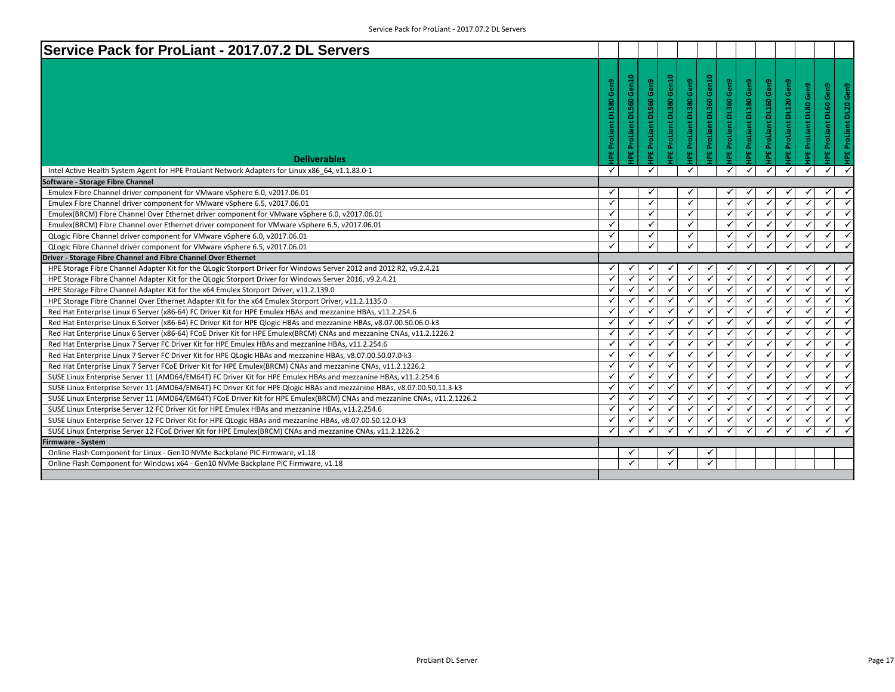# Service Pack for ProLiant - 2017.07.2 DL Servers

| Deliverables | HPE ProLiant DL580 Gen9 | HPE ProLiant DL560 Gen10 | HPE ProLiant DL560 Gen9 | HPE ProLiant DL380 Gen10 | HPE ProLiant DL380 Gen9 | HPE ProLiant DL360 Gen10 | HPE ProLiant DL360 Gen9 | HPE ProLiant DL180 Gen9 | HPE ProLiant DL160 Gen9 | HPE ProLiant DL120 Gen9 | HPE ProLiant DL80 Gen9 | HPE ProLiant DL60 Gen9 | HPE ProLiant DL20 Gen9 |
|---|---|---|---|---|---|---|---|---|---|---|---|---|---|
| Intel Active Health System Agent for HPE ProLiant Network Adapters for Linux x86_64, v1.1.83.0-1 | ✓ | | ✓ | | ✓ | | ✓ | ✓ | ✓ | ✓ | ✓ | ✓ | ✓ |
| **Software - Storage Fibre Channel** | | | | | | | | | | | | | |
| Emulex Fibre Channel driver component for VMware vSphere 6.0, v2017.06.01 | ✓ | | ✓ | | ✓ | | ✓ | ✓ | ✓ | ✓ | ✓ | ✓ | ✓ |
| Emulex Fibre Channel driver component for VMware vSphere 6.5, v2017.06.01 | ✓ | | ✓ | | ✓ | | ✓ | ✓ | ✓ | ✓ | ✓ | ✓ | ✓ |
| Emulex(BRCM) Fibre Channel Over Ethernet driver component for VMware vSphere 6.0, v2017.06.01 | ✓ | | ✓ | | ✓ | | ✓ | ✓ | ✓ | ✓ | ✓ | ✓ | ✓ |
| Emulex(BRCM) Fibre Channel over Ethernet driver component for VMware vSphere 6.5, v2017.06.01 | ✓ | | ✓ | | ✓ | | ✓ | ✓ | ✓ | ✓ | ✓ | ✓ | ✓ |
| QLogic Fibre Channel driver component for VMware vSphere 6.0, v2017.06.01 | ✓ | | ✓ | | ✓ | | ✓ | ✓ | ✓ | ✓ | ✓ | ✓ | ✓ |
| QLogic Fibre Channel driver component for VMware vSphere 6.5, v2017.06.01 | ✓ | | ✓ | | ✓ | | ✓ | ✓ | ✓ | ✓ | ✓ | ✓ | ✓ |
| **Driver - Storage Fibre Channel and Fibre Channel Over Ethernet** | | | | | | | | | | | | | |
| HPE Storage Fibre Channel Adapter Kit for the QLogic Storport Driver for Windows Server 2012 and 2012 R2, v9.2.4.21 | ✓ | ✓ | ✓ | ✓ | ✓ | ✓ | ✓ | ✓ | ✓ | ✓ | ✓ | ✓ | ✓ |
| HPE Storage Fibre Channel Adapter Kit for the QLogic Storport Driver for Windows Server 2016, v9.2.4.21 | ✓ | ✓ | ✓ | ✓ | ✓ | ✓ | ✓ | ✓ | ✓ | ✓ | ✓ | ✓ | ✓ |
| HPE Storage Fibre Channel Adapter Kit for the x64 Emulex Storport Driver, v11.2.139.0 | ✓ | ✓ | ✓ | ✓ | ✓ | ✓ | ✓ | ✓ | ✓ | ✓ | ✓ | ✓ | ✓ |
| HPE Storage Fibre Channel Over Ethernet Adapter Kit for the x64 Emulex Storport Driver, v11.2.1135.0 | ✓ | ✓ | ✓ | ✓ | ✓ | ✓ | ✓ | ✓ | ✓ | ✓ | ✓ | ✓ | ✓ |
| Red Hat Enterprise Linux 6 Server (x86-64) FC Driver Kit for HPE Emulex HBAs and mezzanine HBAs, v11.2.254.6 | ✓ | ✓ | ✓ | ✓ | ✓ | ✓ | ✓ | ✓ | ✓ | ✓ | ✓ | ✓ | ✓ |
| Red Hat Enterprise Linux 6 Server (x86-64) FC Driver Kit for HPE Qlogic HBAs and mezzanine HBAs, v8.07.00.50.06.0-k3 | ✓ | ✓ | ✓ | ✓ | ✓ | ✓ | ✓ | ✓ | ✓ | ✓ | ✓ | ✓ | ✓ |
| Red Hat Enterprise Linux 6 Server (x86-64) FCoE Driver Kit for HPE Emulex(BRCM) CNAs and mezzanine CNAs, v11.2.1226.2 | ✓ | ✓ | ✓ | ✓ | ✓ | ✓ | ✓ | ✓ | ✓ | ✓ | ✓ | ✓ | ✓ |
| Red Hat Enterprise Linux 7 Server FC Driver Kit for HPE Emulex HBAs and mezzanine HBAs, v11.2.254.6 | ✓ | ✓ | ✓ | ✓ | ✓ | ✓ | ✓ | ✓ | ✓ | ✓ | ✓ | ✓ | ✓ |
| Red Hat Enterprise Linux 7 Server FC Driver Kit for HPE QLogic HBAs and mezzanine HBAs, v8.07.00.50.07.0-k3 | ✓ | ✓ | ✓ | ✓ | ✓ | ✓ | ✓ | ✓ | ✓ | ✓ | ✓ | ✓ | ✓ |
| Red Hat Enterprise Linux 7 Server FCoE Driver Kit for HPE Emulex(BRCM) CNAs and mezzanine CNAs, v11.2.1226.2 | ✓ | ✓ | ✓ | ✓ | ✓ | ✓ | ✓ | ✓ | ✓ | ✓ | ✓ | ✓ | ✓ |
| SUSE Linux Enterprise Server 11 (AMD64/EM64T) FC Driver Kit for HPE Emulex HBAs and mezzanine HBAs, v11.2.254.6 | ✓ | ✓ | ✓ | ✓ | ✓ | ✓ | ✓ | ✓ | ✓ | ✓ | ✓ | ✓ | ✓ |
| SUSE Linux Enterprise Server 11 (AMD64/EM64T) FC Driver Kit for HPE Qlogic HBAs and mezzanine HBAs, v8.07.00.50.11.3-k3 | ✓ | ✓ | ✓ | ✓ | ✓ | ✓ | ✓ | ✓ | ✓ | ✓ | ✓ | ✓ | ✓ |
| SUSE Linux Enterprise Server 11 (AMD64/EM64T) FCoE Driver Kit for HPE Emulex(BRCM) CNAs and mezzanine CNAs, v11.2.1226.2 | ✓ | ✓ | ✓ | ✓ | ✓ | ✓ | ✓ | ✓ | ✓ | ✓ | ✓ | ✓ | ✓ |
| SUSE Linux Enterprise Server 12 FC Driver Kit for HPE Emulex HBAs and mezzanine HBAs, v11.2.254.6 | ✓ | ✓ | ✓ | ✓ | ✓ | ✓ | ✓ | ✓ | ✓ | ✓ | ✓ | ✓ | ✓ |
| SUSE Linux Enterprise Server 12 FC Driver Kit for HPE QLogic HBAs and mezzanine HBAs, v8.07.00.50.12.0-k3 | ✓ | ✓ | ✓ | ✓ | ✓ | ✓ | ✓ | ✓ | ✓ | ✓ | ✓ | ✓ | ✓ |
| SUSE Linux Enterprise Server 12 FCoE Driver Kit for HPE Emulex(BRCM) CNAs and mezzanine CNAs, v11.2.1226.2 | ✓ | ✓ | ✓ | ✓ | ✓ | ✓ | ✓ | ✓ | ✓ | ✓ | ✓ | ✓ | ✓ |
| **Firmware - System** | | | | | | | | | | | | | |
| Online Flash Component for Linux - Gen10 NVMe Backplane PIC Firmware, v1.18 | | ✓ | | ✓ | | ✓ | | | | | | | |
| Online Flash Component for Windows x64 - Gen10 NVMe Backplane PIC Firmware, v1.18 | | ✓ | | ✓ | | ✓ | | | | | | | |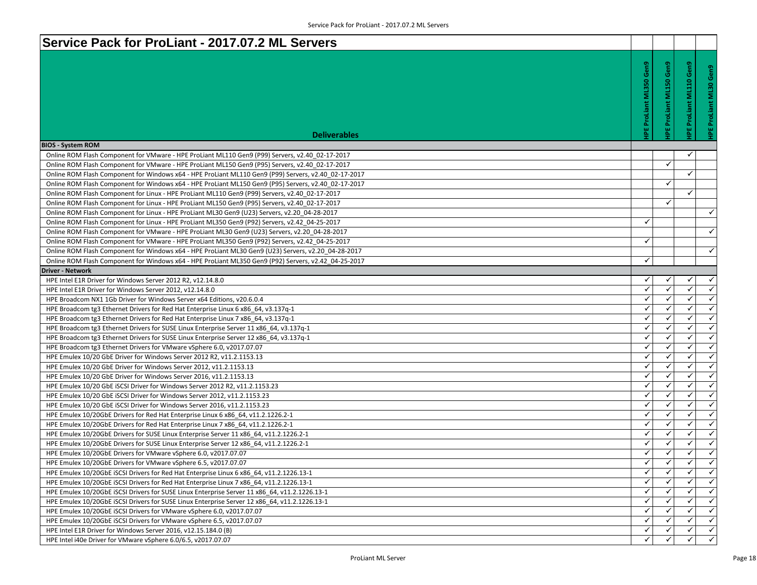# Service Pack for ProLiant - 2017.07.2 ML Servers

| Deliverables | HPE ProLiant ML350 Gen9 | HPE ProLiant ML150 Gen9 | HPE ProLiant ML110 Gen9 | HPE ProLiant ML30 Gen9 |
|---|---|---|---|---|
| **BIOS - System ROM** | | | | |
| Online ROM Flash Component for VMware - HPE ProLiant ML110 Gen9 (P99) Servers, v2.40_02-17-2017 | | | ✓ | |
| Online ROM Flash Component for VMware - HPE ProLiant ML150 Gen9 (P95) Servers, v2.40_02-17-2017 | | ✓ | | |
| Online ROM Flash Component for Windows x64 - HPE ProLiant ML110 Gen9 (P99) Servers, v2.40_02-17-2017 | | | ✓ | |
| Online ROM Flash Component for Windows x64 - HPE ProLiant ML150 Gen9 (P95) Servers, v2.40_02-17-2017 | | ✓ | | |
| Online ROM Flash Component for Linux - HPE ProLiant ML110 Gen9 (P99) Servers, v2.40_02-17-2017 | | | ✓ | |
| Online ROM Flash Component for Linux - HPE ProLiant ML150 Gen9 (P95) Servers, v2.40_02-17-2017 | | ✓ | | |
| Online ROM Flash Component for Linux - HPE ProLiant ML30 Gen9 (U23) Servers, v2.20_04-28-2017 | | | | ✓ |
| Online ROM Flash Component for Linux - HPE ProLiant ML350 Gen9 (P92) Servers, v2.42_04-25-2017 | ✓ | | | |
| Online ROM Flash Component for VMware - HPE ProLiant ML30 Gen9 (U23) Servers, v2.20_04-28-2017 | | | | ✓ |
| Online ROM Flash Component for VMware - HPE ProLiant ML350 Gen9 (P92) Servers, v2.42_04-25-2017 | ✓ | | | |
| Online ROM Flash Component for Windows x64 - HPE ProLiant ML30 Gen9 (U23) Servers, v2.20_04-28-2017 | | | | ✓ |
| Online ROM Flash Component for Windows x64 - HPE ProLiant ML350 Gen9 (P92) Servers, v2.42_04-25-2017 | ✓ | | | |
| **Driver - Network** | | | | |
| HPE Intel E1R Driver for Windows Server 2012 R2, v12.14.8.0 | ✓ | ✓ | ✓ | ✓ |
| HPE Intel E1R Driver for Windows Server 2012, v12.14.8.0 | ✓ | ✓ | ✓ | ✓ |
| HPE Broadcom NX1 1Gb Driver for Windows Server x64 Editions, v20.6.0.4 | ✓ | ✓ | ✓ | ✓ |
| HPE Broadcom tg3 Ethernet Drivers for Red Hat Enterprise Linux 6 x86_64, v3.137q-1 | ✓ | ✓ | ✓ | ✓ |
| HPE Broadcom tg3 Ethernet Drivers for Red Hat Enterprise Linux 7 x86_64, v3.137q-1 | ✓ | ✓ | ✓ | ✓ |
| HPE Broadcom tg3 Ethernet Drivers for SUSE Linux Enterprise Server 11 x86_64, v3.137q-1 | ✓ | ✓ | ✓ | ✓ |
| HPE Broadcom tg3 Ethernet Drivers for SUSE Linux Enterprise Server 12 x86_64, v3.137q-1 | ✓ | ✓ | ✓ | ✓ |
| HPE Broadcom tg3 Ethernet Drivers for VMware vSphere 6.0, v2017.07.07 | ✓ | ✓ | ✓ | ✓ |
| HPE Emulex 10/20 GbE Driver for Windows Server 2012 R2, v11.2.1153.13 | ✓ | ✓ | ✓ | ✓ |
| HPE Emulex 10/20 GbE Driver for Windows Server 2012, v11.2.1153.13 | ✓ | ✓ | ✓ | ✓ |
| HPE Emulex 10/20 GbE Driver for Windows Server 2016, v11.2.1153.13 | ✓ | ✓ | ✓ | ✓ |
| HPE Emulex 10/20 GbE iSCSI Driver for Windows Server 2012 R2, v11.2.1153.23 | ✓ | ✓ | ✓ | ✓ |
| HPE Emulex 10/20 GbE iSCSI Driver for Windows Server 2012, v11.2.1153.23 | ✓ | ✓ | ✓ | ✓ |
| HPE Emulex 10/20 GbE iSCSI Driver for Windows Server 2016, v11.2.1153.23 | ✓ | ✓ | ✓ | ✓ |
| HPE Emulex 10/20GbE Drivers for Red Hat Enterprise Linux 6 x86_64, v11.2.1226.2-1 | ✓ | ✓ | ✓ | ✓ |
| HPE Emulex 10/20GbE Drivers for Red Hat Enterprise Linux 7 x86_64, v11.2.1226.2-1 | ✓ | ✓ | ✓ | ✓ |
| HPE Emulex 10/20GbE Drivers for SUSE Linux Enterprise Server 11 x86_64, v11.2.1226.2-1 | ✓ | ✓ | ✓ | ✓ |
| HPE Emulex 10/20GbE Drivers for SUSE Linux Enterprise Server 12 x86_64, v11.2.1226.2-1 | ✓ | ✓ | ✓ | ✓ |
| HPE Emulex 10/20GbE Drivers for VMware vSphere 6.0, v2017.07.07 | ✓ | ✓ | ✓ | ✓ |
| HPE Emulex 10/20GbE Drivers for VMware vSphere 6.5, v2017.07.07 | ✓ | ✓ | ✓ | ✓ |
| HPE Emulex 10/20GbE iSCSI Drivers for Red Hat Enterprise Linux 6 x86_64, v11.2.1226.13-1 | ✓ | ✓ | ✓ | ✓ |
| HPE Emulex 10/20GbE iSCSI Drivers for Red Hat Enterprise Linux 7 x86_64, v11.2.1226.13-1 | ✓ | ✓ | ✓ | ✓ |
| HPE Emulex 10/20GbE iSCSI Drivers for SUSE Linux Enterprise Server 11 x86_64, v11.2.1226.13-1 | ✓ | ✓ | ✓ | ✓ |
| HPE Emulex 10/20GbE iSCSI Drivers for SUSE Linux Enterprise Server 12 x86_64, v11.2.1226.13-1 | ✓ | ✓ | ✓ | ✓ |
| HPE Emulex 10/20GbE iSCSI Drivers for VMware vSphere 6.0, v2017.07.07 | ✓ | ✓ | ✓ | ✓ |
| HPE Emulex 10/20GbE iSCSI Drivers for VMware vSphere 6.5, v2017.07.07 | ✓ | ✓ | ✓ | ✓ |
| HPE Intel E1R Driver for Windows Server 2016, v12.15.184.0 (B) | ✓ | ✓ | ✓ | ✓ |
| HPE Intel i40e Driver for VMware vSphere 6.0/6.5, v2017.07.07 | ✓ | ✓ | ✓ | ✓ |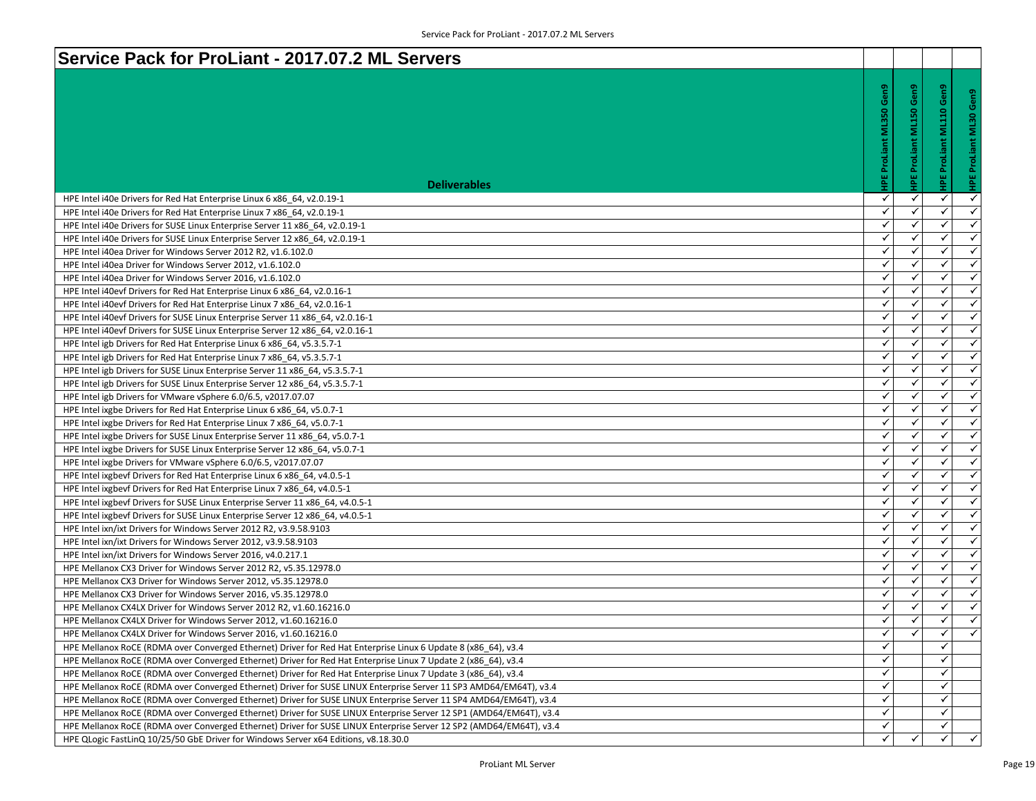# Service Pack for ProLiant - 2017.07.2 ML Servers

| Deliverables | HPE ProLiant ML350 Gen9 | HPE ProLiant ML150 Gen9 | HPE ProLiant ML110 Gen9 | HPE ProLiant ML30 Gen9 |
|---|---|---|---|---|
| HPE Intel i40e Drivers for Red Hat Enterprise Linux 6 x86_64, v2.0.19-1 | ✓ | ✓ | ✓ | ✓ |
| HPE Intel i40e Drivers for Red Hat Enterprise Linux 7 x86_64, v2.0.19-1 | ✓ | ✓ | ✓ | ✓ |
| HPE Intel i40e Drivers for SUSE Linux Enterprise Server 11 x86_64, v2.0.19-1 | ✓ | ✓ | ✓ | ✓ |
| HPE Intel i40e Drivers for SUSE Linux Enterprise Server 12 x86_64, v2.0.19-1 | ✓ | ✓ | ✓ | ✓ |
| HPE Intel i40ea Driver for Windows Server 2012 R2, v1.6.102.0 | ✓ | ✓ | ✓ | ✓ |
| HPE Intel i40ea Driver for Windows Server 2012, v1.6.102.0 | ✓ | ✓ | ✓ | ✓ |
| HPE Intel i40ea Driver for Windows Server 2016, v1.6.102.0 | ✓ | ✓ | ✓ | ✓ |
| HPE Intel i40evf Drivers for Red Hat Enterprise Linux 6 x86_64, v2.0.16-1 | ✓ | ✓ | ✓ | ✓ |
| HPE Intel i40evf Drivers for Red Hat Enterprise Linux 7 x86_64, v2.0.16-1 | ✓ | ✓ | ✓ | ✓ |
| HPE Intel i40evf Drivers for SUSE Linux Enterprise Server 11 x86_64, v2.0.16-1 | ✓ | ✓ | ✓ | ✓ |
| HPE Intel i40evf Drivers for SUSE Linux Enterprise Server 12 x86_64, v2.0.16-1 | ✓ | ✓ | ✓ | ✓ |
| HPE Intel igb Drivers for Red Hat Enterprise Linux 6 x86_64, v5.3.5.7-1 | ✓ | ✓ | ✓ | ✓ |
| HPE Intel igb Drivers for Red Hat Enterprise Linux 7 x86_64, v5.3.5.7-1 | ✓ | ✓ | ✓ | ✓ |
| HPE Intel igb Drivers for SUSE Linux Enterprise Server 11 x86_64, v5.3.5.7-1 | ✓ | ✓ | ✓ | ✓ |
| HPE Intel igb Drivers for SUSE Linux Enterprise Server 12 x86_64, v5.3.5.7-1 | ✓ | ✓ | ✓ | ✓ |
| HPE Intel igb Drivers for VMware vSphere 6.0/6.5, v2017.07.07 | ✓ | ✓ | ✓ | ✓ |
| HPE Intel ixgbe Drivers for Red Hat Enterprise Linux 6 x86_64, v5.0.7-1 | ✓ | ✓ | ✓ | ✓ |
| HPE Intel ixgbe Drivers for Red Hat Enterprise Linux 7 x86_64, v5.0.7-1 | ✓ | ✓ | ✓ | ✓ |
| HPE Intel ixgbe Drivers for SUSE Linux Enterprise Server 11 x86_64, v5.0.7-1 | ✓ | ✓ | ✓ | ✓ |
| HPE Intel ixgbe Drivers for SUSE Linux Enterprise Server 12 x86_64, v5.0.7-1 | ✓ | ✓ | ✓ | ✓ |
| HPE Intel ixgbe Drivers for VMware vSphere 6.0/6.5, v2017.07.07 | ✓ | ✓ | ✓ | ✓ |
| HPE Intel ixgbevf Drivers for Red Hat Enterprise Linux 6 x86_64, v4.0.5-1 | ✓ | ✓ | ✓ | ✓ |
| HPE Intel ixgbevf Drivers for Red Hat Enterprise Linux 7 x86_64, v4.0.5-1 | ✓ | ✓ | ✓ | ✓ |
| HPE Intel ixgbevf Drivers for SUSE Linux Enterprise Server 11 x86_64, v4.0.5-1 | ✓ | ✓ | ✓ | ✓ |
| HPE Intel ixgbevf Drivers for SUSE Linux Enterprise Server 12 x86_64, v4.0.5-1 | ✓ | ✓ | ✓ | ✓ |
| HPE Intel ixn/ixt Drivers for Windows Server 2012 R2, v3.9.58.9103 | ✓ | ✓ | ✓ | ✓ |
| HPE Intel ixn/ixt Drivers for Windows Server 2012, v3.9.58.9103 | ✓ | ✓ | ✓ | ✓ |
| HPE Intel ixn/ixt Drivers for Windows Server 2016, v4.0.217.1 | ✓ | ✓ | ✓ | ✓ |
| HPE Mellanox CX3 Driver for Windows Server 2012 R2, v5.35.12978.0 | ✓ | ✓ | ✓ | ✓ |
| HPE Mellanox CX3 Driver for Windows Server 2012, v5.35.12978.0 | ✓ | ✓ | ✓ | ✓ |
| HPE Mellanox CX3 Driver for Windows Server 2016, v5.35.12978.0 | ✓ | ✓ | ✓ | ✓ |
| HPE Mellanox CX4LX Driver for Windows Server 2012 R2, v1.60.16216.0 | ✓ | ✓ | ✓ | ✓ |
| HPE Mellanox CX4LX Driver for Windows Server 2012, v1.60.16216.0 | ✓ | ✓ | ✓ | ✓ |
| HPE Mellanox CX4LX Driver for Windows Server 2016, v1.60.16216.0 | ✓ | ✓ | ✓ | ✓ |
| HPE Mellanox RoCE (RDMA over Converged Ethernet) Driver for Red Hat Enterprise Linux 6 Update 8 (x86_64), v3.4 | ✓ | | ✓ | |
| HPE Mellanox RoCE (RDMA over Converged Ethernet) Driver for Red Hat Enterprise Linux 7 Update 2 (x86_64), v3.4 | ✓ | | ✓ | |
| HPE Mellanox RoCE (RDMA over Converged Ethernet) Driver for Red Hat Enterprise Linux 7 Update 3 (x86_64), v3.4 | ✓ | | ✓ | |
| HPE Mellanox RoCE (RDMA over Converged Ethernet) Driver for SUSE LINUX Enterprise Server 11 SP3 AMD64/EM64T), v3.4 | ✓ | | ✓ | |
| HPE Mellanox RoCE (RDMA over Converged Ethernet) Driver for SUSE LINUX Enterprise Server 11 SP4 AMD64/EM64T), v3.4 | ✓ | | ✓ | |
| HPE Mellanox RoCE (RDMA over Converged Ethernet) Driver for SUSE LINUX Enterprise Server 12 SP1 (AMD64/EM64T), v3.4 | ✓ | | ✓ | |
| HPE Mellanox RoCE (RDMA over Converged Ethernet) Driver for SUSE LINUX Enterprise Server 12 SP2 (AMD64/EM64T), v3.4 | ✓ | | ✓ | |
| HPE QLogic FastLinQ 10/25/50 GbE Driver for Windows Server x64 Editions, v8.18.30.0 | ✓ | ✓ | ✓ | ✓ |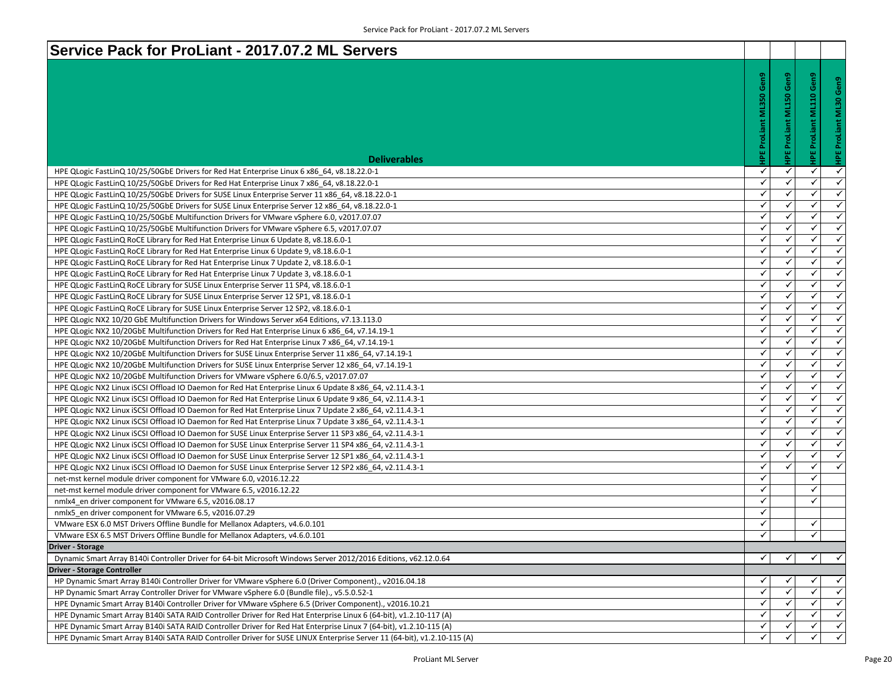## Service Pack for ProLiant - 2017.07.2 ML Servers

| Deliverables | HPE ProLiant ML350 Gen9 | HPE ProLiant ML150 Gen9 | HPE ProLiant ML110 Gen9 | HPE ProLiant ML30 Gen9 |
|---|---|---|---|---|
| HPE QLogic FastLinQ 10/25/50GbE Drivers for Red Hat Enterprise Linux 6 x86_64, v8.18.22.0-1 | ✓ | ✓ | ✓ | ✓ |
| HPE QLogic FastLinQ 10/25/50GbE Drivers for Red Hat Enterprise Linux 7 x86_64, v8.18.22.0-1 | ✓ | ✓ | ✓ | ✓ |
| HPE QLogic FastLinQ 10/25/50GbE Drivers for SUSE Linux Enterprise Server 11 x86_64, v8.18.22.0-1 | ✓ | ✓ | ✓ | ✓ |
| HPE QLogic FastLinQ 10/25/50GbE Drivers for SUSE Linux Enterprise Server 12 x86_64, v8.18.22.0-1 | ✓ | ✓ | ✓ | ✓ |
| HPE QLogic FastLinQ 10/25/50GbE Multifunction Drivers for VMware vSphere 6.0, v2017.07.07 | ✓ | ✓ | ✓ | ✓ |
| HPE QLogic FastLinQ 10/25/50GbE Multifunction Drivers for VMware vSphere 6.5, v2017.07.07 | ✓ | ✓ | ✓ | ✓ |
| HPE QLogic FastLinQ RoCE Library for Red Hat Enterprise Linux 6 Update 8, v8.18.6.0-1 | ✓ | ✓ | ✓ | ✓ |
| HPE QLogic FastLinQ RoCE Library for Red Hat Enterprise Linux 6 Update 9, v8.18.6.0-1 | ✓ | ✓ | ✓ | ✓ |
| HPE QLogic FastLinQ RoCE Library for Red Hat Enterprise Linux 7 Update 2, v8.18.6.0-1 | ✓ | ✓ | ✓ | ✓ |
| HPE QLogic FastLinQ RoCE Library for Red Hat Enterprise Linux 7 Update 3, v8.18.6.0-1 | ✓ | ✓ | ✓ | ✓ |
| HPE QLogic FastLinQ RoCE Library for SUSE Linux Enterprise Server 11 SP4, v8.18.6.0-1 | ✓ | ✓ | ✓ | ✓ |
| HPE QLogic FastLinQ RoCE Library for SUSE Linux Enterprise Server 12 SP1, v8.18.6.0-1 | ✓ | ✓ | ✓ | ✓ |
| HPE QLogic FastLinQ RoCE Library for SUSE Linux Enterprise Server 12 SP2, v8.18.6.0-1 | ✓ | ✓ | ✓ | ✓ |
| HPE QLogic NX2 10/20 GbE Multifunction Drivers for Windows Server x64 Editions, v7.13.113.0 | ✓ | ✓ | ✓ | ✓ |
| HPE QLogic NX2 10/20GbE Multifunction Drivers for Red Hat Enterprise Linux 6 x86_64, v7.14.19-1 | ✓ | ✓ | ✓ | ✓ |
| HPE QLogic NX2 10/20GbE Multifunction Drivers for Red Hat Enterprise Linux 7 x86_64, v7.14.19-1 | ✓ | ✓ | ✓ | ✓ |
| HPE QLogic NX2 10/20GbE Multifunction Drivers for SUSE Linux Enterprise Server 11 x86_64, v7.14.19-1 | ✓ | ✓ | ✓ | ✓ |
| HPE QLogic NX2 10/20GbE Multifunction Drivers for SUSE Linux Enterprise Server 12 x86_64, v7.14.19-1 | ✓ | ✓ | ✓ | ✓ |
| HPE QLogic NX2 10/20GbE Multifunction Drivers for VMware vSphere 6.0/6.5, v2017.07.07 | ✓ | ✓ | ✓ | ✓ |
| HPE QLogic NX2 Linux iSCSI Offload IO Daemon for Red Hat Enterprise Linux 6 Update 8 x86_64, v2.11.4.3-1 | ✓ | ✓ | ✓ | ✓ |
| HPE QLogic NX2 Linux iSCSI Offload IO Daemon for Red Hat Enterprise Linux 6 Update 9 x86_64, v2.11.4.3-1 | ✓ | ✓ | ✓ | ✓ |
| HPE QLogic NX2 Linux iSCSI Offload IO Daemon for Red Hat Enterprise Linux 7 Update 2 x86_64, v2.11.4.3-1 | ✓ | ✓ | ✓ | ✓ |
| HPE QLogic NX2 Linux iSCSI Offload IO Daemon for Red Hat Enterprise Linux 7 Update 3 x86_64, v2.11.4.3-1 | ✓ | ✓ | ✓ | ✓ |
| HPE QLogic NX2 Linux iSCSI Offload IO Daemon for SUSE Linux Enterprise Server 11 SP3 x86_64, v2.11.4.3-1 | ✓ | ✓ | ✓ | ✓ |
| HPE QLogic NX2 Linux iSCSI Offload IO Daemon for SUSE Linux Enterprise Server 11 SP4 x86_64, v2.11.4.3-1 | ✓ | ✓ | ✓ | ✓ |
| HPE QLogic NX2 Linux iSCSI Offload IO Daemon for SUSE Linux Enterprise Server 12 SP1 x86_64, v2.11.4.3-1 | ✓ | ✓ | ✓ | ✓ |
| HPE QLogic NX2 Linux iSCSI Offload IO Daemon for SUSE Linux Enterprise Server 12 SP2 x86_64, v2.11.4.3-1 | ✓ | ✓ | ✓ | ✓ |
| net-mst kernel module driver component for VMware 6.0, v2016.12.22 | ✓ | | ✓ | |
| net-mst kernel module driver component for VMware 6.5, v2016.12.22 | ✓ | | ✓ | |
| nmlx4_en driver component for VMware 6.5, v2016.08.17 | ✓ | | ✓ | |
| nmlx5_en driver component for VMware 6.5, v2016.07.29 | ✓ | | | |
| VMware ESX 6.0 MST Drivers Offline Bundle for Mellanox Adapters, v4.6.0.101 | ✓ | | ✓ | |
| VMware ESX 6.5 MST Drivers Offline Bundle for Mellanox Adapters, v4.6.0.101 | ✓ | | ✓ | |
| **Driver - Storage** | | | | |
| Dynamic Smart Array B140i Controller Driver for 64-bit Microsoft Windows Server 2012/2016 Editions, v62.12.0.64 | ✓ | ✓ | ✓ | ✓ |
| **Driver - Storage Controller** | | | | |
| HP Dynamic Smart Array B140i Controller Driver for VMware vSphere 6.0 (Driver Component)., v2016.04.18 | ✓ | ✓ | ✓ | ✓ |
| HP Dynamic Smart Array Controller Driver for VMware vSphere 6.0 (Bundle file)., v5.5.0.52-1 | ✓ | ✓ | ✓ | ✓ |
| HPE Dynamic Smart Array B140i Controller Driver for VMware vSphere 6.5 (Driver Component)., v2016.10.21 | ✓ | ✓ | ✓ | ✓ |
| HPE Dynamic Smart Array B140i SATA RAID Controller Driver for Red Hat Enterprise Linux 6 (64-bit), v1.2.10-117 (A) | ✓ | ✓ | ✓ | ✓ |
| HPE Dynamic Smart Array B140i SATA RAID Controller Driver for Red Hat Enterprise Linux 7 (64-bit), v1.2.10-115 (A) | ✓ | ✓ | ✓ | ✓ |
| HPE Dynamic Smart Array B140i SATA RAID Controller Driver for SUSE LINUX Enterprise Server 11 (64-bit), v1.2.10-115 (A) | ✓ | ✓ | ✓ | ✓ |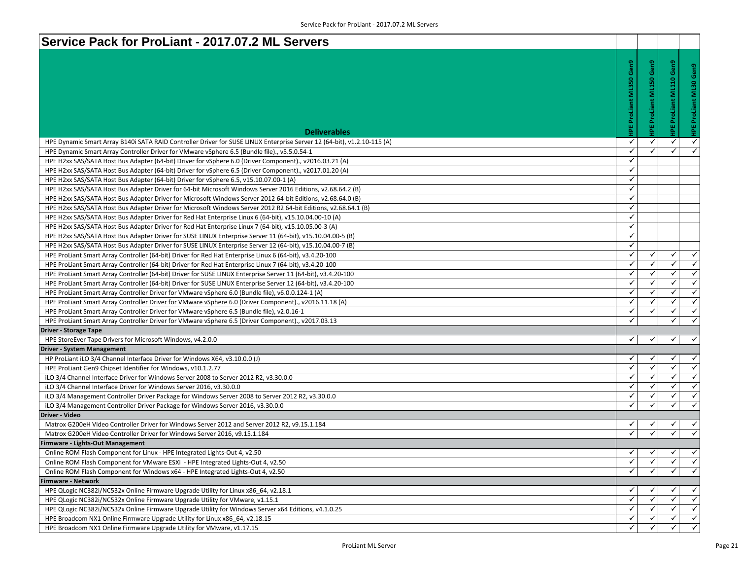# Service Pack for ProLiant - 2017.07.2 ML Servers

| Deliverables | HPE ProLiant ML350 Gen9 | HPE ProLiant ML150 Gen9 | HPE ProLiant ML110 Gen9 | HPE ProLiant ML30 Gen9 |
|---|---|---|---|---|
| HPE Dynamic Smart Array B140i SATA RAID Controller Driver for SUSE LINUX Enterprise Server 12 (64-bit), v1.2.10-115 (A) | ✓ | ✓ | ✓ | ✓ |
| HPE Dynamic Smart Array Controller Driver for VMware vSphere 6.5 (Bundle file)., v5.5.0.54-1 | ✓ | ✓ | ✓ | ✓ |
| HPE H2xx SAS/SATA Host Bus Adapter (64-bit) Driver for vSphere 6.0 (Driver Component)., v2016.03.21 (A) | ✓ | | | |
| HPE H2xx SAS/SATA Host Bus Adapter (64-bit) Driver for vSphere 6.5 (Driver Component)., v2017.01.20 (A) | ✓ | | | |
| HPE H2xx SAS/SATA Host Bus Adapter (64-bit) Driver for vSphere 6.5, v15.10.07.00-1 (A) | ✓ | | | |
| HPE H2xx SAS/SATA Host Bus Adapter Driver for 64-bit Microsoft Windows Server 2016 Editions, v2.68.64.2 (B) | ✓ | | | |
| HPE H2xx SAS/SATA Host Bus Adapter Driver for Microsoft Windows Server 2012 64-bit Editions, v2.68.64.0 (B) | ✓ | | | |
| HPE H2xx SAS/SATA Host Bus Adapter Driver for Microsoft Windows Server 2012 R2 64-bit Editions, v2.68.64.1 (B) | ✓ | | | |
| HPE H2xx SAS/SATA Host Bus Adapter Driver for Red Hat Enterprise Linux 6 (64-bit), v15.10.04.00-10 (A) | ✓ | | | |
| HPE H2xx SAS/SATA Host Bus Adapter Driver for Red Hat Enterprise Linux 7 (64-bit), v15.10.05.00-3 (A) | ✓ | | | |
| HPE H2xx SAS/SATA Host Bus Adapter Driver for SUSE LINUX Enterprise Server 11 (64-bit), v15.10.04.00-5 (B) | ✓ | | | |
| HPE H2xx SAS/SATA Host Bus Adapter Driver for SUSE LINUX Enterprise Server 12 (64-bit), v15.10.04.00-7 (B) | ✓ | | | |
| HPE ProLiant Smart Array Controller (64-bit) Driver for Red Hat Enterprise Linux 6 (64-bit), v3.4.20-100 | ✓ | ✓ | ✓ | ✓ |
| HPE ProLiant Smart Array Controller (64-bit) Driver for Red Hat Enterprise Linux 7 (64-bit), v3.4.20-100 | ✓ | ✓ | ✓ | ✓ |
| HPE ProLiant Smart Array Controller (64-bit) Driver for SUSE LINUX Enterprise Server 11 (64-bit), v3.4.20-100 | ✓ | ✓ | ✓ | ✓ |
| HPE ProLiant Smart Array Controller (64-bit) Driver for SUSE LINUX Enterprise Server 12 (64-bit), v3.4.20-100 | ✓ | ✓ | ✓ | ✓ |
| HPE ProLiant Smart Array Controller Driver for VMware vSphere 6.0 (Bundle file), v6.0.0.124-1 (A) | ✓ | ✓ | ✓ | ✓ |
| HPE ProLiant Smart Array Controller Driver for VMware vSphere 6.0 (Driver Component)., v2016.11.18 (A) | ✓ | ✓ | ✓ | ✓ |
| HPE ProLiant Smart Array Controller Driver for VMware vSphere 6.5 (Bundle file), v2.0.16-1 | ✓ | ✓ | ✓ | ✓ |
| HPE ProLiant Smart Array Controller Driver for VMware vSphere 6.5 (Driver Component)., v2017.03.13 | ✓ | | ✓ | ✓ |
| **Driver - Storage Tape** | | | | |
| HPE StoreEver Tape Drivers for Microsoft Windows, v4.2.0.0 | ✓ | ✓ | ✓ | ✓ |
| **Driver - System Management** | | | | |
| HP ProLiant iLO 3/4 Channel Interface Driver for Windows X64, v3.10.0.0 (J) | ✓ | ✓ | ✓ | ✓ |
| HPE ProLiant Gen9 Chipset Identifier for Windows, v10.1.2.77 | ✓ | ✓ | ✓ | ✓ |
| iLO 3/4 Channel Interface Driver for Windows Server 2008 to Server 2012 R2, v3.30.0.0 | ✓ | ✓ | ✓ | ✓ |
| iLO 3/4 Channel Interface Driver for Windows Server 2016, v3.30.0.0 | ✓ | ✓ | ✓ | ✓ |
| iLO 3/4 Management Controller Driver Package for Windows Server 2008 to Server 2012 R2, v3.30.0.0 | ✓ | ✓ | ✓ | ✓ |
| iLO 3/4 Management Controller Driver Package for Windows Server 2016, v3.30.0.0 | ✓ | ✓ | ✓ | ✓ |
| **Driver - Video** | | | | |
| Matrox G200eH Video Controller Driver for Windows Server 2012 and Server 2012 R2, v9.15.1.184 | ✓ | ✓ | ✓ | ✓ |
| Matrox G200eH Video Controller Driver for Windows Server 2016, v9.15.1.184 | ✓ | ✓ | ✓ | ✓ |
| **Firmware - Lights-Out Management** | | | | |
| Online ROM Flash Component for Linux - HPE Integrated Lights-Out 4, v2.50 | ✓ | ✓ | ✓ | ✓ |
| Online ROM Flash Component for VMware ESXi - HPE Integrated Lights-Out 4, v2.50 | ✓ | ✓ | ✓ | ✓ |
| Online ROM Flash Component for Windows x64 - HPE Integrated Lights-Out 4, v2.50 | ✓ | ✓ | ✓ | ✓ |
| **Firmware - Network** | | | | |
| HPE QLogic NC382i/NC532x Online Firmware Upgrade Utility for Linux x86_64, v2.18.1 | ✓ | ✓ | ✓ | ✓ |
| HPE QLogic NC382i/NC532x Online Firmware Upgrade Utility for VMware, v1.15.1 | ✓ | ✓ | ✓ | ✓ |
| HPE QLogic NC382i/NC532x Online Firmware Upgrade Utility for Windows Server x64 Editions, v4.1.0.25 | ✓ | ✓ | ✓ | ✓ |
| HPE Broadcom NX1 Online Firmware Upgrade Utility for Linux x86_64, v2.18.15 | ✓ | ✓ | ✓ | ✓ |
| HPE Broadcom NX1 Online Firmware Upgrade Utility for VMware, v1.17.15 | ✓ | ✓ | ✓ | ✓ |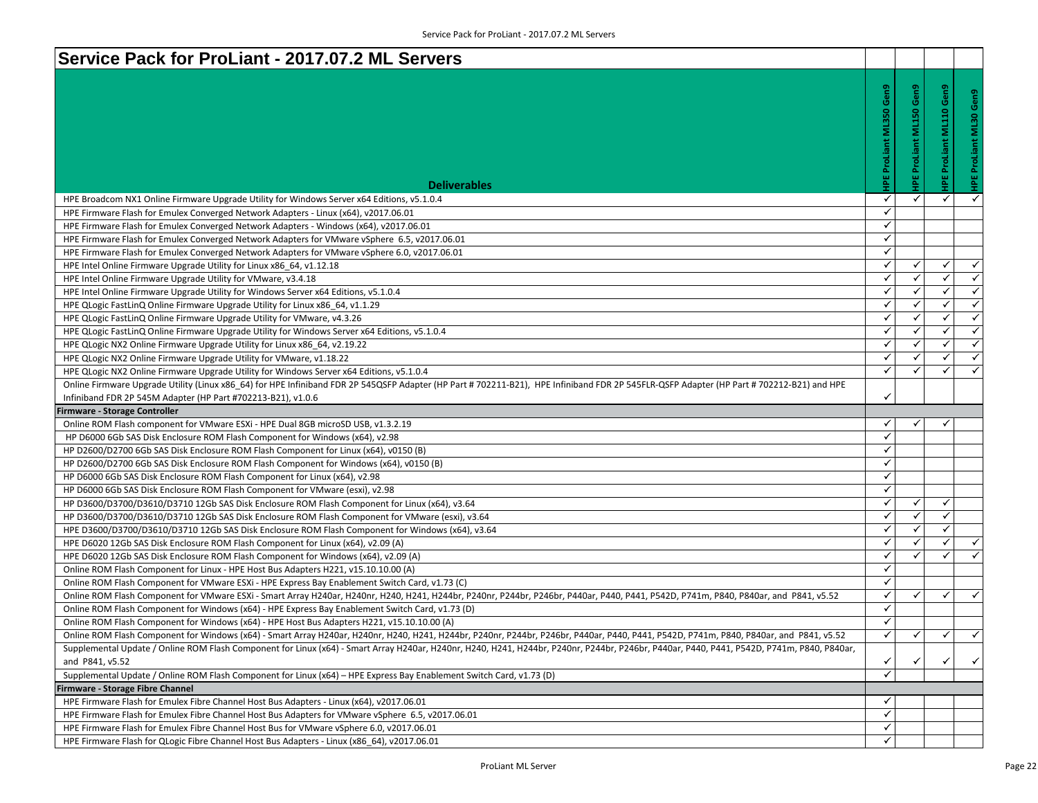# Service Pack for ProLiant - 2017.07.2 ML Servers

| Deliverables | HPE ProLiant ML350 Gen9 | HPE ProLiant ML150 Gen9 | HPE ProLiant ML110 Gen9 | HPE ProLiant ML30 Gen9 |
|---|---|---|---|---|
| HPE Broadcom NX1 Online Firmware Upgrade Utility for Windows Server x64 Editions, v5.1.0.4 | ✓ | ✓ | ✓ | ✓ |
| HPE Firmware Flash for Emulex Converged Network Adapters - Linux (x64), v2017.06.01 | ✓ | | | |
| HPE Firmware Flash for Emulex Converged Network Adapters - Windows (x64), v2017.06.01 | ✓ | | | |
| HPE Firmware Flash for Emulex Converged Network Adapters for VMware vSphere 6.5, v2017.06.01 | ✓ | | | |
| HPE Firmware Flash for Emulex Converged Network Adapters for VMware vSphere 6.0, v2017.06.01 | ✓ | | | |
| HPE Intel Online Firmware Upgrade Utility for Linux x86_64, v1.12.18 | ✓ | ✓ | ✓ | ✓ |
| HPE Intel Online Firmware Upgrade Utility for VMware, v3.4.18 | ✓ | ✓ | ✓ | ✓ |
| HPE Intel Online Firmware Upgrade Utility for Windows Server x64 Editions, v5.1.0.4 | ✓ | ✓ | ✓ | ✓ |
| HPE QLogic FastLinQ Online Firmware Upgrade Utility for Linux x86_64, v1.1.29 | ✓ | ✓ | ✓ | ✓ |
| HPE QLogic FastLinQ Online Firmware Upgrade Utility for VMware, v4.3.26 | ✓ | ✓ | ✓ | ✓ |
| HPE QLogic FastLinQ Online Firmware Upgrade Utility for Windows Server x64 Editions, v5.1.0.4 | ✓ | ✓ | ✓ | ✓ |
| HPE QLogic NX2 Online Firmware Upgrade Utility for Linux x86_64, v2.19.22 | ✓ | ✓ | ✓ | ✓ |
| HPE QLogic NX2 Online Firmware Upgrade Utility for VMware, v1.18.22 | ✓ | ✓ | ✓ | ✓ |
| HPE QLogic NX2 Online Firmware Upgrade Utility for Windows Server x64 Editions, v5.1.0.4 | ✓ | ✓ | ✓ | ✓ |
| Online Firmware Upgrade Utility (Linux x86_64) for HPE Infiniband FDR 2P 545QSFP Adapter (HP Part # 702211-B21), HPE Infiniband FDR 2P 545FLR-QSFP Adapter (HP Part # 702212-B21) and HPE Infiniband FDR 2P 545M Adapter (HP Part #702213-B21), v1.0.6 | ✓ | | | |
| **Firmware - Storage Controller** | | | | |
| Online ROM Flash component for VMware ESXi - HPE Dual 8GB microSD USB, v1.3.2.19 | ✓ | ✓ | ✓ | |
| HP D6000 6Gb SAS Disk Enclosure ROM Flash Component for Windows (x64), v2.98 | ✓ | | | |
| HP D2600/D2700 6Gb SAS Disk Enclosure ROM Flash Component for Linux (x64), v0150 (B) | ✓ | | | |
| HP D2600/D2700 6Gb SAS Disk Enclosure ROM Flash Component for Windows (x64), v0150 (B) | ✓ | | | |
| HP D6000 6Gb SAS Disk Enclosure ROM Flash Component for Linux (x64), v2.98 | ✓ | | | |
| HP D6000 6Gb SAS Disk Enclosure ROM Flash Component for VMware (esxi), v2.98 | ✓ | | | |
| HP D3600/D3700/D3610/D3710 12Gb SAS Disk Enclosure ROM Flash Component for Linux (x64), v3.64 | ✓ | ✓ | ✓ | |
| HP D3600/D3700/D3610/D3710 12Gb SAS Disk Enclosure ROM Flash Component for VMware (esxi), v3.64 | ✓ | ✓ | ✓ | |
| HPE D3600/D3700/D3610/D3710 12Gb SAS Disk Enclosure ROM Flash Component for Windows (x64), v3.64 | ✓ | ✓ | ✓ | |
| HPE D6020 12Gb SAS Disk Enclosure ROM Flash Component for Linux (x64), v2.09 (A) | ✓ | ✓ | ✓ | ✓ |
| HPE D6020 12Gb SAS Disk Enclosure ROM Flash Component for Windows (x64), v2.09 (A) | ✓ | ✓ | ✓ | ✓ |
| Online ROM Flash Component for Linux - HPE Host Bus Adapters H221, v15.10.10.00 (A) | ✓ | | | |
| Online ROM Flash Component for VMware ESXi - HPE Express Bay Enablement Switch Card, v1.73 (C) | ✓ | | | |
| Online ROM Flash Component for VMware ESXi - Smart Array H240ar, H240nr, H240, H241, H244br, P240nr, P244br, P246br, P440ar, P440, P441, P542D, P741m, P840, P840ar, and P841, v5.52 | ✓ | ✓ | ✓ | ✓ |
| Online ROM Flash Component for Windows (x64) - HPE Express Bay Enablement Switch Card, v1.73 (D) | ✓ | | | |
| Online ROM Flash Component for Windows (x64) - HPE Host Bus Adapters H221, v15.10.10.00 (A) | ✓ | | | |
| Online ROM Flash Component for Windows (x64) - Smart Array H240ar, H240nr, H240, H241, H244br, P240nr, P244br, P246br, P440ar, P440, P441, P542D, P741m, P840, P840ar, and P841, v5.52 | ✓ | ✓ | ✓ | ✓ |
| Supplemental Update / Online ROM Flash Component for Linux (x64) - Smart Array H240ar, H240nr, H240, H241, H244br, P240nr, P244br, P246br, P440ar, P440, P441, P542D, P741m, P840, P840ar, and P841, v5.52 | ✓ | ✓ | ✓ | ✓ |
| Supplemental Update / Online ROM Flash Component for Linux (x64) – HPE Express Bay Enablement Switch Card, v1.73 (D) | ✓ | | | |
| **Firmware - Storage Fibre Channel** | | | | |
| HPE Firmware Flash for Emulex Fibre Channel Host Bus Adapters - Linux (x64), v2017.06.01 | ✓ | | | |
| HPE Firmware Flash for Emulex Fibre Channel Host Bus Adapters for VMware vSphere 6.5, v2017.06.01 | ✓ | | | |
| HPE Firmware Flash for Emulex Fibre Channel Host Bus for VMware vSphere 6.0, v2017.06.01 | ✓ | | | |
| HPE Firmware Flash for QLogic Fibre Channel Host Bus Adapters - Linux (x86_64), v2017.06.01 | ✓ | | | |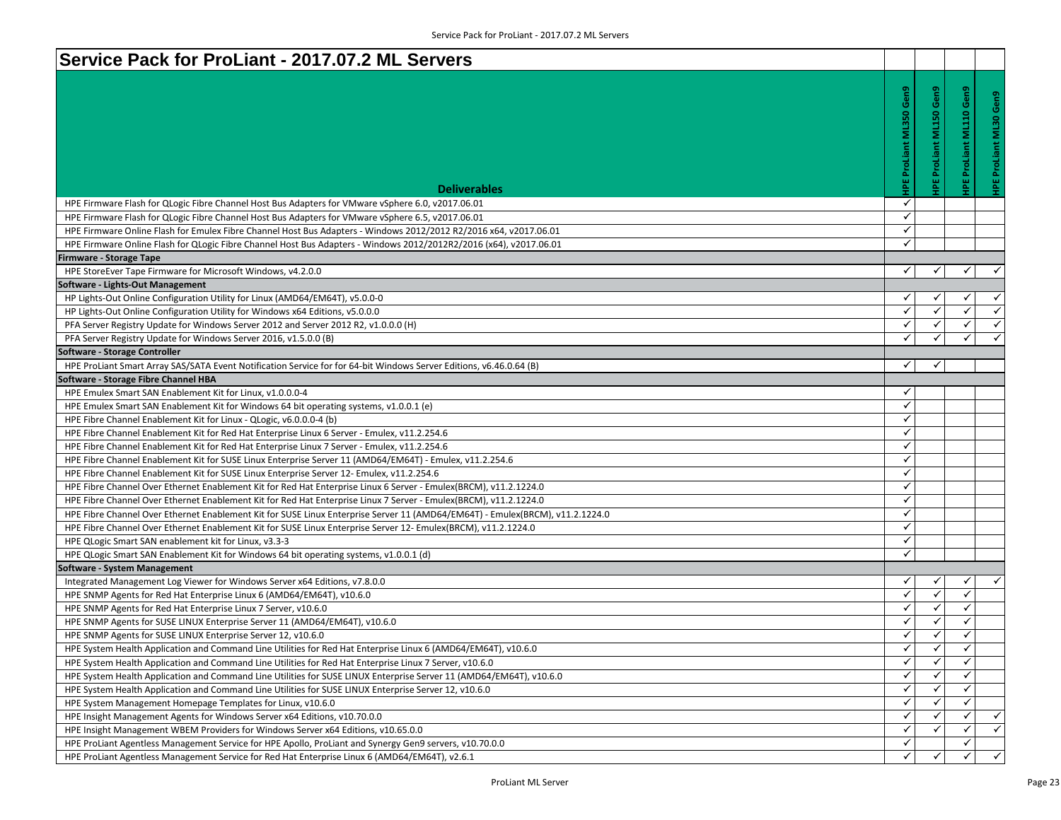# Service Pack for ProLiant - 2017.07.2 ML Servers

| Deliverables | HPE ProLiant ML350 Gen9 | HPE ProLiant ML150 Gen9 | HPE ProLiant ML110 Gen9 | HPE ProLiant ML30 Gen9 |
|---|---|---|---|---|
| HPE Firmware Flash for QLogic Fibre Channel Host Bus Adapters for VMware vSphere 6.0, v2017.06.01 | ✓ | | | |
| HPE Firmware Flash for QLogic Fibre Channel Host Bus Adapters for VMware vSphere 6.5, v2017.06.01 | ✓ | | | |
| HPE Firmware Online Flash for Emulex Fibre Channel Host Bus Adapters - Windows 2012/2012 R2/2016 x64, v2017.06.01 | ✓ | | | |
| HPE Firmware Online Flash for QLogic Fibre Channel Host Bus Adapters - Windows 2012/2012R2/2016 (x64), v2017.06.01 | ✓ | | | |
| **Firmware - Storage Tape** | | | | |
| HPE StoreEver Tape Firmware for Microsoft Windows, v4.2.0.0 | ✓ | ✓ | ✓ | ✓ |
| **Software - Lights-Out Management** | | | | |
| HP Lights-Out Online Configuration Utility for Linux (AMD64/EM64T), v5.0.0-0 | ✓ | ✓ | ✓ | ✓ |
| HP Lights-Out Online Configuration Utility for Windows x64 Editions, v5.0.0.0 | ✓ | ✓ | ✓ | ✓ |
| PFA Server Registry Update for Windows Server 2012 and Server 2012 R2, v1.0.0.0 (H) | ✓ | ✓ | ✓ | ✓ |
| PFA Server Registry Update for Windows Server 2016, v1.5.0.0 (B) | ✓ | ✓ | ✓ | ✓ |
| **Software - Storage Controller** | | | | |
| HPE ProLiant Smart Array SAS/SATA Event Notification Service for for 64-bit Windows Server Editions, v6.46.0.64 (B) | ✓ | ✓ | | |
| **Software - Storage Fibre Channel HBA** | | | | |
| HPE Emulex Smart SAN Enablement Kit for Linux, v1.0.0.0-4 | ✓ | | | |
| HPE Emulex Smart SAN Enablement Kit for Windows 64 bit operating systems, v1.0.0.1 (e) | ✓ | | | |
| HPE Fibre Channel Enablement Kit for Linux - QLogic, v6.0.0.0-4 (b) | ✓ | | | |
| HPE Fibre Channel Enablement Kit for Red Hat Enterprise Linux 6 Server - Emulex, v11.2.254.6 | ✓ | | | |
| HPE Fibre Channel Enablement Kit for Red Hat Enterprise Linux 7 Server - Emulex, v11.2.254.6 | ✓ | | | |
| HPE Fibre Channel Enablement Kit for SUSE Linux Enterprise Server 11 (AMD64/EM64T) - Emulex, v11.2.254.6 | ✓ | | | |
| HPE Fibre Channel Enablement Kit for SUSE Linux Enterprise Server 12- Emulex, v11.2.254.6 | ✓ | | | |
| HPE Fibre Channel Over Ethernet Enablement Kit for Red Hat Enterprise Linux 6 Server - Emulex(BRCM), v11.2.1224.0 | ✓ | | | |
| HPE Fibre Channel Over Ethernet Enablement Kit for Red Hat Enterprise Linux 7 Server - Emulex(BRCM), v11.2.1224.0 | ✓ | | | |
| HPE Fibre Channel Over Ethernet Enablement Kit for SUSE Linux Enterprise Server 11 (AMD64/EM64T) - Emulex(BRCM), v11.2.1224.0 | ✓ | | | |
| HPE Fibre Channel Over Ethernet Enablement Kit for SUSE Linux Enterprise Server 12- Emulex(BRCM), v11.2.1224.0 | ✓ | | | |
| HPE QLogic Smart SAN enablement kit for Linux, v3.3-3 | ✓ | | | |
| HPE QLogic Smart SAN Enablement Kit for Windows 64 bit operating systems, v1.0.0.1 (d) | ✓ | | | |
| **Software - System Management** | | | | |
| Integrated Management Log Viewer for Windows Server x64 Editions, v7.8.0.0 | ✓ | ✓ | ✓ | ✓ |
| HPE SNMP Agents for Red Hat Enterprise Linux 6 (AMD64/EM64T), v10.6.0 | ✓ | ✓ | ✓ | |
| HPE SNMP Agents for Red Hat Enterprise Linux 7 Server, v10.6.0 | ✓ | ✓ | ✓ | |
| HPE SNMP Agents for SUSE LINUX Enterprise Server 11 (AMD64/EM64T), v10.6.0 | ✓ | ✓ | ✓ | |
| HPE SNMP Agents for SUSE LINUX Enterprise Server 12, v10.6.0 | ✓ | ✓ | ✓ | |
| HPE System Health Application and Command Line Utilities for Red Hat Enterprise Linux 6 (AMD64/EM64T), v10.6.0 | ✓ | ✓ | ✓ | |
| HPE System Health Application and Command Line Utilities for Red Hat Enterprise Linux 7 Server, v10.6.0 | ✓ | ✓ | ✓ | |
| HPE System Health Application and Command Line Utilities for SUSE LINUX Enterprise Server 11 (AMD64/EM64T), v10.6.0 | ✓ | ✓ | ✓ | |
| HPE System Health Application and Command Line Utilities for SUSE LINUX Enterprise Server 12, v10.6.0 | ✓ | ✓ | ✓ | |
| HPE System Management Homepage Templates for Linux, v10.6.0 | ✓ | ✓ | ✓ | |
| HPE Insight Management Agents for Windows Server x64 Editions, v10.70.0.0 | ✓ | ✓ | ✓ | ✓ |
| HPE Insight Management WBEM Providers for Windows Server x64 Editions, v10.65.0.0 | ✓ | ✓ | ✓ | ✓ |
| HPE ProLiant Agentless Management Service for HPE Apollo, ProLiant and Synergy Gen9 servers, v10.70.0.0 | ✓ | | ✓ | |
| HPE ProLiant Agentless Management Service for Red Hat Enterprise Linux 6 (AMD64/EM64T), v2.6.1 | ✓ | ✓ | ✓ | ✓ |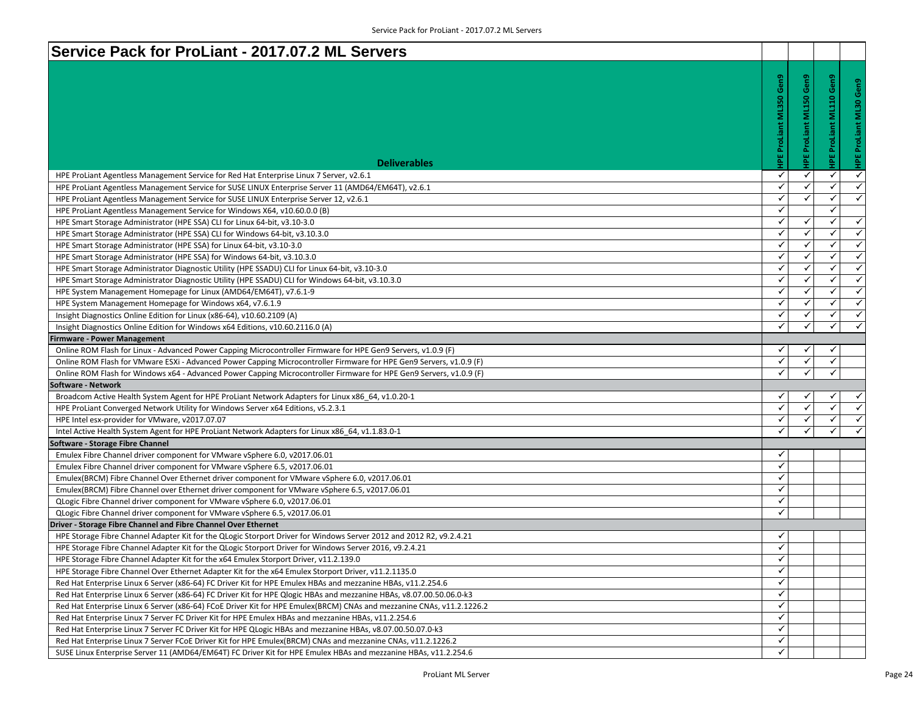# Service Pack for ProLiant - 2017.07.2 ML Servers

| Deliverables | HPE ProLiant ML350 Gen9 | HPE ProLiant ML150 Gen9 | HPE ProLiant ML110 Gen9 | HPE ProLiant ML30 Gen9 |
|---|---|---|---|---|
| HPE ProLiant Agentless Management Service for Red Hat Enterprise Linux 7 Server, v2.6.1 | ✓ | ✓ | ✓ | ✓ |
| HPE ProLiant Agentless Management Service for SUSE LINUX Enterprise Server 11 (AMD64/EM64T), v2.6.1 | ✓ | ✓ | ✓ | ✓ |
| HPE ProLiant Agentless Management Service for SUSE LINUX Enterprise Server 12, v2.6.1 | ✓ | ✓ | ✓ | ✓ |
| HPE ProLiant Agentless Management Service for Windows X64, v10.60.0.0 (B) | ✓ | | ✓ | |
| HPE Smart Storage Administrator (HPE SSA) CLI for Linux 64-bit, v3.10-3.0 | ✓ | ✓ | ✓ | ✓ |
| HPE Smart Storage Administrator (HPE SSA) CLI for Windows 64-bit, v3.10.3.0 | ✓ | ✓ | ✓ | ✓ |
| HPE Smart Storage Administrator (HPE SSA) for Linux 64-bit, v3.10-3.0 | ✓ | ✓ | ✓ | ✓ |
| HPE Smart Storage Administrator (HPE SSA) for Windows 64-bit, v3.10.3.0 | ✓ | ✓ | ✓ | ✓ |
| HPE Smart Storage Administrator Diagnostic Utility (HPE SSADU) CLI for Linux 64-bit, v3.10-3.0 | ✓ | ✓ | ✓ | ✓ |
| HPE Smart Storage Administrator Diagnostic Utility (HPE SSADU) CLI for Windows 64-bit, v3.10.3.0 | ✓ | ✓ | ✓ | ✓ |
| HPE System Management Homepage for Linux (AMD64/EM64T), v7.6.1-9 | ✓ | ✓ | ✓ | ✓ |
| HPE System Management Homepage for Windows x64, v7.6.1.9 | ✓ | ✓ | ✓ | ✓ |
| Insight Diagnostics Online Edition for Linux (x86-64), v10.60.2109 (A) | ✓ | ✓ | ✓ | ✓ |
| Insight Diagnostics Online Edition for Windows x64 Editions, v10.60.2116.0 (A) | ✓ | ✓ | ✓ | ✓ |
| **Firmware - Power Management** | | | | |
| Online ROM Flash for Linux - Advanced Power Capping Microcontroller Firmware for HPE Gen9 Servers, v1.0.9 (F) | ✓ | ✓ | ✓ | |
| Online ROM Flash for VMware ESXi - Advanced Power Capping Microcontroller Firmware for HPE Gen9 Servers, v1.0.9 (F) | ✓ | ✓ | ✓ | |
| Online ROM Flash for Windows x64 - Advanced Power Capping Microcontroller Firmware for HPE Gen9 Servers, v1.0.9 (F) | ✓ | ✓ | ✓ | |
| **Software - Network** | | | | |
| Broadcom Active Health System Agent for HPE ProLiant Network Adapters for Linux x86_64, v1.0.20-1 | ✓ | ✓ | ✓ | ✓ |
| HPE ProLiant Converged Network Utility for Windows Server x64 Editions, v5.2.3.1 | ✓ | ✓ | ✓ | ✓ |
| HPE Intel esx-provider for VMware, v2017.07.07 | ✓ | ✓ | ✓ | ✓ |
| Intel Active Health System Agent for HPE ProLiant Network Adapters for Linux x86_64, v1.1.83.0-1 | ✓ | ✓ | ✓ | ✓ |
| **Software - Storage Fibre Channel** | | | | |
| Emulex Fibre Channel driver component for VMware vSphere 6.0, v2017.06.01 | ✓ | | | |
| Emulex Fibre Channel driver component for VMware vSphere 6.5, v2017.06.01 | ✓ | | | |
| Emulex(BRCM) Fibre Channel Over Ethernet driver component for VMware vSphere 6.0, v2017.06.01 | ✓ | | | |
| Emulex(BRCM) Fibre Channel over Ethernet driver component for VMware vSphere 6.5, v2017.06.01 | ✓ | | | |
| QLogic Fibre Channel driver component for VMware vSphere 6.0, v2017.06.01 | ✓ | | | |
| QLogic Fibre Channel driver component for VMware vSphere 6.5, v2017.06.01 | ✓ | | | |
| **Driver - Storage Fibre Channel and Fibre Channel Over Ethernet** | | | | |
| HPE Storage Fibre Channel Adapter Kit for the QLogic Storport Driver for Windows Server 2012 and 2012 R2, v9.2.4.21 | ✓ | | | |
| HPE Storage Fibre Channel Adapter Kit for the QLogic Storport Driver for Windows Server 2016, v9.2.4.21 | ✓ | | | |
| HPE Storage Fibre Channel Adapter Kit for the x64 Emulex Storport Driver, v11.2.139.0 | ✓ | | | |
| HPE Storage Fibre Channel Over Ethernet Adapter Kit for the x64 Emulex Storport Driver, v11.2.1135.0 | ✓ | | | |
| Red Hat Enterprise Linux 6 Server (x86-64) FC Driver Kit for HPE Emulex HBAs and mezzanine HBAs, v11.2.254.6 | ✓ | | | |
| Red Hat Enterprise Linux 6 Server (x86-64) FC Driver Kit for HPE Qlogic HBAs and mezzanine HBAs, v8.07.00.50.06.0-k3 | ✓ | | | |
| Red Hat Enterprise Linux 6 Server (x86-64) FCoE Driver Kit for HPE Emulex(BRCM) CNAs and mezzanine CNAs, v11.2.1226.2 | ✓ | | | |
| Red Hat Enterprise Linux 7 Server FC Driver Kit for HPE Emulex HBAs and mezzanine HBAs, v11.2.254.6 | ✓ | | | |
| Red Hat Enterprise Linux 7 Server FC Driver Kit for HPE QLogic HBAs and mezzanine HBAs, v8.07.00.50.07.0-k3 | ✓ | | | |
| Red Hat Enterprise Linux 7 Server FCoE Driver Kit for HPE Emulex(BRCM) CNAs and mezzanine CNAs, v11.2.1226.2 | ✓ | | | |
| SUSE Linux Enterprise Server 11 (AMD64/EM64T) FC Driver Kit for HPE Emulex HBAs and mezzanine HBAs, v11.2.254.6 | ✓ | | | |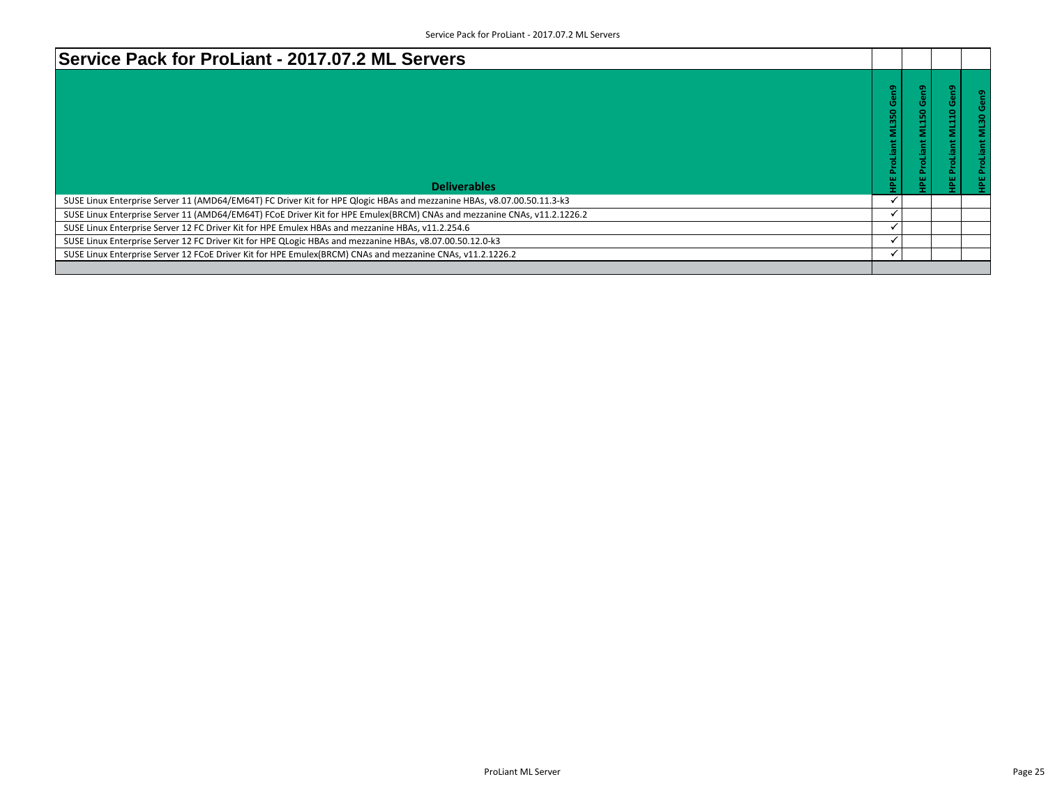# Service Pack for ProLiant - 2017.07.2 ML Servers

| Deliverables | HPE ProLiant ML350 Gen9 | HPE ProLiant ML150 Gen9 | HPE ProLiant ML110 Gen9 | HPE ProLiant ML30 Gen9 |
|---|---|---|---|---|
| SUSE Linux Enterprise Server 11 (AMD64/EM64T) FC Driver Kit for HPE Qlogic HBAs and mezzanine HBAs, v8.07.00.50.11.3-k3 | ✓ | | | |
| SUSE Linux Enterprise Server 11 (AMD64/EM64T) FCoE Driver Kit for HPE Emulex(BRCM) CNAs and mezzanine CNAs, v11.2.1226.2 | ✓ | | | |
| SUSE Linux Enterprise Server 12 FC Driver Kit for HPE Emulex HBAs and mezzanine HBAs, v11.2.254.6 | ✓ | | | |
| SUSE Linux Enterprise Server 12 FC Driver Kit for HPE QLogic HBAs and mezzanine HBAs, v8.07.00.50.12.0-k3 | ✓ | | | |
| SUSE Linux Enterprise Server 12 FCoE Driver Kit for HPE Emulex(BRCM) CNAs and mezzanine CNAs, v11.2.1226.2 | ✓ | | | |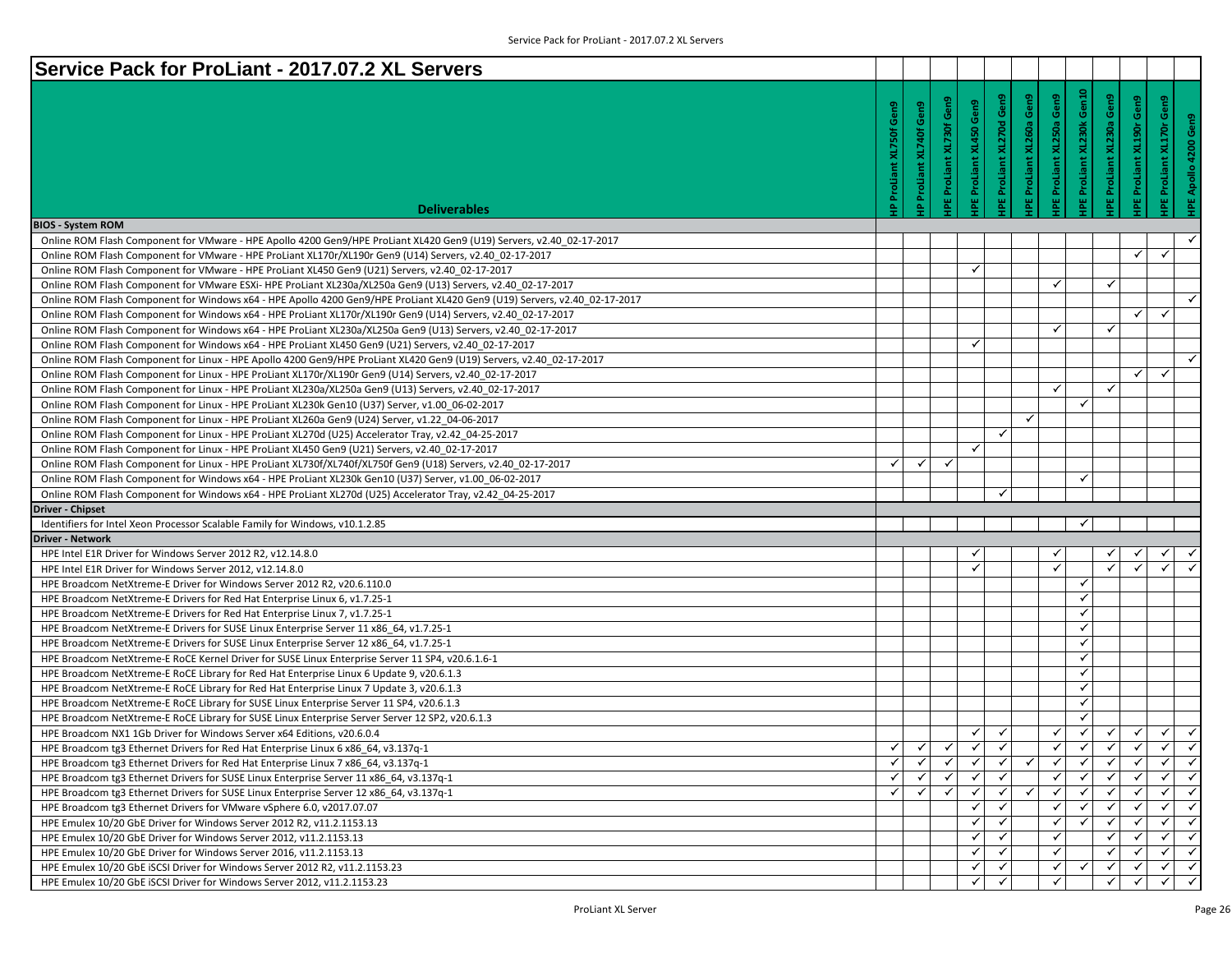# Service Pack for ProLiant - 2017.07.2 XL Servers

| Deliverables | HP ProLiant XL750f Gen9 | HP ProLiant XL740f Gen9 | HPE ProLiant XL730f Gen9 | HPE ProLiant XL450 Gen9 | HPE ProLiant XL270d Gen9 | HPE ProLiant XL260a Gen9 | HPE ProLiant XL250a Gen9 | HPE ProLiant XL230k Gen10 | HPE ProLiant XL230a Gen9 | HPE ProLiant XL190r Gen9 | HPE ProLiant XL170r Gen9 | HPE Apollo 4200 Gen9 |
|---|---|---|---|---|---|---|---|---|---|---|---|---|
| **BIOS - System ROM** | | | | | | | | | | | | |
| Online ROM Flash Component for VMware - HPE Apollo 4200 Gen9/HPE ProLiant XL420 Gen9 (U19) Servers, v2.40_02-17-2017 | | | | | | | | | | | | ✓ |
| Online ROM Flash Component for VMware - HPE ProLiant XL170r/XL190r Gen9 (U14) Servers, v2.40_02-17-2017 | | | | | | | | | | ✓ | ✓ | |
| Online ROM Flash Component for VMware - HPE ProLiant XL450 Gen9 (U21) Servers, v2.40_02-17-2017 | | | | ✓ | | | | | | | | |
| Online ROM Flash Component for VMware ESXi- HPE ProLiant XL230a/XL250a Gen9 (U13) Servers, v2.40_02-17-2017 | | | | | | | ✓ | | ✓ | | | |
| Online ROM Flash Component for Windows x64 - HPE Apollo 4200 Gen9/HPE ProLiant XL420 Gen9 (U19) Servers, v2.40_02-17-2017 | | | | | | | | | | | | ✓ |
| Online ROM Flash Component for Windows x64 - HPE ProLiant XL170r/XL190r Gen9 (U14) Servers, v2.40_02-17-2017 | | | | | | | | | | ✓ | ✓ | |
| Online ROM Flash Component for Windows x64 - HPE ProLiant XL230a/XL250a Gen9 (U13) Servers, v2.40_02-17-2017 | | | | | | | ✓ | | ✓ | | | |
| Online ROM Flash Component for Windows x64 - HPE ProLiant XL450 Gen9 (U21) Servers, v2.40_02-17-2017 | | | | ✓ | | | | | | | | |
| Online ROM Flash Component for Linux - HPE Apollo 4200 Gen9/HPE ProLiant XL420 Gen9 (U19) Servers, v2.40_02-17-2017 | | | | | | | | | | | | ✓ |
| Online ROM Flash Component for Linux - HPE ProLiant XL170r/XL190r Gen9 (U14) Servers, v2.40_02-17-2017 | | | | | | | | | | ✓ | ✓ | |
| Online ROM Flash Component for Linux - HPE ProLiant XL230a/XL250a Gen9 (U13) Servers, v2.40_02-17-2017 | | | | | | | ✓ | | ✓ | | | |
| Online ROM Flash Component for Linux - HPE ProLiant XL230k Gen10 (U37) Server, v1.00_06-02-2017 | | | | | | | | ✓ | | | | |
| Online ROM Flash Component for Linux - HPE ProLiant XL260a Gen9 (U24) Server, v1.22_04-06-2017 | | | | | | ✓ | | | | | | |
| Online ROM Flash Component for Linux - HPE ProLiant XL270d (U25) Accelerator Tray, v2.42_04-25-2017 | | | | | ✓ | | | | | | | |
| Online ROM Flash Component for Linux - HPE ProLiant XL450 Gen9 (U21) Servers, v2.40_02-17-2017 | | | | ✓ | | | | | | | | |
| Online ROM Flash Component for Linux - HPE ProLiant XL730f/XL740f/XL750f Gen9 (U18) Servers, v2.40_02-17-2017 | ✓ | ✓ | ✓ | | | | | | | | | |
| Online ROM Flash Component for Windows x64 - HPE ProLiant XL230k Gen10 (U37) Server, v1.00_06-02-2017 | | | | | | | | ✓ | | | | |
| Online ROM Flash Component for Windows x64 - HPE ProLiant XL270d (U25) Accelerator Tray, v2.42_04-25-2017 | | | | | ✓ | | | | | | | |
| **Driver - Chipset** | | | | | | | | | | | | |
| Identifiers for Intel Xeon Processor Scalable Family for Windows, v10.1.2.85 | | | | | | | | ✓ | | | | |
| **Driver - Network** | | | | | | | | | | | | |
| HPE Intel E1R Driver for Windows Server 2012 R2, v12.14.8.0 | | | | ✓ | | | ✓ | | ✓ | ✓ | ✓ | ✓ |
| HPE Intel E1R Driver for Windows Server 2012, v12.14.8.0 | | | | ✓ | | | ✓ | | ✓ | ✓ | ✓ | ✓ |
| HPE Broadcom NetXtreme-E Driver for Windows Server 2012 R2, v20.6.110.0 | | | | | | | | ✓ | | | | |
| HPE Broadcom NetXtreme-E Drivers for Red Hat Enterprise Linux 6, v1.7.25-1 | | | | | | | | ✓ | | | | |
| HPE Broadcom NetXtreme-E Drivers for Red Hat Enterprise Linux 7, v1.7.25-1 | | | | | | | | ✓ | | | | |
| HPE Broadcom NetXtreme-E Drivers for SUSE Linux Enterprise Server 11 x86_64, v1.7.25-1 | | | | | | | | ✓ | | | | |
| HPE Broadcom NetXtreme-E Drivers for SUSE Linux Enterprise Server 12 x86_64, v1.7.25-1 | | | | | | | | ✓ | | | | |
| HPE Broadcom NetXtreme-E RoCE Kernel Driver for SUSE Linux Enterprise Server 11 SP4, v20.6.1.6-1 | | | | | | | | ✓ | | | | |
| HPE Broadcom NetXtreme-E RoCE Library for Red Hat Enterprise Linux 6 Update 9, v20.6.1.3 | | | | | | | | ✓ | | | | |
| HPE Broadcom NetXtreme-E RoCE Library for Red Hat Enterprise Linux 7 Update 3, v20.6.1.3 | | | | | | | | ✓ | | | | |
| HPE Broadcom NetXtreme-E RoCE Library for SUSE Linux Enterprise Server 11 SP4, v20.6.1.3 | | | | | | | | ✓ | | | | |
| HPE Broadcom NetXtreme-E RoCE Library for SUSE Linux Enterprise Server Server 12 SP2, v20.6.1.3 | | | | | | | | ✓ | | | | |
| HPE Broadcom NX1 1Gb Driver for Windows Server x64 Editions, v20.6.0.4 | | | | ✓ | ✓ | | ✓ | ✓ | ✓ | ✓ | ✓ | ✓ |
| HPE Broadcom tg3 Ethernet Drivers for Red Hat Enterprise Linux 6 x86_64, v3.137q-1 | ✓ | ✓ | ✓ | ✓ | ✓ | | ✓ | ✓ | ✓ | ✓ | ✓ | ✓ |
| HPE Broadcom tg3 Ethernet Drivers for Red Hat Enterprise Linux 7 x86_64, v3.137q-1 | ✓ | ✓ | ✓ | ✓ | ✓ | ✓ | ✓ | ✓ | ✓ | ✓ | ✓ | ✓ |
| HPE Broadcom tg3 Ethernet Drivers for SUSE Linux Enterprise Server 11 x86_64, v3.137q-1 | ✓ | ✓ | ✓ | ✓ | ✓ | | ✓ | ✓ | ✓ | ✓ | ✓ | ✓ |
| HPE Broadcom tg3 Ethernet Drivers for SUSE Linux Enterprise Server 12 x86_64, v3.137q-1 | ✓ | ✓ | ✓ | ✓ | ✓ | ✓ | ✓ | ✓ | ✓ | ✓ | ✓ | ✓ |
| HPE Broadcom tg3 Ethernet Drivers for VMware vSphere 6.0, v2017.07.07 | | | | ✓ | ✓ | | ✓ | ✓ | ✓ | ✓ | ✓ | ✓ |
| HPE Emulex 10/20 GbE Driver for Windows Server 2012 R2, v11.2.1153.13 | | | | ✓ | ✓ | | ✓ | ✓ | ✓ | ✓ | ✓ | ✓ |
| HPE Emulex 10/20 GbE Driver for Windows Server 2012, v11.2.1153.13 | | | | ✓ | ✓ | | ✓ | | ✓ | ✓ | ✓ | ✓ |
| HPE Emulex 10/20 GbE Driver for Windows Server 2016, v11.2.1153.13 | | | | ✓ | ✓ | | ✓ | | ✓ | ✓ | ✓ | ✓ |
| HPE Emulex 10/20 GbE iSCSI Driver for Windows Server 2012 R2, v11.2.1153.23 | | | | ✓ | ✓ | | ✓ | ✓ | ✓ | ✓ | ✓ | ✓ |
| HPE Emulex 10/20 GbE iSCSI Driver for Windows Server 2012, v11.2.1153.23 | | | | ✓ | ✓ | | ✓ | | ✓ | ✓ | ✓ | ✓ |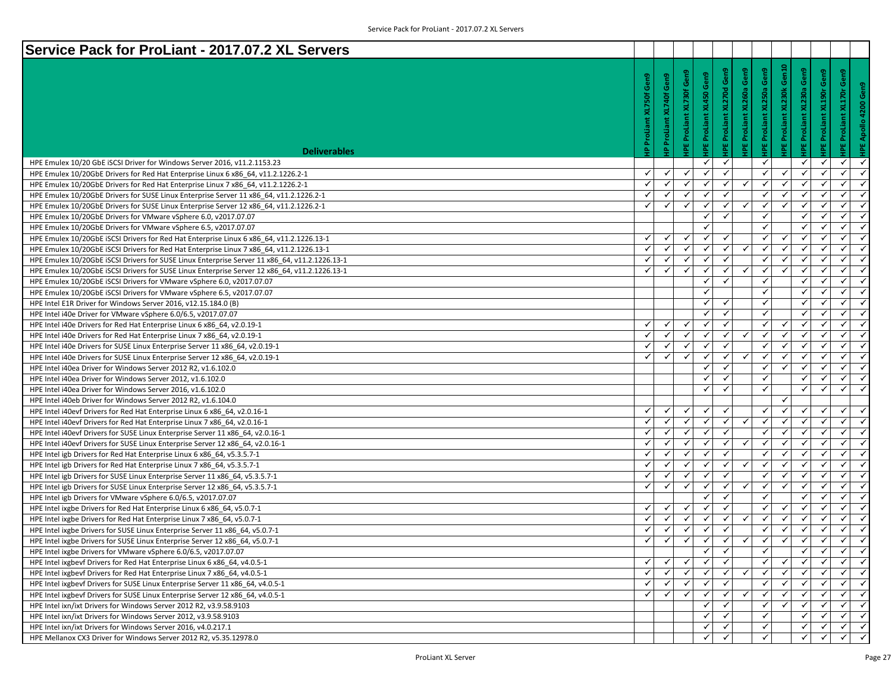# Service Pack for ProLiant - 2017.07.2 XL Servers

| Deliverables | HP ProLiant XL750f Gen9 | HP ProLiant XL740f Gen9 | HPE ProLiant XL730f Gen9 | HPE ProLiant XL450 Gen9 | HPE ProLiant XL270d Gen9 | HPE ProLiant XL260a Gen9 | HPE ProLiant XL250a Gen9 | HPE ProLiant XL230k Gen10 | HPE ProLiant XL230a Gen9 | HPE ProLiant XL190r Gen9 | HPE ProLiant XL170r Gen9 | HPE Apollo 4200 Gen9 |
|---|---|---|---|---|---|---|---|---|---|---|---|---|
| HPE Emulex 10/20 GbE iSCSI Driver for Windows Server 2016, v11.2.1153.23 | | | | ✓ | ✓ | | ✓ | | ✓ | ✓ | ✓ | ✓ |
| HPE Emulex 10/20GbE Drivers for Red Hat Enterprise Linux 6 x86_64, v11.2.1226.2-1 | ✓ | ✓ | ✓ | ✓ | ✓ | | ✓ | ✓ | ✓ | ✓ | ✓ | ✓ |
| HPE Emulex 10/20GbE Drivers for Red Hat Enterprise Linux 7 x86_64, v11.2.1226.2-1 | ✓ | ✓ | ✓ | ✓ | ✓ | ✓ | ✓ | ✓ | ✓ | ✓ | ✓ | ✓ |
| HPE Emulex 10/20GbE Drivers for SUSE Linux Enterprise Server 11 x86_64, v11.2.1226.2-1 | ✓ | ✓ | ✓ | ✓ | ✓ | | ✓ | ✓ | ✓ | ✓ | ✓ | ✓ |
| HPE Emulex 10/20GbE Drivers for SUSE Linux Enterprise Server 12 x86_64, v11.2.1226.2-1 | ✓ | ✓ | ✓ | ✓ | ✓ | ✓ | ✓ | ✓ | ✓ | ✓ | ✓ | ✓ |
| HPE Emulex 10/20GbE Drivers for VMware vSphere 6.0, v2017.07.07 | | | | ✓ | ✓ | | ✓ | | ✓ | ✓ | ✓ | ✓ |
| HPE Emulex 10/20GbE Drivers for VMware vSphere 6.5, v2017.07.07 | | | | ✓ | | | ✓ | | ✓ | ✓ | ✓ | ✓ |
| HPE Emulex 10/20GbE iSCSI Drivers for Red Hat Enterprise Linux 6 x86_64, v11.2.1226.13-1 | ✓ | ✓ | ✓ | ✓ | ✓ | | ✓ | ✓ | ✓ | ✓ | ✓ | ✓ |
| HPE Emulex 10/20GbE iSCSI Drivers for Red Hat Enterprise Linux 7 x86_64, v11.2.1226.13-1 | ✓ | ✓ | ✓ | ✓ | ✓ | ✓ | ✓ | ✓ | ✓ | ✓ | ✓ | ✓ |
| HPE Emulex 10/20GbE iSCSI Drivers for SUSE Linux Enterprise Server 11 x86_64, v11.2.1226.13-1 | ✓ | ✓ | ✓ | ✓ | ✓ | | ✓ | ✓ | ✓ | ✓ | ✓ | ✓ |
| HPE Emulex 10/20GbE iSCSI Drivers for SUSE Linux Enterprise Server 12 x86_64, v11.2.1226.13-1 | ✓ | ✓ | ✓ | ✓ | ✓ | ✓ | ✓ | ✓ | ✓ | ✓ | ✓ | ✓ |
| HPE Emulex 10/20GbE iSCSI Drivers for VMware vSphere 6.0, v2017.07.07 | | | | ✓ | ✓ | | ✓ | | ✓ | ✓ | ✓ | ✓ |
| HPE Emulex 10/20GbE iSCSI Drivers for VMware vSphere 6.5, v2017.07.07 | | | | ✓ | | | ✓ | | ✓ | ✓ | ✓ | ✓ |
| HPE Intel E1R Driver for Windows Server 2016, v12.15.184.0 (B) | | | | ✓ | ✓ | | ✓ | | ✓ | ✓ | ✓ | ✓ |
| HPE Intel i40e Driver for VMware vSphere 6.0/6.5, v2017.07.07 | | | | ✓ | ✓ | | ✓ | | ✓ | ✓ | ✓ | ✓ |
| HPE Intel i40e Drivers for Red Hat Enterprise Linux 6 x86_64, v2.0.19-1 | ✓ | ✓ | ✓ | ✓ | ✓ | | ✓ | ✓ | ✓ | ✓ | ✓ | ✓ |
| HPE Intel i40e Drivers for Red Hat Enterprise Linux 7 x86_64, v2.0.19-1 | ✓ | ✓ | ✓ | ✓ | ✓ | ✓ | ✓ | ✓ | ✓ | ✓ | ✓ | ✓ |
| HPE Intel i40e Drivers for SUSE Linux Enterprise Server 11 x86_64, v2.0.19-1 | ✓ | ✓ | ✓ | ✓ | ✓ | | ✓ | ✓ | ✓ | ✓ | ✓ | ✓ |
| HPE Intel i40e Drivers for SUSE Linux Enterprise Server 12 x86_64, v2.0.19-1 | ✓ | ✓ | ✓ | ✓ | ✓ | ✓ | ✓ | ✓ | ✓ | ✓ | ✓ | ✓ |
| HPE Intel i40ea Driver for Windows Server 2012 R2, v1.6.102.0 | | | | ✓ | ✓ | | ✓ | ✓ | ✓ | ✓ | ✓ | ✓ |
| HPE Intel i40ea Driver for Windows Server 2012, v1.6.102.0 | | | | ✓ | ✓ | | ✓ | | ✓ | ✓ | ✓ | ✓ |
| HPE Intel i40ea Driver for Windows Server 2016, v1.6.102.0 | | | | ✓ | ✓ | | ✓ | | ✓ | ✓ | ✓ | ✓ |
| HPE Intel i40eb Driver for Windows Server 2012 R2, v1.6.104.0 | | | | | | | | ✓ | | | | |
| HPE Intel i40evf Drivers for Red Hat Enterprise Linux 6 x86_64, v2.0.16-1 | ✓ | ✓ | ✓ | ✓ | ✓ | | ✓ | ✓ | ✓ | ✓ | ✓ | ✓ |
| HPE Intel i40evf Drivers for Red Hat Enterprise Linux 7 x86_64, v2.0.16-1 | ✓ | ✓ | ✓ | ✓ | ✓ | ✓ | ✓ | ✓ | ✓ | ✓ | ✓ | ✓ |
| HPE Intel i40evf Drivers for SUSE Linux Enterprise Server 11 x86_64, v2.0.16-1 | ✓ | ✓ | ✓ | ✓ | ✓ | | ✓ | ✓ | ✓ | ✓ | ✓ | ✓ |
| HPE Intel i40evf Drivers for SUSE Linux Enterprise Server 12 x86_64, v2.0.16-1 | ✓ | ✓ | ✓ | ✓ | ✓ | ✓ | ✓ | ✓ | ✓ | ✓ | ✓ | ✓ |
| HPE Intel igb Drivers for Red Hat Enterprise Linux 6 x86_64, v5.3.5.7-1 | ✓ | ✓ | ✓ | ✓ | ✓ | | ✓ | ✓ | ✓ | ✓ | ✓ | ✓ |
| HPE Intel igb Drivers for Red Hat Enterprise Linux 7 x86_64, v5.3.5.7-1 | ✓ | ✓ | ✓ | ✓ | ✓ | ✓ | ✓ | ✓ | ✓ | ✓ | ✓ | ✓ |
| HPE Intel igb Drivers for SUSE Linux Enterprise Server 11 x86_64, v5.3.5.7-1 | ✓ | ✓ | ✓ | ✓ | ✓ | | ✓ | ✓ | ✓ | ✓ | ✓ | ✓ |
| HPE Intel igb Drivers for SUSE Linux Enterprise Server 12 x86_64, v5.3.5.7-1 | ✓ | ✓ | ✓ | ✓ | ✓ | ✓ | ✓ | ✓ | ✓ | ✓ | ✓ | ✓ |
| HPE Intel igb Drivers for VMware vSphere 6.0/6.5, v2017.07.07 | | | | ✓ | ✓ | | ✓ | | ✓ | ✓ | ✓ | ✓ |
| HPE Intel ixgbe Drivers for Red Hat Enterprise Linux 6 x86_64, v5.0.7-1 | ✓ | ✓ | ✓ | ✓ | ✓ | | ✓ | ✓ | ✓ | ✓ | ✓ | ✓ |
| HPE Intel ixgbe Drivers for Red Hat Enterprise Linux 7 x86_64, v5.0.7-1 | ✓ | ✓ | ✓ | ✓ | ✓ | ✓ | ✓ | ✓ | ✓ | ✓ | ✓ | ✓ |
| HPE Intel ixgbe Drivers for SUSE Linux Enterprise Server 11 x86_64, v5.0.7-1 | ✓ | ✓ | ✓ | ✓ | ✓ | | ✓ | ✓ | ✓ | ✓ | ✓ | ✓ |
| HPE Intel ixgbe Drivers for SUSE Linux Enterprise Server 12 x86_64, v5.0.7-1 | ✓ | ✓ | ✓ | ✓ | ✓ | ✓ | ✓ | ✓ | ✓ | ✓ | ✓ | ✓ |
| HPE Intel ixgbe Drivers for VMware vSphere 6.0/6.5, v2017.07.07 | | | | ✓ | ✓ | | ✓ | | ✓ | ✓ | ✓ | ✓ |
| HPE Intel ixgbevf Drivers for Red Hat Enterprise Linux 6 x86_64, v4.0.5-1 | ✓ | ✓ | ✓ | ✓ | ✓ | | ✓ | ✓ | ✓ | ✓ | ✓ | ✓ |
| HPE Intel ixgbevf Drivers for Red Hat Enterprise Linux 7 x86_64, v4.0.5-1 | ✓ | ✓ | ✓ | ✓ | ✓ | ✓ | ✓ | ✓ | ✓ | ✓ | ✓ | ✓ |
| HPE Intel ixgbevf Drivers for SUSE Linux Enterprise Server 11 x86_64, v4.0.5-1 | ✓ | ✓ | ✓ | ✓ | ✓ | | ✓ | ✓ | ✓ | ✓ | ✓ | ✓ |
| HPE Intel ixgbevf Drivers for SUSE Linux Enterprise Server 12 x86_64, v4.0.5-1 | ✓ | ✓ | ✓ | ✓ | ✓ | ✓ | ✓ | ✓ | ✓ | ✓ | ✓ | ✓ |
| HPE Intel ixn/ixt Drivers for Windows Server 2012 R2, v3.9.58.9103 | | | | ✓ | ✓ | | ✓ | ✓ | ✓ | ✓ | ✓ | ✓ |
| HPE Intel ixn/ixt Drivers for Windows Server 2012, v3.9.58.9103 | | | | ✓ | ✓ | | ✓ | | ✓ | ✓ | ✓ | ✓ |
| HPE Intel ixn/ixt Drivers for Windows Server 2016, v4.0.217.1 | | | | ✓ | ✓ | | ✓ | | ✓ | ✓ | ✓ | ✓ |
| HPE Mellanox CX3 Driver for Windows Server 2012 R2, v5.35.12978.0 | | | | ✓ | ✓ | | ✓ | | ✓ | ✓ | ✓ | ✓ |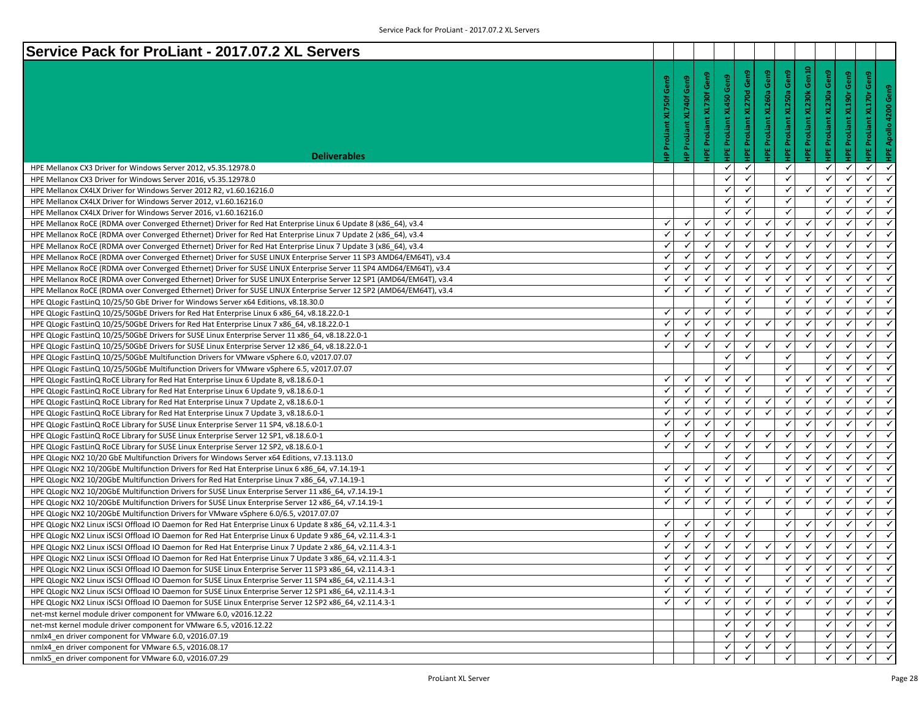# Service Pack for ProLiant - 2017.07.2 XL Servers

| Deliverables | HP ProLiant XL750f Gen9 | HP ProLiant XL740f Gen9 | HPE ProLiant XL730f Gen9 | HPE ProLiant XL450 Gen9 | HPE ProLiant XL270d Gen9 | HPE ProLiant XL260a Gen9 | HPE ProLiant XL250a Gen9 | HPE ProLiant XL230k Gen10 | HPE ProLiant XL230a Gen9 | HPE ProLiant XL190r Gen9 | HPE ProLiant XL170r Gen9 | HPE Apollo 4200 Gen9 |
|---|---|---|---|---|---|---|---|---|---|---|---|---|
| HPE Mellanox CX3 Driver for Windows Server 2012, v5.35.12978.0 | | | | ✓ | ✓ | | ✓ | | ✓ | ✓ | ✓ | ✓ |
| HPE Mellanox CX3 Driver for Windows Server 2016, v5.35.12978.0 | | | | ✓ | ✓ | | ✓ | | ✓ | ✓ | ✓ | ✓ |
| HPE Mellanox CX4LX Driver for Windows Server 2012 R2, v1.60.16216.0 | | | | ✓ | ✓ | | ✓ | ✓ | ✓ | ✓ | ✓ | ✓ |
| HPE Mellanox CX4LX Driver for Windows Server 2012, v1.60.16216.0 | | | | ✓ | ✓ | | ✓ | | ✓ | ✓ | ✓ | ✓ |
| HPE Mellanox CX4LX Driver for Windows Server 2016, v1.60.16216.0 | | | | ✓ | ✓ | | ✓ | | ✓ | ✓ | ✓ | ✓ |
| HPE Mellanox RoCE (RDMA over Converged Ethernet) Driver for Red Hat Enterprise Linux 6 Update 8 (x86_64), v3.4 | ✓ | ✓ | ✓ | ✓ | ✓ | ✓ | ✓ | ✓ | ✓ | ✓ | ✓ | ✓ |
| HPE Mellanox RoCE (RDMA over Converged Ethernet) Driver for Red Hat Enterprise Linux 7 Update 2 (x86_64), v3.4 | ✓ | ✓ | ✓ | ✓ | ✓ | ✓ | ✓ | ✓ | ✓ | ✓ | ✓ | ✓ |
| HPE Mellanox RoCE (RDMA over Converged Ethernet) Driver for Red Hat Enterprise Linux 7 Update 3 (x86_64), v3.4 | ✓ | ✓ | ✓ | ✓ | ✓ | ✓ | ✓ | ✓ | ✓ | ✓ | ✓ | ✓ |
| HPE Mellanox RoCE (RDMA over Converged Ethernet) Driver for SUSE LINUX Enterprise Server 11 SP3 AMD64/EM64T), v3.4 | ✓ | ✓ | ✓ | ✓ | ✓ | ✓ | ✓ | ✓ | ✓ | ✓ | ✓ | ✓ |
| HPE Mellanox RoCE (RDMA over Converged Ethernet) Driver for SUSE LINUX Enterprise Server 11 SP4 AMD64/EM64T), v3.4 | ✓ | ✓ | ✓ | ✓ | ✓ | ✓ | ✓ | ✓ | ✓ | ✓ | ✓ | ✓ |
| HPE Mellanox RoCE (RDMA over Converged Ethernet) Driver for SUSE LINUX Enterprise Server 12 SP1 (AMD64/EM64T), v3.4 | ✓ | ✓ | ✓ | ✓ | ✓ | ✓ | ✓ | ✓ | ✓ | ✓ | ✓ | ✓ |
| HPE Mellanox RoCE (RDMA over Converged Ethernet) Driver for SUSE LINUX Enterprise Server 12 SP2 (AMD64/EM64T), v3.4 | ✓ | ✓ | ✓ | ✓ | ✓ | ✓ | ✓ | ✓ | ✓ | ✓ | ✓ | ✓ |
| HPE QLogic FastLinQ 10/25/50 GbE Driver for Windows Server x64 Editions, v8.18.30.0 | | | | ✓ | ✓ | | ✓ | ✓ | ✓ | ✓ | ✓ | ✓ |
| HPE QLogic FastLinQ 10/25/50GbE Drivers for Red Hat Enterprise Linux 6 x86_64, v8.18.22.0-1 | ✓ | ✓ | ✓ | ✓ | ✓ | | ✓ | ✓ | ✓ | ✓ | ✓ | ✓ |
| HPE QLogic FastLinQ 10/25/50GbE Drivers for Red Hat Enterprise Linux 7 x86_64, v8.18.22.0-1 | ✓ | ✓ | ✓ | ✓ | ✓ | ✓ | ✓ | ✓ | ✓ | ✓ | ✓ | ✓ |
| HPE QLogic FastLinQ 10/25/50GbE Drivers for SUSE Linux Enterprise Server 11 x86_64, v8.18.22.0-1 | ✓ | ✓ | ✓ | ✓ | ✓ | | ✓ | ✓ | ✓ | ✓ | ✓ | ✓ |
| HPE QLogic FastLinQ 10/25/50GbE Drivers for SUSE Linux Enterprise Server 12 x86_64, v8.18.22.0-1 | ✓ | ✓ | ✓ | ✓ | ✓ | ✓ | ✓ | ✓ | ✓ | ✓ | ✓ | ✓ |
| HPE QLogic FastLinQ 10/25/50GbE Multifunction Drivers for VMware vSphere 6.0, v2017.07.07 | | | | ✓ | ✓ | | ✓ | | ✓ | ✓ | ✓ | ✓ |
| HPE QLogic FastLinQ 10/25/50GbE Multifunction Drivers for VMware vSphere 6.5, v2017.07.07 | | | | ✓ | | | ✓ | | ✓ | ✓ | ✓ | ✓ |
| HPE QLogic FastLinQ RoCE Library for Red Hat Enterprise Linux 6 Update 8, v8.18.6.0-1 | ✓ | ✓ | ✓ | ✓ | ✓ | | ✓ | ✓ | ✓ | ✓ | ✓ | ✓ |
| HPE QLogic FastLinQ RoCE Library for Red Hat Enterprise Linux 6 Update 9, v8.18.6.0-1 | ✓ | ✓ | ✓ | ✓ | ✓ | | ✓ | ✓ | ✓ | ✓ | ✓ | ✓ |
| HPE QLogic FastLinQ RoCE Library for Red Hat Enterprise Linux 7 Update 2, v8.18.6.0-1 | ✓ | ✓ | ✓ | ✓ | ✓ | ✓ | ✓ | ✓ | ✓ | ✓ | ✓ | ✓ |
| HPE QLogic FastLinQ RoCE Library for Red Hat Enterprise Linux 7 Update 3, v8.18.6.0-1 | ✓ | ✓ | ✓ | ✓ | ✓ | ✓ | ✓ | ✓ | ✓ | ✓ | ✓ | ✓ |
| HPE QLogic FastLinQ RoCE Library for SUSE Linux Enterprise Server 11 SP4, v8.18.6.0-1 | ✓ | ✓ | ✓ | ✓ | ✓ | | ✓ | ✓ | ✓ | ✓ | ✓ | ✓ |
| HPE QLogic FastLinQ RoCE Library for SUSE Linux Enterprise Server 12 SP1, v8.18.6.0-1 | ✓ | ✓ | ✓ | ✓ | ✓ | ✓ | ✓ | ✓ | ✓ | ✓ | ✓ | ✓ |
| HPE QLogic FastLinQ RoCE Library for SUSE Linux Enterprise Server 12 SP2, v8.18.6.0-1 | ✓ | ✓ | ✓ | ✓ | ✓ | ✓ | ✓ | ✓ | ✓ | ✓ | ✓ | ✓ |
| HPE QLogic NX2 10/20 GbE Multifunction Drivers for Windows Server x64 Editions, v7.13.113.0 | | | | ✓ | ✓ | | ✓ | ✓ | ✓ | ✓ | ✓ | ✓ |
| HPE QLogic NX2 10/20GbE Multifunction Drivers for Red Hat Enterprise Linux 6 x86_64, v7.14.19-1 | ✓ | ✓ | ✓ | ✓ | ✓ | | ✓ | ✓ | ✓ | ✓ | ✓ | ✓ |
| HPE QLogic NX2 10/20GbE Multifunction Drivers for Red Hat Enterprise Linux 7 x86_64, v7.14.19-1 | ✓ | ✓ | ✓ | ✓ | ✓ | ✓ | ✓ | ✓ | ✓ | ✓ | ✓ | ✓ |
| HPE QLogic NX2 10/20GbE Multifunction Drivers for SUSE Linux Enterprise Server 11 x86_64, v7.14.19-1 | ✓ | ✓ | ✓ | ✓ | ✓ | | ✓ | ✓ | ✓ | ✓ | ✓ | ✓ |
| HPE QLogic NX2 10/20GbE Multifunction Drivers for SUSE Linux Enterprise Server 12 x86_64, v7.14.19-1 | ✓ | ✓ | ✓ | ✓ | ✓ | ✓ | ✓ | ✓ | ✓ | ✓ | ✓ | ✓ |
| HPE QLogic NX2 10/20GbE Multifunction Drivers for VMware vSphere 6.0/6.5, v2017.07.07 | | | | ✓ | ✓ | | ✓ | | ✓ | ✓ | ✓ | ✓ |
| HPE QLogic NX2 Linux iSCSI Offload IO Daemon for Red Hat Enterprise Linux 6 Update 8 x86_64, v2.11.4.3-1 | ✓ | ✓ | ✓ | ✓ | ✓ | | ✓ | ✓ | ✓ | ✓ | ✓ | ✓ |
| HPE QLogic NX2 Linux iSCSI Offload IO Daemon for Red Hat Enterprise Linux 6 Update 9 x86_64, v2.11.4.3-1 | ✓ | ✓ | ✓ | ✓ | ✓ | | ✓ | ✓ | ✓ | ✓ | ✓ | ✓ |
| HPE QLogic NX2 Linux iSCSI Offload IO Daemon for Red Hat Enterprise Linux 7 Update 2 x86_64, v2.11.4.3-1 | ✓ | ✓ | ✓ | ✓ | ✓ | ✓ | ✓ | ✓ | ✓ | ✓ | ✓ | ✓ |
| HPE QLogic NX2 Linux iSCSI Offload IO Daemon for Red Hat Enterprise Linux 7 Update 3 x86_64, v2.11.4.3-1 | ✓ | ✓ | ✓ | ✓ | ✓ | ✓ | ✓ | ✓ | ✓ | ✓ | ✓ | ✓ |
| HPE QLogic NX2 Linux iSCSI Offload IO Daemon for SUSE Linux Enterprise Server 11 SP3 x86_64, v2.11.4.3-1 | ✓ | ✓ | ✓ | ✓ | ✓ | | ✓ | ✓ | ✓ | ✓ | ✓ | ✓ |
| HPE QLogic NX2 Linux iSCSI Offload IO Daemon for SUSE Linux Enterprise Server 11 SP4 x86_64, v2.11.4.3-1 | ✓ | ✓ | ✓ | ✓ | ✓ | | ✓ | ✓ | ✓ | ✓ | ✓ | ✓ |
| HPE QLogic NX2 Linux iSCSI Offload IO Daemon for SUSE Linux Enterprise Server 12 SP1 x86_64, v2.11.4.3-1 | ✓ | ✓ | ✓ | ✓ | ✓ | ✓ | ✓ | ✓ | ✓ | ✓ | ✓ | ✓ |
| HPE QLogic NX2 Linux iSCSI Offload IO Daemon for SUSE Linux Enterprise Server 12 SP2 x86_64, v2.11.4.3-1 | ✓ | ✓ | ✓ | ✓ | ✓ | ✓ | ✓ | ✓ | ✓ | ✓ | ✓ | ✓ |
| net-mst kernel module driver component for VMware 6.0, v2016.12.22 | | | | ✓ | ✓ | ✓ | ✓ | | ✓ | ✓ | ✓ | ✓ |
| net-mst kernel module driver component for VMware 6.5, v2016.12.22 | | | | ✓ | ✓ | ✓ | ✓ | | ✓ | ✓ | ✓ | ✓ |
| nmlx4_en driver component for VMware 6.0, v2016.07.19 | | | | ✓ | ✓ | ✓ | ✓ | | ✓ | ✓ | ✓ | ✓ |
| nmlx4_en driver component for VMware 6.5, v2016.08.17 | | | | ✓ | ✓ | ✓ | ✓ | | ✓ | ✓ | ✓ | ✓ |
| nmlx5_en driver component for VMware 6.0, v2016.07.29 | | | | ✓ | ✓ | | ✓ | | ✓ | ✓ | ✓ | ✓ |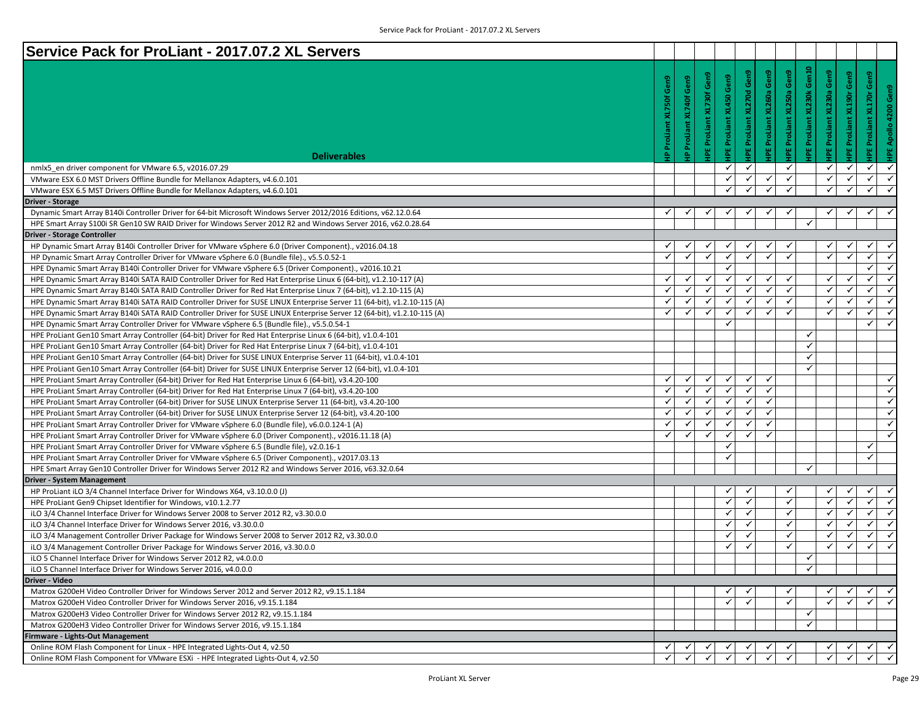# Service Pack for ProLiant - 2017.07.2 XL Servers

| Deliverables | HP ProLiant XL750f Gen9 | HP ProLiant XL740f Gen9 | HPE ProLiant XL730f Gen9 | HPE ProLiant XL450 Gen9 | HPE ProLiant XL270d Gen9 | HPE ProLiant XL260a Gen9 | HPE ProLiant XL250a Gen9 | HPE ProLiant XL230k Gen10 | HPE ProLiant XL230a Gen9 | HPE ProLiant XL190r Gen9 | HPE ProLiant XL170r Gen9 | HPE Apollo 4200 Gen9 |
|---|---|---|---|---|---|---|---|---|---|---|---|---|
| nmlx5_en driver component for VMware 6.5, v2016.07.29 | | | | ✓ | ✓ | | ✓ | | ✓ | ✓ | ✓ | ✓ |
| VMware ESX 6.0 MST Drivers Offline Bundle for Mellanox Adapters, v4.6.0.101 | | | | ✓ | ✓ | ✓ | ✓ | | ✓ | ✓ | ✓ | ✓ |
| VMware ESX 6.5 MST Drivers Offline Bundle for Mellanox Adapters, v4.6.0.101 | | | | ✓ | ✓ | ✓ | ✓ | | ✓ | ✓ | ✓ | ✓ |
| **Driver - Storage** | | | | | | | | | | | | |
| Dynamic Smart Array B140i Controller Driver for 64-bit Microsoft Windows Server 2012/2016 Editions, v62.12.0.64 | ✓ | ✓ | ✓ | ✓ | ✓ | ✓ | ✓ | | ✓ | ✓ | ✓ | ✓ |
| HPE Smart Array S100i SR Gen10 SW RAID Driver for Windows Server 2012 R2 and Windows Server 2016, v62.0.28.64 | | | | | | | | ✓ | | | | |
| **Driver - Storage Controller** | | | | | | | | | | | | |
| HP Dynamic Smart Array B140i Controller Driver for VMware vSphere 6.0 (Driver Component)., v2016.04.18 | ✓ | ✓ | ✓ | ✓ | ✓ | ✓ | ✓ | | ✓ | ✓ | ✓ | ✓ |
| HP Dynamic Smart Array Controller Driver for VMware vSphere 6.0 (Bundle file)., v5.5.0.52-1 | ✓ | ✓ | ✓ | ✓ | ✓ | ✓ | ✓ | | ✓ | ✓ | ✓ | ✓ |
| HPE Dynamic Smart Array B140i Controller Driver for VMware vSphere 6.5 (Driver Component)., v2016.10.21 | | | | ✓ | | | | | | | ✓ | ✓ |
| HPE Dynamic Smart Array B140i SATA RAID Controller Driver for Red Hat Enterprise Linux 6 (64-bit), v1.2.10-117 (A) | ✓ | ✓ | ✓ | ✓ | ✓ | ✓ | ✓ | | ✓ | ✓ | ✓ | ✓ |
| HPE Dynamic Smart Array B140i SATA RAID Controller Driver for Red Hat Enterprise Linux 7 (64-bit), v1.2.10-115 (A) | ✓ | ✓ | ✓ | ✓ | ✓ | ✓ | ✓ | | ✓ | ✓ | ✓ | ✓ |
| HPE Dynamic Smart Array B140i SATA RAID Controller Driver for SUSE LINUX Enterprise Server 11 (64-bit), v1.2.10-115 (A) | ✓ | ✓ | ✓ | ✓ | ✓ | ✓ | ✓ | | ✓ | ✓ | ✓ | ✓ |
| HPE Dynamic Smart Array B140i SATA RAID Controller Driver for SUSE LINUX Enterprise Server 12 (64-bit), v1.2.10-115 (A) | ✓ | ✓ | ✓ | ✓ | ✓ | ✓ | ✓ | | ✓ | ✓ | ✓ | ✓ |
| HPE Dynamic Smart Array Controller Driver for VMware vSphere 6.5 (Bundle file)., v5.5.0.54-1 | | | | ✓ | | | | | | | ✓ | ✓ |
| HPE ProLiant Gen10 Smart Array Controller (64-bit) Driver for Red Hat Enterprise Linux 6 (64-bit), v1.0.4-101 | | | | | | | | ✓ | | | | |
| HPE ProLiant Gen10 Smart Array Controller (64-bit) Driver for Red Hat Enterprise Linux 7 (64-bit), v1.0.4-101 | | | | | | | | ✓ | | | | |
| HPE ProLiant Gen10 Smart Array Controller (64-bit) Driver for SUSE LINUX Enterprise Server 11 (64-bit), v1.0.4-101 | | | | | | | | ✓ | | | | |
| HPE ProLiant Gen10 Smart Array Controller (64-bit) Driver for SUSE LINUX Enterprise Server 12 (64-bit), v1.0.4-101 | | | | | | | | ✓ | | | | |
| HPE ProLiant Smart Array Controller (64-bit) Driver for Red Hat Enterprise Linux 6 (64-bit), v3.4.20-100 | ✓ | ✓ | ✓ | ✓ | ✓ | ✓ | | | | | | ✓ |
| HPE ProLiant Smart Array Controller (64-bit) Driver for Red Hat Enterprise Linux 7 (64-bit), v3.4.20-100 | ✓ | ✓ | ✓ | ✓ | ✓ | ✓ | | | | | | ✓ |
| HPE ProLiant Smart Array Controller (64-bit) Driver for SUSE LINUX Enterprise Server 11 (64-bit), v3.4.20-100 | ✓ | ✓ | ✓ | ✓ | ✓ | ✓ | | | | | | ✓ |
| HPE ProLiant Smart Array Controller (64-bit) Driver for SUSE LINUX Enterprise Server 12 (64-bit), v3.4.20-100 | ✓ | ✓ | ✓ | ✓ | ✓ | ✓ | | | | | | ✓ |
| HPE ProLiant Smart Array Controller Driver for VMware vSphere 6.0 (Bundle file), v6.0.0.124-1 (A) | ✓ | ✓ | ✓ | ✓ | ✓ | ✓ | | | | | | ✓ |
| HPE ProLiant Smart Array Controller Driver for VMware vSphere 6.0 (Driver Component)., v2016.11.18 (A) | ✓ | ✓ | ✓ | ✓ | ✓ | ✓ | | | | | | ✓ |
| HPE ProLiant Smart Array Controller Driver for VMware vSphere 6.5 (Bundle file), v2.0.16-1 | | | | ✓ | | | | | | | ✓ | |
| HPE ProLiant Smart Array Controller Driver for VMware vSphere 6.5 (Driver Component)., v2017.03.13 | | | | ✓ | | | | | | | ✓ | |
| HPE Smart Array Gen10 Controller Driver for Windows Server 2012 R2 and Windows Server 2016, v63.32.0.64 | | | | | | | | ✓ | | | | |
| **Driver - System Management** | | | | | | | | | | | | |
| HP ProLiant iLO 3/4 Channel Interface Driver for Windows X64, v3.10.0.0 (J) | | | | ✓ | ✓ | | ✓ | | ✓ | ✓ | ✓ | ✓ |
| HPE ProLiant Gen9 Chipset Identifier for Windows, v10.1.2.77 | | | | ✓ | ✓ | | ✓ | | ✓ | ✓ | ✓ | ✓ |
| iLO 3/4 Channel Interface Driver for Windows Server 2008 to Server 2012 R2, v3.30.0.0 | | | | ✓ | ✓ | | ✓ | | ✓ | ✓ | ✓ | ✓ |
| iLO 3/4 Channel Interface Driver for Windows Server 2016, v3.30.0.0 | | | | ✓ | ✓ | | ✓ | | ✓ | ✓ | ✓ | ✓ |
| iLO 3/4 Management Controller Driver Package for Windows Server 2008 to Server 2012 R2, v3.30.0.0 | | | | ✓ | ✓ | | ✓ | | ✓ | ✓ | ✓ | ✓ |
| iLO 3/4 Management Controller Driver Package for Windows Server 2016, v3.30.0.0 | | | | ✓ | ✓ | | ✓ | | ✓ | ✓ | ✓ | ✓ |
| iLO 5 Channel Interface Driver for Windows Server 2012 R2, v4.0.0.0 | | | | | | | | ✓ | | | | |
| iLO 5 Channel Interface Driver for Windows Server 2016, v4.0.0.0 | | | | | | | | ✓ | | | | |
| **Driver - Video** | | | | | | | | | | | | |
| Matrox G200eH Video Controller Driver for Windows Server 2012 and Server 2012 R2, v9.15.1.184 | | | | ✓ | ✓ | | ✓ | | ✓ | ✓ | ✓ | ✓ |
| Matrox G200eH Video Controller Driver for Windows Server 2016, v9.15.1.184 | | | | ✓ | ✓ | | ✓ | | ✓ | ✓ | ✓ | ✓ |
| Matrox G200eH3 Video Controller Driver for Windows Server 2012 R2, v9.15.1.184 | | | | | | | | ✓ | | | | |
| Matrox G200eH3 Video Controller Driver for Windows Server 2016, v9.15.1.184 | | | | | | | | ✓ | | | | |
| **Firmware - Lights-Out Management** | | | | | | | | | | | | |
| Online ROM Flash Component for Linux - HPE Integrated Lights-Out 4, v2.50 | ✓ | ✓ | ✓ | ✓ | ✓ | ✓ | ✓ | | ✓ | ✓ | ✓ | ✓ |
| Online ROM Flash Component for VMware ESXi - HPE Integrated Lights-Out 4, v2.50 | ✓ | ✓ | ✓ | ✓ | ✓ | ✓ | ✓ | | ✓ | ✓ | ✓ | ✓ |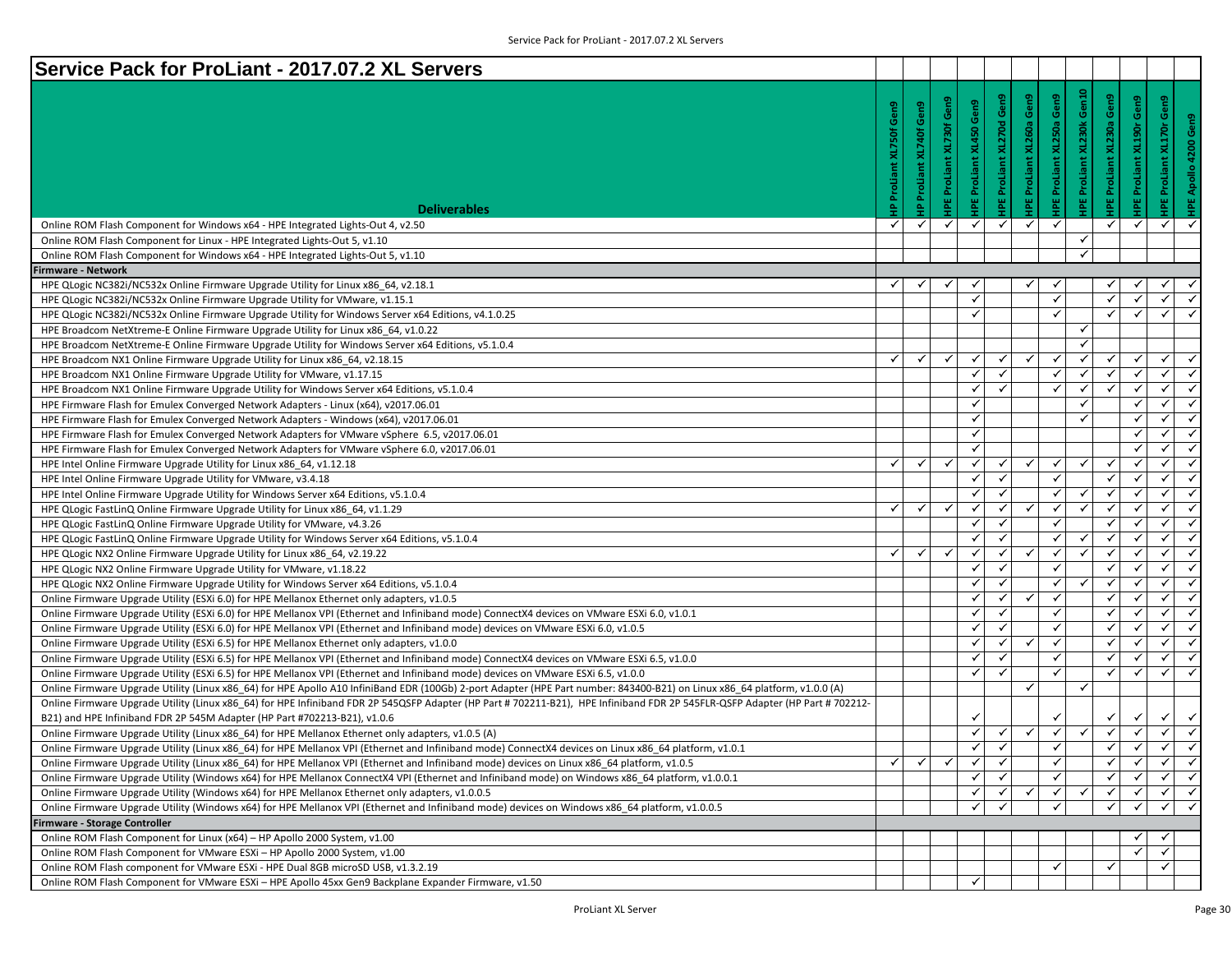# Service Pack for ProLiant - 2017.07.2 XL Servers

| Deliverables | HP ProLiant XL750f Gen9 | HP ProLiant XL740f Gen9 | HPE ProLiant XL730f Gen9 | HPE ProLiant XL450 Gen9 | HPE ProLiant XL270d Gen9 | HPE ProLiant XL260a Gen9 | HPE ProLiant XL250a Gen9 | HPE ProLiant XL230k Gen10 | HPE ProLiant XL230a Gen9 | HPE ProLiant XL190r Gen9 | HPE ProLiant XL170r Gen9 | HPE Apollo 4200 Gen9 |
|---|---|---|---|---|---|---|---|---|---|---|---|---|
| Online ROM Flash Component for Windows x64 - HPE Integrated Lights-Out 4, v2.50 | ✓ | ✓ | ✓ | ✓ | ✓ | ✓ | ✓ | | ✓ | ✓ | ✓ | ✓ |
| Online ROM Flash Component for Linux - HPE Integrated Lights-Out 5, v1.10 | | | | | | | | ✓ | | | | |
| Online ROM Flash Component for Windows x64 - HPE Integrated Lights-Out 5, v1.10 | | | | | | | | ✓ | | | | |
| **Firmware - Network** | | | | | | | | | | | | |
| HPE QLogic NC382i/NC532x Online Firmware Upgrade Utility for Linux x86_64, v2.18.1 | ✓ | ✓ | ✓ | ✓ | | ✓ | ✓ | | ✓ | ✓ | ✓ | ✓ |
| HPE QLogic NC382i/NC532x Online Firmware Upgrade Utility for VMware, v1.15.1 | | | | ✓ | | | ✓ | | ✓ | ✓ | ✓ | ✓ |
| HPE QLogic NC382i/NC532x Online Firmware Upgrade Utility for Windows Server x64 Editions, v4.1.0.25 | | | | ✓ | | | ✓ | | ✓ | ✓ | ✓ | ✓ |
| HPE Broadcom NetXtreme-E Online Firmware Upgrade Utility for Linux x86_64, v1.0.22 | | | | | | | | ✓ | | | | |
| HPE Broadcom NetXtreme-E Online Firmware Upgrade Utility for Windows Server x64 Editions, v5.1.0.4 | | | | | | | | ✓ | | | | |
| HPE Broadcom NX1 Online Firmware Upgrade Utility for Linux x86_64, v2.18.15 | ✓ | ✓ | ✓ | ✓ | ✓ | ✓ | ✓ | ✓ | ✓ | ✓ | ✓ | ✓ |
| HPE Broadcom NX1 Online Firmware Upgrade Utility for VMware, v1.17.15 | | | | ✓ | ✓ | | ✓ | ✓ | ✓ | ✓ | ✓ | ✓ |
| HPE Broadcom NX1 Online Firmware Upgrade Utility for Windows Server x64 Editions, v5.1.0.4 | | | | ✓ | ✓ | | ✓ | ✓ | ✓ | ✓ | ✓ | ✓ |
| HPE Firmware Flash for Emulex Converged Network Adapters - Linux (x64), v2017.06.01 | | | | ✓ | | | | ✓ | | ✓ | ✓ | ✓ |
| HPE Firmware Flash for Emulex Converged Network Adapters - Windows (x64), v2017.06.01 | | | | ✓ | | | | ✓ | | ✓ | ✓ | ✓ |
| HPE Firmware Flash for Emulex Converged Network Adapters for VMware vSphere 6.5, v2017.06.01 | | | | ✓ | | | | | | ✓ | ✓ | ✓ |
| HPE Firmware Flash for Emulex Converged Network Adapters for VMware vSphere 6.0, v2017.06.01 | | | | ✓ | | | | | | ✓ | ✓ | ✓ |
| HPE Intel Online Firmware Upgrade Utility for Linux x86_64, v1.12.18 | ✓ | ✓ | ✓ | ✓ | ✓ | ✓ | ✓ | ✓ | ✓ | ✓ | ✓ | ✓ |
| HPE Intel Online Firmware Upgrade Utility for VMware, v3.4.18 | | | | ✓ | ✓ | | ✓ | | ✓ | ✓ | ✓ | ✓ |
| HPE Intel Online Firmware Upgrade Utility for Windows Server x64 Editions, v5.1.0.4 | | | | ✓ | ✓ | | ✓ | ✓ | ✓ | ✓ | ✓ | ✓ |
| HPE QLogic FastLinQ Online Firmware Upgrade Utility for Linux x86_64, v1.1.29 | ✓ | ✓ | ✓ | ✓ | ✓ | ✓ | ✓ | ✓ | ✓ | ✓ | ✓ | ✓ |
| HPE QLogic FastLinQ Online Firmware Upgrade Utility for VMware, v4.3.26 | | | | ✓ | ✓ | | ✓ | | ✓ | ✓ | ✓ | ✓ |
| HPE QLogic FastLinQ Online Firmware Upgrade Utility for Windows Server x64 Editions, v5.1.0.4 | | | | ✓ | ✓ | | ✓ | ✓ | ✓ | ✓ | ✓ | ✓ |
| HPE QLogic NX2 Online Firmware Upgrade Utility for Linux x86_64, v2.19.22 | ✓ | ✓ | ✓ | ✓ | ✓ | ✓ | ✓ | ✓ | ✓ | ✓ | ✓ | ✓ |
| HPE QLogic NX2 Online Firmware Upgrade Utility for VMware, v1.18.22 | | | | ✓ | ✓ | | ✓ | | ✓ | ✓ | ✓ | ✓ |
| HPE QLogic NX2 Online Firmware Upgrade Utility for Windows Server x64 Editions, v5.1.0.4 | | | | ✓ | ✓ | | ✓ | ✓ | ✓ | ✓ | ✓ | ✓ |
| Online Firmware Upgrade Utility (ESXi 6.0) for HPE Mellanox Ethernet only adapters, v1.0.5 | | | | ✓ | ✓ | ✓ | ✓ | | ✓ | ✓ | ✓ | ✓ |
| Online Firmware Upgrade Utility (ESXi 6.0) for HPE Mellanox VPI (Ethernet and Infiniband mode) ConnectX4 devices on VMware ESXi 6.0, v1.0.1 | | | | ✓ | ✓ | | ✓ | | ✓ | ✓ | ✓ | ✓ |
| Online Firmware Upgrade Utility (ESXi 6.0) for HPE Mellanox VPI (Ethernet and Infiniband mode) devices on VMware ESXi 6.0, v1.0.5 | | | | ✓ | ✓ | | ✓ | | ✓ | ✓ | ✓ | ✓ |
| Online Firmware Upgrade Utility (ESXi 6.5) for HPE Mellanox Ethernet only adapters, v1.0.0 | | | | ✓ | ✓ | ✓ | ✓ | | ✓ | ✓ | ✓ | ✓ |
| Online Firmware Upgrade Utility (ESXi 6.5) for HPE Mellanox VPI (Ethernet and Infiniband mode) ConnectX4 devices on VMware ESXi 6.5, v1.0.0 | | | | ✓ | ✓ | | ✓ | | ✓ | ✓ | ✓ | ✓ |
| Online Firmware Upgrade Utility (ESXi 6.5) for HPE Mellanox VPI (Ethernet and Infiniband mode) devices on VMware ESXi 6.5, v1.0.0 | | | | ✓ | ✓ | | ✓ | | ✓ | ✓ | ✓ | ✓ |
| Online Firmware Upgrade Utility (Linux x86_64) for HPE Apollo A10 InfiniBand EDR (100Gb) 2-port Adapter (HPE Part number: 843400-B21) on Linux x86_64 platform, v1.0.0 (A) | | | | | | ✓ | | ✓ | | | | |
| Online Firmware Upgrade Utility (Linux x86_64) for HPE Infiniband FDR 2P 545QSFP Adapter (HP Part # 702211-B21), HPE Infiniband FDR 2P 545FLR-QSFP Adapter (HP Part # 702212-B21) and HPE Infiniband FDR 2P 545M Adapter (HP Part #702213-B21), v1.0.6 | | | | ✓ | | | ✓ | | ✓ | ✓ | ✓ | ✓ |
| Online Firmware Upgrade Utility (Linux x86_64) for HPE Mellanox Ethernet only adapters, v1.0.5 (A) | | | | ✓ | ✓ | ✓ | ✓ | ✓ | ✓ | ✓ | ✓ | ✓ |
| Online Firmware Upgrade Utility (Linux x86_64) for HPE Mellanox VPI (Ethernet and Infiniband mode) ConnectX4 devices on Linux x86_64 platform, v1.0.1 | | | | ✓ | ✓ | | ✓ | | ✓ | ✓ | ✓ | ✓ |
| Online Firmware Upgrade Utility (Linux x86_64) for HPE Mellanox VPI (Ethernet and Infiniband mode) devices on Linux x86_64 platform, v1.0.5 | ✓ | ✓ | ✓ | ✓ | ✓ | | ✓ | | ✓ | ✓ | ✓ | ✓ |
| Online Firmware Upgrade Utility (Windows x64) for HPE Mellanox ConnectX4 VPI (Ethernet and Infiniband mode) on Windows x86_64 platform, v1.0.0.1 | | | | ✓ | ✓ | | ✓ | | ✓ | ✓ | ✓ | ✓ |
| Online Firmware Upgrade Utility (Windows x64) for HPE Mellanox Ethernet only adapters, v1.0.0.5 | | | | ✓ | ✓ | ✓ | ✓ | ✓ | ✓ | ✓ | ✓ | ✓ |
| Online Firmware Upgrade Utility (Windows x64) for HPE Mellanox VPI (Ethernet and Infiniband mode) devices on Windows x86_64 platform, v1.0.0.5 | | | | ✓ | ✓ | | ✓ | | ✓ | ✓ | ✓ | ✓ |
| **Firmware - Storage Controller** | | | | | | | | | | | | |
| Online ROM Flash Component for Linux (x64) – HP Apollo 2000 System, v1.00 | | | | | | | | | | ✓ | ✓ | |
| Online ROM Flash Component for VMware ESXi – HP Apollo 2000 System, v1.00 | | | | | | | | | | ✓ | ✓ | |
| Online ROM Flash component for VMware ESXi - HPE Dual 8GB microSD USB, v1.3.2.19 | | | | | | | ✓ | | ✓ | | ✓ | |
| Online ROM Flash Component for VMware ESXi – HPE Apollo 45xx Gen9 Backplane Expander Firmware, v1.50 | | | | ✓ | | | | | | | | |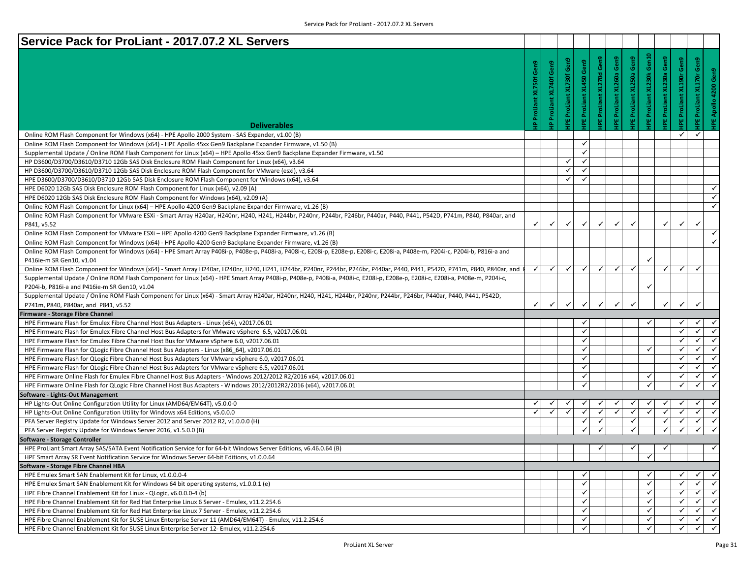# Service Pack for ProLiant - 2017.07.2 XL Servers

| Deliverables | HP ProLiant XL750f Gen9 | HP ProLiant XL740f Gen9 | HPE ProLiant XL730f Gen9 | HPE ProLiant XL450 Gen9 | HPE ProLiant XL270d Gen9 | HPE ProLiant XL260a Gen9 | HPE ProLiant XL250a Gen9 | HPE ProLiant XL230k Gen10 | HPE ProLiant XL230a Gen9 | HPE ProLiant XL190r Gen9 | HPE ProLiant XL170r Gen9 | HPE Apollo 4200 Gen9 |
|---|---|---|---|---|---|---|---|---|---|---|---|---|
| Online ROM Flash Component for Windows (x64) - HPE Apollo 2000 System - SAS Expander, v1.00 (B) | | | | | | | | | | ✓ | ✓ | |
| Online ROM Flash Component for Windows (x64) - HPE Apollo 45xx Gen9 Backplane Expander Firmware, v1.50 (B) | | | | ✓ | | | | | | | | |
| Supplemental Update / Online ROM Flash Component for Linux (x64) – HPE Apollo 45xx Gen9 Backplane Expander Firmware, v1.50 | | | | ✓ | | | | | | | | |
| HP D3600/D3700/D3610/D3710 12Gb SAS Disk Enclosure ROM Flash Component for Linux (x64), v3.64 | | | ✓ | ✓ | | | | | | | | |
| HP D3600/D3700/D3610/D3710 12Gb SAS Disk Enclosure ROM Flash Component for VMware (esxi), v3.64 | | | ✓ | ✓ | | | | | | | | |
| HPE D3600/D3700/D3610/D3710 12Gb SAS Disk Enclosure ROM Flash Component for Windows (x64), v3.64 | | | ✓ | ✓ | | | | | | | | |
| HPE D6020 12Gb SAS Disk Enclosure ROM Flash Component for Linux (x64), v2.09 (A) | | | | | | | | | | | | ✓ |
| HPE D6020 12Gb SAS Disk Enclosure ROM Flash Component for Windows (x64), v2.09 (A) | | | | | | | | | | | | ✓ |
| Online ROM Flash Component for Linux (x64) – HPE Apollo 4200 Gen9 Backplane Expander Firmware, v1.26 (B) | | | | | | | | | | | | ✓ |
| Online ROM Flash Component for VMware ESXi - Smart Array H240ar, H240nr, H240, H241, H244br, P240nr, P244br, P246br, P440ar, P440, P441, P542D, P741m, P840, P840ar, and P841, v5.52 | ✓ | ✓ | ✓ | ✓ | ✓ | ✓ | ✓ | | ✓ | ✓ | ✓ | |
| Online ROM Flash Component for VMware ESXi – HPE Apollo 4200 Gen9 Backplane Expander Firmware, v1.26 (B) | | | | | | | | | | | | ✓ |
| Online ROM Flash Component for Windows (x64) - HPE Apollo 4200 Gen9 Backplane Expander Firmware, v1.26 (B) | | | | | | | | | | | | ✓ |
| Online ROM Flash Component for Windows (x64) - HPE Smart Array P408i-p, P408e-p, P408i-a, P408i-c, E208i-p, E208e-p, E208i-c, E208i-a, P408e-m, P204i-c, P204i-b, P816i-a and P416ie-m SR Gen10, v1.04 | | | | | | | | ✓ | | | | |
| Online ROM Flash Component for Windows (x64) - Smart Array H240ar, H240nr, H240, H241, H244br, P240nr, P244br, P246br, P440ar, P440, P441, P542D, P741m, P840, P840ar, and | ✓ | ✓ | ✓ | ✓ | ✓ | ✓ | ✓ | | ✓ | ✓ | ✓ | |
| Supplemental Update / Online ROM Flash Component for Linux (x64) - HPE Smart Array P408i-p, P408e-p, P408i-a, P408i-c, E208i-p, E208e-p, E208i-c, E208i-a, P408e-m, P204i-c, P204i-b, P816i-a and P416ie-m SR Gen10, v1.04 | | | | | | | | ✓ | | | | |
| Supplemental Update / Online ROM Flash Component for Linux (x64) - Smart Array H240ar, H240nr, H240, H241, H244br, P240nr, P244br, P246br, P440ar, P440, P441, P542D, P741m, P840, P840ar, and P841, v5.52 | ✓ | ✓ | ✓ | ✓ | ✓ | ✓ | ✓ | | ✓ | ✓ | ✓ | |
| **Firmware - Storage Fibre Channel** | | | | | | | | | | | | |
| HPE Firmware Flash for Emulex Fibre Channel Host Bus Adapters - Linux (x64), v2017.06.01 | | | | ✓ | | | | ✓ | | ✓ | ✓ | ✓ |
| HPE Firmware Flash for Emulex Fibre Channel Host Bus Adapters for VMware vSphere 6.5, v2017.06.01 | | | | ✓ | | | | | | ✓ | ✓ | ✓ |
| HPE Firmware Flash for Emulex Fibre Channel Host Bus for VMware vSphere 6.0, v2017.06.01 | | | | ✓ | | | | | | ✓ | ✓ | ✓ |
| HPE Firmware Flash for QLogic Fibre Channel Host Bus Adapters - Linux (x86_64), v2017.06.01 | | | | ✓ | | | | ✓ | | ✓ | ✓ | ✓ |
| HPE Firmware Flash for QLogic Fibre Channel Host Bus Adapters for VMware vSphere 6.0, v2017.06.01 | | | | ✓ | | | | | | ✓ | ✓ | ✓ |
| HPE Firmware Flash for QLogic Fibre Channel Host Bus Adapters for VMware vSphere 6.5, v2017.06.01 | | | | ✓ | | | | | | ✓ | ✓ | ✓ |
| HPE Firmware Online Flash for Emulex Fibre Channel Host Bus Adapters - Windows 2012/2012 R2/2016 x64, v2017.06.01 | | | | ✓ | | | | ✓ | | ✓ | ✓ | ✓ |
| HPE Firmware Online Flash for QLogic Fibre Channel Host Bus Adapters - Windows 2012/2012R2/2016 (x64), v2017.06.01 | | | | ✓ | | | | ✓ | | ✓ | ✓ | ✓ |
| **Software - Lights-Out Management** | | | | | | | | | | | | |
| HP Lights-Out Online Configuration Utility for Linux (AMD64/EM64T), v5.0.0-0 | ✓ | ✓ | ✓ | ✓ | ✓ | ✓ | ✓ | ✓ | ✓ | ✓ | ✓ | ✓ |
| HP Lights-Out Online Configuration Utility for Windows x64 Editions, v5.0.0.0 | ✓ | ✓ | ✓ | ✓ | ✓ | ✓ | ✓ | ✓ | ✓ | ✓ | ✓ | ✓ |
| PFA Server Registry Update for Windows Server 2012 and Server 2012 R2, v1.0.0.0 (H) | | | | ✓ | ✓ | | ✓ | | ✓ | ✓ | ✓ | ✓ |
| PFA Server Registry Update for Windows Server 2016, v1.5.0.0 (B) | | | | ✓ | ✓ | | ✓ | | ✓ | ✓ | ✓ | ✓ |
| **Software - Storage Controller** | | | | | | | | | | | | |
| HPE ProLiant Smart Array SAS/SATA Event Notification Service for for 64-bit Windows Server Editions, v6.46.0.64 (B) | | | | | ✓ | | ✓ | | ✓ | | | ✓ |
| HPE Smart Array SR Event Notification Service for Windows Server 64-bit Editions, v1.0.0.64 | | | | | | | | ✓ | | | | |
| **Software - Storage Fibre Channel HBA** | | | | | | | | | | | | |
| HPE Emulex Smart SAN Enablement Kit for Linux, v1.0.0.0-4 | | | | ✓ | | | | ✓ | | ✓ | ✓ | ✓ |
| HPE Emulex Smart SAN Enablement Kit for Windows 64 bit operating systems, v1.0.0.1 (e) | | | | ✓ | | | | ✓ | | ✓ | ✓ | ✓ |
| HPE Fibre Channel Enablement Kit for Linux - QLogic, v6.0.0.0-4 (b) | | | | ✓ | | | | ✓ | | ✓ | ✓ | ✓ |
| HPE Fibre Channel Enablement Kit for Red Hat Enterprise Linux 6 Server - Emulex, v11.2.254.6 | | | | ✓ | | | | ✓ | | ✓ | ✓ | ✓ |
| HPE Fibre Channel Enablement Kit for Red Hat Enterprise Linux 7 Server - Emulex, v11.2.254.6 | | | | ✓ | | | | ✓ | | ✓ | ✓ | ✓ |
| HPE Fibre Channel Enablement Kit for SUSE Linux Enterprise Server 11 (AMD64/EM64T) - Emulex, v11.2.254.6 | | | | ✓ | | | | ✓ | | ✓ | ✓ | ✓ |
| HPE Fibre Channel Enablement Kit for SUSE Linux Enterprise Server 12- Emulex, v11.2.254.6 | | | | ✓ | | | | ✓ | | ✓ | ✓ | ✓ |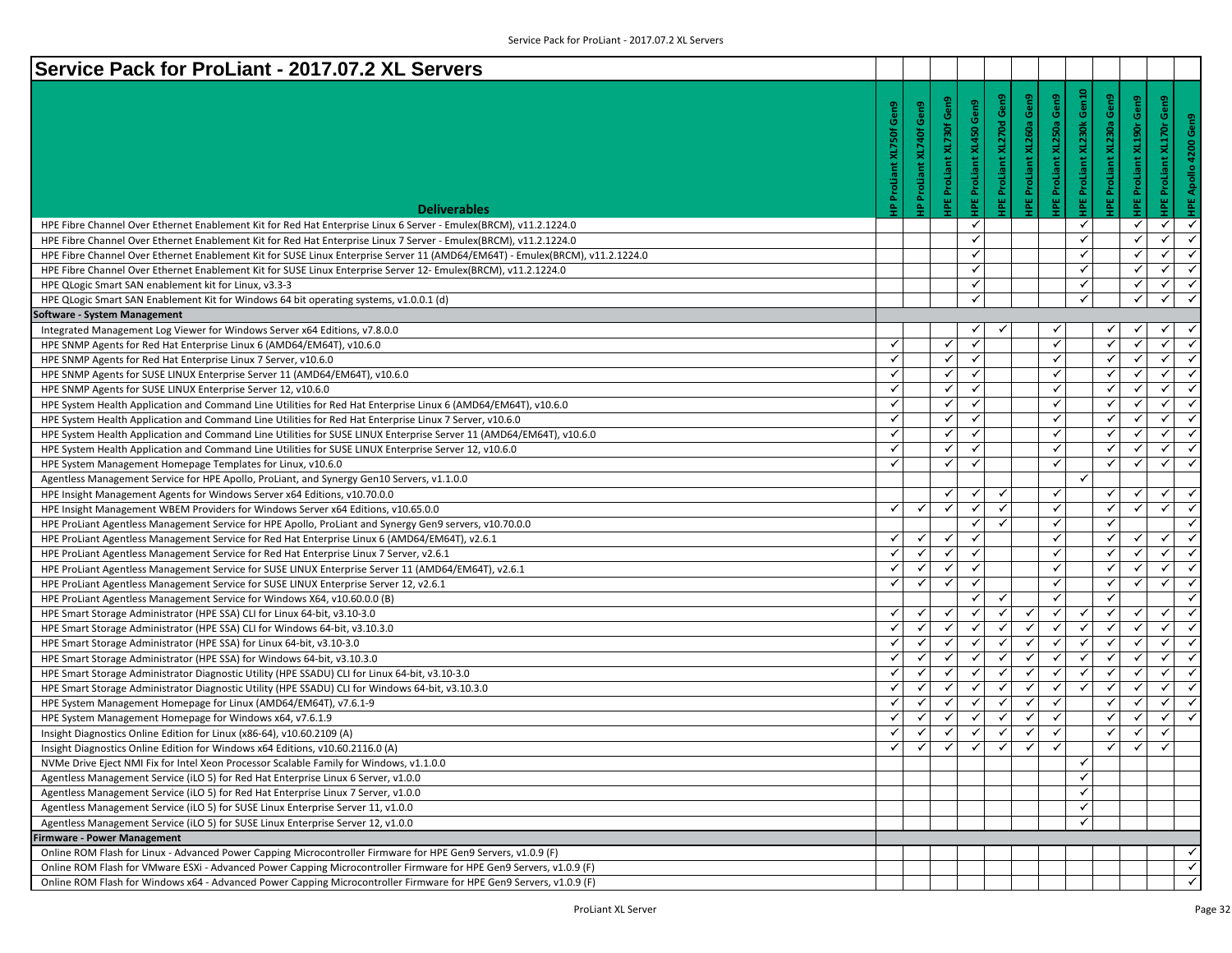# Service Pack for ProLiant - 2017.07.2 XL Servers

| Deliverables | HP ProLiant XL750f Gen9 | HP ProLiant XL740f Gen9 | HPE ProLiant XL730f Gen9 | HPE ProLiant XL450 Gen9 | HPE ProLiant XL270d Gen9 | HPE ProLiant XL260a Gen9 | HPE ProLiant XL250a Gen9 | HPE ProLiant XL230k Gen10 | HPE ProLiant XL230a Gen9 | HPE ProLiant XL190r Gen9 | HPE ProLiant XL170r Gen9 | HPE Apollo 4200 Gen9 |
|---|---|---|---|---|---|---|---|---|---|---|---|---|
| HPE Fibre Channel Over Ethernet Enablement Kit for Red Hat Enterprise Linux 6 Server - Emulex(BRCM), v11.2.1224.0 | | | | ✓ | | | | ✓ | | ✓ | ✓ | ✓ |
| HPE Fibre Channel Over Ethernet Enablement Kit for Red Hat Enterprise Linux 7 Server - Emulex(BRCM), v11.2.1224.0 | | | | ✓ | | | | ✓ | | ✓ | ✓ | ✓ |
| HPE Fibre Channel Over Ethernet Enablement Kit for SUSE Linux Enterprise Server 11 (AMD64/EM64T) - Emulex(BRCM), v11.2.1224.0 | | | | ✓ | | | | ✓ | | ✓ | ✓ | ✓ |
| HPE Fibre Channel Over Ethernet Enablement Kit for SUSE Linux Enterprise Server 12- Emulex(BRCM), v11.2.1224.0 | | | | ✓ | | | | ✓ | | ✓ | ✓ | ✓ |
| HPE QLogic Smart SAN enablement kit for Linux, v3.3-3 | | | | ✓ | | | | ✓ | | ✓ | ✓ | ✓ |
| HPE QLogic Smart SAN Enablement Kit for Windows 64 bit operating systems, v1.0.0.1 (d) | | | | ✓ | | | | ✓ | | ✓ | ✓ | ✓ |
| **Software - System Management** | | | | | | | | | | | | |
| Integrated Management Log Viewer for Windows Server x64 Editions, v7.8.0.0 | | | | ✓ | ✓ | | ✓ | | ✓ | ✓ | ✓ | ✓ |
| HPE SNMP Agents for Red Hat Enterprise Linux 6 (AMD64/EM64T), v10.6.0 | ✓ | | ✓ | ✓ | | | ✓ | | ✓ | ✓ | ✓ | ✓ |
| HPE SNMP Agents for Red Hat Enterprise Linux 7 Server, v10.6.0 | ✓ | | ✓ | ✓ | | | ✓ | | ✓ | ✓ | ✓ | ✓ |
| HPE SNMP Agents for SUSE LINUX Enterprise Server 11 (AMD64/EM64T), v10.6.0 | ✓ | | ✓ | ✓ | | | ✓ | | ✓ | ✓ | ✓ | ✓ |
| HPE SNMP Agents for SUSE LINUX Enterprise Server 12, v10.6.0 | ✓ | | ✓ | ✓ | | | ✓ | | ✓ | ✓ | ✓ | ✓ |
| HPE System Health Application and Command Line Utilities for Red Hat Enterprise Linux 6 (AMD64/EM64T), v10.6.0 | ✓ | | ✓ | ✓ | | | ✓ | | ✓ | ✓ | ✓ | ✓ |
| HPE System Health Application and Command Line Utilities for Red Hat Enterprise Linux 7 Server, v10.6.0 | ✓ | | ✓ | ✓ | | | ✓ | | ✓ | ✓ | ✓ | ✓ |
| HPE System Health Application and Command Line Utilities for SUSE LINUX Enterprise Server 11 (AMD64/EM64T), v10.6.0 | ✓ | | ✓ | ✓ | | | ✓ | | ✓ | ✓ | ✓ | ✓ |
| HPE System Health Application and Command Line Utilities for SUSE LINUX Enterprise Server 12, v10.6.0 | ✓ | | ✓ | ✓ | | | ✓ | | ✓ | ✓ | ✓ | ✓ |
| HPE System Management Homepage Templates for Linux, v10.6.0 | ✓ | | ✓ | ✓ | | | ✓ | | ✓ | ✓ | ✓ | ✓ |
| Agentless Management Service for HPE Apollo, ProLiant, and Synergy Gen10 Servers, v1.1.0.0 | | | | | | | | ✓ | | | | |
| HPE Insight Management Agents for Windows Server x64 Editions, v10.70.0.0 | | | ✓ | ✓ | ✓ | | ✓ | | ✓ | ✓ | ✓ | ✓ |
| HPE Insight Management WBEM Providers for Windows Server x64 Editions, v10.65.0.0 | ✓ | ✓ | ✓ | ✓ | ✓ | | ✓ | | ✓ | ✓ | ✓ | ✓ |
| HPE ProLiant Agentless Management Service for HPE Apollo, ProLiant and Synergy Gen9 servers, v10.70.0.0 | | | | ✓ | ✓ | | ✓ | | ✓ | | | ✓ |
| HPE ProLiant Agentless Management Service for Red Hat Enterprise Linux 6 (AMD64/EM64T), v2.6.1 | ✓ | ✓ | ✓ | ✓ | | | ✓ | | ✓ | ✓ | ✓ | ✓ |
| HPE ProLiant Agentless Management Service for Red Hat Enterprise Linux 7 Server, v2.6.1 | ✓ | ✓ | ✓ | ✓ | | | ✓ | | ✓ | ✓ | ✓ | ✓ |
| HPE ProLiant Agentless Management Service for SUSE LINUX Enterprise Server 11 (AMD64/EM64T), v2.6.1 | ✓ | ✓ | ✓ | ✓ | | | ✓ | | ✓ | ✓ | ✓ | ✓ |
| HPE ProLiant Agentless Management Service for SUSE LINUX Enterprise Server 12, v2.6.1 | ✓ | ✓ | ✓ | ✓ | | | ✓ | | ✓ | ✓ | ✓ | ✓ |
| HPE ProLiant Agentless Management Service for Windows X64, v10.60.0.0 (B) | | | | ✓ | ✓ | | ✓ | | ✓ | | | ✓ |
| HPE Smart Storage Administrator (HPE SSA) CLI for Linux 64-bit, v3.10-3.0 | ✓ | ✓ | ✓ | ✓ | ✓ | ✓ | ✓ | ✓ | ✓ | ✓ | ✓ | ✓ |
| HPE Smart Storage Administrator (HPE SSA) CLI for Windows 64-bit, v3.10.3.0 | ✓ | ✓ | ✓ | ✓ | ✓ | ✓ | ✓ | ✓ | ✓ | ✓ | ✓ | ✓ |
| HPE Smart Storage Administrator (HPE SSA) for Linux 64-bit, v3.10-3.0 | ✓ | ✓ | ✓ | ✓ | ✓ | ✓ | ✓ | ✓ | ✓ | ✓ | ✓ | ✓ |
| HPE Smart Storage Administrator (HPE SSA) for Windows 64-bit, v3.10.3.0 | ✓ | ✓ | ✓ | ✓ | ✓ | ✓ | ✓ | ✓ | ✓ | ✓ | ✓ | ✓ |
| HPE Smart Storage Administrator Diagnostic Utility (HPE SSADU) CLI for Linux 64-bit, v3.10-3.0 | ✓ | ✓ | ✓ | ✓ | ✓ | ✓ | ✓ | ✓ | ✓ | ✓ | ✓ | ✓ |
| HPE Smart Storage Administrator Diagnostic Utility (HPE SSADU) CLI for Windows 64-bit, v3.10.3.0 | ✓ | ✓ | ✓ | ✓ | ✓ | ✓ | ✓ | ✓ | ✓ | ✓ | ✓ | ✓ |
| HPE System Management Homepage for Linux (AMD64/EM64T), v7.6.1-9 | ✓ | ✓ | ✓ | ✓ | ✓ | ✓ | ✓ | | ✓ | ✓ | ✓ | ✓ |
| HPE System Management Homepage for Windows x64, v7.6.1.9 | ✓ | ✓ | ✓ | ✓ | ✓ | ✓ | ✓ | | ✓ | ✓ | ✓ | ✓ |
| Insight Diagnostics Online Edition for Linux (x86-64), v10.60.2109 (A) | ✓ | ✓ | ✓ | ✓ | ✓ | ✓ | ✓ | | ✓ | ✓ | ✓ | |
| Insight Diagnostics Online Edition for Windows x64 Editions, v10.60.2116.0 (A) | ✓ | ✓ | ✓ | ✓ | ✓ | ✓ | ✓ | | ✓ | ✓ | ✓ | |
| NVMe Drive Eject NMI Fix for Intel Xeon Processor Scalable Family for Windows, v1.1.0.0 | | | | | | | | ✓ | | | | |
| Agentless Management Service (iLO 5) for Red Hat Enterprise Linux 6 Server, v1.0.0 | | | | | | | | ✓ | | | | |
| Agentless Management Service (iLO 5) for Red Hat Enterprise Linux 7 Server, v1.0.0 | | | | | | | | ✓ | | | | |
| Agentless Management Service (iLO 5) for SUSE Linux Enterprise Server 11, v1.0.0 | | | | | | | | ✓ | | | | |
| Agentless Management Service (iLO 5) for SUSE Linux Enterprise Server 12, v1.0.0 | | | | | | | | ✓ | | | | |
| **Firmware - Power Management** | | | | | | | | | | | | |
| Online ROM Flash for Linux - Advanced Power Capping Microcontroller Firmware for HPE Gen9 Servers, v1.0.9 (F) | | | | | | | | | | | | ✓ |
| Online ROM Flash for VMware ESXi - Advanced Power Capping Microcontroller Firmware for HPE Gen9 Servers, v1.0.9 (F) | | | | | | | | | | | | ✓ |
| Online ROM Flash for Windows x64 - Advanced Power Capping Microcontroller Firmware for HPE Gen9 Servers, v1.0.9 (F) | | | | | | | | | | | | ✓ |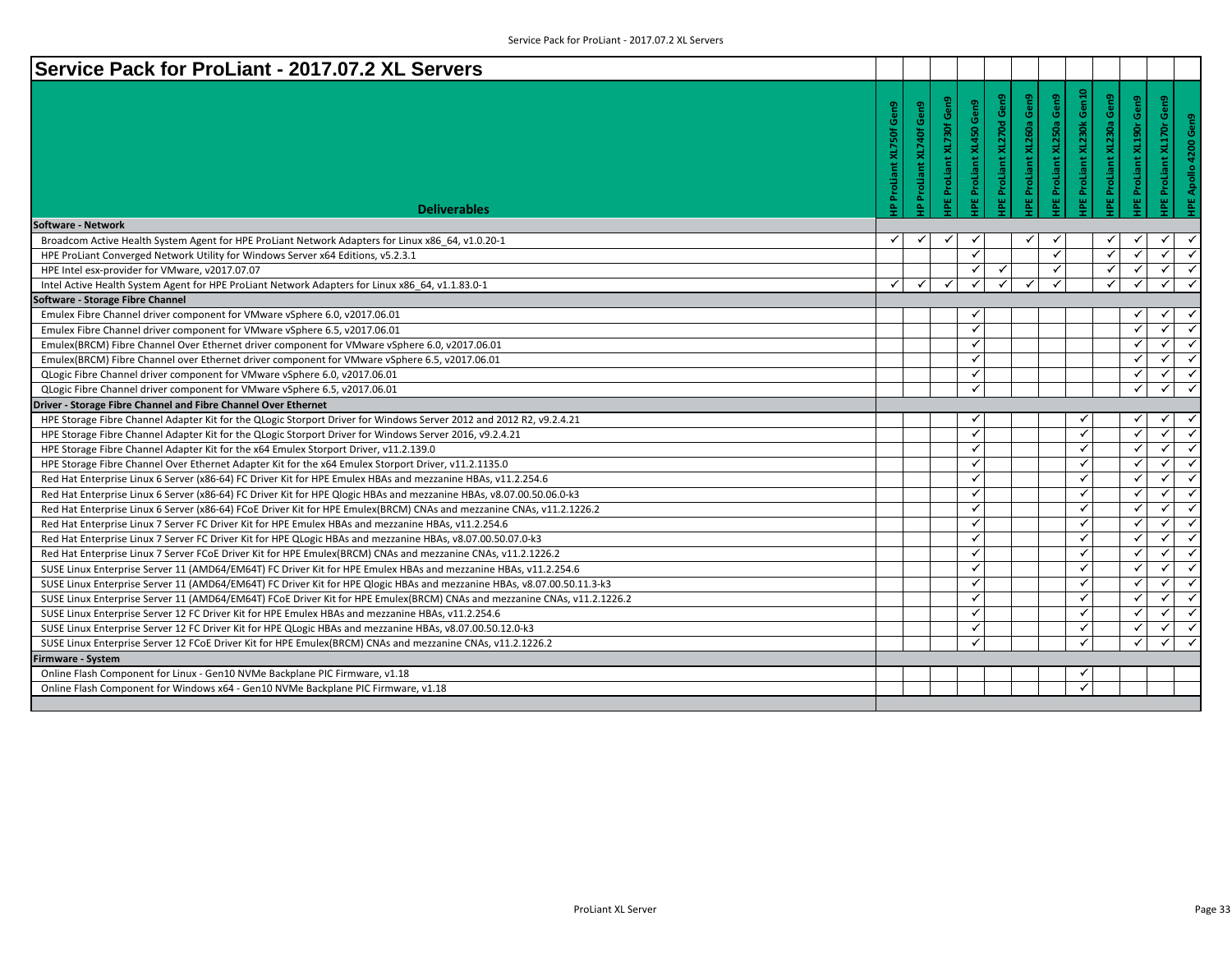# Service Pack for ProLiant - 2017.07.2 XL Servers

| Deliverables | HP ProLiant XL750f Gen9 | HP ProLiant XL740f Gen9 | HPE ProLiant XL730f Gen9 | HPE ProLiant XL450 Gen9 | HPE ProLiant XL270d Gen9 | HPE ProLiant XL260a Gen9 | HPE ProLiant XL250a Gen9 | HPE ProLiant XL230k Gen10 | HPE ProLiant XL230a Gen9 | HPE ProLiant XL190r Gen9 | HPE ProLiant XL170r Gen9 | HPE Apollo 4200 Gen9 |
|---|---|---|---|---|---|---|---|---|---|---|---|---|
| **Software - Network** | | | | | | | | | | | | |
| Broadcom Active Health System Agent for HPE ProLiant Network Adapters for Linux x86_64, v1.0.20-1 | ✓ | ✓ | ✓ | ✓ | | ✓ | ✓ | | ✓ | ✓ | ✓ | ✓ |
| HPE ProLiant Converged Network Utility for Windows Server x64 Editions, v5.2.3.1 | | | | ✓ | | | ✓ | | ✓ | ✓ | ✓ | ✓ |
| HPE Intel esx-provider for VMware, v2017.07.07 | | | | ✓ | ✓ | | ✓ | | ✓ | ✓ | ✓ | ✓ |
| Intel Active Health System Agent for HPE ProLiant Network Adapters for Linux x86_64, v1.1.83.0-1 | ✓ | ✓ | ✓ | ✓ | ✓ | ✓ | ✓ | | ✓ | ✓ | ✓ | ✓ |
| **Software - Storage Fibre Channel** | | | | | | | | | | | | |
| Emulex Fibre Channel driver component for VMware vSphere 6.0, v2017.06.01 | | | | ✓ | | | | | | ✓ | ✓ | ✓ |
| Emulex Fibre Channel driver component for VMware vSphere 6.5, v2017.06.01 | | | | ✓ | | | | | | ✓ | ✓ | ✓ |
| Emulex(BRCM) Fibre Channel Over Ethernet driver component for VMware vSphere 6.0, v2017.06.01 | | | | ✓ | | | | | | ✓ | ✓ | ✓ |
| Emulex(BRCM) Fibre Channel over Ethernet driver component for VMware vSphere 6.5, v2017.06.01 | | | | ✓ | | | | | | ✓ | ✓ | ✓ |
| QLogic Fibre Channel driver component for VMware vSphere 6.0, v2017.06.01 | | | | ✓ | | | | | | ✓ | ✓ | ✓ |
| QLogic Fibre Channel driver component for VMware vSphere 6.5, v2017.06.01 | | | | ✓ | | | | | | ✓ | ✓ | ✓ |
| **Driver - Storage Fibre Channel and Fibre Channel Over Ethernet** | | | | | | | | | | | | |
| HPE Storage Fibre Channel Adapter Kit for the QLogic Storport Driver for Windows Server 2012 and 2012 R2, v9.2.4.21 | | | | ✓ | | | | ✓ | | ✓ | ✓ | ✓ |
| HPE Storage Fibre Channel Adapter Kit for the QLogic Storport Driver for Windows Server 2016, v9.2.4.21 | | | | ✓ | | | | ✓ | | ✓ | ✓ | ✓ |
| HPE Storage Fibre Channel Adapter Kit for the x64 Emulex Storport Driver, v11.2.139.0 | | | | ✓ | | | | ✓ | | ✓ | ✓ | ✓ |
| HPE Storage Fibre Channel Over Ethernet Adapter Kit for the x64 Emulex Storport Driver, v11.2.1135.0 | | | | ✓ | | | | ✓ | | ✓ | ✓ | ✓ |
| Red Hat Enterprise Linux 6 Server (x86-64) FC Driver Kit for HPE Emulex HBAs and mezzanine HBAs, v11.2.254.6 | | | | ✓ | | | | ✓ | | ✓ | ✓ | ✓ |
| Red Hat Enterprise Linux 6 Server (x86-64) FC Driver Kit for HPE Qlogic HBAs and mezzanine HBAs, v8.07.00.50.06.0-k3 | | | | ✓ | | | | ✓ | | ✓ | ✓ | ✓ |
| Red Hat Enterprise Linux 6 Server (x86-64) FCoE Driver Kit for HPE Emulex(BRCM) CNAs and mezzanine CNAs, v11.2.1226.2 | | | | ✓ | | | | ✓ | | ✓ | ✓ | ✓ |
| Red Hat Enterprise Linux 7 Server FC Driver Kit for HPE Emulex HBAs and mezzanine HBAs, v11.2.254.6 | | | | ✓ | | | | ✓ | | ✓ | ✓ | ✓ |
| Red Hat Enterprise Linux 7 Server FC Driver Kit for HPE QLogic HBAs and mezzanine HBAs, v8.07.00.50.07.0-k3 | | | | ✓ | | | | ✓ | | ✓ | ✓ | ✓ |
| Red Hat Enterprise Linux 7 Server FCoE Driver Kit for HPE Emulex(BRCM) CNAs and mezzanine CNAs, v11.2.1226.2 | | | | ✓ | | | | ✓ | | ✓ | ✓ | ✓ |
| SUSE Linux Enterprise Server 11 (AMD64/EM64T) FC Driver Kit for HPE Emulex HBAs and mezzanine HBAs, v11.2.254.6 | | | | ✓ | | | | ✓ | | ✓ | ✓ | ✓ |
| SUSE Linux Enterprise Server 11 (AMD64/EM64T) FC Driver Kit for HPE Qlogic HBAs and mezzanine HBAs, v8.07.00.50.11.3-k3 | | | | ✓ | | | | ✓ | | ✓ | ✓ | ✓ |
| SUSE Linux Enterprise Server 11 (AMD64/EM64T) FCoE Driver Kit for HPE Emulex(BRCM) CNAs and mezzanine CNAs, v11.2.1226.2 | | | | ✓ | | | | ✓ | | ✓ | ✓ | ✓ |
| SUSE Linux Enterprise Server 12 FC Driver Kit for HPE Emulex HBAs and mezzanine HBAs, v11.2.254.6 | | | | ✓ | | | | ✓ | | ✓ | ✓ | ✓ |
| SUSE Linux Enterprise Server 12 FC Driver Kit for HPE QLogic HBAs and mezzanine HBAs, v8.07.00.50.12.0-k3 | | | | ✓ | | | | ✓ | | ✓ | ✓ | ✓ |
| SUSE Linux Enterprise Server 12 FCoE Driver Kit for HPE Emulex(BRCM) CNAs and mezzanine CNAs, v11.2.1226.2 | | | | ✓ | | | | ✓ | | ✓ | ✓ | ✓ |
| **Firmware - System** | | | | | | | | | | | | |
| Online Flash Component for Linux - Gen10 NVMe Backplane PIC Firmware, v1.18 | | | | | | | | ✓ | | | | |
| Online Flash Component for Windows x64 - Gen10 NVMe Backplane PIC Firmware, v1.18 | | | | | | | | ✓ | | | | |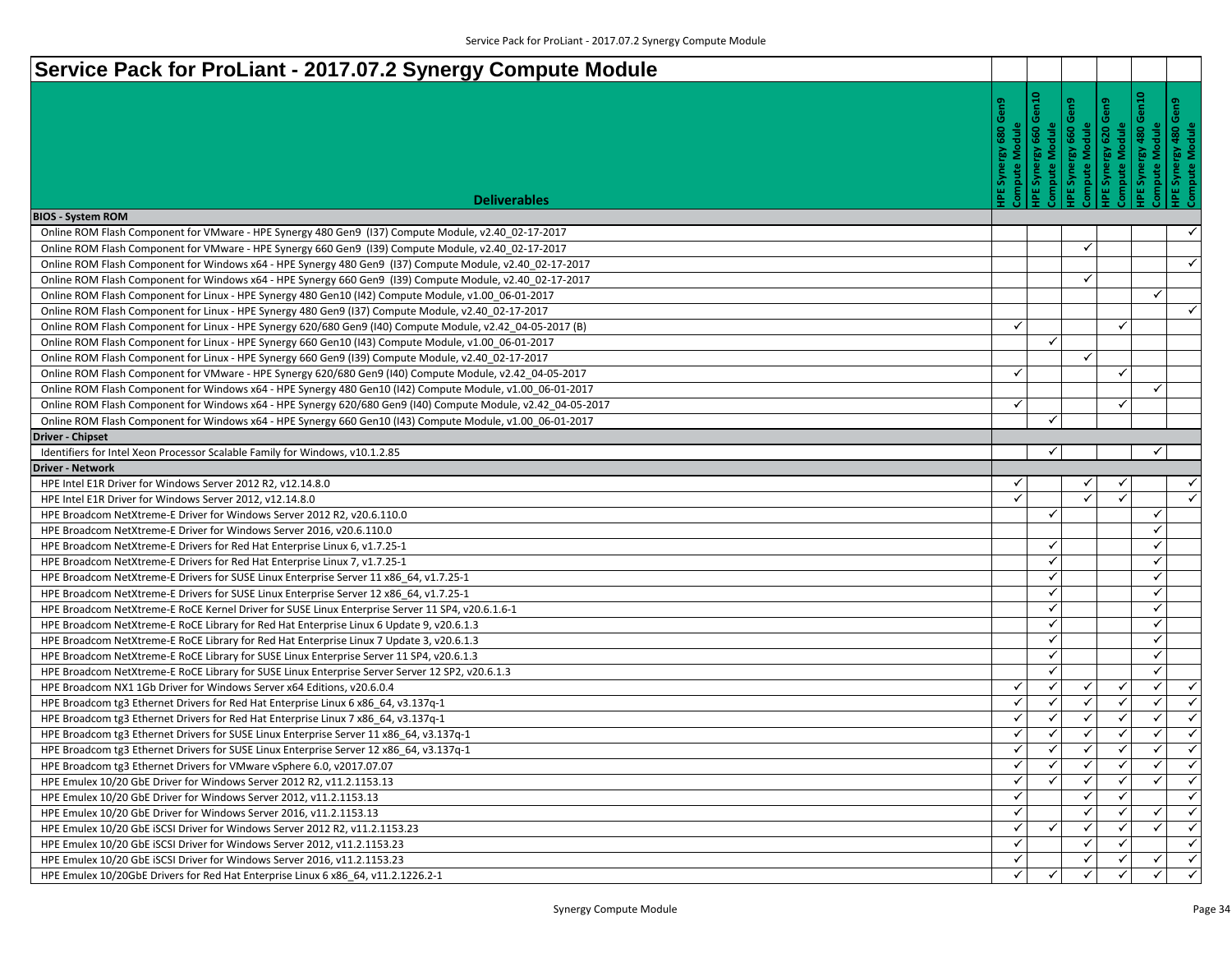# Service Pack for ProLiant - 2017.07.2 Synergy Compute Module

| Deliverables | HPE Synergy 680 Gen9 Compute Module | HPE Synergy 660 Gen10 Compute Module | HPE Synergy 660 Gen9 Compute Module | HPE Synergy 620 Gen9 Compute Module | HPE Synergy 480 Gen10 Compute Module | HPE Synergy 480 Gen9 Compute Module |
|---|---|---|---|---|---|---|
| **BIOS - System ROM** | | | | | | |
| Online ROM Flash Component for VMware - HPE Synergy 480 Gen9 (I37) Compute Module, v2.40_02-17-2017 | | | | | | ✓ |
| Online ROM Flash Component for VMware - HPE Synergy 660 Gen9 (I39) Compute Module, v2.40_02-17-2017 | | | ✓ | | | |
| Online ROM Flash Component for Windows x64 - HPE Synergy 480 Gen9 (I37) Compute Module, v2.40_02-17-2017 | | | | | | ✓ |
| Online ROM Flash Component for Windows x64 - HPE Synergy 660 Gen9 (I39) Compute Module, v2.40_02-17-2017 | | | ✓ | | | |
| Online ROM Flash Component for Linux - HPE Synergy 480 Gen10 (I42) Compute Module, v1.00_06-01-2017 | | | | | ✓ | |
| Online ROM Flash Component for Linux - HPE Synergy 480 Gen9 (I37) Compute Module, v2.40_02-17-2017 | | | | | | ✓ |
| Online ROM Flash Component for Linux - HPE Synergy 620/680 Gen9 (I40) Compute Module, v2.42_04-05-2017 (B) | ✓ | | | ✓ | | |
| Online ROM Flash Component for Linux - HPE Synergy 660 Gen10 (I43) Compute Module, v1.00_06-01-2017 | | ✓ | | | | |
| Online ROM Flash Component for Linux - HPE Synergy 660 Gen9 (I39) Compute Module, v2.40_02-17-2017 | | | ✓ | | | |
| Online ROM Flash Component for VMware - HPE Synergy 620/680 Gen9 (I40) Compute Module, v2.42_04-05-2017 | ✓ | | | ✓ | | |
| Online ROM Flash Component for Windows x64 - HPE Synergy 480 Gen10 (I42) Compute Module, v1.00_06-01-2017 | | | | | ✓ | |
| Online ROM Flash Component for Windows x64 - HPE Synergy 620/680 Gen9 (I40) Compute Module, v2.42_04-05-2017 | ✓ | | | ✓ | | |
| Online ROM Flash Component for Windows x64 - HPE Synergy 660 Gen10 (I43) Compute Module, v1.00_06-01-2017 | | ✓ | | | | |
| **Driver - Chipset** | | | | | | |
| Identifiers for Intel Xeon Processor Scalable Family for Windows, v10.1.2.85 | | ✓ | | | ✓ | |
| **Driver - Network** | | | | | | |
| HPE Intel E1R Driver for Windows Server 2012 R2, v12.14.8.0 | ✓ | | ✓ | ✓ | | ✓ |
| HPE Intel E1R Driver for Windows Server 2012, v12.14.8.0 | ✓ | | ✓ | ✓ | | ✓ |
| HPE Broadcom NetXtreme-E Driver for Windows Server 2012 R2, v20.6.110.0 | | ✓ | | | ✓ | |
| HPE Broadcom NetXtreme-E Driver for Windows Server 2016, v20.6.110.0 | | | | | ✓ | |
| HPE Broadcom NetXtreme-E Drivers for Red Hat Enterprise Linux 6, v1.7.25-1 | | ✓ | | | ✓ | |
| HPE Broadcom NetXtreme-E Drivers for Red Hat Enterprise Linux 7, v1.7.25-1 | | ✓ | | | ✓ | |
| HPE Broadcom NetXtreme-E Drivers for SUSE Linux Enterprise Server 11 x86_64, v1.7.25-1 | | ✓ | | | ✓ | |
| HPE Broadcom NetXtreme-E Drivers for SUSE Linux Enterprise Server 12 x86_64, v1.7.25-1 | | ✓ | | | ✓ | |
| HPE Broadcom NetXtreme-E RoCE Kernel Driver for SUSE Linux Enterprise Server 11 SP4, v20.6.1.6-1 | | ✓ | | | ✓ | |
| HPE Broadcom NetXtreme-E RoCE Library for Red Hat Enterprise Linux 6 Update 9, v20.6.1.3 | | ✓ | | | ✓ | |
| HPE Broadcom NetXtreme-E RoCE Library for Red Hat Enterprise Linux 7 Update 3, v20.6.1.3 | | ✓ | | | ✓ | |
| HPE Broadcom NetXtreme-E RoCE Library for SUSE Linux Enterprise Server 11 SP4, v20.6.1.3 | | ✓ | | | ✓ | |
| HPE Broadcom NetXtreme-E RoCE Library for SUSE Linux Enterprise Server Server 12 SP2, v20.6.1.3 | | ✓ | | | ✓ | |
| HPE Broadcom NX1 1Gb Driver for Windows Server x64 Editions, v20.6.0.4 | ✓ | ✓ | ✓ | ✓ | ✓ | ✓ |
| HPE Broadcom tg3 Ethernet Drivers for Red Hat Enterprise Linux 6 x86_64, v3.137q-1 | ✓ | ✓ | ✓ | ✓ | ✓ | ✓ |
| HPE Broadcom tg3 Ethernet Drivers for Red Hat Enterprise Linux 7 x86_64, v3.137q-1 | ✓ | ✓ | ✓ | ✓ | ✓ | ✓ |
| HPE Broadcom tg3 Ethernet Drivers for SUSE Linux Enterprise Server 11 x86_64, v3.137q-1 | ✓ | ✓ | ✓ | ✓ | ✓ | ✓ |
| HPE Broadcom tg3 Ethernet Drivers for SUSE Linux Enterprise Server 12 x86_64, v3.137q-1 | ✓ | ✓ | ✓ | ✓ | ✓ | ✓ |
| HPE Broadcom tg3 Ethernet Drivers for VMware vSphere 6.0, v2017.07.07 | ✓ | ✓ | ✓ | ✓ | ✓ | ✓ |
| HPE Emulex 10/20 GbE Driver for Windows Server 2012 R2, v11.2.1153.13 | ✓ | ✓ | ✓ | ✓ | ✓ | ✓ |
| HPE Emulex 10/20 GbE Driver for Windows Server 2012, v11.2.1153.13 | ✓ | | ✓ | ✓ | | ✓ |
| HPE Emulex 10/20 GbE Driver for Windows Server 2016, v11.2.1153.13 | ✓ | | ✓ | ✓ | ✓ | ✓ |
| HPE Emulex 10/20 GbE iSCSI Driver for Windows Server 2012 R2, v11.2.1153.23 | ✓ | ✓ | ✓ | ✓ | ✓ | ✓ |
| HPE Emulex 10/20 GbE iSCSI Driver for Windows Server 2012, v11.2.1153.23 | ✓ | | ✓ | ✓ | | ✓ |
| HPE Emulex 10/20 GbE iSCSI Driver for Windows Server 2016, v11.2.1153.23 | ✓ | | ✓ | ✓ | ✓ | ✓ |
| HPE Emulex 10/20GbE Drivers for Red Hat Enterprise Linux 6 x86_64, v11.2.1226.2-1 | ✓ | ✓ | ✓ | ✓ | ✓ | ✓ |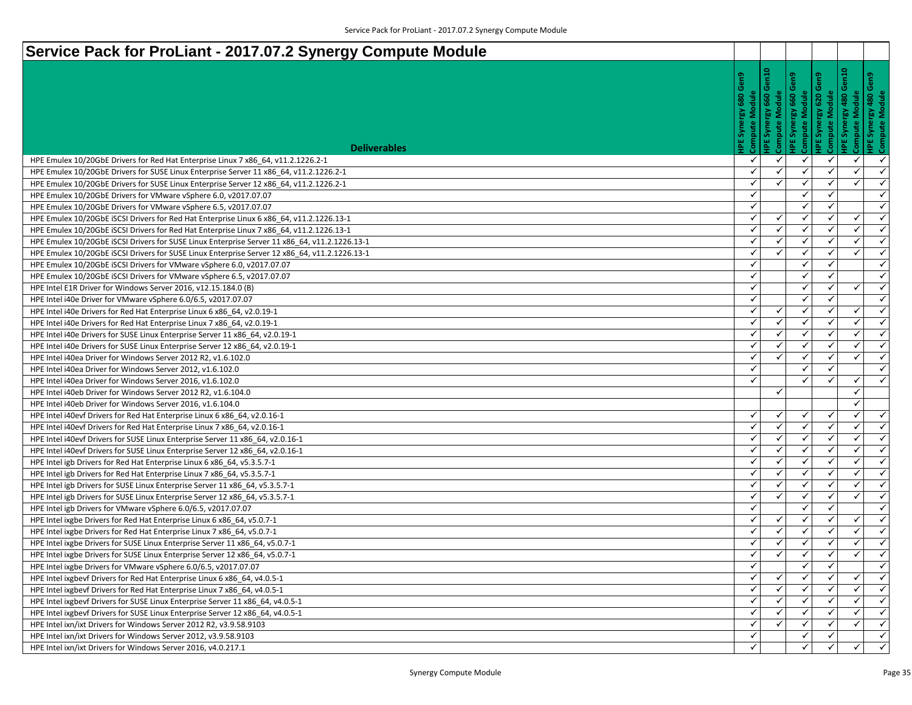# Service Pack for ProLiant - 2017.07.2 Synergy Compute Module

| Deliverables | HPE Synergy 680 Gen9 Compute Module | HPE Synergy 660 Gen10 Compute Module | HPE Synergy 660 Gen9 Compute Module | HPE Synergy 620 Gen9 Compute Module | HPE Synergy 480 Gen10 Compute Module | HPE Synergy 480 Gen9 Compute Module |
|---|---|---|---|---|---|---|
| HPE Emulex 10/20GbE Drivers for Red Hat Enterprise Linux 7 x86_64, v11.2.1226.2-1 | ✓ | ✓ | ✓ | ✓ | ✓ | ✓ |
| HPE Emulex 10/20GbE Drivers for SUSE Linux Enterprise Server 11 x86_64, v11.2.1226.2-1 | ✓ | ✓ | ✓ | ✓ | ✓ | ✓ |
| HPE Emulex 10/20GbE Drivers for SUSE Linux Enterprise Server 12 x86_64, v11.2.1226.2-1 | ✓ | ✓ | ✓ | ✓ | ✓ | ✓ |
| HPE Emulex 10/20GbE Drivers for VMware vSphere 6.0, v2017.07.07 | ✓ | | ✓ | ✓ | | ✓ |
| HPE Emulex 10/20GbE Drivers for VMware vSphere 6.5, v2017.07.07 | ✓ | | ✓ | ✓ | | ✓ |
| HPE Emulex 10/20GbE iSCSI Drivers for Red Hat Enterprise Linux 6 x86_64, v11.2.1226.13-1 | ✓ | ✓ | ✓ | ✓ | ✓ | ✓ |
| HPE Emulex 10/20GbE iSCSI Drivers for Red Hat Enterprise Linux 7 x86_64, v11.2.1226.13-1 | ✓ | ✓ | ✓ | ✓ | ✓ | ✓ |
| HPE Emulex 10/20GbE iSCSI Drivers for SUSE Linux Enterprise Server 11 x86_64, v11.2.1226.13-1 | ✓ | ✓ | ✓ | ✓ | ✓ | ✓ |
| HPE Emulex 10/20GbE iSCSI Drivers for SUSE Linux Enterprise Server 12 x86_64, v11.2.1226.13-1 | ✓ | ✓ | ✓ | ✓ | ✓ | ✓ |
| HPE Emulex 10/20GbE iSCSI Drivers for VMware vSphere 6.0, v2017.07.07 | ✓ | | ✓ | ✓ | | ✓ |
| HPE Emulex 10/20GbE iSCSI Drivers for VMware vSphere 6.5, v2017.07.07 | ✓ | | ✓ | ✓ | | ✓ |
| HPE Intel E1R Driver for Windows Server 2016, v12.15.184.0 (B) | ✓ | | ✓ | ✓ | ✓ | ✓ |
| HPE Intel i40e Driver for VMware vSphere 6.0/6.5, v2017.07.07 | ✓ | | ✓ | ✓ | | ✓ |
| HPE Intel i40e Drivers for Red Hat Enterprise Linux 6 x86_64, v2.0.19-1 | ✓ | ✓ | ✓ | ✓ | ✓ | ✓ |
| HPE Intel i40e Drivers for Red Hat Enterprise Linux 7 x86_64, v2.0.19-1 | ✓ | ✓ | ✓ | ✓ | ✓ | ✓ |
| HPE Intel i40e Drivers for SUSE Linux Enterprise Server 11 x86_64, v2.0.19-1 | ✓ | ✓ | ✓ | ✓ | ✓ | ✓ |
| HPE Intel i40e Drivers for SUSE Linux Enterprise Server 12 x86_64, v2.0.19-1 | ✓ | ✓ | ✓ | ✓ | ✓ | ✓ |
| HPE Intel i40ea Driver for Windows Server 2012 R2, v1.6.102.0 | ✓ | ✓ | ✓ | ✓ | ✓ | ✓ |
| HPE Intel i40ea Driver for Windows Server 2012, v1.6.102.0 | ✓ | | ✓ | ✓ | | ✓ |
| HPE Intel i40ea Driver for Windows Server 2016, v1.6.102.0 | ✓ | | ✓ | ✓ | ✓ | ✓ |
| HPE Intel i40eb Driver for Windows Server 2012 R2, v1.6.104.0 | | ✓ | | | ✓ | |
| HPE Intel i40eb Driver for Windows Server 2016, v1.6.104.0 | | | | | ✓ | |
| HPE Intel i40evf Drivers for Red Hat Enterprise Linux 6 x86_64, v2.0.16-1 | ✓ | ✓ | ✓ | ✓ | ✓ | ✓ |
| HPE Intel i40evf Drivers for Red Hat Enterprise Linux 7 x86_64, v2.0.16-1 | ✓ | ✓ | ✓ | ✓ | ✓ | ✓ |
| HPE Intel i40evf Drivers for SUSE Linux Enterprise Server 11 x86_64, v2.0.16-1 | ✓ | ✓ | ✓ | ✓ | ✓ | ✓ |
| HPE Intel i40evf Drivers for SUSE Linux Enterprise Server 12 x86_64, v2.0.16-1 | ✓ | ✓ | ✓ | ✓ | ✓ | ✓ |
| HPE Intel igb Drivers for Red Hat Enterprise Linux 6 x86_64, v5.3.5.7-1 | ✓ | ✓ | ✓ | ✓ | ✓ | ✓ |
| HPE Intel igb Drivers for Red Hat Enterprise Linux 7 x86_64, v5.3.5.7-1 | ✓ | ✓ | ✓ | ✓ | ✓ | ✓ |
| HPE Intel igb Drivers for SUSE Linux Enterprise Server 11 x86_64, v5.3.5.7-1 | ✓ | ✓ | ✓ | ✓ | ✓ | ✓ |
| HPE Intel igb Drivers for SUSE Linux Enterprise Server 12 x86_64, v5.3.5.7-1 | ✓ | ✓ | ✓ | ✓ | ✓ | ✓ |
| HPE Intel igb Drivers for VMware vSphere 6.0/6.5, v2017.07.07 | ✓ | | ✓ | ✓ | | ✓ |
| HPE Intel ixgbe Drivers for Red Hat Enterprise Linux 6 x86_64, v5.0.7-1 | ✓ | ✓ | ✓ | ✓ | ✓ | ✓ |
| HPE Intel ixgbe Drivers for Red Hat Enterprise Linux 7 x86_64, v5.0.7-1 | ✓ | ✓ | ✓ | ✓ | ✓ | ✓ |
| HPE Intel ixgbe Drivers for SUSE Linux Enterprise Server 11 x86_64, v5.0.7-1 | ✓ | ✓ | ✓ | ✓ | ✓ | ✓ |
| HPE Intel ixgbe Drivers for SUSE Linux Enterprise Server 12 x86_64, v5.0.7-1 | ✓ | ✓ | ✓ | ✓ | ✓ | ✓ |
| HPE Intel ixgbe Drivers for VMware vSphere 6.0/6.5, v2017.07.07 | ✓ | | ✓ | ✓ | | ✓ |
| HPE Intel ixgbevf Drivers for Red Hat Enterprise Linux 6 x86_64, v4.0.5-1 | ✓ | ✓ | ✓ | ✓ | ✓ | ✓ |
| HPE Intel ixgbevf Drivers for Red Hat Enterprise Linux 7 x86_64, v4.0.5-1 | ✓ | ✓ | ✓ | ✓ | ✓ | ✓ |
| HPE Intel ixgbevf Drivers for SUSE Linux Enterprise Server 11 x86_64, v4.0.5-1 | ✓ | ✓ | ✓ | ✓ | ✓ | ✓ |
| HPE Intel ixgbevf Drivers for SUSE Linux Enterprise Server 12 x86_64, v4.0.5-1 | ✓ | ✓ | ✓ | ✓ | ✓ | ✓ |
| HPE Intel ixn/ixt Drivers for Windows Server 2012 R2, v3.9.58.9103 | ✓ | ✓ | ✓ | ✓ | ✓ | ✓ |
| HPE Intel ixn/ixt Drivers for Windows Server 2012, v3.9.58.9103 | ✓ | | ✓ | ✓ | | ✓ |
| HPE Intel ixn/ixt Drivers for Windows Server 2016, v4.0.217.1 | ✓ | | ✓ | ✓ | ✓ | ✓ |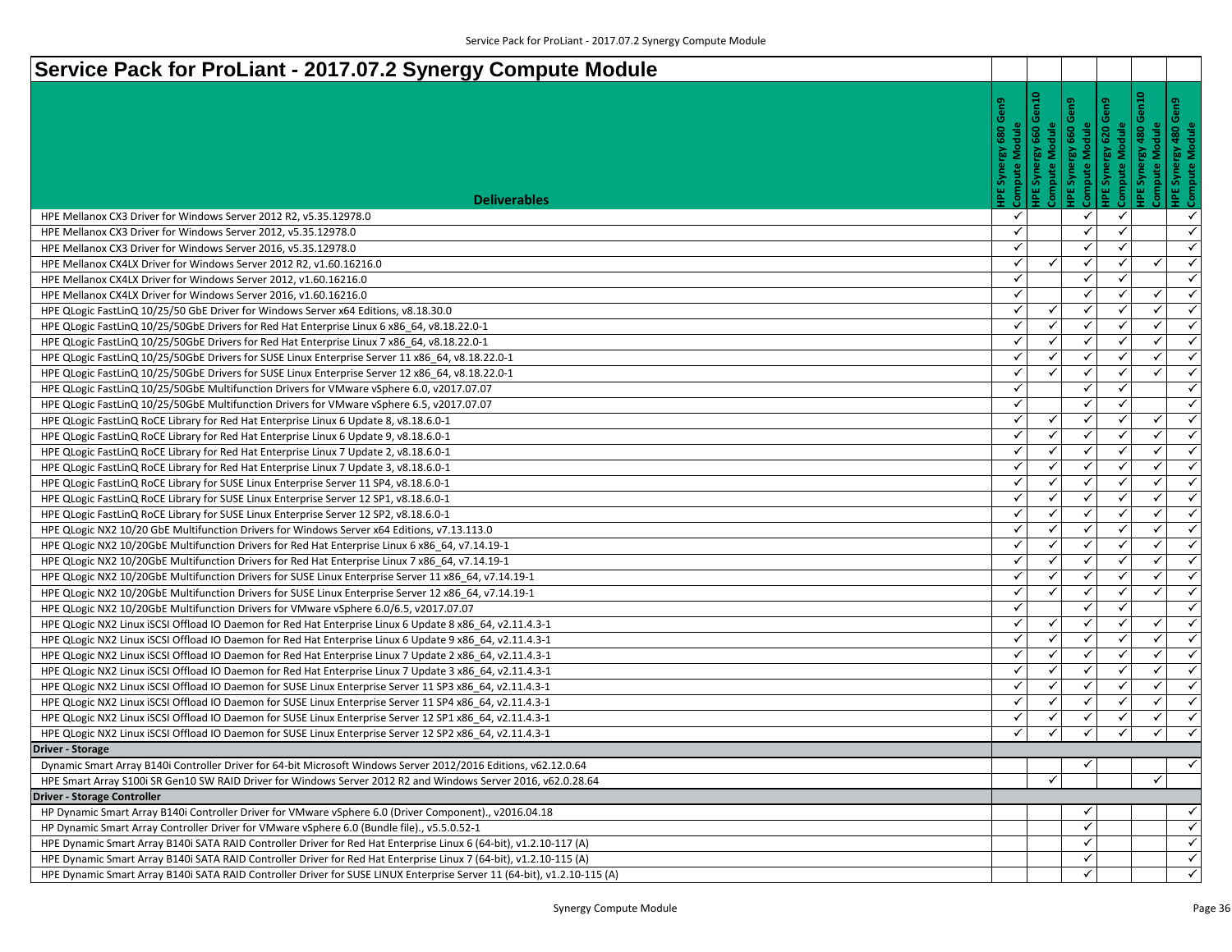# Service Pack for ProLiant - 2017.07.2 Synergy Compute Module

| Deliverables | HPE Synergy 680 Gen9 Compute Module | HPE Synergy 660 Gen10 Compute Module | HPE Synergy 660 Gen9 Compute Module | HPE Synergy 620 Gen9 Compute Module | HPE Synergy 480 Gen10 Compute Module | HPE Synergy 480 Gen9 Compute Module |
|---|---|---|---|---|---|---|
| HPE Mellanox CX3 Driver for Windows Server 2012 R2, v5.35.12978.0 | ✓ | | ✓ | ✓ | | ✓ |
| HPE Mellanox CX3 Driver for Windows Server 2012, v5.35.12978.0 | ✓ | | ✓ | ✓ | | ✓ |
| HPE Mellanox CX3 Driver for Windows Server 2016, v5.35.12978.0 | ✓ | | ✓ | ✓ | | ✓ |
| HPE Mellanox CX4LX Driver for Windows Server 2012 R2, v1.60.16216.0 | ✓ | ✓ | ✓ | ✓ | ✓ | ✓ |
| HPE Mellanox CX4LX Driver for Windows Server 2012, v1.60.16216.0 | ✓ | | ✓ | ✓ | | ✓ |
| HPE Mellanox CX4LX Driver for Windows Server 2016, v1.60.16216.0 | ✓ | | ✓ | ✓ | ✓ | ✓ |
| HPE QLogic FastLinQ 10/25/50 GbE Driver for Windows Server x64 Editions, v8.18.30.0 | ✓ | ✓ | ✓ | ✓ | ✓ | ✓ |
| HPE QLogic FastLinQ 10/25/50GbE Drivers for Red Hat Enterprise Linux 6 x86_64, v8.18.22.0-1 | ✓ | ✓ | ✓ | ✓ | ✓ | ✓ |
| HPE QLogic FastLinQ 10/25/50GbE Drivers for Red Hat Enterprise Linux 7 x86_64, v8.18.22.0-1 | ✓ | ✓ | ✓ | ✓ | ✓ | ✓ |
| HPE QLogic FastLinQ 10/25/50GbE Drivers for SUSE Linux Enterprise Server 11 x86_64, v8.18.22.0-1 | ✓ | ✓ | ✓ | ✓ | ✓ | ✓ |
| HPE QLogic FastLinQ 10/25/50GbE Drivers for SUSE Linux Enterprise Server 12 x86_64, v8.18.22.0-1 | ✓ | ✓ | ✓ | ✓ | ✓ | ✓ |
| HPE QLogic FastLinQ 10/25/50GbE Multifunction Drivers for VMware vSphere 6.0, v2017.07.07 | ✓ | | ✓ | ✓ | | ✓ |
| HPE QLogic FastLinQ 10/25/50GbE Multifunction Drivers for VMware vSphere 6.5, v2017.07.07 | ✓ | | ✓ | ✓ | | ✓ |
| HPE QLogic FastLinQ RoCE Library for Red Hat Enterprise Linux 6 Update 8, v8.18.6.0-1 | ✓ | ✓ | ✓ | ✓ | ✓ | ✓ |
| HPE QLogic FastLinQ RoCE Library for Red Hat Enterprise Linux 6 Update 9, v8.18.6.0-1 | ✓ | ✓ | ✓ | ✓ | ✓ | ✓ |
| HPE QLogic FastLinQ RoCE Library for Red Hat Enterprise Linux 7 Update 2, v8.18.6.0-1 | ✓ | ✓ | ✓ | ✓ | ✓ | ✓ |
| HPE QLogic FastLinQ RoCE Library for Red Hat Enterprise Linux 7 Update 3, v8.18.6.0-1 | ✓ | ✓ | ✓ | ✓ | ✓ | ✓ |
| HPE QLogic FastLinQ RoCE Library for SUSE Linux Enterprise Server 11 SP4, v8.18.6.0-1 | ✓ | ✓ | ✓ | ✓ | ✓ | ✓ |
| HPE QLogic FastLinQ RoCE Library for SUSE Linux Enterprise Server 12 SP1, v8.18.6.0-1 | ✓ | ✓ | ✓ | ✓ | ✓ | ✓ |
| HPE QLogic FastLinQ RoCE Library for SUSE Linux Enterprise Server 12 SP2, v8.18.6.0-1 | ✓ | ✓ | ✓ | ✓ | ✓ | ✓ |
| HPE QLogic NX2 10/20 GbE Multifunction Drivers for Windows Server x64 Editions, v7.13.113.0 | ✓ | ✓ | ✓ | ✓ | ✓ | ✓ |
| HPE QLogic NX2 10/20GbE Multifunction Drivers for Red Hat Enterprise Linux 6 x86_64, v7.14.19-1 | ✓ | ✓ | ✓ | ✓ | ✓ | ✓ |
| HPE QLogic NX2 10/20GbE Multifunction Drivers for Red Hat Enterprise Linux 7 x86_64, v7.14.19-1 | ✓ | ✓ | ✓ | ✓ | ✓ | ✓ |
| HPE QLogic NX2 10/20GbE Multifunction Drivers for SUSE Linux Enterprise Server 11 x86_64, v7.14.19-1 | ✓ | ✓ | ✓ | ✓ | ✓ | ✓ |
| HPE QLogic NX2 10/20GbE Multifunction Drivers for SUSE Linux Enterprise Server 12 x86_64, v7.14.19-1 | ✓ | ✓ | ✓ | ✓ | ✓ | ✓ |
| HPE QLogic NX2 10/20GbE Multifunction Drivers for VMware vSphere 6.0/6.5, v2017.07.07 | ✓ | | ✓ | ✓ | | ✓ |
| HPE QLogic NX2 Linux iSCSI Offload IO Daemon for Red Hat Enterprise Linux 6 Update 8 x86_64, v2.11.4.3-1 | ✓ | ✓ | ✓ | ✓ | ✓ | ✓ |
| HPE QLogic NX2 Linux iSCSI Offload IO Daemon for Red Hat Enterprise Linux 6 Update 9 x86_64, v2.11.4.3-1 | ✓ | ✓ | ✓ | ✓ | ✓ | ✓ |
| HPE QLogic NX2 Linux iSCSI Offload IO Daemon for Red Hat Enterprise Linux 7 Update 2 x86_64, v2.11.4.3-1 | ✓ | ✓ | ✓ | ✓ | ✓ | ✓ |
| HPE QLogic NX2 Linux iSCSI Offload IO Daemon for Red Hat Enterprise Linux 7 Update 3 x86_64, v2.11.4.3-1 | ✓ | ✓ | ✓ | ✓ | ✓ | ✓ |
| HPE QLogic NX2 Linux iSCSI Offload IO Daemon for SUSE Linux Enterprise Server 11 SP3 x86_64, v2.11.4.3-1 | ✓ | ✓ | ✓ | ✓ | ✓ | ✓ |
| HPE QLogic NX2 Linux iSCSI Offload IO Daemon for SUSE Linux Enterprise Server 11 SP4 x86_64, v2.11.4.3-1 | ✓ | ✓ | ✓ | ✓ | ✓ | ✓ |
| HPE QLogic NX2 Linux iSCSI Offload IO Daemon for SUSE Linux Enterprise Server 12 SP1 x86_64, v2.11.4.3-1 | ✓ | ✓ | ✓ | ✓ | ✓ | ✓ |
| HPE QLogic NX2 Linux iSCSI Offload IO Daemon for SUSE Linux Enterprise Server 12 SP2 x86_64, v2.11.4.3-1 | ✓ | ✓ | ✓ | ✓ | ✓ | ✓ |
| **Driver - Storage** | | | | | | |
| Dynamic Smart Array B140i Controller Driver for 64-bit Microsoft Windows Server 2012/2016 Editions, v62.12.0.64 | | | ✓ | | | ✓ |
| HPE Smart Array S100i SR Gen10 SW RAID Driver for Windows Server 2012 R2 and Windows Server 2016, v62.0.28.64 | | ✓ | | | ✓ | |
| **Driver - Storage Controller** | | | | | | |
| HP Dynamic Smart Array B140i Controller Driver for VMware vSphere 6.0 (Driver Component)., v2016.04.18 | | | ✓ | | | ✓ |
| HP Dynamic Smart Array Controller Driver for VMware vSphere 6.0 (Bundle file)., v5.5.0.52-1 | | | ✓ | | | ✓ |
| HPE Dynamic Smart Array B140i SATA RAID Controller Driver for Red Hat Enterprise Linux 6 (64-bit), v1.2.10-117 (A) | | | ✓ | | | ✓ |
| HPE Dynamic Smart Array B140i SATA RAID Controller Driver for Red Hat Enterprise Linux 7 (64-bit), v1.2.10-115 (A) | | | ✓ | | | ✓ |
| HPE Dynamic Smart Array B140i SATA RAID Controller Driver for SUSE LINUX Enterprise Server 11 (64-bit), v1.2.10-115 (A) | | | ✓ | | | ✓ |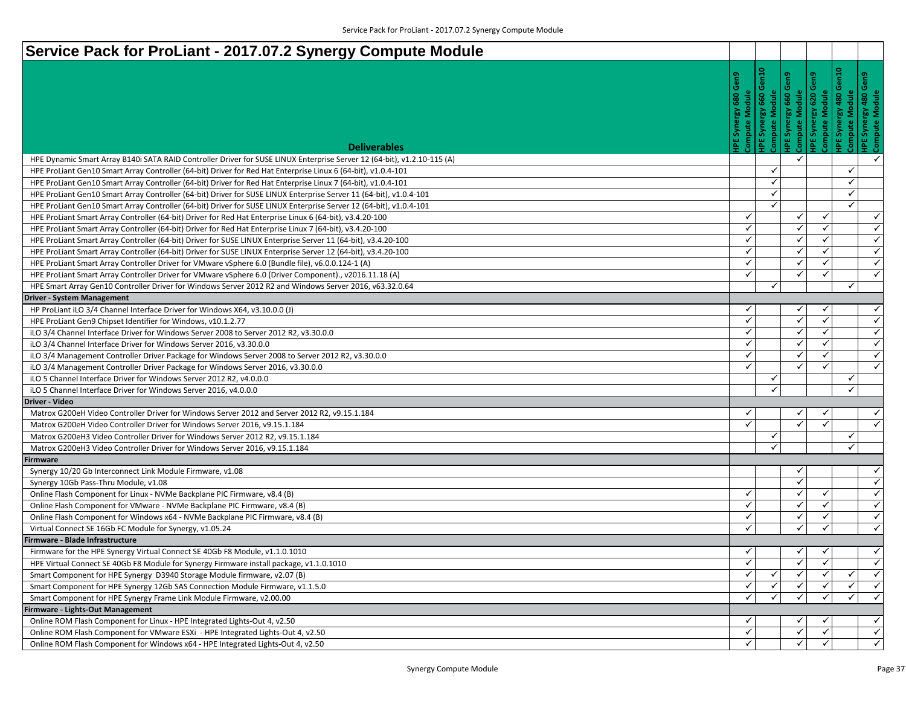# Service Pack for ProLiant - 2017.07.2 Synergy Compute Module

| Deliverables | HPE Synergy 680 Gen9 Compute Module | HPE Synergy 660 Gen10 Compute Module | HPE Synergy 660 Gen9 Compute Module | HPE Synergy 620 Gen9 Compute Module | HPE Synergy 480 Gen10 Compute Module | HPE Synergy 480 Gen9 Compute Module |
|---|---|---|---|---|---|---|
| HPE Dynamic Smart Array B140i SATA RAID Controller Driver for SUSE LINUX Enterprise Server 12 (64-bit), v1.2.10-115 (A) | | | ✓ | | | ✓ |
| HPE ProLiant Gen10 Smart Array Controller (64-bit) Driver for Red Hat Enterprise Linux 6 (64-bit), v1.0.4-101 | | ✓ | | | ✓ | |
| HPE ProLiant Gen10 Smart Array Controller (64-bit) Driver for Red Hat Enterprise Linux 7 (64-bit), v1.0.4-101 | | ✓ | | | ✓ | |
| HPE ProLiant Gen10 Smart Array Controller (64-bit) Driver for SUSE LINUX Enterprise Server 11 (64-bit), v1.0.4-101 | | ✓ | | | ✓ | |
| HPE ProLiant Gen10 Smart Array Controller (64-bit) Driver for SUSE LINUX Enterprise Server 12 (64-bit), v1.0.4-101 | | ✓ | | | ✓ | |
| HPE ProLiant Smart Array Controller (64-bit) Driver for Red Hat Enterprise Linux 6 (64-bit), v3.4.20-100 | ✓ | | ✓ | ✓ | | ✓ |
| HPE ProLiant Smart Array Controller (64-bit) Driver for Red Hat Enterprise Linux 7 (64-bit), v3.4.20-100 | ✓ | | ✓ | ✓ | | ✓ |
| HPE ProLiant Smart Array Controller (64-bit) Driver for SUSE LINUX Enterprise Server 11 (64-bit), v3.4.20-100 | ✓ | | ✓ | ✓ | | ✓ |
| HPE ProLiant Smart Array Controller (64-bit) Driver for SUSE LINUX Enterprise Server 12 (64-bit), v3.4.20-100 | ✓ | | ✓ | ✓ | | ✓ |
| HPE ProLiant Smart Array Controller Driver for VMware vSphere 6.0 (Bundle file), v6.0.0.124-1 (A) | ✓ | | ✓ | ✓ | | ✓ |
| HPE ProLiant Smart Array Controller Driver for VMware vSphere 6.0 (Driver Component)., v2016.11.18 (A) | ✓ | | ✓ | ✓ | | ✓ |
| HPE Smart Array Gen10 Controller Driver for Windows Server 2012 R2 and Windows Server 2016, v63.32.0.64 | | ✓ | | | ✓ | |
| **Driver - System Management** | | | | | | |
| HP ProLiant iLO 3/4 Channel Interface Driver for Windows X64, v3.10.0.0 (J) | ✓ | | ✓ | ✓ | | ✓ |
| HPE ProLiant Gen9 Chipset Identifier for Windows, v10.1.2.77 | ✓ | | ✓ | ✓ | | ✓ |
| iLO 3/4 Channel Interface Driver for Windows Server 2008 to Server 2012 R2, v3.30.0.0 | ✓ | | ✓ | ✓ | | ✓ |
| iLO 3/4 Channel Interface Driver for Windows Server 2016, v3.30.0.0 | ✓ | | ✓ | ✓ | | ✓ |
| iLO 3/4 Management Controller Driver Package for Windows Server 2008 to Server 2012 R2, v3.30.0.0 | ✓ | | ✓ | ✓ | | ✓ |
| iLO 3/4 Management Controller Driver Package for Windows Server 2016, v3.30.0.0 | ✓ | | ✓ | ✓ | | ✓ |
| iLO 5 Channel Interface Driver for Windows Server 2012 R2, v4.0.0.0 | | ✓ | | | ✓ | |
| iLO 5 Channel Interface Driver for Windows Server 2016, v4.0.0.0 | | ✓ | | | ✓ | |
| **Driver - Video** | | | | | | |
| Matrox G200eH Video Controller Driver for Windows Server 2012 and Server 2012 R2, v9.15.1.184 | ✓ | | ✓ | ✓ | | ✓ |
| Matrox G200eH Video Controller Driver for Windows Server 2016, v9.15.1.184 | ✓ | | ✓ | ✓ | | ✓ |
| Matrox G200eH3 Video Controller Driver for Windows Server 2012 R2, v9.15.1.184 | | ✓ | | | ✓ | |
| Matrox G200eH3 Video Controller Driver for Windows Server 2016, v9.15.1.184 | | ✓ | | | ✓ | |
| **Firmware** | | | | | | |
| Synergy 10/20 Gb Interconnect Link Module Firmware, v1.08 | | | ✓ | | | ✓ |
| Synergy 10Gb Pass-Thru Module, v1.08 | | | ✓ | | | ✓ |
| Online Flash Component for Linux - NVMe Backplane PIC Firmware, v8.4 (B) | ✓ | | ✓ | ✓ | | ✓ |
| Online Flash Component for VMware - NVMe Backplane PIC Firmware, v8.4 (B) | ✓ | | ✓ | ✓ | | ✓ |
| Online Flash Component for Windows x64 - NVMe Backplane PIC Firmware, v8.4 (B) | ✓ | | ✓ | ✓ | | ✓ |
| Virtual Connect SE 16Gb FC Module for Synergy, v1.05.24 | ✓ | | ✓ | ✓ | | ✓ |
| **Firmware - Blade Infrastructure** | | | | | | |
| Firmware for the HPE Synergy Virtual Connect SE 40Gb F8 Module, v1.1.0.1010 | ✓ | | ✓ | ✓ | | ✓ |
| HPE Virtual Connect SE 40Gb F8 Module for Synergy Firmware install package, v1.1.0.1010 | ✓ | | ✓ | ✓ | | ✓ |
| Smart Component for HPE Synergy D3940 Storage Module firmware, v2.07 (B) | ✓ | ✓ | ✓ | ✓ | ✓ | ✓ |
| Smart Component for HPE Synergy 12Gb SAS Connection Module Firmware, v1.1.5.0 | ✓ | ✓ | ✓ | ✓ | ✓ | ✓ |
| Smart Component for HPE Synergy Frame Link Module Firmware, v2.00.00 | ✓ | ✓ | ✓ | ✓ | ✓ | ✓ |
| **Firmware - Lights-Out Management** | | | | | | |
| Online ROM Flash Component for Linux - HPE Integrated Lights-Out 4, v2.50 | ✓ | | ✓ | ✓ | | ✓ |
| Online ROM Flash Component for VMware ESXi - HPE Integrated Lights-Out 4, v2.50 | ✓ | | ✓ | ✓ | | ✓ |
| Online ROM Flash Component for Windows x64 - HPE Integrated Lights-Out 4, v2.50 | ✓ | | ✓ | ✓ | | ✓ |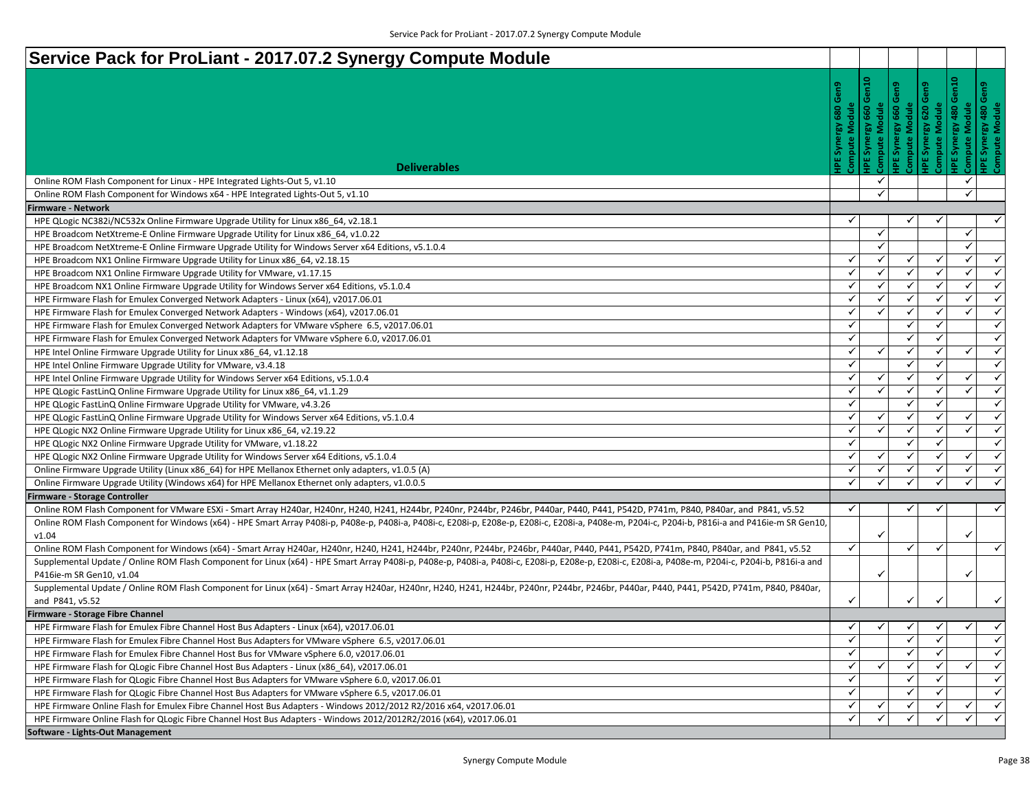# Service Pack for ProLiant - 2017.07.2 Synergy Compute Module

| Deliverables | HPE Synergy 680 Gen9 Compute Module | HPE Synergy 660 Gen10 Compute Module | HPE Synergy 660 Gen9 Compute Module | HPE Synergy 620 Gen9 Compute Module | HPE Synergy 480 Gen10 Compute Module | HPE Synergy 480 Gen9 Compute Module |
|---|---|---|---|---|---|---|
| Online ROM Flash Component for Linux - HPE Integrated Lights-Out 5, v1.10 | | ✓ | | | ✓ | |
| Online ROM Flash Component for Windows x64 - HPE Integrated Lights-Out 5, v1.10 | | ✓ | | | ✓ | |
| **Firmware - Network** | | | | | | |
| HPE QLogic NC382i/NC532x Online Firmware Upgrade Utility for Linux x86_64, v2.18.1 | ✓ | | ✓ | ✓ | | ✓ |
| HPE Broadcom NetXtreme-E Online Firmware Upgrade Utility for Linux x86_64, v1.0.22 | | ✓ | | | ✓ | |
| HPE Broadcom NetXtreme-E Online Firmware Upgrade Utility for Windows Server x64 Editions, v5.1.0.4 | | ✓ | | | ✓ | |
| HPE Broadcom NX1 Online Firmware Upgrade Utility for Linux x86_64, v2.18.15 | ✓ | ✓ | ✓ | ✓ | ✓ | ✓ |
| HPE Broadcom NX1 Online Firmware Upgrade Utility for VMware, v1.17.15 | ✓ | ✓ | ✓ | ✓ | ✓ | ✓ |
| HPE Broadcom NX1 Online Firmware Upgrade Utility for Windows Server x64 Editions, v5.1.0.4 | ✓ | ✓ | ✓ | ✓ | ✓ | ✓ |
| HPE Firmware Flash for Emulex Converged Network Adapters - Linux (x64), v2017.06.01 | ✓ | ✓ | ✓ | ✓ | ✓ | ✓ |
| HPE Firmware Flash for Emulex Converged Network Adapters - Windows (x64), v2017.06.01 | ✓ | ✓ | ✓ | ✓ | ✓ | ✓ |
| HPE Firmware Flash for Emulex Converged Network Adapters for VMware vSphere 6.5, v2017.06.01 | ✓ | | ✓ | ✓ | | ✓ |
| HPE Firmware Flash for Emulex Converged Network Adapters for VMware vSphere 6.0, v2017.06.01 | ✓ | | ✓ | ✓ | | ✓ |
| HPE Intel Online Firmware Upgrade Utility for Linux x86_64, v1.12.18 | ✓ | ✓ | ✓ | ✓ | ✓ | ✓ |
| HPE Intel Online Firmware Upgrade Utility for VMware, v3.4.18 | ✓ | | ✓ | ✓ | | ✓ |
| HPE Intel Online Firmware Upgrade Utility for Windows Server x64 Editions, v5.1.0.4 | ✓ | ✓ | ✓ | ✓ | ✓ | ✓ |
| HPE QLogic FastLinQ Online Firmware Upgrade Utility for Linux x86_64, v1.1.29 | ✓ | ✓ | ✓ | ✓ | ✓ | ✓ |
| HPE QLogic FastLinQ Online Firmware Upgrade Utility for VMware, v4.3.26 | ✓ | | ✓ | ✓ | | ✓ |
| HPE QLogic FastLinQ Online Firmware Upgrade Utility for Windows Server x64 Editions, v5.1.0.4 | ✓ | ✓ | ✓ | ✓ | ✓ | ✓ |
| HPE QLogic NX2 Online Firmware Upgrade Utility for Linux x86_64, v2.19.22 | ✓ | ✓ | ✓ | ✓ | ✓ | ✓ |
| HPE QLogic NX2 Online Firmware Upgrade Utility for VMware, v1.18.22 | ✓ | | ✓ | ✓ | | ✓ |
| HPE QLogic NX2 Online Firmware Upgrade Utility for Windows Server x64 Editions, v5.1.0.4 | ✓ | ✓ | ✓ | ✓ | ✓ | ✓ |
| Online Firmware Upgrade Utility (Linux x86_64) for HPE Mellanox Ethernet only adapters, v1.0.5 (A) | ✓ | ✓ | ✓ | ✓ | ✓ | ✓ |
| Online Firmware Upgrade Utility (Windows x64) for HPE Mellanox Ethernet only adapters, v1.0.0.5 | ✓ | ✓ | ✓ | ✓ | ✓ | ✓ |
| **Firmware - Storage Controller** | | | | | | |
| Online ROM Flash Component for VMware ESXi - Smart Array H240ar, H240nr, H240, H241, H244br, P240nr, P244br, P246br, P440ar, P440, P441, P542D, P741m, P840, P840ar, and P841, v5.52 | ✓ | | ✓ | ✓ | | ✓ |
| Online ROM Flash Component for Windows (x64) - HPE Smart Array P408i-p, P408e-p, P408i-a, P408i-c, E208i-p, E208e-p, E208i-c, E208i-a, P408e-m, P204i-c, P204i-b, P816i-a and P416ie-m SR Gen10, v1.04 | | ✓ | | | ✓ | |
| Online ROM Flash Component for Windows (x64) - Smart Array H240ar, H240nr, H240, H241, H244br, P240nr, P244br, P246br, P440ar, P440, P441, P542D, P741m, P840, P840ar, and P841, v5.52 | ✓ | | ✓ | ✓ | | ✓ |
| Supplemental Update / Online ROM Flash Component for Linux (x64) - HPE Smart Array P408i-p, P408e-p, P408i-a, P408i-c, E208i-p, E208e-p, E208i-c, E208i-a, P408e-m, P204i-c, P204i-b, P816i-a and P416ie-m SR Gen10, v1.04 | | ✓ | | | ✓ | |
| Supplemental Update / Online ROM Flash Component for Linux (x64) - Smart Array H240ar, H240nr, H240, H241, H244br, P240nr, P244br, P246br, P440ar, P440, P441, P542D, P741m, P840, P840ar, and P841, v5.52 | ✓ | | ✓ | ✓ | | ✓ |
| **Firmware - Storage Fibre Channel** | | | | | | |
| HPE Firmware Flash for Emulex Fibre Channel Host Bus Adapters - Linux (x64), v2017.06.01 | ✓ | ✓ | ✓ | ✓ | ✓ | ✓ |
| HPE Firmware Flash for Emulex Fibre Channel Host Bus Adapters for VMware vSphere 6.5, v2017.06.01 | ✓ | | ✓ | ✓ | | ✓ |
| HPE Firmware Flash for Emulex Fibre Channel Host Bus for VMware vSphere 6.0, v2017.06.01 | ✓ | | ✓ | ✓ | | ✓ |
| HPE Firmware Flash for QLogic Fibre Channel Host Bus Adapters - Linux (x86_64), v2017.06.01 | ✓ | ✓ | ✓ | ✓ | ✓ | ✓ |
| HPE Firmware Flash for QLogic Fibre Channel Host Bus Adapters for VMware vSphere 6.0, v2017.06.01 | ✓ | | ✓ | ✓ | | ✓ |
| HPE Firmware Flash for QLogic Fibre Channel Host Bus Adapters for VMware vSphere 6.5, v2017.06.01 | ✓ | | ✓ | ✓ | | ✓ |
| HPE Firmware Online Flash for Emulex Fibre Channel Host Bus Adapters - Windows 2012/2012 R2/2016 x64, v2017.06.01 | ✓ | ✓ | ✓ | ✓ | ✓ | ✓ |
| HPE Firmware Online Flash for QLogic Fibre Channel Host Bus Adapters - Windows 2012/2012R2/2016 (x64), v2017.06.01 | ✓ | ✓ | ✓ | ✓ | ✓ | ✓ |
| **Software - Lights-Out Management** | | | | | | |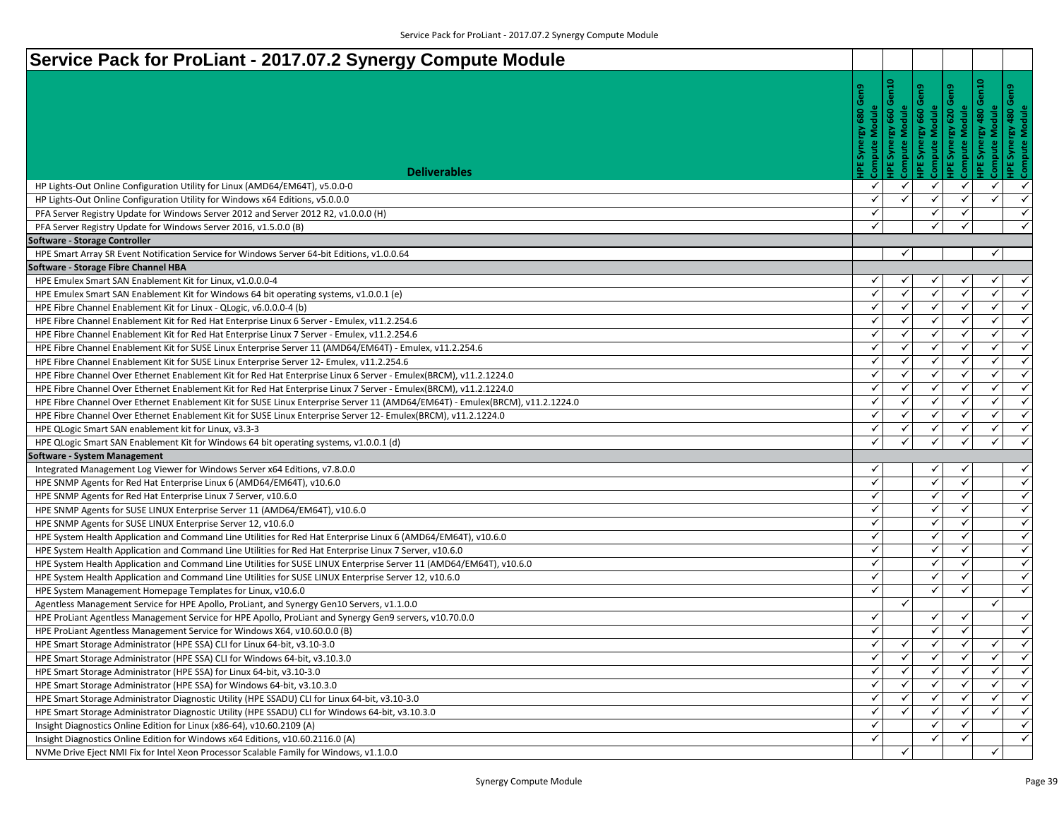# Service Pack for ProLiant - 2017.07.2 Synergy Compute Module

| Deliverables | HPE Synergy 680 Gen9 Compute Module | HPE Synergy 660 Gen10 Compute Module | HPE Synergy 660 Gen9 Compute Module | HPE Synergy 620 Gen9 Compute Module | HPE Synergy 480 Gen10 Compute Module | HPE Synergy 480 Gen9 Compute Module |
|---|---|---|---|---|---|---|
| HP Lights-Out Online Configuration Utility for Linux (AMD64/EM64T), v5.0.0-0 | ✓ | ✓ | ✓ | ✓ | ✓ | ✓ |
| HP Lights-Out Online Configuration Utility for Windows x64 Editions, v5.0.0.0 | ✓ | ✓ | ✓ | ✓ | ✓ | ✓ |
| PFA Server Registry Update for Windows Server 2012 and Server 2012 R2, v1.0.0.0 (H) | ✓ | | ✓ | ✓ | | ✓ |
| PFA Server Registry Update for Windows Server 2016, v1.5.0.0 (B) | ✓ | | ✓ | ✓ | | ✓ |
| **Software - Storage Controller** | | | | | | |
| HPE Smart Array SR Event Notification Service for Windows Server 64-bit Editions, v1.0.0.64 | | ✓ | | | ✓ | |
| **Software - Storage Fibre Channel HBA** | | | | | | |
| HPE Emulex Smart SAN Enablement Kit for Linux, v1.0.0.0-4 | ✓ | ✓ | ✓ | ✓ | ✓ | ✓ |
| HPE Emulex Smart SAN Enablement Kit for Windows 64 bit operating systems, v1.0.0.1 (e) | ✓ | ✓ | ✓ | ✓ | ✓ | ✓ |
| HPE Fibre Channel Enablement Kit for Linux - QLogic, v6.0.0.0-4 (b) | ✓ | ✓ | ✓ | ✓ | ✓ | ✓ |
| HPE Fibre Channel Enablement Kit for Red Hat Enterprise Linux 6 Server - Emulex, v11.2.254.6 | ✓ | ✓ | ✓ | ✓ | ✓ | ✓ |
| HPE Fibre Channel Enablement Kit for Red Hat Enterprise Linux 7 Server - Emulex, v11.2.254.6 | ✓ | ✓ | ✓ | ✓ | ✓ | ✓ |
| HPE Fibre Channel Enablement Kit for SUSE Linux Enterprise Server 11 (AMD64/EM64T) - Emulex, v11.2.254.6 | ✓ | ✓ | ✓ | ✓ | ✓ | ✓ |
| HPE Fibre Channel Enablement Kit for SUSE Linux Enterprise Server 12- Emulex, v11.2.254.6 | ✓ | ✓ | ✓ | ✓ | ✓ | ✓ |
| HPE Fibre Channel Over Ethernet Enablement Kit for Red Hat Enterprise Linux 6 Server - Emulex(BRCM), v11.2.1224.0 | ✓ | ✓ | ✓ | ✓ | ✓ | ✓ |
| HPE Fibre Channel Over Ethernet Enablement Kit for Red Hat Enterprise Linux 7 Server - Emulex(BRCM), v11.2.1224.0 | ✓ | ✓ | ✓ | ✓ | ✓ | ✓ |
| HPE Fibre Channel Over Ethernet Enablement Kit for SUSE Linux Enterprise Server 11 (AMD64/EM64T) - Emulex(BRCM), v11.2.1224.0 | ✓ | ✓ | ✓ | ✓ | ✓ | ✓ |
| HPE Fibre Channel Over Ethernet Enablement Kit for SUSE Linux Enterprise Server 12- Emulex(BRCM), v11.2.1224.0 | ✓ | ✓ | ✓ | ✓ | ✓ | ✓ |
| HPE QLogic Smart SAN enablement kit for Linux, v3.3-3 | ✓ | ✓ | ✓ | ✓ | ✓ | ✓ |
| HPE QLogic Smart SAN Enablement Kit for Windows 64 bit operating systems, v1.0.0.1 (d) | ✓ | ✓ | ✓ | ✓ | ✓ | ✓ |
| **Software - System Management** | | | | | | |
| Integrated Management Log Viewer for Windows Server x64 Editions, v7.8.0.0 | ✓ | | ✓ | ✓ | | ✓ |
| HPE SNMP Agents for Red Hat Enterprise Linux 6 (AMD64/EM64T), v10.6.0 | ✓ | | ✓ | ✓ | | ✓ |
| HPE SNMP Agents for Red Hat Enterprise Linux 7 Server, v10.6.0 | ✓ | | ✓ | ✓ | | ✓ |
| HPE SNMP Agents for SUSE LINUX Enterprise Server 11 (AMD64/EM64T), v10.6.0 | ✓ | | ✓ | ✓ | | ✓ |
| HPE SNMP Agents for SUSE LINUX Enterprise Server 12, v10.6.0 | ✓ | | ✓ | ✓ | | ✓ |
| HPE System Health Application and Command Line Utilities for Red Hat Enterprise Linux 6 (AMD64/EM64T), v10.6.0 | ✓ | | ✓ | ✓ | | ✓ |
| HPE System Health Application and Command Line Utilities for Red Hat Enterprise Linux 7 Server, v10.6.0 | ✓ | | ✓ | ✓ | | ✓ |
| HPE System Health Application and Command Line Utilities for SUSE LINUX Enterprise Server 11 (AMD64/EM64T), v10.6.0 | ✓ | | ✓ | ✓ | | ✓ |
| HPE System Health Application and Command Line Utilities for SUSE LINUX Enterprise Server 12, v10.6.0 | ✓ | | ✓ | ✓ | | ✓ |
| HPE System Management Homepage Templates for Linux, v10.6.0 | ✓ | | ✓ | ✓ | | ✓ |
| Agentless Management Service for HPE Apollo, ProLiant, and Synergy Gen10 Servers, v1.1.0.0 | | ✓ | | | ✓ | |
| HPE ProLiant Agentless Management Service for HPE Apollo, ProLiant and Synergy Gen9 servers, v10.70.0.0 | ✓ | | ✓ | ✓ | | ✓ |
| HPE ProLiant Agentless Management Service for Windows X64, v10.60.0.0 (B) | ✓ | | ✓ | ✓ | | ✓ |
| HPE Smart Storage Administrator (HPE SSA) CLI for Linux 64-bit, v3.10-3.0 | ✓ | ✓ | ✓ | ✓ | ✓ | ✓ |
| HPE Smart Storage Administrator (HPE SSA) CLI for Windows 64-bit, v3.10.3.0 | ✓ | ✓ | ✓ | ✓ | ✓ | ✓ |
| HPE Smart Storage Administrator (HPE SSA) for Linux 64-bit, v3.10-3.0 | ✓ | ✓ | ✓ | ✓ | ✓ | ✓ |
| HPE Smart Storage Administrator (HPE SSA) for Windows 64-bit, v3.10.3.0 | ✓ | ✓ | ✓ | ✓ | ✓ | ✓ |
| HPE Smart Storage Administrator Diagnostic Utility (HPE SSADU) CLI for Linux 64-bit, v3.10-3.0 | ✓ | ✓ | ✓ | ✓ | ✓ | ✓ |
| HPE Smart Storage Administrator Diagnostic Utility (HPE SSADU) CLI for Windows 64-bit, v3.10.3.0 | ✓ | ✓ | ✓ | ✓ | ✓ | ✓ |
| Insight Diagnostics Online Edition for Linux (x86-64), v10.60.2109 (A) | ✓ | | ✓ | ✓ | | ✓ |
| Insight Diagnostics Online Edition for Windows x64 Editions, v10.60.2116.0 (A) | ✓ | | ✓ | ✓ | | ✓ |
| NVMe Drive Eject NMI Fix for Intel Xeon Processor Scalable Family for Windows, v1.1.0.0 | | ✓ | | | ✓ | |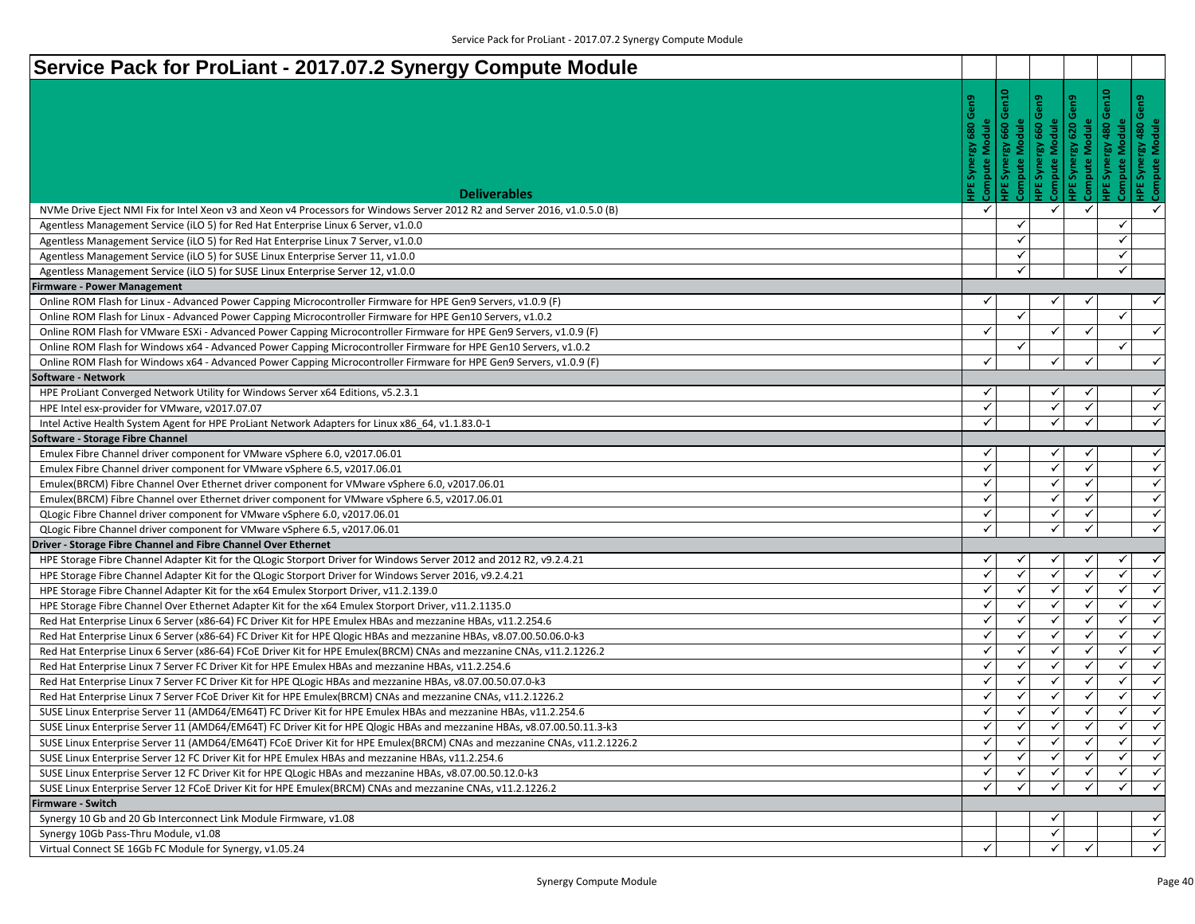# Service Pack for ProLiant - 2017.07.2 Synergy Compute Module

| Deliverables | HPE Synergy 680 Gen9 Compute Module | HPE Synergy 660 Gen10 Compute Module | HPE Synergy 660 Gen9 Compute Module | HPE Synergy 620 Gen9 Compute Module | HPE Synergy 480 Gen10 Compute Module | HPE Synergy 480 Gen9 Compute Module |
|---|---|---|---|---|---|---|
| NVMe Drive Eject NMI Fix for Intel Xeon v3 and Xeon v4 Processors for Windows Server 2012 R2 and Server 2016, v1.0.5.0 (B) | ✓ | | ✓ | ✓ | | ✓ |
| Agentless Management Service (iLO 5) for Red Hat Enterprise Linux 6 Server, v1.0.0 | | ✓ | | | ✓ | |
| Agentless Management Service (iLO 5) for Red Hat Enterprise Linux 7 Server, v1.0.0 | | ✓ | | | ✓ | |
| Agentless Management Service (iLO 5) for SUSE Linux Enterprise Server 11, v1.0.0 | | ✓ | | | ✓ | |
| Agentless Management Service (iLO 5) for SUSE Linux Enterprise Server 12, v1.0.0 | | ✓ | | | ✓ | |
| **Firmware - Power Management** | | | | | | |
| Online ROM Flash for Linux - Advanced Power Capping Microcontroller Firmware for HPE Gen9 Servers, v1.0.9 (F) | ✓ | | ✓ | ✓ | | ✓ |
| Online ROM Flash for Linux - Advanced Power Capping Microcontroller Firmware for HPE Gen10 Servers, v1.0.2 | | ✓ | | | ✓ | |
| Online ROM Flash for VMware ESXi - Advanced Power Capping Microcontroller Firmware for HPE Gen9 Servers, v1.0.9 (F) | ✓ | | ✓ | ✓ | | ✓ |
| Online ROM Flash for Windows x64 - Advanced Power Capping Microcontroller Firmware for HPE Gen10 Servers, v1.0.2 | | ✓ | | | ✓ | |
| Online ROM Flash for Windows x64 - Advanced Power Capping Microcontroller Firmware for HPE Gen9 Servers, v1.0.9 (F) | ✓ | | ✓ | ✓ | | ✓ |
| **Software - Network** | | | | | | |
| HPE ProLiant Converged Network Utility for Windows Server x64 Editions, v5.2.3.1 | ✓ | | ✓ | ✓ | | ✓ |
| HPE Intel esx-provider for VMware, v2017.07.07 | ✓ | | ✓ | ✓ | | ✓ |
| Intel Active Health System Agent for HPE ProLiant Network Adapters for Linux x86_64, v1.1.83.0-1 | ✓ | | ✓ | ✓ | | ✓ |
| **Software - Storage Fibre Channel** | | | | | | |
| Emulex Fibre Channel driver component for VMware vSphere 6.0, v2017.06.01 | ✓ | | ✓ | ✓ | | ✓ |
| Emulex Fibre Channel driver component for VMware vSphere 6.5, v2017.06.01 | ✓ | | ✓ | ✓ | | ✓ |
| Emulex(BRCM) Fibre Channel Over Ethernet driver component for VMware vSphere 6.0, v2017.06.01 | ✓ | | ✓ | ✓ | | ✓ |
| Emulex(BRCM) Fibre Channel over Ethernet driver component for VMware vSphere 6.5, v2017.06.01 | ✓ | | ✓ | ✓ | | ✓ |
| QLogic Fibre Channel driver component for VMware vSphere 6.0, v2017.06.01 | ✓ | | ✓ | ✓ | | ✓ |
| QLogic Fibre Channel driver component for VMware vSphere 6.5, v2017.06.01 | ✓ | | ✓ | ✓ | | ✓ |
| **Driver - Storage Fibre Channel and Fibre Channel Over Ethernet** | | | | | | |
| HPE Storage Fibre Channel Adapter Kit for the QLogic Storport Driver for Windows Server 2012 and 2012 R2, v9.2.4.21 | ✓ | ✓ | ✓ | ✓ | ✓ | ✓ |
| HPE Storage Fibre Channel Adapter Kit for the QLogic Storport Driver for Windows Server 2016, v9.2.4.21 | ✓ | ✓ | ✓ | ✓ | ✓ | ✓ |
| HPE Storage Fibre Channel Adapter Kit for the x64 Emulex Storport Driver, v11.2.139.0 | ✓ | ✓ | ✓ | ✓ | ✓ | ✓ |
| HPE Storage Fibre Channel Over Ethernet Adapter Kit for the x64 Emulex Storport Driver, v11.2.1135.0 | ✓ | ✓ | ✓ | ✓ | ✓ | ✓ |
| Red Hat Enterprise Linux 6 Server (x86-64) FC Driver Kit for HPE Emulex HBAs and mezzanine HBAs, v11.2.254.6 | ✓ | ✓ | ✓ | ✓ | ✓ | ✓ |
| Red Hat Enterprise Linux 6 Server (x86-64) FC Driver Kit for HPE Qlogic HBAs and mezzanine HBAs, v8.07.00.50.06.0-k3 | ✓ | ✓ | ✓ | ✓ | ✓ | ✓ |
| Red Hat Enterprise Linux 6 Server (x86-64) FCoE Driver Kit for HPE Emulex(BRCM) CNAs and mezzanine CNAs, v11.2.1226.2 | ✓ | ✓ | ✓ | ✓ | ✓ | ✓ |
| Red Hat Enterprise Linux 7 Server FC Driver Kit for HPE Emulex HBAs and mezzanine HBAs, v11.2.254.6 | ✓ | ✓ | ✓ | ✓ | ✓ | ✓ |
| Red Hat Enterprise Linux 7 Server FC Driver Kit for HPE QLogic HBAs and mezzanine HBAs, v8.07.00.50.07.0-k3 | ✓ | ✓ | ✓ | ✓ | ✓ | ✓ |
| Red Hat Enterprise Linux 7 Server FCoE Driver Kit for HPE Emulex(BRCM) CNAs and mezzanine CNAs, v11.2.1226.2 | ✓ | ✓ | ✓ | ✓ | ✓ | ✓ |
| SUSE Linux Enterprise Server 11 (AMD64/EM64T) FC Driver Kit for HPE Emulex HBAs and mezzanine HBAs, v11.2.254.6 | ✓ | ✓ | ✓ | ✓ | ✓ | ✓ |
| SUSE Linux Enterprise Server 11 (AMD64/EM64T) FC Driver Kit for HPE Qlogic HBAs and mezzanine HBAs, v8.07.00.50.11.3-k3 | ✓ | ✓ | ✓ | ✓ | ✓ | ✓ |
| SUSE Linux Enterprise Server 11 (AMD64/EM64T) FCoE Driver Kit for HPE Emulex(BRCM) CNAs and mezzanine CNAs, v11.2.1226.2 | ✓ | ✓ | ✓ | ✓ | ✓ | ✓ |
| SUSE Linux Enterprise Server 12 FC Driver Kit for HPE Emulex HBAs and mezzanine HBAs, v11.2.254.6 | ✓ | ✓ | ✓ | ✓ | ✓ | ✓ |
| SUSE Linux Enterprise Server 12 FC Driver Kit for HPE QLogic HBAs and mezzanine HBAs, v8.07.00.50.12.0-k3 | ✓ | ✓ | ✓ | ✓ | ✓ | ✓ |
| SUSE Linux Enterprise Server 12 FCoE Driver Kit for HPE Emulex(BRCM) CNAs and mezzanine CNAs, v11.2.1226.2 | ✓ | ✓ | ✓ | ✓ | ✓ | ✓ |
| **Firmware - Switch** | | | | | | |
| Synergy 10 Gb and 20 Gb Interconnect Link Module Firmware, v1.08 | | | ✓ | | | ✓ |
| Synergy 10Gb Pass-Thru Module, v1.08 | | | ✓ | | | ✓ |
| Virtual Connect SE 16Gb FC Module for Synergy, v1.05.24 | ✓ | | ✓ | ✓ | | ✓ |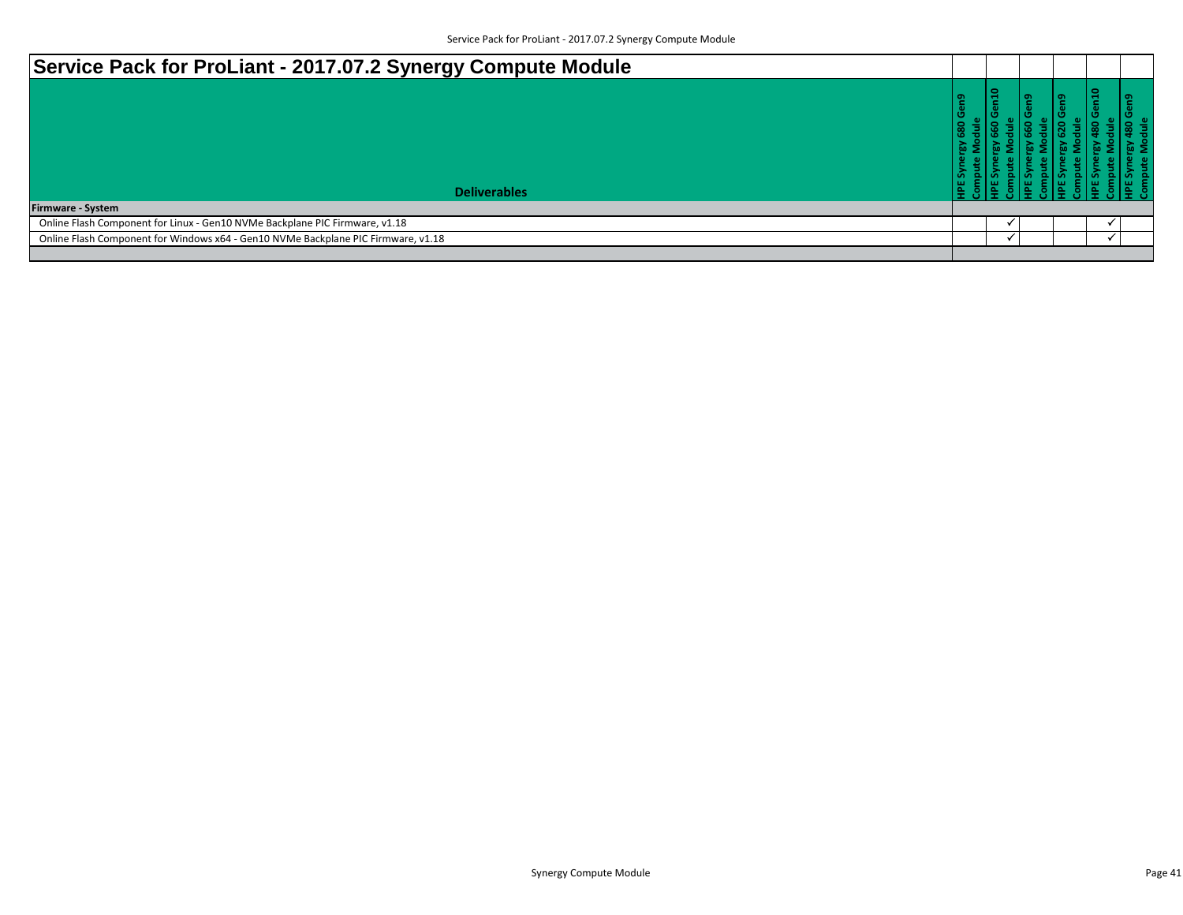# Service Pack for ProLiant - 2017.07.2 Synergy Compute Module

| Deliverables | HPE Synergy 680 Gen9 Compute Module | HPE Synergy 660 Gen10 Compute Module | HPE Synergy 660 Gen9 Compute Module | HPE Synergy 620 Gen9 Compute Module | HPE Synergy 480 Gen10 Compute Module | HPE Synergy 480 Gen9 Compute Module |
|---|---|---|---|---|---|---|
| **Firmware - System** | | | | | | |
| Online Flash Component for Linux - Gen10 NVMe Backplane PIC Firmware, v1.18 | | ✓ | | | ✓ | |
| Online Flash Component for Windows x64 - Gen10 NVMe Backplane PIC Firmware, v1.18 | | ✓ | | | ✓ | |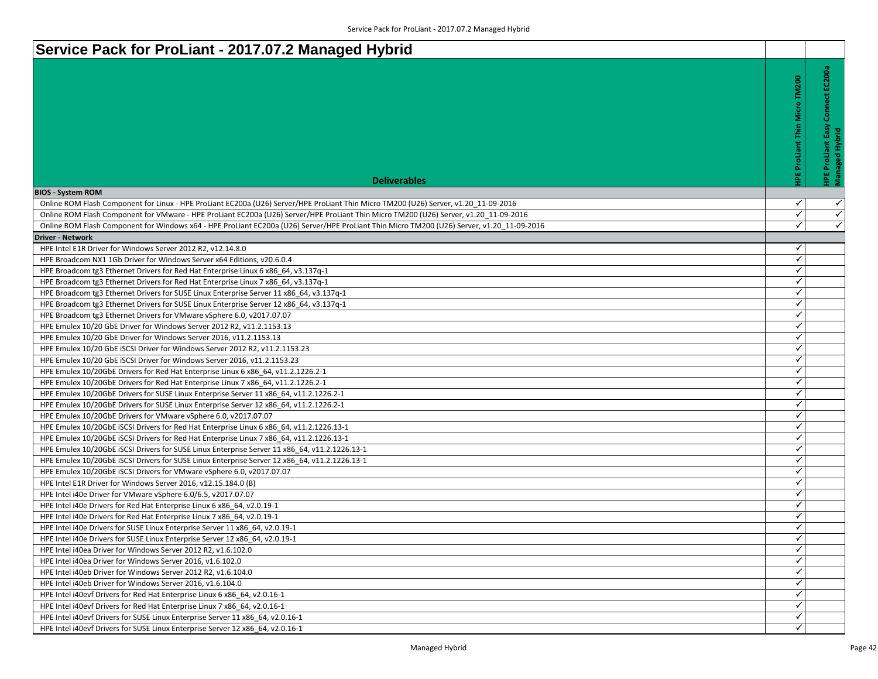# Service Pack for ProLiant - 2017.07.2 Managed Hybrid

| Deliverables | HPE ProLiant Thin Micro TM200 | HPE ProLiant Easy Connect EC200a Managed Hybrid |
|---|---|---|
| **BIOS - System ROM** | | |
| Online ROM Flash Component for Linux - HPE ProLiant EC200a (U26) Server/HPE ProLiant Thin Micro TM200 (U26) Server, v1.20_11-09-2016 | ✓ | ✓ |
| Online ROM Flash Component for VMware - HPE ProLiant EC200a (U26) Server/HPE ProLiant Thin Micro TM200 (U26) Server, v1.20_11-09-2016 | ✓ | ✓ |
| Online ROM Flash Component for Windows x64 - HPE ProLiant EC200a (U26) Server/HPE ProLiant Thin Micro TM200 (U26) Server, v1.20_11-09-2016 | ✓ | ✓ |
| **Driver - Network** | | |
| HPE Intel E1R Driver for Windows Server 2012 R2, v12.14.8.0 | ✓ | |
| HPE Broadcom NX1 1Gb Driver for Windows Server x64 Editions, v20.6.0.4 | ✓ | |
| HPE Broadcom tg3 Ethernet Drivers for Red Hat Enterprise Linux 6 x86_64, v3.137q-1 | ✓ | |
| HPE Broadcom tg3 Ethernet Drivers for Red Hat Enterprise Linux 7 x86_64, v3.137q-1 | ✓ | |
| HPE Broadcom tg3 Ethernet Drivers for SUSE Linux Enterprise Server 11 x86_64, v3.137q-1 | ✓ | |
| HPE Broadcom tg3 Ethernet Drivers for SUSE Linux Enterprise Server 12 x86_64, v3.137q-1 | ✓ | |
| HPE Broadcom tg3 Ethernet Drivers for VMware vSphere 6.0, v2017.07.07 | ✓ | |
| HPE Emulex 10/20 GbE Driver for Windows Server 2012 R2, v11.2.1153.13 | ✓ | |
| HPE Emulex 10/20 GbE Driver for Windows Server 2016, v11.2.1153.13 | ✓ | |
| HPE Emulex 10/20 GbE iSCSI Driver for Windows Server 2012 R2, v11.2.1153.23 | ✓ | |
| HPE Emulex 10/20 GbE iSCSI Driver for Windows Server 2016, v11.2.1153.23 | ✓ | |
| HPE Emulex 10/20GbE Drivers for Red Hat Enterprise Linux 6 x86_64, v11.2.1226.2-1 | ✓ | |
| HPE Emulex 10/20GbE Drivers for Red Hat Enterprise Linux 7 x86_64, v11.2.1226.2-1 | ✓ | |
| HPE Emulex 10/20GbE Drivers for SUSE Linux Enterprise Server 11 x86_64, v11.2.1226.2-1 | ✓ | |
| HPE Emulex 10/20GbE Drivers for SUSE Linux Enterprise Server 12 x86_64, v11.2.1226.2-1 | ✓ | |
| HPE Emulex 10/20GbE Drivers for VMware vSphere 6.0, v2017.07.07 | ✓ | |
| HPE Emulex 10/20GbE iSCSI Drivers for Red Hat Enterprise Linux 6 x86_64, v11.2.1226.13-1 | ✓ | |
| HPE Emulex 10/20GbE iSCSI Drivers for Red Hat Enterprise Linux 7 x86_64, v11.2.1226.13-1 | ✓ | |
| HPE Emulex 10/20GbE iSCSI Drivers for SUSE Linux Enterprise Server 11 x86_64, v11.2.1226.13-1 | ✓ | |
| HPE Emulex 10/20GbE iSCSI Drivers for SUSE Linux Enterprise Server 12 x86_64, v11.2.1226.13-1 | ✓ | |
| HPE Emulex 10/20GbE iSCSI Drivers for VMware vSphere 6.0, v2017.07.07 | ✓ | |
| HPE Intel E1R Driver for Windows Server 2016, v12.15.184.0 (B) | ✓ | |
| HPE Intel i40e Driver for VMware vSphere 6.0/6.5, v2017.07.07 | ✓ | |
| HPE Intel i40e Drivers for Red Hat Enterprise Linux 6 x86_64, v2.0.19-1 | ✓ | |
| HPE Intel i40e Drivers for Red Hat Enterprise Linux 7 x86_64, v2.0.19-1 | ✓ | |
| HPE Intel i40e Drivers for SUSE Linux Enterprise Server 11 x86_64, v2.0.19-1 | ✓ | |
| HPE Intel i40e Drivers for SUSE Linux Enterprise Server 12 x86_64, v2.0.19-1 | ✓ | |
| HPE Intel i40ea Driver for Windows Server 2012 R2, v1.6.102.0 | ✓ | |
| HPE Intel i40ea Driver for Windows Server 2016, v1.6.102.0 | ✓ | |
| HPE Intel i40eb Driver for Windows Server 2012 R2, v1.6.104.0 | ✓ | |
| HPE Intel i40eb Driver for Windows Server 2016, v1.6.104.0 | ✓ | |
| HPE Intel i40evf Drivers for Red Hat Enterprise Linux 6 x86_64, v2.0.16-1 | ✓ | |
| HPE Intel i40evf Drivers for Red Hat Enterprise Linux 7 x86_64, v2.0.16-1 | ✓ | |
| HPE Intel i40evf Drivers for SUSE Linux Enterprise Server 11 x86_64, v2.0.16-1 | ✓ | |
| HPE Intel i40evf Drivers for SUSE Linux Enterprise Server 12 x86_64, v2.0.16-1 | ✓ | |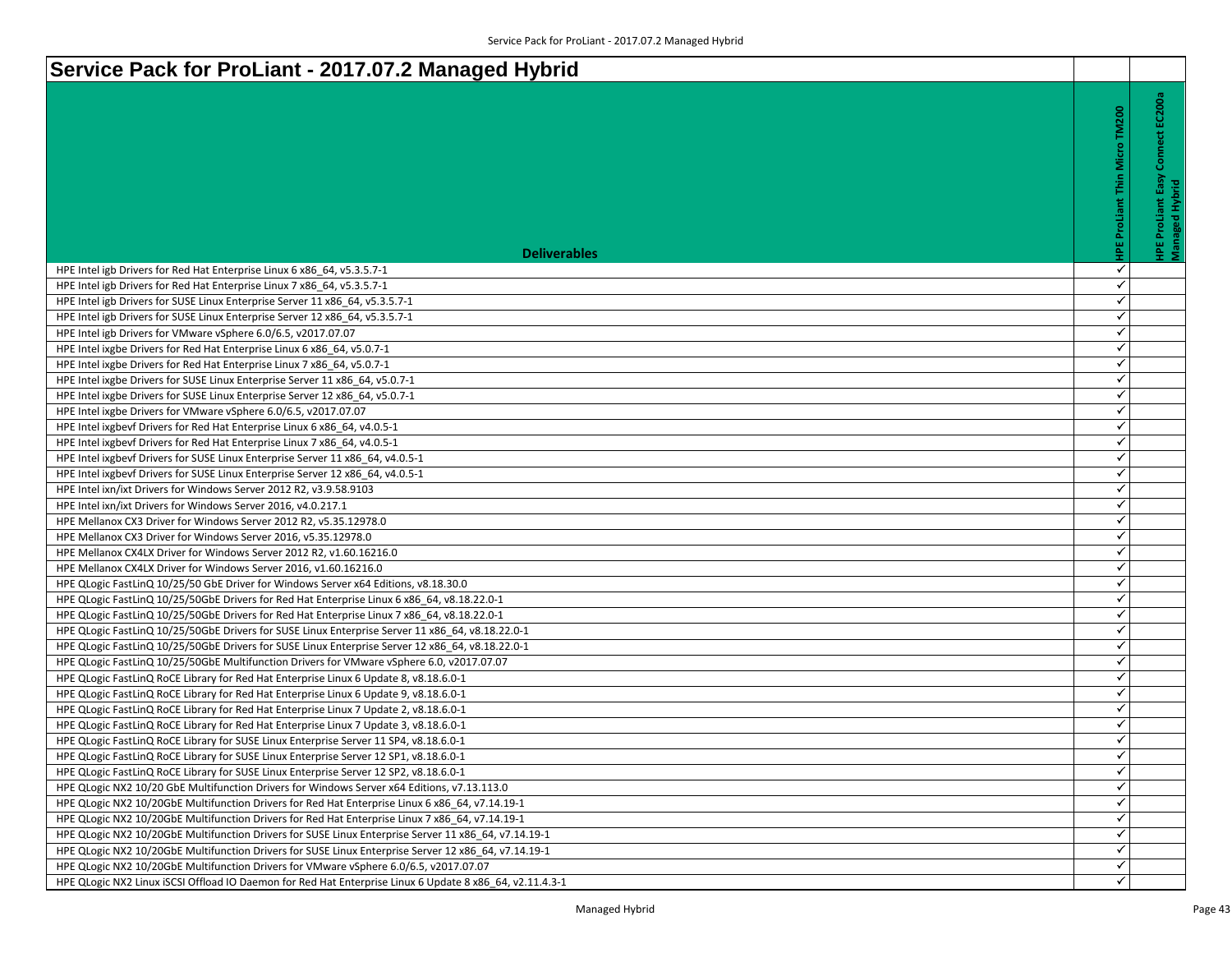# Service Pack for ProLiant - 2017.07.2 Managed Hybrid

| Deliverables | HPE ProLiant Thin Micro TM200 | HPE ProLiant Easy Connect EC200a Managed Hybrid |
|---|---|---|
| HPE Intel igb Drivers for Red Hat Enterprise Linux 6 x86_64, v5.3.5.7-1 | ✓ | |
| HPE Intel igb Drivers for Red Hat Enterprise Linux 7 x86_64, v5.3.5.7-1 | ✓ | |
| HPE Intel igb Drivers for SUSE Linux Enterprise Server 11 x86_64, v5.3.5.7-1 | ✓ | |
| HPE Intel igb Drivers for SUSE Linux Enterprise Server 12 x86_64, v5.3.5.7-1 | ✓ | |
| HPE Intel igb Drivers for VMware vSphere 6.0/6.5, v2017.07.07 | ✓ | |
| HPE Intel ixgbe Drivers for Red Hat Enterprise Linux 6 x86_64, v5.0.7-1 | ✓ | |
| HPE Intel ixgbe Drivers for Red Hat Enterprise Linux 7 x86_64, v5.0.7-1 | ✓ | |
| HPE Intel ixgbe Drivers for SUSE Linux Enterprise Server 11 x86_64, v5.0.7-1 | ✓ | |
| HPE Intel ixgbe Drivers for SUSE Linux Enterprise Server 12 x86_64, v5.0.7-1 | ✓ | |
| HPE Intel ixgbe Drivers for VMware vSphere 6.0/6.5, v2017.07.07 | ✓ | |
| HPE Intel ixgbevf Drivers for Red Hat Enterprise Linux 6 x86_64, v4.0.5-1 | ✓ | |
| HPE Intel ixgbevf Drivers for Red Hat Enterprise Linux 7 x86_64, v4.0.5-1 | ✓ | |
| HPE Intel ixgbevf Drivers for SUSE Linux Enterprise Server 11 x86_64, v4.0.5-1 | ✓ | |
| HPE Intel ixgbevf Drivers for SUSE Linux Enterprise Server 12 x86_64, v4.0.5-1 | ✓ | |
| HPE Intel ixn/ixt Drivers for Windows Server 2012 R2, v3.9.58.9103 | ✓ | |
| HPE Intel ixn/ixt Drivers for Windows Server 2016, v4.0.217.1 | ✓ | |
| HPE Mellanox CX3 Driver for Windows Server 2012 R2, v5.35.12978.0 | ✓ | |
| HPE Mellanox CX3 Driver for Windows Server 2016, v5.35.12978.0 | ✓ | |
| HPE Mellanox CX4LX Driver for Windows Server 2012 R2, v1.60.16216.0 | ✓ | |
| HPE Mellanox CX4LX Driver for Windows Server 2016, v1.60.16216.0 | ✓ | |
| HPE QLogic FastLinQ 10/25/50 GbE Driver for Windows Server x64 Editions, v8.18.30.0 | ✓ | |
| HPE QLogic FastLinQ 10/25/50GbE Drivers for Red Hat Enterprise Linux 6 x86_64, v8.18.22.0-1 | ✓ | |
| HPE QLogic FastLinQ 10/25/50GbE Drivers for Red Hat Enterprise Linux 7 x86_64, v8.18.22.0-1 | ✓ | |
| HPE QLogic FastLinQ 10/25/50GbE Drivers for SUSE Linux Enterprise Server 11 x86_64, v8.18.22.0-1 | ✓ | |
| HPE QLogic FastLinQ 10/25/50GbE Drivers for SUSE Linux Enterprise Server 12 x86_64, v8.18.22.0-1 | ✓ | |
| HPE QLogic FastLinQ 10/25/50GbE Multifunction Drivers for VMware vSphere 6.0, v2017.07.07 | ✓ | |
| HPE QLogic FastLinQ RoCE Library for Red Hat Enterprise Linux 6 Update 8, v8.18.6.0-1 | ✓ | |
| HPE QLogic FastLinQ RoCE Library for Red Hat Enterprise Linux 6 Update 9, v8.18.6.0-1 | ✓ | |
| HPE QLogic FastLinQ RoCE Library for Red Hat Enterprise Linux 7 Update 2, v8.18.6.0-1 | ✓ | |
| HPE QLogic FastLinQ RoCE Library for Red Hat Enterprise Linux 7 Update 3, v8.18.6.0-1 | ✓ | |
| HPE QLogic FastLinQ RoCE Library for SUSE Linux Enterprise Server 11 SP4, v8.18.6.0-1 | ✓ | |
| HPE QLogic FastLinQ RoCE Library for SUSE Linux Enterprise Server 12 SP1, v8.18.6.0-1 | ✓ | |
| HPE QLogic FastLinQ RoCE Library for SUSE Linux Enterprise Server 12 SP2, v8.18.6.0-1 | ✓ | |
| HPE QLogic NX2 10/20 GbE Multifunction Drivers for Windows Server x64 Editions, v7.13.113.0 | ✓ | |
| HPE QLogic NX2 10/20GbE Multifunction Drivers for Red Hat Enterprise Linux 6 x86_64, v7.14.19-1 | ✓ | |
| HPE QLogic NX2 10/20GbE Multifunction Drivers for Red Hat Enterprise Linux 7 x86_64, v7.14.19-1 | ✓ | |
| HPE QLogic NX2 10/20GbE Multifunction Drivers for SUSE Linux Enterprise Server 11 x86_64, v7.14.19-1 | ✓ | |
| HPE QLogic NX2 10/20GbE Multifunction Drivers for SUSE Linux Enterprise Server 12 x86_64, v7.14.19-1 | ✓ | |
| HPE QLogic NX2 10/20GbE Multifunction Drivers for VMware vSphere 6.0/6.5, v2017.07.07 | ✓ | |
| HPE QLogic NX2 Linux iSCSI Offload IO Daemon for Red Hat Enterprise Linux 6 Update 8 x86_64, v2.11.4.3-1 | ✓ | |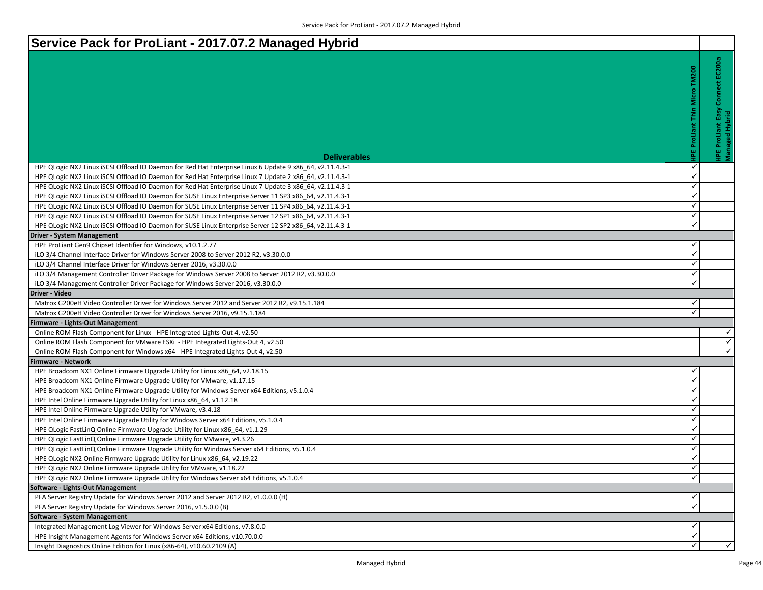# Service Pack for ProLiant - 2017.07.2 Managed Hybrid

| Deliverables | HPE ProLiant Thin Micro TM200 | HPE ProLiant Easy Connect EC200a Managed Hybrid |
|---|---|---|
| HPE QLogic NX2 Linux iSCSI Offload IO Daemon for Red Hat Enterprise Linux 6 Update 9 x86_64, v2.11.4.3-1 | ✓ | |
| HPE QLogic NX2 Linux iSCSI Offload IO Daemon for Red Hat Enterprise Linux 7 Update 2 x86_64, v2.11.4.3-1 | ✓ | |
| HPE QLogic NX2 Linux iSCSI Offload IO Daemon for Red Hat Enterprise Linux 7 Update 3 x86_64, v2.11.4.3-1 | ✓ | |
| HPE QLogic NX2 Linux iSCSI Offload IO Daemon for SUSE Linux Enterprise Server 11 SP3 x86_64, v2.11.4.3-1 | ✓ | |
| HPE QLogic NX2 Linux iSCSI Offload IO Daemon for SUSE Linux Enterprise Server 11 SP4 x86_64, v2.11.4.3-1 | ✓ | |
| HPE QLogic NX2 Linux iSCSI Offload IO Daemon for SUSE Linux Enterprise Server 12 SP1 x86_64, v2.11.4.3-1 | ✓ | |
| HPE QLogic NX2 Linux iSCSI Offload IO Daemon for SUSE Linux Enterprise Server 12 SP2 x86_64, v2.11.4.3-1 | ✓ | |
| **Driver - System Management** | | |
| HPE ProLiant Gen9 Chipset Identifier for Windows, v10.1.2.77 | ✓ | |
| iLO 3/4 Channel Interface Driver for Windows Server 2008 to Server 2012 R2, v3.30.0.0 | ✓ | |
| iLO 3/4 Channel Interface Driver for Windows Server 2016, v3.30.0.0 | ✓ | |
| iLO 3/4 Management Controller Driver Package for Windows Server 2008 to Server 2012 R2, v3.30.0.0 | ✓ | |
| iLO 3/4 Management Controller Driver Package for Windows Server 2016, v3.30.0.0 | ✓ | |
| **Driver - Video** | | |
| Matrox G200eH Video Controller Driver for Windows Server 2012 and Server 2012 R2, v9.15.1.184 | ✓ | |
| Matrox G200eH Video Controller Driver for Windows Server 2016, v9.15.1.184 | ✓ | |
| **Firmware - Lights-Out Management** | | |
| Online ROM Flash Component for Linux - HPE Integrated Lights-Out 4, v2.50 | | ✓ |
| Online ROM Flash Component for VMware ESXi - HPE Integrated Lights-Out 4, v2.50 | | ✓ |
| Online ROM Flash Component for Windows x64 - HPE Integrated Lights-Out 4, v2.50 | | ✓ |
| **Firmware - Network** | | |
| HPE Broadcom NX1 Online Firmware Upgrade Utility for Linux x86_64, v2.18.15 | ✓ | |
| HPE Broadcom NX1 Online Firmware Upgrade Utility for VMware, v1.17.15 | ✓ | |
| HPE Broadcom NX1 Online Firmware Upgrade Utility for Windows Server x64 Editions, v5.1.0.4 | ✓ | |
| HPE Intel Online Firmware Upgrade Utility for Linux x86_64, v1.12.18 | ✓ | |
| HPE Intel Online Firmware Upgrade Utility for VMware, v3.4.18 | ✓ | |
| HPE Intel Online Firmware Upgrade Utility for Windows Server x64 Editions, v5.1.0.4 | ✓ | |
| HPE QLogic FastLinQ Online Firmware Upgrade Utility for Linux x86_64, v1.1.29 | ✓ | |
| HPE QLogic FastLinQ Online Firmware Upgrade Utility for VMware, v4.3.26 | ✓ | |
| HPE QLogic FastLinQ Online Firmware Upgrade Utility for Windows Server x64 Editions, v5.1.0.4 | ✓ | |
| HPE QLogic NX2 Online Firmware Upgrade Utility for Linux x86_64, v2.19.22 | ✓ | |
| HPE QLogic NX2 Online Firmware Upgrade Utility for VMware, v1.18.22 | ✓ | |
| HPE QLogic NX2 Online Firmware Upgrade Utility for Windows Server x64 Editions, v5.1.0.4 | ✓ | |
| **Software - Lights-Out Management** | | |
| PFA Server Registry Update for Windows Server 2012 and Server 2012 R2, v1.0.0.0 (H) | ✓ | |
| PFA Server Registry Update for Windows Server 2016, v1.5.0.0 (B) | ✓ | |
| **Software - System Management** | | |
| Integrated Management Log Viewer for Windows Server x64 Editions, v7.8.0.0 | ✓ | |
| HPE Insight Management Agents for Windows Server x64 Editions, v10.70.0.0 | ✓ | |
| Insight Diagnostics Online Edition for Linux (x86-64), v10.60.2109 (A) | ✓ | ✓ |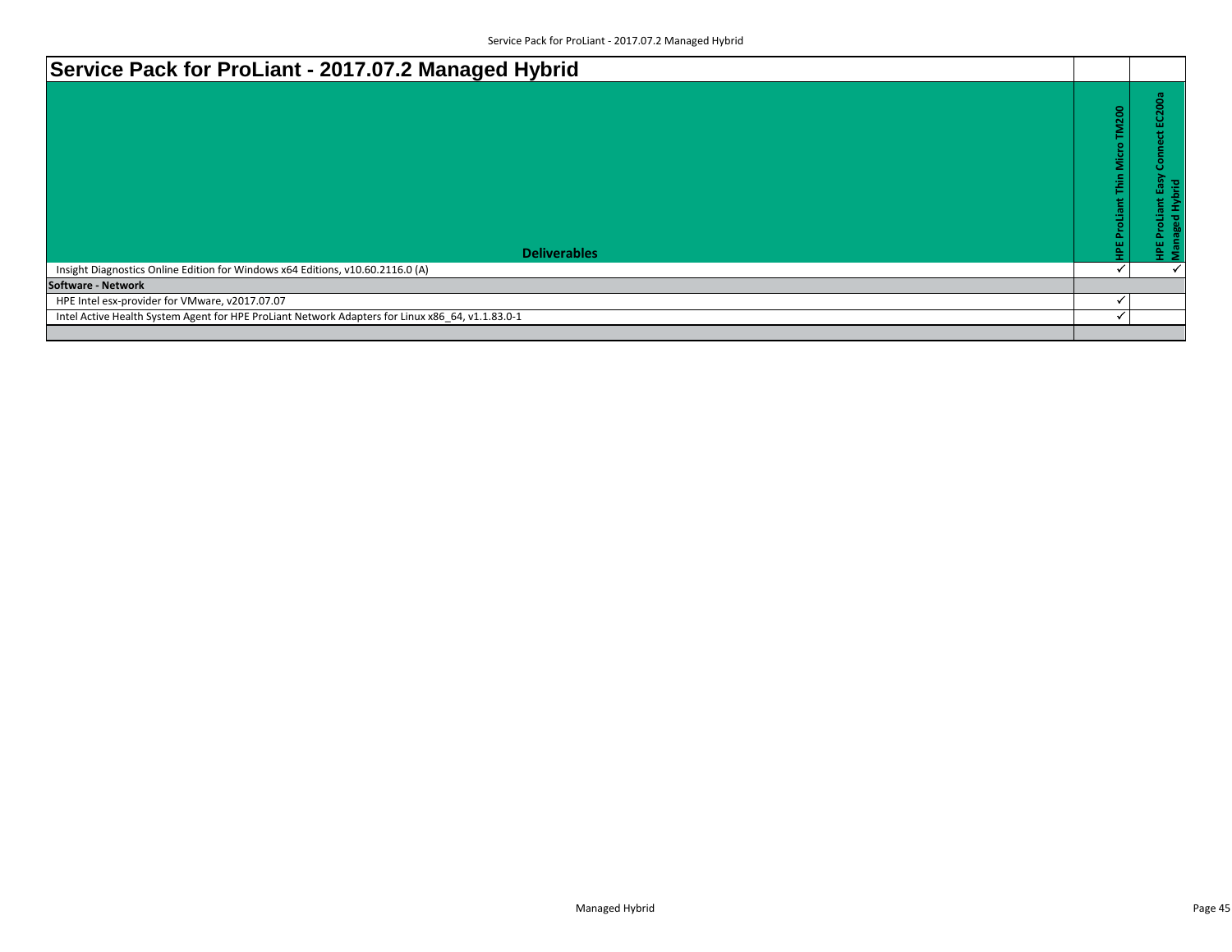| Service Pack for ProLiant - 2017.07.2 Managed Hybrid | | |
|---|---|---|
| **Deliverables** | **HPE ProLiant Thin Micro TM200** | **HPE ProLiant Easy Connect EC200a Managed Hybrid** |
| Insight Diagnostics Online Edition for Windows x64 Editions, v10.60.2116.0 (A) | ✓ | ✓ |
| **Software - Network** | | |
| HPE Intel esx-provider for VMware, v2017.07.07 | ✓ | |
| Intel Active Health System Agent for HPE ProLiant Network Adapters for Linux x86_64, v1.1.83.0-1 | ✓ | |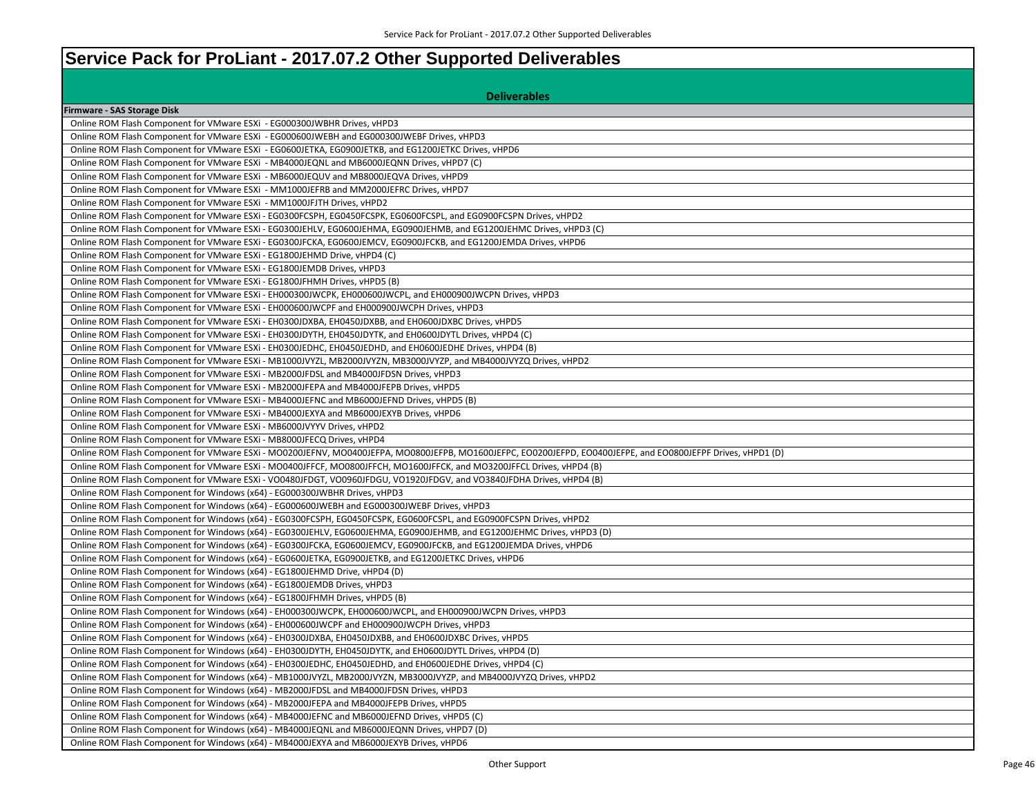# Service Pack for ProLiant - 2017.07.2 Other Supported Deliverables

| Deliverables |
|---|
| **Firmware - SAS Storage Disk** |
| Online ROM Flash Component for VMware ESXi - EG000300JWBHR Drives, vHPD3 |
| Online ROM Flash Component for VMware ESXi - EG000600JWEBH and EG000300JWEBF Drives, vHPD3 |
| Online ROM Flash Component for VMware ESXi - EG0600JETKA, EG0900JETKB, and EG1200JETKC Drives, vHPD6 |
| Online ROM Flash Component for VMware ESXi - MB4000JEQNL and MB6000JEQNN Drives, vHPD7 (C) |
| Online ROM Flash Component for VMware ESXi - MB6000JEQUV and MB8000JEQVA Drives, vHPD9 |
| Online ROM Flash Component for VMware ESXi - MM1000JEFRB and MM2000JEFRC Drives, vHPD7 |
| Online ROM Flash Component for VMware ESXi - MM1000JFJTH Drives, vHPD2 |
| Online ROM Flash Component for VMware ESXi - EG0300FCSPH, EG0450FCSPK, EG0600FCSPL, and EG0900FCSPN Drives, vHPD2 |
| Online ROM Flash Component for VMware ESXi - EG0300JEHLV, EG0600JEHMA, EG0900JEHMB, and EG1200JEHMC Drives, vHPD3 (C) |
| Online ROM Flash Component for VMware ESXi - EG0300JFCKA, EG0600JEMCV, EG0900JFCKB, and EG1200JEMDA Drives, vHPD6 |
| Online ROM Flash Component for VMware ESXi - EG1800JEHMD Drive, vHPD4 (C) |
| Online ROM Flash Component for VMware ESXi - EG1800JEMDB Drives, vHPD3 |
| Online ROM Flash Component for VMware ESXi - EG1800JFHMH Drives, vHPD5 (B) |
| Online ROM Flash Component for VMware ESXi - EH000300JWCPK, EH000600JWCPL, and EH000900JWCPN Drives, vHPD3 |
| Online ROM Flash Component for VMware ESXi - EH000600JWCPF and EH000900JWCPH Drives, vHPD3 |
| Online ROM Flash Component for VMware ESXi - EH0300JDXBA, EH0450JDXBB, and EH0600JDXBC Drives, vHPD5 |
| Online ROM Flash Component for VMware ESXi - EH0300JDYTH, EH0450JDYTK, and EH0600JDYTL Drives, vHPD4 (C) |
| Online ROM Flash Component for VMware ESXi - EH0300JEDHC, EH0450JEDHD, and EH0600JEDHE Drives, vHPD4 (B) |
| Online ROM Flash Component for VMware ESXi - MB1000JVYZL, MB2000JVYZN, MB3000JVYZP, and MB4000JVYZQ Drives, vHPD2 |
| Online ROM Flash Component for VMware ESXi - MB2000JFDSL and MB4000JFDSN Drives, vHPD3 |
| Online ROM Flash Component for VMware ESXi - MB2000JFEPA and MB4000JFEPB Drives, vHPD5 |
| Online ROM Flash Component for VMware ESXi - MB4000JEFNC and MB6000JEFND Drives, vHPD5 (B) |
| Online ROM Flash Component for VMware ESXi - MB4000JEXYA and MB6000JEXYB Drives, vHPD6 |
| Online ROM Flash Component for VMware ESXi - MB6000JVYYV Drives, vHPD2 |
| Online ROM Flash Component for VMware ESXi - MB8000JFECQ Drives, vHPD4 |
| Online ROM Flash Component for VMware ESXi - MO0200JEFNV, MO0400JEFPA, MO0800JEFPB, MO1600JEFPC, EO0200JEFPD, EO0400JEFPE, and EO0800JEFPF Drives, vHPD1 (D) |
| Online ROM Flash Component for VMware ESXi - MO0400JFFCF, MO0800JFFCH, MO1600JFFCK, and MO3200JFFCL Drives, vHPD4 (B) |
| Online ROM Flash Component for VMware ESXi - VO0480JFDGT, VO0960JFDGU, VO1920JFDGV, and VO3840JFDHA Drives, vHPD4 (B) |
| Online ROM Flash Component for Windows (x64) - EG000300JWBHR Drives, vHPD3 |
| Online ROM Flash Component for Windows (x64) - EG000600JWEBH and EG000300JWEBF Drives, vHPD3 |
| Online ROM Flash Component for Windows (x64) - EG0300FCSPH, EG0450FCSPK, EG0600FCSPL, and EG0900FCSPN Drives, vHPD2 |
| Online ROM Flash Component for Windows (x64) - EG0300JEHLV, EG0600JEHMA, EG0900JEHMB, and EG1200JEHMC Drives, vHPD3 (D) |
| Online ROM Flash Component for Windows (x64) - EG0300JFCKA, EG0600JEMCV, EG0900JFCKB, and EG1200JEMDA Drives, vHPD6 |
| Online ROM Flash Component for Windows (x64) - EG0600JETKA, EG0900JETKB, and EG1200JETKC Drives, vHPD6 |
| Online ROM Flash Component for Windows (x64) - EG1800JEHMD Drive, vHPD4 (D) |
| Online ROM Flash Component for Windows (x64) - EG1800JEMDB Drives, vHPD3 |
| Online ROM Flash Component for Windows (x64) - EG1800JFHMH Drives, vHPD5 (B) |
| Online ROM Flash Component for Windows (x64) - EH000300JWCPK, EH000600JWCPL, and EH000900JWCPN Drives, vHPD3 |
| Online ROM Flash Component for Windows (x64) - EH000600JWCPF and EH000900JWCPH Drives, vHPD3 |
| Online ROM Flash Component for Windows (x64) - EH0300JDXBA, EH0450JDXBB, and EH0600JDXBC Drives, vHPD5 |
| Online ROM Flash Component for Windows (x64) - EH0300JDYTH, EH0450JDYTK, and EH0600JDYTL Drives, vHPD4 (D) |
| Online ROM Flash Component for Windows (x64) - EH0300JEDHC, EH0450JEDHD, and EH0600JEDHE Drives, vHPD4 (C) |
| Online ROM Flash Component for Windows (x64) - MB1000JVYZL, MB2000JVYZN, MB3000JVYZP, and MB4000JVYZQ Drives, vHPD2 |
| Online ROM Flash Component for Windows (x64) - MB2000JFDSL and MB4000JFDSN Drives, vHPD3 |
| Online ROM Flash Component for Windows (x64) - MB2000JFEPA and MB4000JFEPB Drives, vHPD5 |
| Online ROM Flash Component for Windows (x64) - MB4000JEFNC and MB6000JEFND Drives, vHPD5 (C) |
| Online ROM Flash Component for Windows (x64) - MB4000JEQNL and MB6000JEQNN Drives, vHPD7 (D) |
| Online ROM Flash Component for Windows (x64) - MB4000JEXYA and MB6000JEXYB Drives, vHPD6 |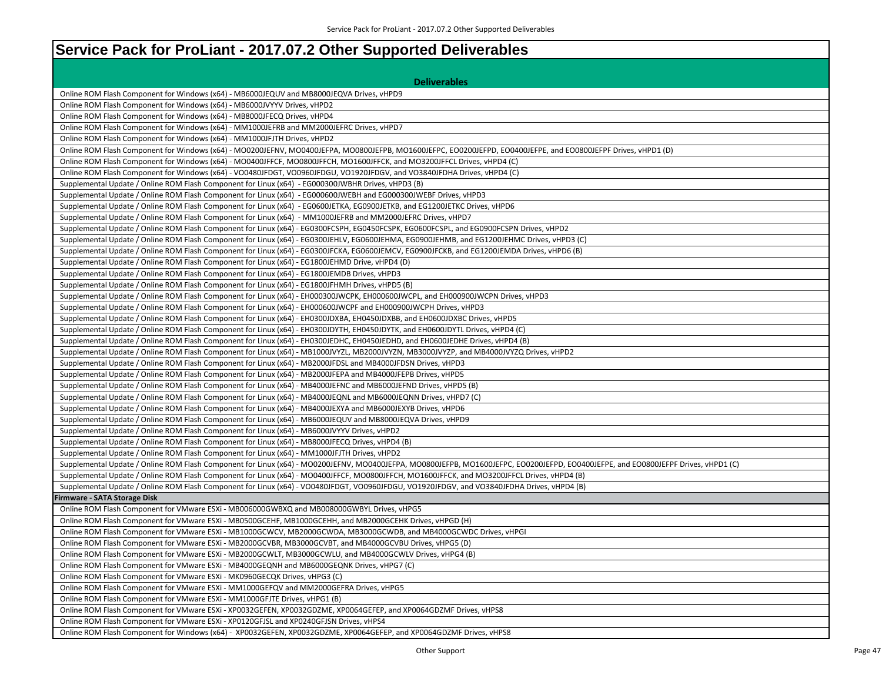# Service Pack for ProLiant - 2017.07.2 Other Supported Deliverables

| Deliverables |
|---|
| Online ROM Flash Component for Windows (x64) - MB6000JEQUV and MB8000JEQVA Drives, vHPD9 |
| Online ROM Flash Component for Windows (x64) - MB6000JVYYV Drives, vHPD2 |
| Online ROM Flash Component for Windows (x64) - MB8000JFECQ Drives, vHPD4 |
| Online ROM Flash Component for Windows (x64) - MM1000JEFRB and MM2000JEFRC Drives, vHPD7 |
| Online ROM Flash Component for Windows (x64) - MM1000JFJTH Drives, vHPD2 |
| Online ROM Flash Component for Windows (x64) - MO0200JEFNV, MO0400JEFPA, MO0800JEFPB, MO1600JEFPC, EO0200JEFPD, EO0400JEFPE, and EO0800JEFPF Drives, vHPD1 (D) |
| Online ROM Flash Component for Windows (x64) - MO0400JFFCF, MO0800JFFCH, MO1600JFFCK, and MO3200JFFCL Drives, vHPD4 (C) |
| Online ROM Flash Component for Windows (x64) - VO0480JFDGT, VO0960JFDGU, VO1920JFDGV, and VO3840JFDHA Drives, vHPD4 (C) |
| Supplemental Update / Online ROM Flash Component for Linux (x64) - EG000300JWBHR Drives, vHPD3 (B) |
| Supplemental Update / Online ROM Flash Component for Linux (x64) - EG000600JWEBH and EG000300JWEBF Drives, vHPD3 |
| Supplemental Update / Online ROM Flash Component for Linux (x64) - EG0600JETKA, EG0900JETKB, and EG1200JETKC Drives, vHPD6 |
| Supplemental Update / Online ROM Flash Component for Linux (x64) - MM1000JEFRB and MM2000JEFRC Drives, vHPD7 |
| Supplemental Update / Online ROM Flash Component for Linux (x64) - EG0300FCSPH, EG0450FCSPK, EG0600FCSPL, and EG0900FCSPN Drives, vHPD2 |
| Supplemental Update / Online ROM Flash Component for Linux (x64) - EG0300JEHLV, EG0600JEHMA, EG0900JEHMB, and EG1200JEHMC Drives, vHPD3 (C) |
| Supplemental Update / Online ROM Flash Component for Linux (x64) - EG0300JFCKA, EG0600JEMCV, EG0900JFCKB, and EG1200JEMDA Drives, vHPD6 (B) |
| Supplemental Update / Online ROM Flash Component for Linux (x64) - EG1800JEHMD Drive, vHPD4 (D) |
| Supplemental Update / Online ROM Flash Component for Linux (x64) - EG1800JEMDB Drives, vHPD3 |
| Supplemental Update / Online ROM Flash Component for Linux (x64) - EG1800JFHMH Drives, vHPD5 (B) |
| Supplemental Update / Online ROM Flash Component for Linux (x64) - EH000300JWCPK, EH000600JWCPL, and EH000900JWCPN Drives, vHPD3 |
| Supplemental Update / Online ROM Flash Component for Linux (x64) - EH000600JWCPF and EH000900JWCPH Drives, vHPD3 |
| Supplemental Update / Online ROM Flash Component for Linux (x64) - EH0300JDXBA, EH0450JDXBB, and EH0600JDXBC Drives, vHPD5 |
| Supplemental Update / Online ROM Flash Component for Linux (x64) - EH0300JDYTH, EH0450JDYTK, and EH0600JDYTL Drives, vHPD4 (C) |
| Supplemental Update / Online ROM Flash Component for Linux (x64) - EH0300JEDHC, EH0450JEDHD, and EH0600JEDHE Drives, vHPD4 (B) |
| Supplemental Update / Online ROM Flash Component for Linux (x64) - MB1000JVYZL, MB2000JVYZN, MB3000JVYZP, and MB4000JVYZQ Drives, vHPD2 |
| Supplemental Update / Online ROM Flash Component for Linux (x64) - MB2000JFDSL and MB4000JFDSN Drives, vHPD3 |
| Supplemental Update / Online ROM Flash Component for Linux (x64) - MB2000JFEPA and MB4000JFEPB Drives, vHPD5 |
| Supplemental Update / Online ROM Flash Component for Linux (x64) - MB4000JEFNC and MB6000JEFND Drives, vHPD5 (B) |
| Supplemental Update / Online ROM Flash Component for Linux (x64) - MB4000JEQNL and MB6000JEQNN Drives, vHPD7 (C) |
| Supplemental Update / Online ROM Flash Component for Linux (x64) - MB4000JEXYA and MB6000JEXYB Drives, vHPD6 |
| Supplemental Update / Online ROM Flash Component for Linux (x64) - MB6000JEQUV and MB8000JEQVA Drives, vHPD9 |
| Supplemental Update / Online ROM Flash Component for Linux (x64) - MB6000JVYYV Drives, vHPD2 |
| Supplemental Update / Online ROM Flash Component for Linux (x64) - MB8000JFECQ Drives, vHPD4 (B) |
| Supplemental Update / Online ROM Flash Component for Linux (x64) - MM1000JFJTH Drives, vHPD2 |
| Supplemental Update / Online ROM Flash Component for Linux (x64) - MO0200JEFNV, MO0400JEFPA, MO0800JEFPB, MO1600JEFPC, EO0200JEFPD, EO0400JEFPE, and EO0800JEFPF Drives, vHPD1 (C) |
| Supplemental Update / Online ROM Flash Component for Linux (x64) - MO0400JFFCF, MO0800JFFCH, MO1600JFFCK, and MO3200JFFCL Drives, vHPD4 (B) |
| Supplemental Update / Online ROM Flash Component for Linux (x64) - VO0480JFDGT, VO0960JFDGU, VO1920JFDGV, and VO3840JFDHA Drives, vHPD4 (B) |
| **Firmware - SATA Storage Disk** |
| Online ROM Flash Component for VMware ESXi - MB006000GWBXQ and MB008000GWBYL Drives, vHPG5 |
| Online ROM Flash Component for VMware ESXi - MB0500GCEHF, MB1000GCEHH, and MB2000GCEHK Drives, vHPGD (H) |
| Online ROM Flash Component for VMware ESXi - MB1000GCWCV, MB2000GCWDA, MB3000GCWDB, and MB4000GCWDC Drives, vHPGI |
| Online ROM Flash Component for VMware ESXi - MB2000GCVBR, MB3000GCVBT, and MB4000GCVBU Drives, vHPG5 (D) |
| Online ROM Flash Component for VMware ESXi - MB2000GCWLT, MB3000GCWLU, and MB4000GCWLV Drives, vHPG4 (B) |
| Online ROM Flash Component for VMware ESXi - MB4000GEQNH and MB6000GEQNK Drives, vHPG7 (C) |
| Online ROM Flash Component for VMware ESXi - MK0960GECQK Drives, vHPG3 (C) |
| Online ROM Flash Component for VMware ESXi - MM1000GEFQV and MM2000GEFRA Drives, vHPG5 |
| Online ROM Flash Component for VMware ESXi - MM1000GFJTE Drives, vHPG1 (B) |
| Online ROM Flash Component for VMware ESXi - XP0032GEFEN, XP0032GDZME, XP0064GEFEP, and XP0064GDZMF Drives, vHPS8 |
| Online ROM Flash Component for VMware ESXi - XP0120GFJSL and XP0240GFJSN Drives, vHPS4 |
| Online ROM Flash Component for Windows (x64) - XP0032GEFEN, XP0032GDZME, XP0064GEFEP, and XP0064GDZMF Drives, vHPS8 |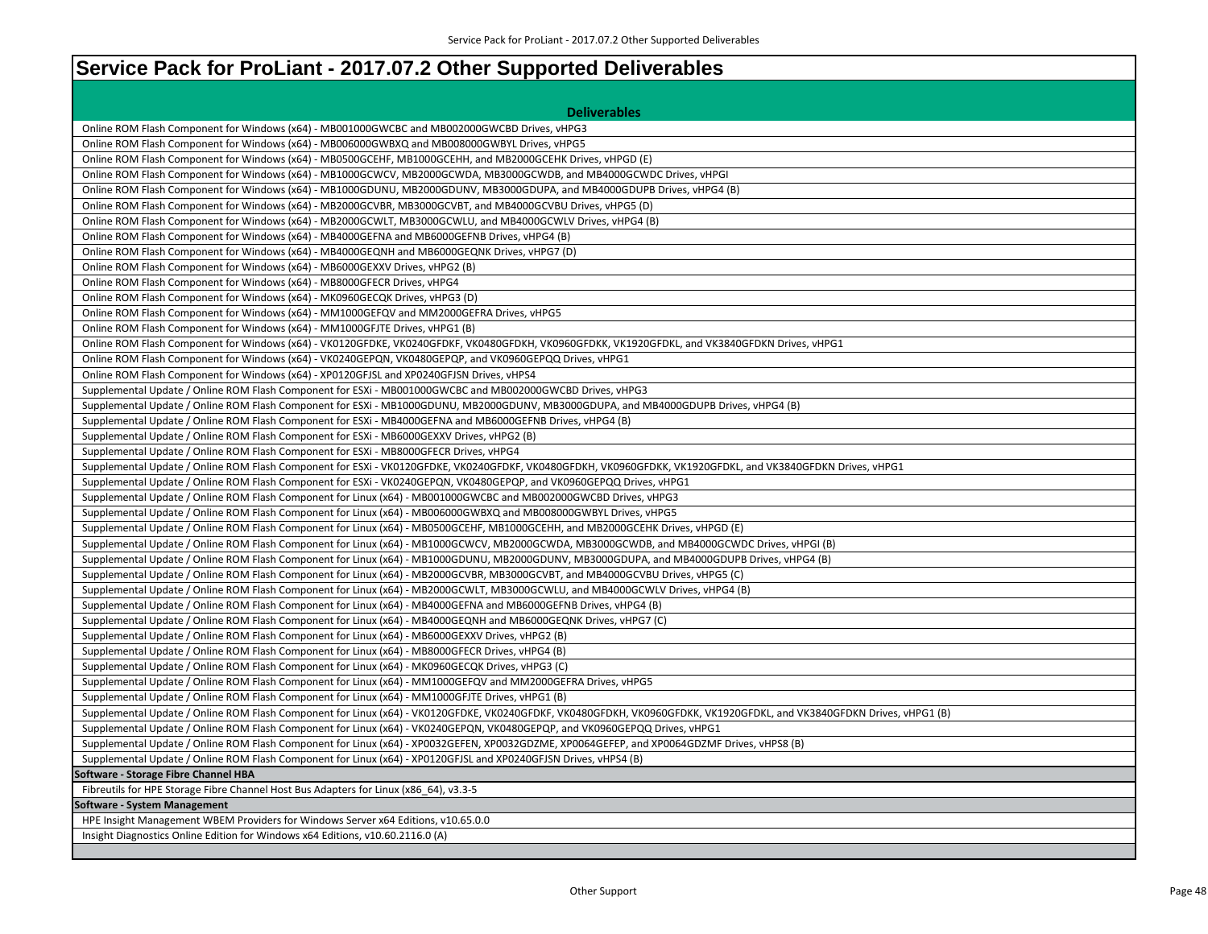# Service Pack for ProLiant - 2017.07.2 Other Supported Deliverables

| Deliverables |
|---|
| Online ROM Flash Component for Windows (x64) - MB001000GWCBC and MB002000GWCBD Drives, vHPG3 |
| Online ROM Flash Component for Windows (x64) - MB006000GWBXQ and MB008000GWBYL Drives, vHPG5 |
| Online ROM Flash Component for Windows (x64) - MB0500GCEHF, MB1000GCEHH, and MB2000GCEHK Drives, vHPGD (E) |
| Online ROM Flash Component for Windows (x64) - MB1000GCWCV, MB2000GCWDA, MB3000GCWDB, and MB4000GCWDC Drives, vHPGI |
| Online ROM Flash Component for Windows (x64) - MB1000GDUNU, MB2000GDUNV, MB3000GDUPA, and MB4000GDUPB Drives, vHPG4 (B) |
| Online ROM Flash Component for Windows (x64) - MB2000GCVBR, MB3000GCVBT, and MB4000GCVBU Drives, vHPG5 (D) |
| Online ROM Flash Component for Windows (x64) - MB2000GCWLT, MB3000GCWLU, and MB4000GCWLV Drives, vHPG4 (B) |
| Online ROM Flash Component for Windows (x64) - MB4000GEFNA and MB6000GEFNB Drives, vHPG4 (B) |
| Online ROM Flash Component for Windows (x64) - MB4000GEQNH and MB6000GEQNK Drives, vHPG7 (D) |
| Online ROM Flash Component for Windows (x64) - MB6000GEXXV Drives, vHPG2 (B) |
| Online ROM Flash Component for Windows (x64) - MB8000GFECR Drives, vHPG4 |
| Online ROM Flash Component for Windows (x64) - MK0960GECQK Drives, vHPG3 (D) |
| Online ROM Flash Component for Windows (x64) - MM1000GEFQV and MM2000GEFRA Drives, vHPG5 |
| Online ROM Flash Component for Windows (x64) - MM1000GFJTE Drives, vHPG1 (B) |
| Online ROM Flash Component for Windows (x64) - VK0120GFDKE, VK0240GFDKF, VK0480GFDKH, VK0960GFDKK, VK1920GFDKL, and VK3840GFDKN Drives, vHPG1 |
| Online ROM Flash Component for Windows (x64) - VK0240GEPQN, VK0480GEPQP, and VK0960GEPQQ Drives, vHPG1 |
| Online ROM Flash Component for Windows (x64) - XP0120GFJSL and XP0240GFJSN Drives, vHPS4 |
| Supplemental Update / Online ROM Flash Component for ESXi - MB001000GWCBC and MB002000GWCBD Drives, vHPG3 |
| Supplemental Update / Online ROM Flash Component for ESXi - MB1000GDUNU, MB2000GDUNV, MB3000GDUPA, and MB4000GDUPB Drives, vHPG4 (B) |
| Supplemental Update / Online ROM Flash Component for ESXi - MB4000GEFNA and MB6000GEFNB Drives, vHPG4 (B) |
| Supplemental Update / Online ROM Flash Component for ESXi - MB6000GEXXV Drives, vHPG2 (B) |
| Supplemental Update / Online ROM Flash Component for ESXi - MB8000GFECR Drives, vHPG4 |
| Supplemental Update / Online ROM Flash Component for ESXi - VK0120GFDKE, VK0240GFDKF, VK0480GFDKH, VK0960GFDKK, VK1920GFDKL, and VK3840GFDKN Drives, vHPG1 |
| Supplemental Update / Online ROM Flash Component for ESXi - VK0240GEPQN, VK0480GEPQP, and VK0960GEPQQ Drives, vHPG1 |
| Supplemental Update / Online ROM Flash Component for Linux (x64) - MB001000GWCBC and MB002000GWCBD Drives, vHPG3 |
| Supplemental Update / Online ROM Flash Component for Linux (x64) - MB006000GWBXQ and MB008000GWBYL Drives, vHPG5 |
| Supplemental Update / Online ROM Flash Component for Linux (x64) - MB0500GCEHF, MB1000GCEHH, and MB2000GCEHK Drives, vHPGD (E) |
| Supplemental Update / Online ROM Flash Component for Linux (x64) - MB1000GCWCV, MB2000GCWDA, MB3000GCWDB, and MB4000GCWDC Drives, vHPGI (B) |
| Supplemental Update / Online ROM Flash Component for Linux (x64) - MB1000GDUNU, MB2000GDUNV, MB3000GDUPA, and MB4000GDUPB Drives, vHPG4 (B) |
| Supplemental Update / Online ROM Flash Component for Linux (x64) - MB2000GCVBR, MB3000GCVBT, and MB4000GCVBU Drives, vHPG5 (C) |
| Supplemental Update / Online ROM Flash Component for Linux (x64) - MB2000GCWLT, MB3000GCWLU, and MB4000GCWLV Drives, vHPG4 (B) |
| Supplemental Update / Online ROM Flash Component for Linux (x64) - MB4000GEFNA and MB6000GEFNB Drives, vHPG4 (B) |
| Supplemental Update / Online ROM Flash Component for Linux (x64) - MB4000GEQNH and MB6000GEQNK Drives, vHPG7 (C) |
| Supplemental Update / Online ROM Flash Component for Linux (x64) - MB6000GEXXV Drives, vHPG2 (B) |
| Supplemental Update / Online ROM Flash Component for Linux (x64) - MB8000GFECR Drives, vHPG4 (B) |
| Supplemental Update / Online ROM Flash Component for Linux (x64) - MK0960GECQK Drives, vHPG3 (C) |
| Supplemental Update / Online ROM Flash Component for Linux (x64) - MM1000GEFQV and MM2000GEFRA Drives, vHPG5 |
| Supplemental Update / Online ROM Flash Component for Linux (x64) - MM1000GFJTE Drives, vHPG1 (B) |
| Supplemental Update / Online ROM Flash Component for Linux (x64) - VK0120GFDKE, VK0240GFDKF, VK0480GFDKH, VK0960GFDKK, VK1920GFDKL, and VK3840GFDKN Drives, vHPG1 (B) |
| Supplemental Update / Online ROM Flash Component for Linux (x64) - VK0240GEPQN, VK0480GEPQP, and VK0960GEPQQ Drives, vHPG1 |
| Supplemental Update / Online ROM Flash Component for Linux (x64) - XP0032GEFEN, XP0032GDZME, XP0064GEFEP, and XP0064GDZMF Drives, vHPS8 (B) |
| Supplemental Update / Online ROM Flash Component for Linux (x64) - XP0120GFJSL and XP0240GFJSN Drives, vHPS4 (B) |
| **Software - Storage Fibre Channel HBA** |
| Fibreutils for HPE Storage Fibre Channel Host Bus Adapters for Linux (x86_64), v3.3-5 |
| **Software - System Management** |
| HPE Insight Management WBEM Providers for Windows Server x64 Editions, v10.65.0.0 |
| Insight Diagnostics Online Edition for Windows x64 Editions, v10.60.2116.0 (A) |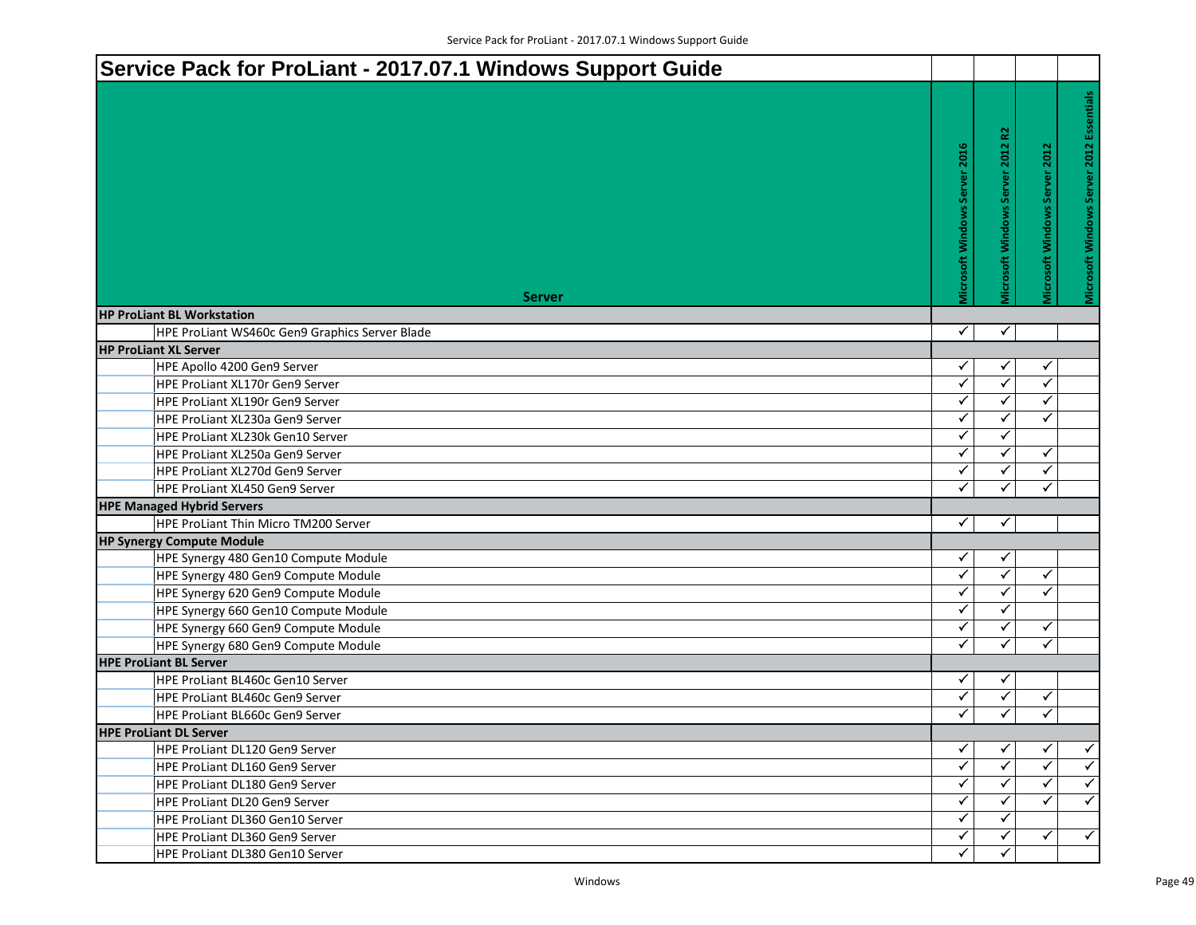# Service Pack for ProLiant - 2017.07.1 Windows Support Guide

| Server | Microsoft Windows Server 2016 | Microsoft Windows Server 2012 R2 | Microsoft Windows Server 2012 | Microsoft Windows Server 2012 Essentials |
|---|---|---|---|---|
| **HP ProLiant BL Workstation** | | | | |
| HPE ProLiant WS460c Gen9 Graphics Server Blade | ✓ | ✓ | | |
| **HP ProLiant XL Server** | | | | |
| HPE Apollo 4200 Gen9 Server | ✓ | ✓ | ✓ | |
| HPE ProLiant XL170r Gen9 Server | ✓ | ✓ | ✓ | |
| HPE ProLiant XL190r Gen9 Server | ✓ | ✓ | ✓ | |
| HPE ProLiant XL230a Gen9 Server | ✓ | ✓ | ✓ | |
| HPE ProLiant XL230k Gen10 Server | ✓ | ✓ | | |
| HPE ProLiant XL250a Gen9 Server | ✓ | ✓ | ✓ | |
| HPE ProLiant XL270d Gen9 Server | ✓ | ✓ | ✓ | |
| HPE ProLiant XL450 Gen9 Server | ✓ | ✓ | ✓ | |
| **HPE Managed Hybrid Servers** | | | | |
| HPE ProLiant Thin Micro TM200 Server | ✓ | ✓ | | |
| **HP Synergy Compute Module** | | | | |
| HPE Synergy 480 Gen10 Compute Module | ✓ | ✓ | | |
| HPE Synergy 480 Gen9 Compute Module | ✓ | ✓ | ✓ | |
| HPE Synergy 620 Gen9 Compute Module | ✓ | ✓ | ✓ | |
| HPE Synergy 660 Gen10 Compute Module | ✓ | ✓ | | |
| HPE Synergy 660 Gen9 Compute Module | ✓ | ✓ | ✓ | |
| HPE Synergy 680 Gen9 Compute Module | ✓ | ✓ | ✓ | |
| **HPE ProLiant BL Server** | | | | |
| HPE ProLiant BL460c Gen10 Server | ✓ | ✓ | | |
| HPE ProLiant BL460c Gen9 Server | ✓ | ✓ | ✓ | |
| HPE ProLiant BL660c Gen9 Server | ✓ | ✓ | ✓ | |
| **HPE ProLiant DL Server** | | | | |
| HPE ProLiant DL120 Gen9 Server | ✓ | ✓ | ✓ | ✓ |
| HPE ProLiant DL160 Gen9 Server | ✓ | ✓ | ✓ | ✓ |
| HPE ProLiant DL180 Gen9 Server | ✓ | ✓ | ✓ | ✓ |
| HPE ProLiant DL20 Gen9 Server | ✓ | ✓ | ✓ | ✓ |
| HPE ProLiant DL360 Gen10 Server | ✓ | ✓ | | |
| HPE ProLiant DL360 Gen9 Server | ✓ | ✓ | ✓ | ✓ |
| HPE ProLiant DL380 Gen10 Server | ✓ | ✓ | | |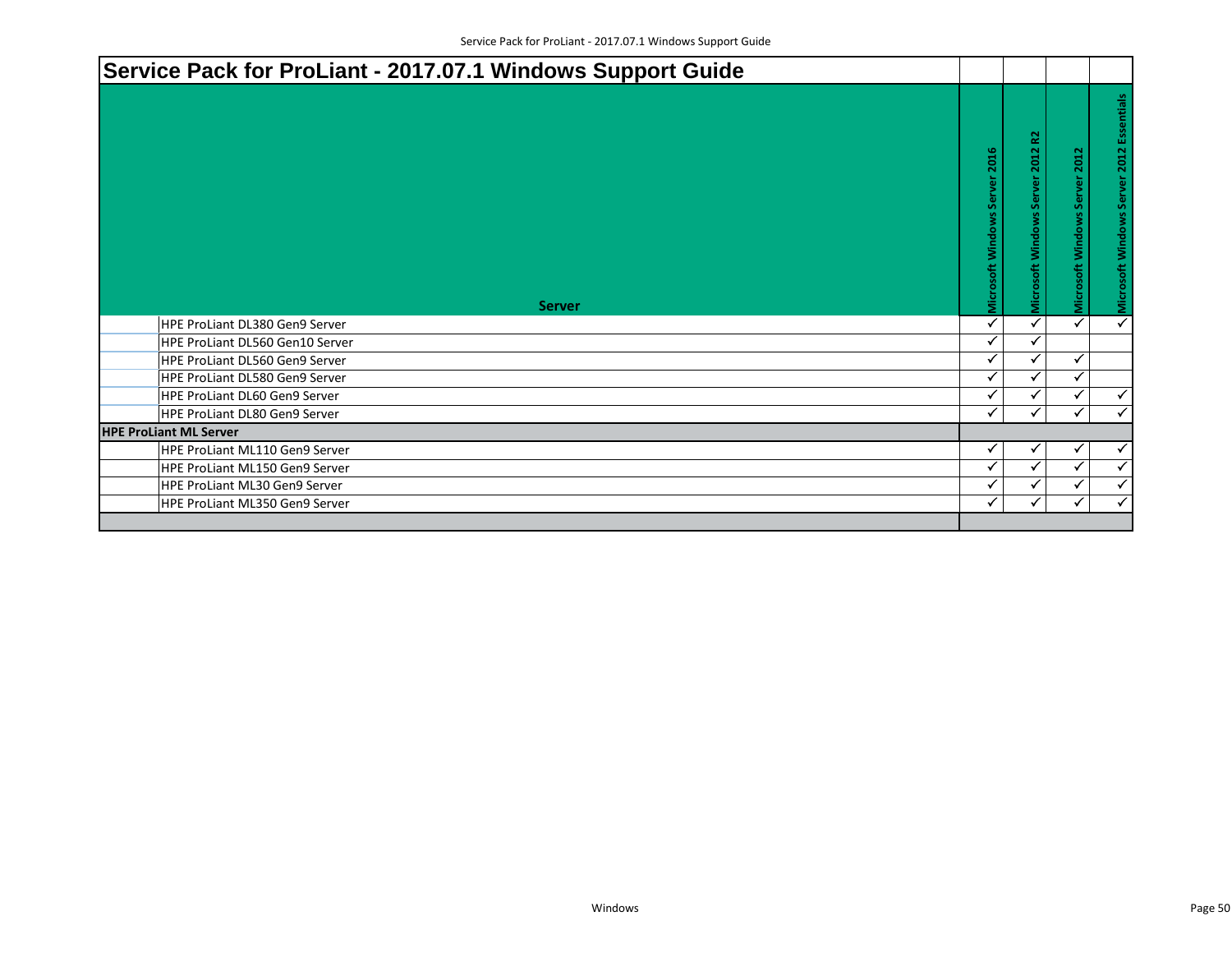# Service Pack for ProLiant - 2017.07.1 Windows Support Guide

| Server | Microsoft Windows Server 2016 | Microsoft Windows Server 2012 R2 | Microsoft Windows Server 2012 | Microsoft Windows Server 2012 Essentials |
|---|---|---|---|---|
| HPE ProLiant DL380 Gen9 Server | ✓ | ✓ | ✓ | ✓ |
| HPE ProLiant DL560 Gen10 Server | ✓ | ✓ | | |
| HPE ProLiant DL560 Gen9 Server | ✓ | ✓ | ✓ | |
| HPE ProLiant DL580 Gen9 Server | ✓ | ✓ | ✓ | |
| HPE ProLiant DL60 Gen9 Server | ✓ | ✓ | ✓ | ✓ |
| HPE ProLiant DL80 Gen9 Server | ✓ | ✓ | ✓ | ✓ |
| **HPE ProLiant ML Server** | | | | |
| HPE ProLiant ML110 Gen9 Server | ✓ | ✓ | ✓ | ✓ |
| HPE ProLiant ML150 Gen9 Server | ✓ | ✓ | ✓ | ✓ |
| HPE ProLiant ML30 Gen9 Server | ✓ | ✓ | ✓ | ✓ |
| HPE ProLiant ML350 Gen9 Server | ✓ | ✓ | ✓ | ✓ |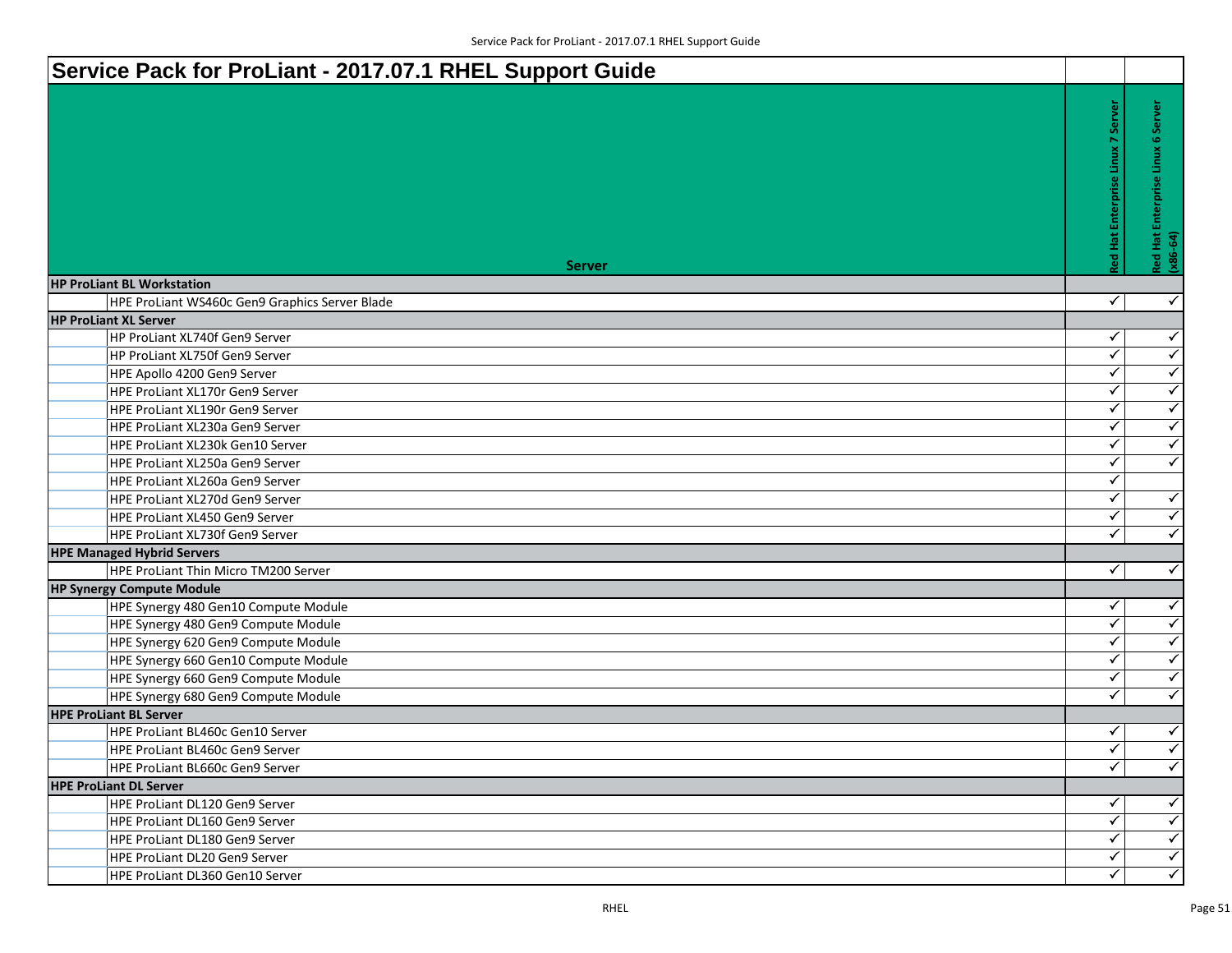# Service Pack for ProLiant - 2017.07.1 RHEL Support Guide

| Server | Red Hat Enterprise Linux 7 Server | Red Hat Enterprise Linux 6 Server (x86-64) |
|---|---|---|
| **HP ProLiant BL Workstation** | | |
| HPE ProLiant WS460c Gen9 Graphics Server Blade | ✓ | ✓ |
| **HP ProLiant XL Server** | | |
| HP ProLiant XL740f Gen9 Server | ✓ | ✓ |
| HP ProLiant XL750f Gen9 Server | ✓ | ✓ |
| HPE Apollo 4200 Gen9 Server | ✓ | ✓ |
| HPE ProLiant XL170r Gen9 Server | ✓ | ✓ |
| HPE ProLiant XL190r Gen9 Server | ✓ | ✓ |
| HPE ProLiant XL230a Gen9 Server | ✓ | ✓ |
| HPE ProLiant XL230k Gen10 Server | ✓ | ✓ |
| HPE ProLiant XL250a Gen9 Server | ✓ | ✓ |
| HPE ProLiant XL260a Gen9 Server | ✓ | |
| HPE ProLiant XL270d Gen9 Server | ✓ | ✓ |
| HPE ProLiant XL450 Gen9 Server | ✓ | ✓ |
| HPE ProLiant XL730f Gen9 Server | ✓ | ✓ |
| **HPE Managed Hybrid Servers** | | |
| HPE ProLiant Thin Micro TM200 Server | ✓ | ✓ |
| **HP Synergy Compute Module** | | |
| HPE Synergy 480 Gen10 Compute Module | ✓ | ✓ |
| HPE Synergy 480 Gen9 Compute Module | ✓ | ✓ |
| HPE Synergy 620 Gen9 Compute Module | ✓ | ✓ |
| HPE Synergy 660 Gen10 Compute Module | ✓ | ✓ |
| HPE Synergy 660 Gen9 Compute Module | ✓ | ✓ |
| HPE Synergy 680 Gen9 Compute Module | ✓ | ✓ |
| **HPE ProLiant BL Server** | | |
| HPE ProLiant BL460c Gen10 Server | ✓ | ✓ |
| HPE ProLiant BL460c Gen9 Server | ✓ | ✓ |
| HPE ProLiant BL660c Gen9 Server | ✓ | ✓ |
| **HPE ProLiant DL Server** | | |
| HPE ProLiant DL120 Gen9 Server | ✓ | ✓ |
| HPE ProLiant DL160 Gen9 Server | ✓ | ✓ |
| HPE ProLiant DL180 Gen9 Server | ✓ | ✓ |
| HPE ProLiant DL20 Gen9 Server | ✓ | ✓ |
| HPE ProLiant DL360 Gen10 Server | ✓ | ✓ |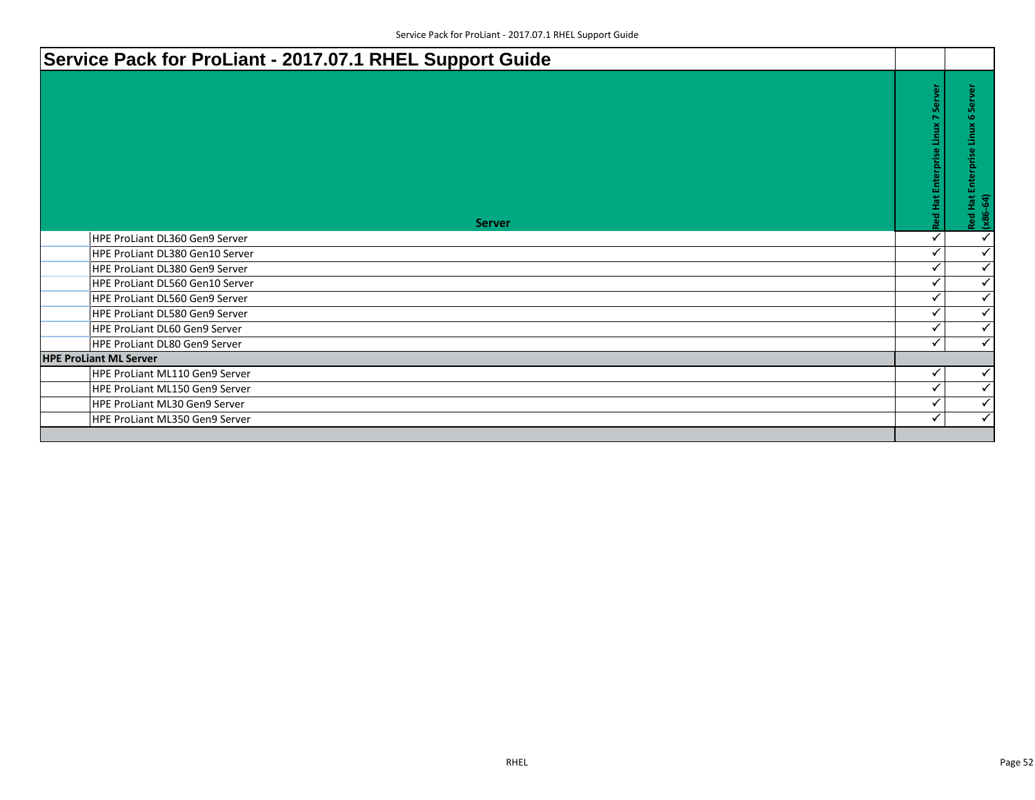# Service Pack for ProLiant - 2017.07.1 RHEL Support Guide

| Server | Red Hat Enterprise Linux 7 Server | Red Hat Enterprise Linux 6 Server (x86-64) |
|---|---|---|
| HPE ProLiant DL360 Gen9 Server | ✓ | ✓ |
| HPE ProLiant DL380 Gen10 Server | ✓ | ✓ |
| HPE ProLiant DL380 Gen9 Server | ✓ | ✓ |
| HPE ProLiant DL560 Gen10 Server | ✓ | ✓ |
| HPE ProLiant DL560 Gen9 Server | ✓ | ✓ |
| HPE ProLiant DL580 Gen9 Server | ✓ | ✓ |
| HPE ProLiant DL60 Gen9 Server | ✓ | ✓ |
| HPE ProLiant DL80 Gen9 Server | ✓ | ✓ |
| **HPE ProLiant ML Server** | | |
| HPE ProLiant ML110 Gen9 Server | ✓ | ✓ |
| HPE ProLiant ML150 Gen9 Server | ✓ | ✓ |
| HPE ProLiant ML30 Gen9 Server | ✓ | ✓ |
| HPE ProLiant ML350 Gen9 Server | ✓ | ✓ |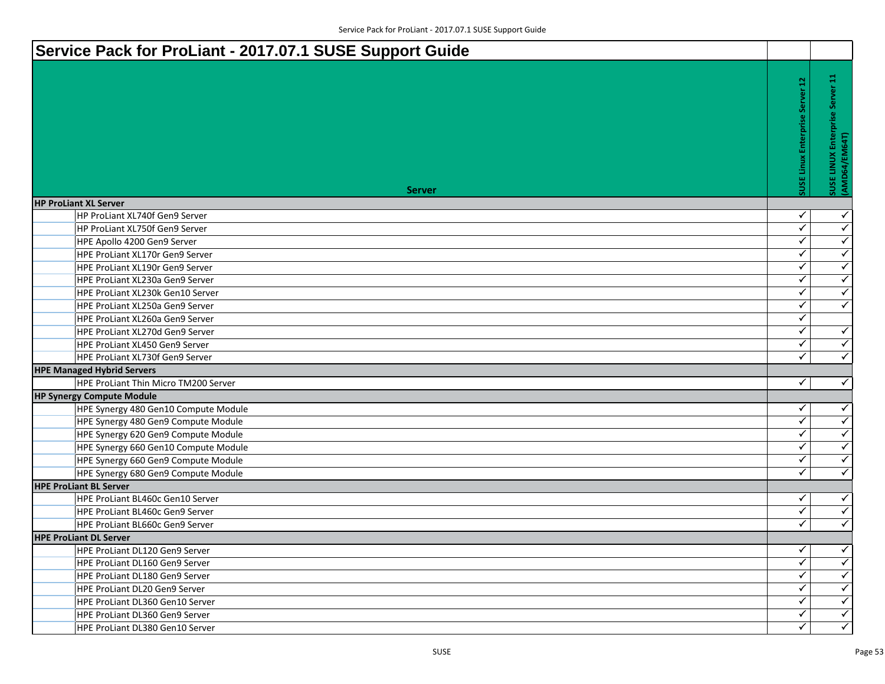# Service Pack for ProLiant - 2017.07.1 SUSE Support Guide

| Server | SUSE Linux Enterprise Server 12 | SUSE LINUX Enterprise Server 11 (AMD64/EM64T) |
|---|---|---|
| **HP ProLiant XL Server** | | |
| HP ProLiant XL740f Gen9 Server | ✓ | ✓ |
| HP ProLiant XL750f Gen9 Server | ✓ | ✓ |
| HPE Apollo 4200 Gen9 Server | ✓ | ✓ |
| HPE ProLiant XL170r Gen9 Server | ✓ | ✓ |
| HPE ProLiant XL190r Gen9 Server | ✓ | ✓ |
| HPE ProLiant XL230a Gen9 Server | ✓ | ✓ |
| HPE ProLiant XL230k Gen10 Server | ✓ | ✓ |
| HPE ProLiant XL250a Gen9 Server | ✓ | ✓ |
| HPE ProLiant XL260a Gen9 Server | ✓ | |
| HPE ProLiant XL270d Gen9 Server | ✓ | ✓ |
| HPE ProLiant XL450 Gen9 Server | ✓ | ✓ |
| HPE ProLiant XL730f Gen9 Server | ✓ | ✓ |
| **HPE Managed Hybrid Servers** | | |
| HPE ProLiant Thin Micro TM200 Server | ✓ | ✓ |
| **HP Synergy Compute Module** | | |
| HPE Synergy 480 Gen10 Compute Module | ✓ | ✓ |
| HPE Synergy 480 Gen9 Compute Module | ✓ | ✓ |
| HPE Synergy 620 Gen9 Compute Module | ✓ | ✓ |
| HPE Synergy 660 Gen10 Compute Module | ✓ | ✓ |
| HPE Synergy 660 Gen9 Compute Module | ✓ | ✓ |
| HPE Synergy 680 Gen9 Compute Module | ✓ | ✓ |
| **HPE ProLiant BL Server** | | |
| HPE ProLiant BL460c Gen10 Server | ✓ | ✓ |
| HPE ProLiant BL460c Gen9 Server | ✓ | ✓ |
| HPE ProLiant BL660c Gen9 Server | ✓ | ✓ |
| **HPE ProLiant DL Server** | | |
| HPE ProLiant DL120 Gen9 Server | ✓ | ✓ |
| HPE ProLiant DL160 Gen9 Server | ✓ | ✓ |
| HPE ProLiant DL180 Gen9 Server | ✓ | ✓ |
| HPE ProLiant DL20 Gen9 Server | ✓ | ✓ |
| HPE ProLiant DL360 Gen10 Server | ✓ | ✓ |
| HPE ProLiant DL360 Gen9 Server | ✓ | ✓ |
| HPE ProLiant DL380 Gen10 Server | ✓ | ✓ |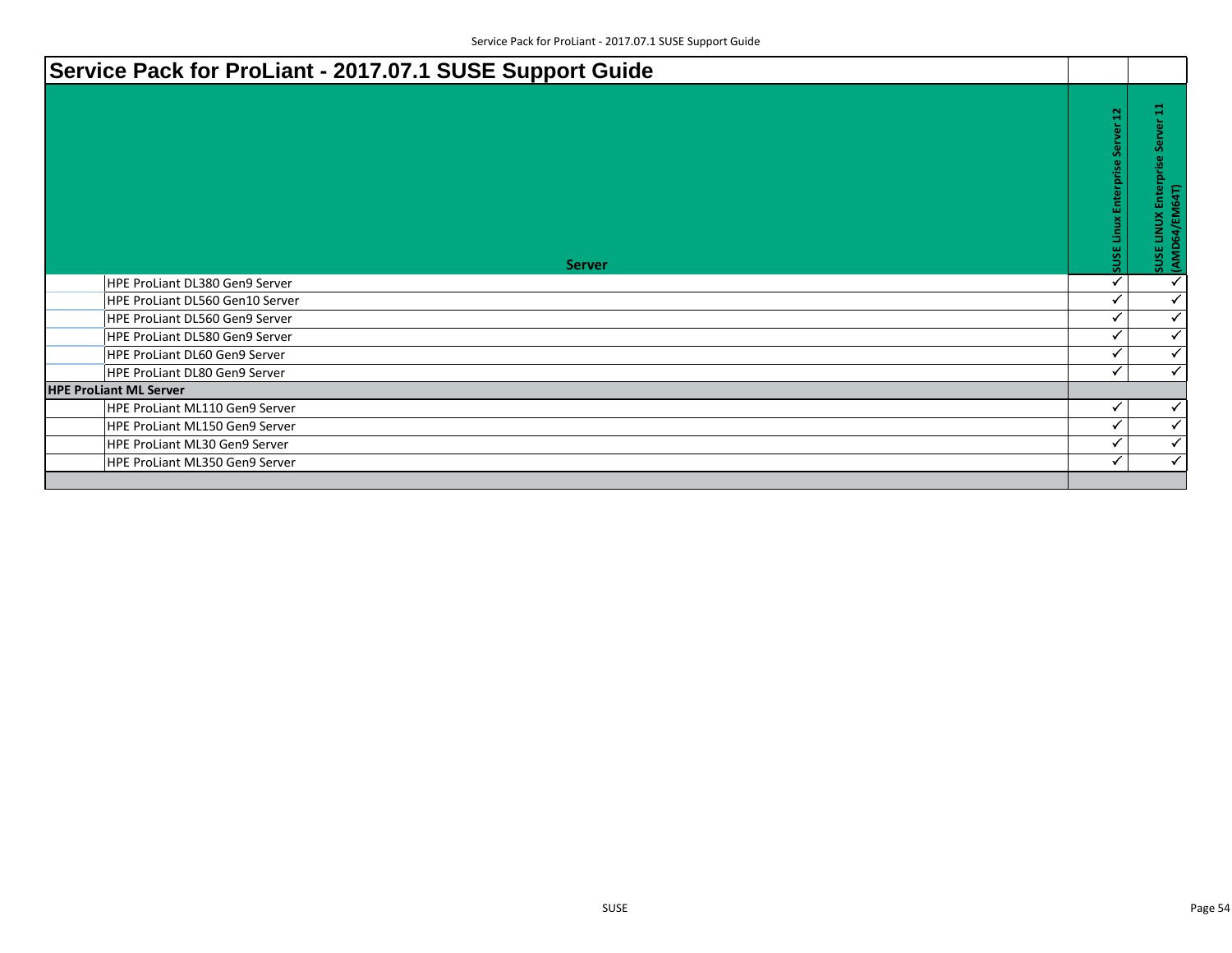# Service Pack for ProLiant - 2017.07.1 SUSE Support Guide

| Server | SUSE Linux Enterprise Server 12 | SUSE LINUX Enterprise Server 11 (AMD64/EM64T) |
|---|---|---|
| HPE ProLiant DL380 Gen9 Server | ✓ | ✓ |
| HPE ProLiant DL560 Gen10 Server | ✓ | ✓ |
| HPE ProLiant DL560 Gen9 Server | ✓ | ✓ |
| HPE ProLiant DL580 Gen9 Server | ✓ | ✓ |
| HPE ProLiant DL60 Gen9 Server | ✓ | ✓ |
| HPE ProLiant DL80 Gen9 Server | ✓ | ✓ |
| **HPE ProLiant ML Server** | | |
| HPE ProLiant ML110 Gen9 Server | ✓ | ✓ |
| HPE ProLiant ML150 Gen9 Server | ✓ | ✓ |
| HPE ProLiant ML30 Gen9 Server | ✓ | ✓ |
| HPE ProLiant ML350 Gen9 Server | ✓ | ✓ |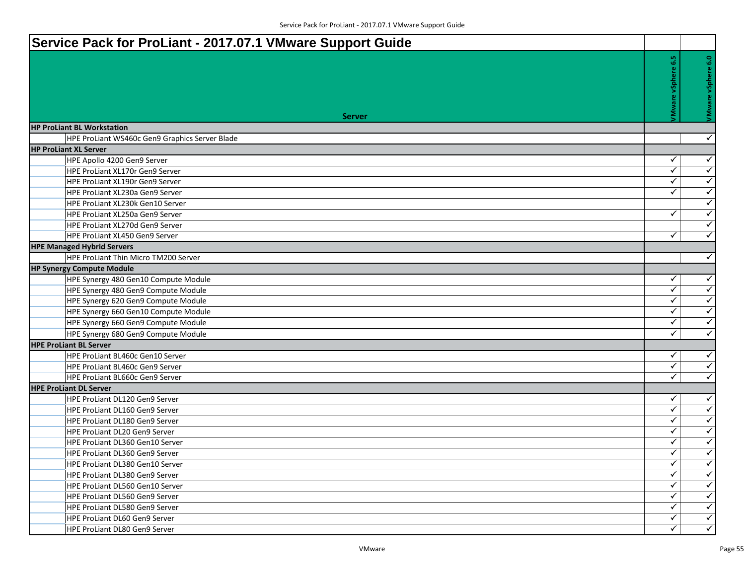# Service Pack for ProLiant - 2017.07.1 VMware Support Guide

| Server | VMware vSphere 6.5 | VMware vSphere 6.0 |
|---|---|---|
| **HP ProLiant BL Workstation** | | |
| HPE ProLiant WS460c Gen9 Graphics Server Blade | | ✓ |
| **HP ProLiant XL Server** | | |
| HPE Apollo 4200 Gen9 Server | ✓ | ✓ |
| HPE ProLiant XL170r Gen9 Server | ✓ | ✓ |
| HPE ProLiant XL190r Gen9 Server | ✓ | ✓ |
| HPE ProLiant XL230a Gen9 Server | ✓ | ✓ |
| HPE ProLiant XL230k Gen10 Server | | ✓ |
| HPE ProLiant XL250a Gen9 Server | ✓ | ✓ |
| HPE ProLiant XL270d Gen9 Server | | ✓ |
| HPE ProLiant XL450 Gen9 Server | ✓ | ✓ |
| **HPE Managed Hybrid Servers** | | |
| HPE ProLiant Thin Micro TM200 Server | | ✓ |
| **HP Synergy Compute Module** | | |
| HPE Synergy 480 Gen10 Compute Module | ✓ | ✓ |
| HPE Synergy 480 Gen9 Compute Module | ✓ | ✓ |
| HPE Synergy 620 Gen9 Compute Module | ✓ | ✓ |
| HPE Synergy 660 Gen10 Compute Module | ✓ | ✓ |
| HPE Synergy 660 Gen9 Compute Module | ✓ | ✓ |
| HPE Synergy 680 Gen9 Compute Module | ✓ | ✓ |
| **HPE ProLiant BL Server** | | |
| HPE ProLiant BL460c Gen10 Server | ✓ | ✓ |
| HPE ProLiant BL460c Gen9 Server | ✓ | ✓ |
| HPE ProLiant BL660c Gen9 Server | ✓ | ✓ |
| **HPE ProLiant DL Server** | | |
| HPE ProLiant DL120 Gen9 Server | ✓ | ✓ |
| HPE ProLiant DL160 Gen9 Server | ✓ | ✓ |
| HPE ProLiant DL180 Gen9 Server | ✓ | ✓ |
| HPE ProLiant DL20 Gen9 Server | ✓ | ✓ |
| HPE ProLiant DL360 Gen10 Server | ✓ | ✓ |
| HPE ProLiant DL360 Gen9 Server | ✓ | ✓ |
| HPE ProLiant DL380 Gen10 Server | ✓ | ✓ |
| HPE ProLiant DL380 Gen9 Server | ✓ | ✓ |
| HPE ProLiant DL560 Gen10 Server | ✓ | ✓ |
| HPE ProLiant DL560 Gen9 Server | ✓ | ✓ |
| HPE ProLiant DL580 Gen9 Server | ✓ | ✓ |
| HPE ProLiant DL60 Gen9 Server | ✓ | ✓ |
| HPE ProLiant DL80 Gen9 Server | ✓ | ✓ |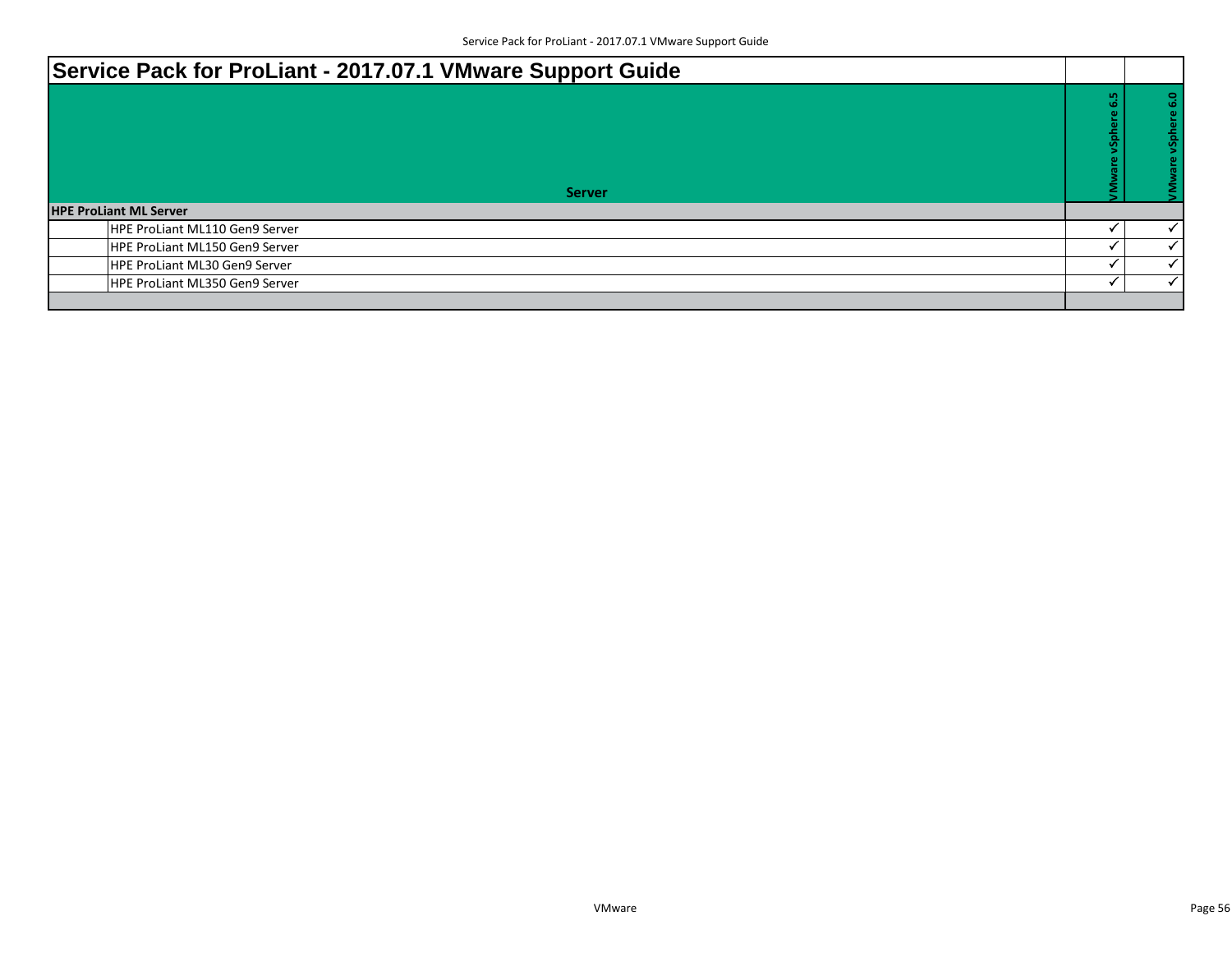# Service Pack for ProLiant - 2017.07.1 VMware Support Guide

| Server | VMware vSphere 6.5 | VMware vSphere 6.0 |
|---|---|---|
| **HPE ProLiant ML Server** | | |
| HPE ProLiant ML110 Gen9 Server | ✓ | ✓ |
| HPE ProLiant ML150 Gen9 Server | ✓ | ✓ |
| HPE ProLiant ML30 Gen9 Server | ✓ | ✓ |
| HPE ProLiant ML350 Gen9 Server | ✓ | ✓ |